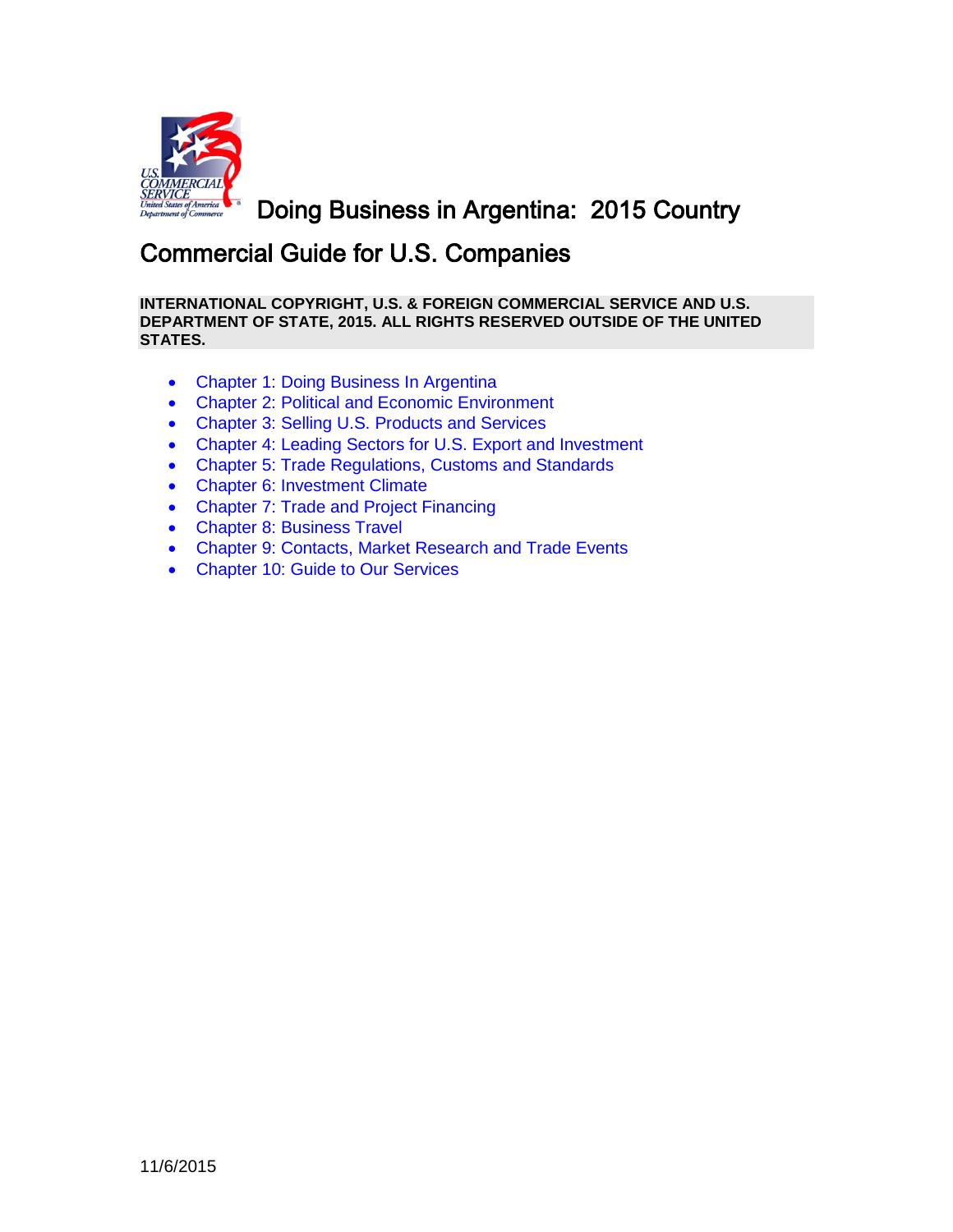# Doing Business in Argentina: 2015 Country Commercial Guide for U.S. Companies

**INTERNATIONAL COPYRIGHT, U.S. & FOREIGN COMMERCIAL SERVICE AND U.S. DEPARTMENT OF STATE, 2015. ALL RIGHTS RESERVED OUTSIDE OF THE UNITED STATES.**

- Chapter 1: Doing Business In Argentina
- Chapter 2: Political and Economic Environment
- Chapter 3: Selling U.S. Products and Services
- Chapter 4: Leading Sectors for U.S. Export and Investment
- Chapter 5: Trade Regulations, Customs and Standards
- Chapter 6: Investment Climate
- Chapter 7: Trade and Project Financing
- Chapter 8: Business Travel
- Chapter 9: Contacts, Market Research and Trade Events
- Chapter 10: Guide to Our Services

11/6/2015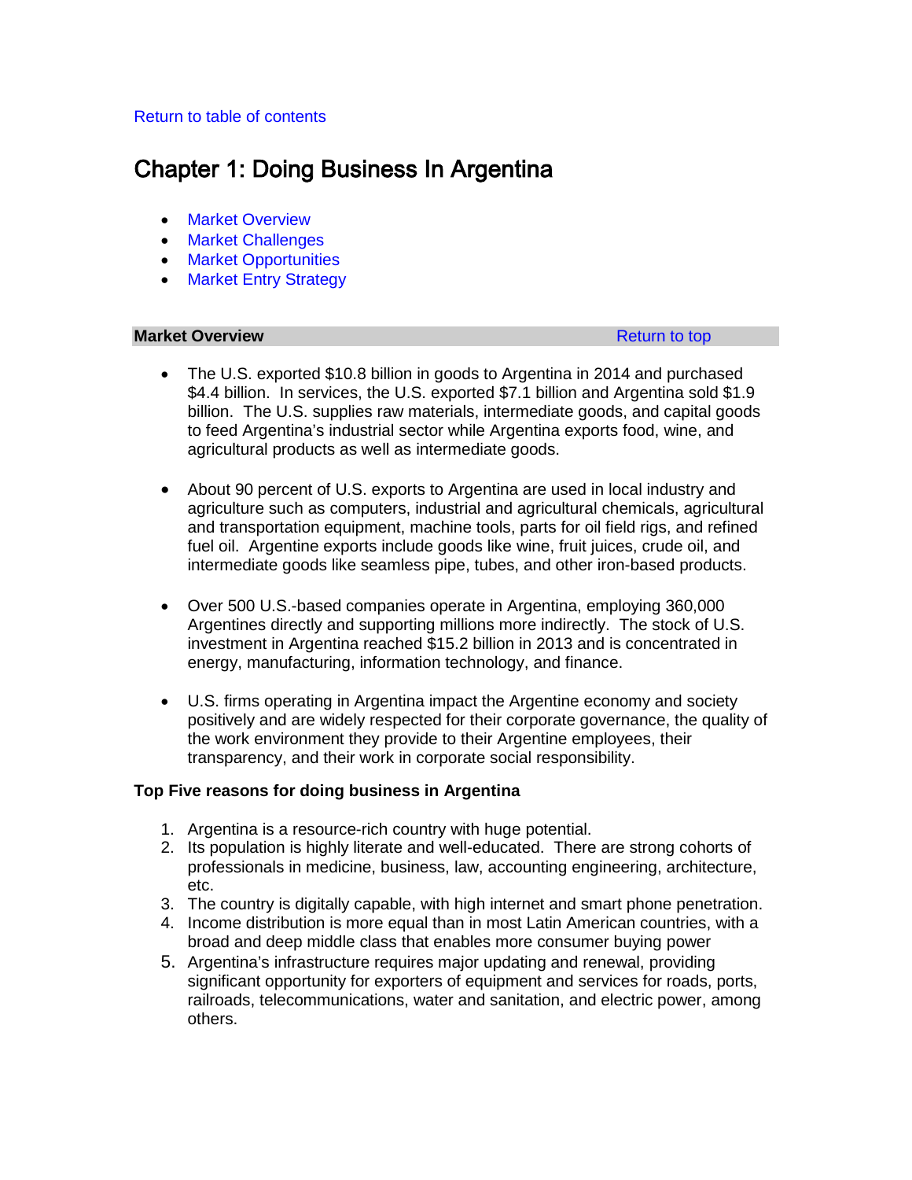Return to table of contents

# Chapter 1: Doing Business In Argentina

- Market Overview
- Market Challenges
- Market Opportunities
- Market Entry Strategy

## Market Overview

Return to top

- The U.S. exported $10.8 billion in goods to Argentina in 2014 and purchased $4.4 billion. In services, the U.S. exported $7.1 billion and Argentina sold $1.9 billion. The U.S. supplies raw materials, intermediate goods, and capital goods to feed Argentina's industrial sector while Argentina exports food, wine, and agricultural products as well as intermediate goods.

- About 90 percent of U.S. exports to Argentina are used in local industry and agriculture such as computers, industrial and agricultural chemicals, agricultural and transportation equipment, machine tools, parts for oil field rigs, and refined fuel oil. Argentine exports include goods like wine, fruit juices, crude oil, and intermediate goods like seamless pipe, tubes, and other iron-based products.

- Over 500 U.S.-based companies operate in Argentina, employing 360,000 Argentines directly and supporting millions more indirectly. The stock of U.S. investment in Argentina reached $15.2 billion in 2013 and is concentrated in energy, manufacturing, information technology, and finance.

- U.S. firms operating in Argentina impact the Argentine economy and society positively and are widely respected for their corporate governance, the quality of the work environment they provide to their Argentine employees, their transparency, and their work in corporate social responsibility.

**Top Five reasons for doing business in Argentina**

1. Argentina is a resource-rich country with huge potential.
2. Its population is highly literate and well-educated. There are strong cohorts of professionals in medicine, business, law, accounting engineering, architecture, etc.
3. The country is digitally capable, with high internet and smart phone penetration.
4. Income distribution is more equal than in most Latin American countries, with a broad and deep middle class that enables more consumer buying power
5. Argentina's infrastructure requires major updating and renewal, providing significant opportunity for exporters of equipment and services for roads, ports, railroads, telecommunications, water and sanitation, and electric power, among others.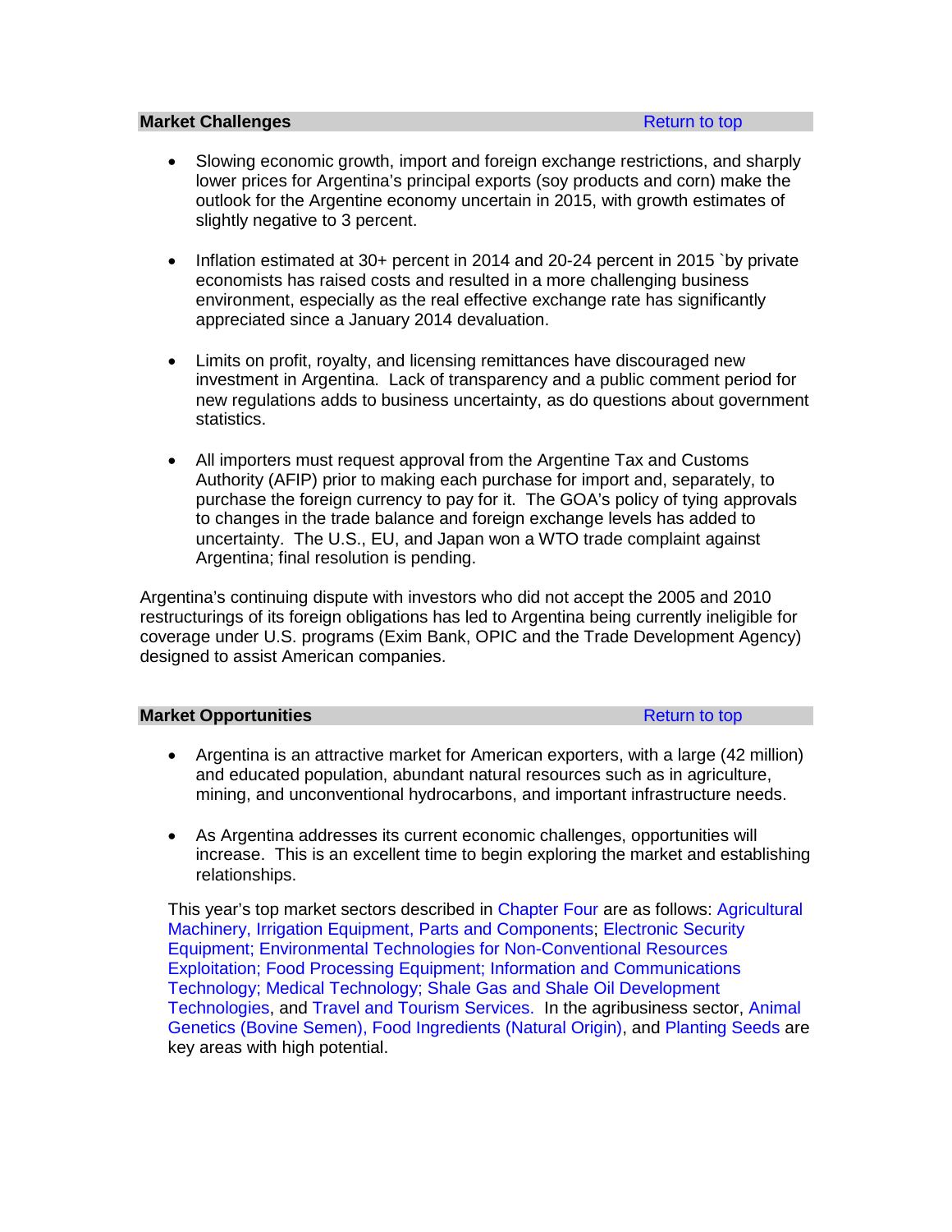## Market Challenges

Return to top

- Slowing economic growth, import and foreign exchange restrictions, and sharply lower prices for Argentina's principal exports (soy products and corn) make the outlook for the Argentine economy uncertain in 2015, with growth estimates of slightly negative to 3 percent.

- Inflation estimated at 30+ percent in 2014 and 20-24 percent in 2015 `by private economists has raised costs and resulted in a more challenging business environment, especially as the real effective exchange rate has significantly appreciated since a January 2014 devaluation.

- Limits on profit, royalty, and licensing remittances have discouraged new investment in Argentina. Lack of transparency and a public comment period for new regulations adds to business uncertainty, as do questions about government statistics.

- All importers must request approval from the Argentine Tax and Customs Authority (AFIP) prior to making each purchase for import and, separately, to purchase the foreign currency to pay for it. The GOA's policy of tying approvals to changes in the trade balance and foreign exchange levels has added to uncertainty. The U.S., EU, and Japan won a WTO trade complaint against Argentina; final resolution is pending.

Argentina's continuing dispute with investors who did not accept the 2005 and 2010 restructurings of its foreign obligations has led to Argentina being currently ineligible for coverage under U.S. programs (Exim Bank, OPIC and the Trade Development Agency) designed to assist American companies.

## Market Opportunities

Return to top

- Argentina is an attractive market for American exporters, with a large (42 million) and educated population, abundant natural resources such as in agriculture, mining, and unconventional hydrocarbons, and important infrastructure needs.

- As Argentina addresses its current economic challenges, opportunities will increase. This is an excellent time to begin exploring the market and establishing relationships.

This year's top market sectors described in Chapter Four are as follows: Agricultural Machinery, Irrigation Equipment, Parts and Components; Electronic Security Equipment; Environmental Technologies for Non-Conventional Resources Exploitation; Food Processing Equipment; Information and Communications Technology; Medical Technology; Shale Gas and Shale Oil Development Technologies, and Travel and Tourism Services. In the agribusiness sector, Animal Genetics (Bovine Semen), Food Ingredients (Natural Origin), and Planting Seeds are key areas with high potential.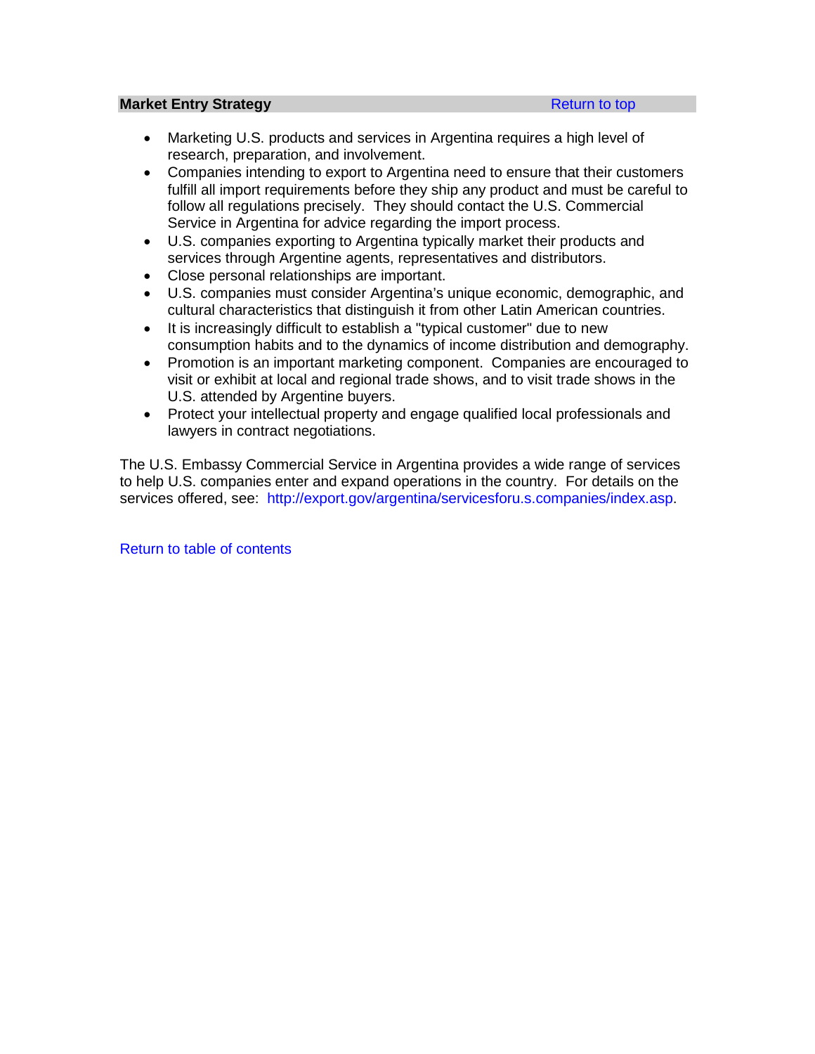## Market Entry Strategy

Return to top

- Marketing U.S. products and services in Argentina requires a high level of research, preparation, and involvement.
- Companies intending to export to Argentina need to ensure that their customers fulfill all import requirements before they ship any product and must be careful to follow all regulations precisely. They should contact the U.S. Commercial Service in Argentina for advice regarding the import process.
- U.S. companies exporting to Argentina typically market their products and services through Argentine agents, representatives and distributors.
- Close personal relationships are important.
- U.S. companies must consider Argentina's unique economic, demographic, and cultural characteristics that distinguish it from other Latin American countries.
- It is increasingly difficult to establish a "typical customer" due to new consumption habits and to the dynamics of income distribution and demography.
- Promotion is an important marketing component. Companies are encouraged to visit or exhibit at local and regional trade shows, and to visit trade shows in the U.S. attended by Argentine buyers.
- Protect your intellectual property and engage qualified local professionals and lawyers in contract negotiations.

The U.S. Embassy Commercial Service in Argentina provides a wide range of services to help U.S. companies enter and expand operations in the country. For details on the services offered, see: http://export.gov/argentina/servicesforu.s.companies/index.asp.

Return to table of contents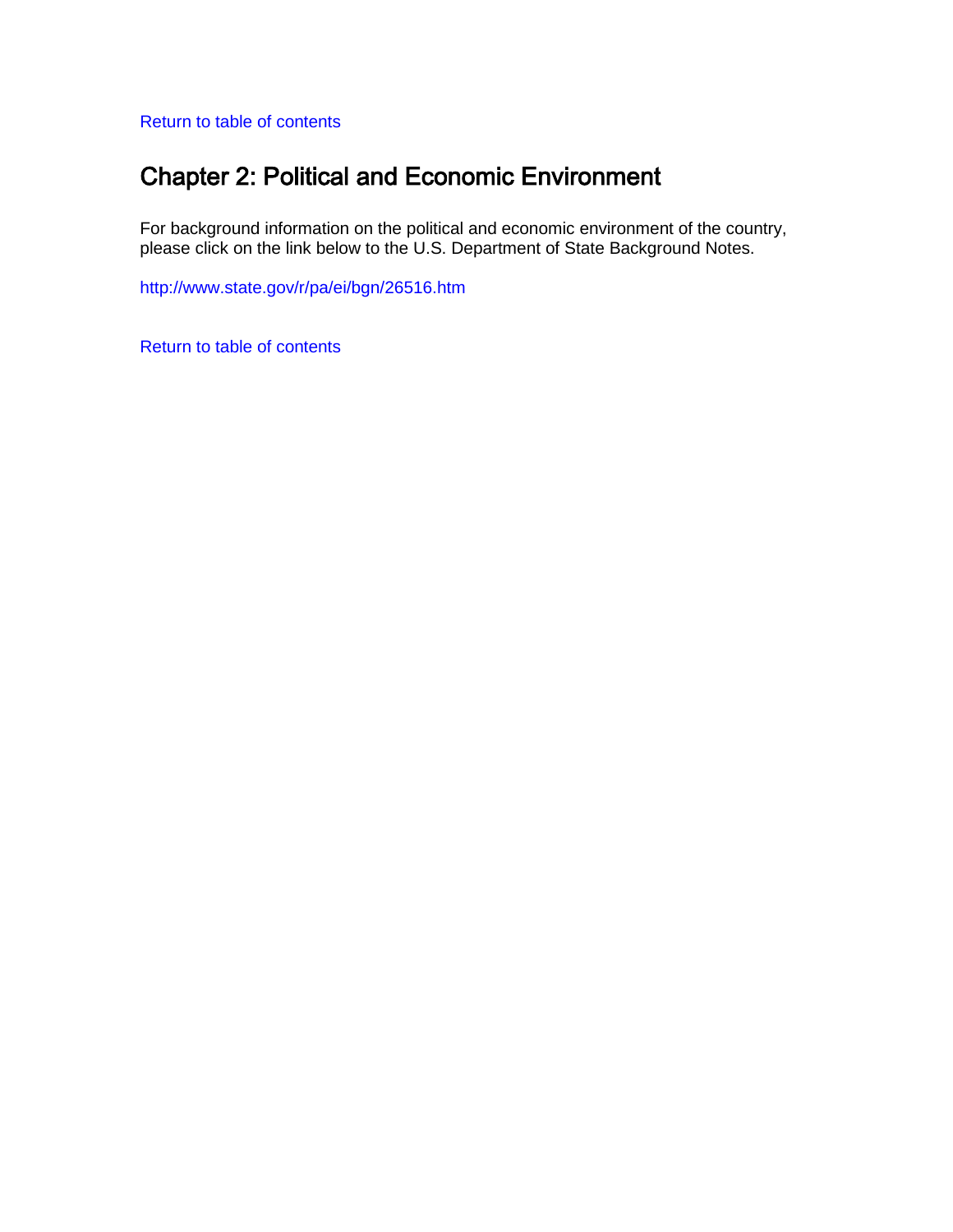Return to table of contents

## Chapter 2: Political and Economic Environment

For background information on the political and economic environment of the country, please click on the link below to the U.S. Department of State Background Notes.

http://www.state.gov/r/pa/ei/bgn/26516.htm

Return to table of contents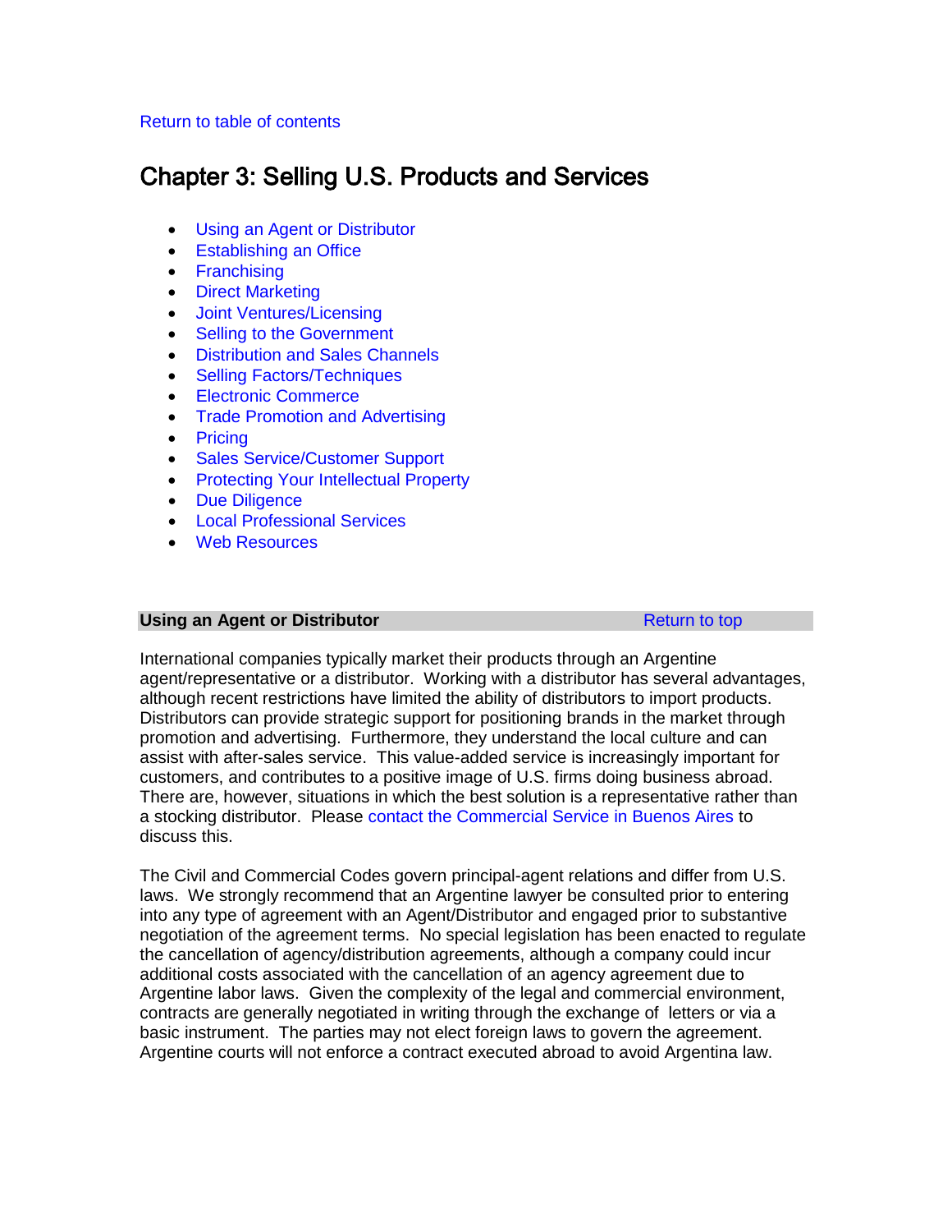Return to table of contents

# Chapter 3: Selling U.S. Products and Services

- Using an Agent or Distributor
- Establishing an Office
- Franchising
- Direct Marketing
- Joint Ventures/Licensing
- Selling to the Government
- Distribution and Sales Channels
- Selling Factors/Techniques
- Electronic Commerce
- Trade Promotion and Advertising
- Pricing
- Sales Service/Customer Support
- Protecting Your Intellectual Property
- Due Diligence
- Local Professional Services
- Web Resources

## Using an Agent or Distributor

Return to top

International companies typically market their products through an Argentine agent/representative or a distributor. Working with a distributor has several advantages, although recent restrictions have limited the ability of distributors to import products. Distributors can provide strategic support for positioning brands in the market through promotion and advertising. Furthermore, they understand the local culture and can assist with after-sales service. This value-added service is increasingly important for customers, and contributes to a positive image of U.S. firms doing business abroad. There are, however, situations in which the best solution is a representative rather than a stocking distributor. Please contact the Commercial Service in Buenos Aires to discuss this.

The Civil and Commercial Codes govern principal-agent relations and differ from U.S. laws. We strongly recommend that an Argentine lawyer be consulted prior to entering into any type of agreement with an Agent/Distributor and engaged prior to substantive negotiation of the agreement terms. No special legislation has been enacted to regulate the cancellation of agency/distribution agreements, although a company could incur additional costs associated with the cancellation of an agency agreement due to Argentine labor laws. Given the complexity of the legal and commercial environment, contracts are generally negotiated in writing through the exchange of letters or via a basic instrument. The parties may not elect foreign laws to govern the agreement. Argentine courts will not enforce a contract executed abroad to avoid Argentina law.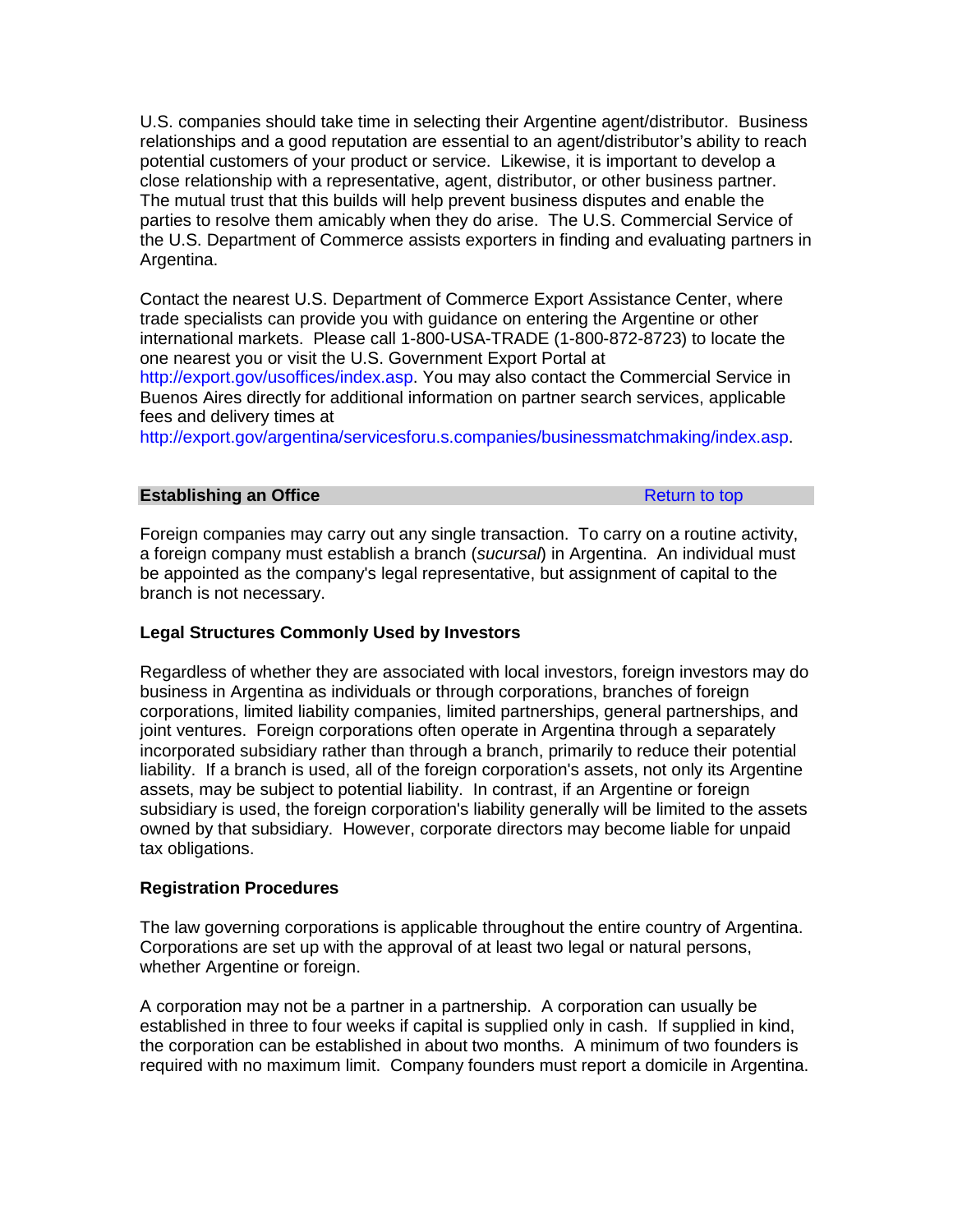U.S. companies should take time in selecting their Argentine agent/distributor. Business relationships and a good reputation are essential to an agent/distributor's ability to reach potential customers of your product or service. Likewise, it is important to develop a close relationship with a representative, agent, distributor, or other business partner. The mutual trust that this builds will help prevent business disputes and enable the parties to resolve them amicably when they do arise. The U.S. Commercial Service of the U.S. Department of Commerce assists exporters in finding and evaluating partners in Argentina.

Contact the nearest U.S. Department of Commerce Export Assistance Center, where trade specialists can provide you with guidance on entering the Argentine or other international markets. Please call 1-800-USA-TRADE (1-800-872-8723) to locate the one nearest you or visit the U.S. Government Export Portal at http://export.gov/usoffices/index.asp. You may also contact the Commercial Service in Buenos Aires directly for additional information on partner search services, applicable fees and delivery times at http://export.gov/argentina/servicesforu.s.companies/businessmatchmaking/index.asp.

## Establishing an Office

Return to top

Foreign companies may carry out any single transaction. To carry on a routine activity, a foreign company must establish a branch (*sucursal*) in Argentina. An individual must be appointed as the company's legal representative, but assignment of capital to the branch is not necessary.

### Legal Structures Commonly Used by Investors

Regardless of whether they are associated with local investors, foreign investors may do business in Argentina as individuals or through corporations, branches of foreign corporations, limited liability companies, limited partnerships, general partnerships, and joint ventures. Foreign corporations often operate in Argentina through a separately incorporated subsidiary rather than through a branch, primarily to reduce their potential liability. If a branch is used, all of the foreign corporation's assets, not only its Argentine assets, may be subject to potential liability. In contrast, if an Argentine or foreign subsidiary is used, the foreign corporation's liability generally will be limited to the assets owned by that subsidiary. However, corporate directors may become liable for unpaid tax obligations.

### Registration Procedures

The law governing corporations is applicable throughout the entire country of Argentina. Corporations are set up with the approval of at least two legal or natural persons, whether Argentine or foreign.

A corporation may not be a partner in a partnership. A corporation can usually be established in three to four weeks if capital is supplied only in cash. If supplied in kind, the corporation can be established in about two months. A minimum of two founders is required with no maximum limit. Company founders must report a domicile in Argentina.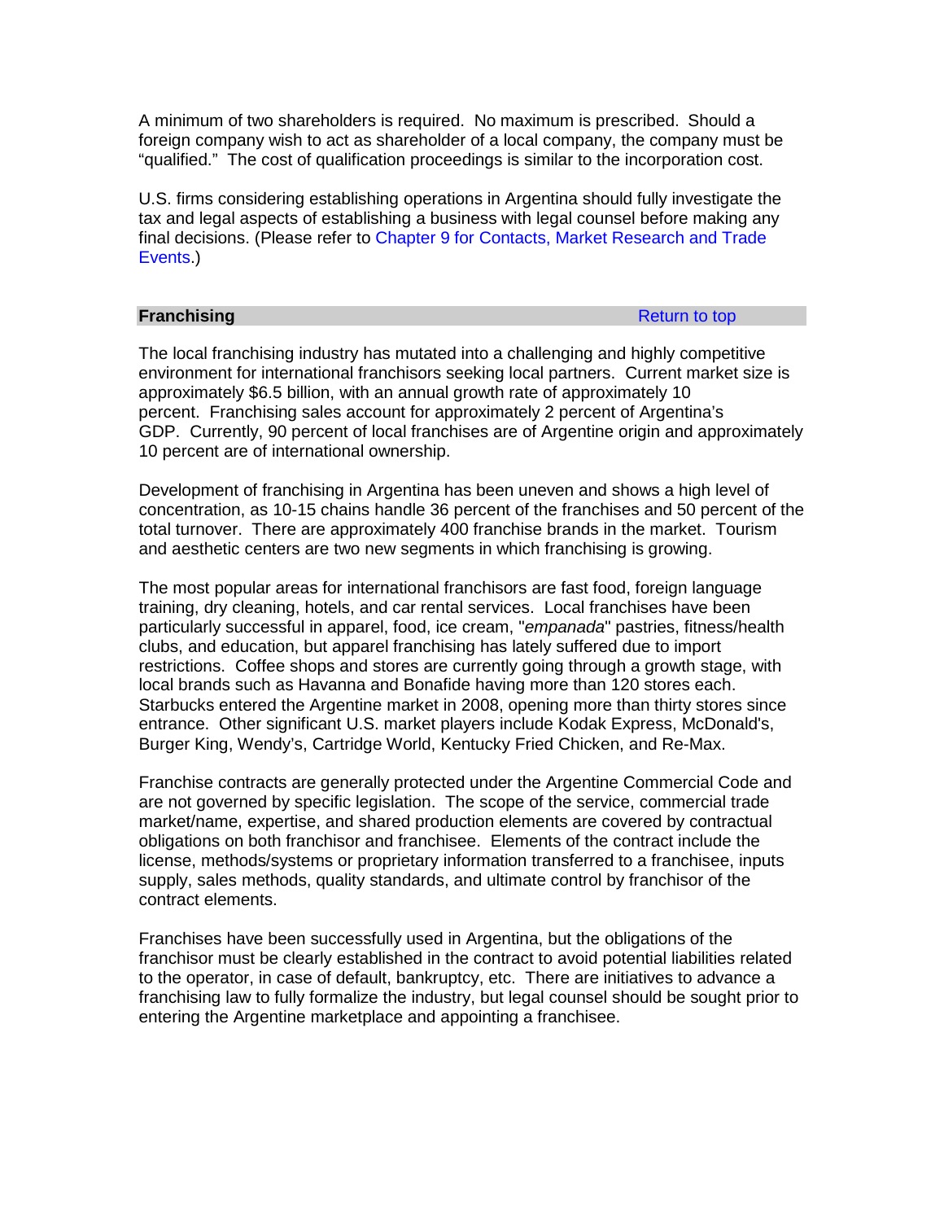A minimum of two shareholders is required. No maximum is prescribed. Should a foreign company wish to act as shareholder of a local company, the company must be "qualified." The cost of qualification proceedings is similar to the incorporation cost.

U.S. firms considering establishing operations in Argentina should fully investigate the tax and legal aspects of establishing a business with legal counsel before making any final decisions. (Please refer to Chapter 9 for Contacts, Market Research and Trade Events.)

## Franchising

Return to top

The local franchising industry has mutated into a challenging and highly competitive environment for international franchisors seeking local partners. Current market size is approximately $6.5 billion, with an annual growth rate of approximately 10 percent. Franchising sales account for approximately 2 percent of Argentina's GDP. Currently, 90 percent of local franchises are of Argentine origin and approximately 10 percent are of international ownership.

Development of franchising in Argentina has been uneven and shows a high level of concentration, as 10-15 chains handle 36 percent of the franchises and 50 percent of the total turnover. There are approximately 400 franchise brands in the market. Tourism and aesthetic centers are two new segments in which franchising is growing.

The most popular areas for international franchisors are fast food, foreign language training, dry cleaning, hotels, and car rental services. Local franchises have been particularly successful in apparel, food, ice cream, "*empanada*" pastries, fitness/health clubs, and education, but apparel franchising has lately suffered due to import restrictions. Coffee shops and stores are currently going through a growth stage, with local brands such as Havanna and Bonafide having more than 120 stores each. Starbucks entered the Argentine market in 2008, opening more than thirty stores since entrance. Other significant U.S. market players include Kodak Express, McDonald's, Burger King, Wendy's, Cartridge World, Kentucky Fried Chicken, and Re-Max.

Franchise contracts are generally protected under the Argentine Commercial Code and are not governed by specific legislation. The scope of the service, commercial trade market/name, expertise, and shared production elements are covered by contractual obligations on both franchisor and franchisee. Elements of the contract include the license, methods/systems or proprietary information transferred to a franchisee, inputs supply, sales methods, quality standards, and ultimate control by franchisor of the contract elements.

Franchises have been successfully used in Argentina, but the obligations of the franchisor must be clearly established in the contract to avoid potential liabilities related to the operator, in case of default, bankruptcy, etc. There are initiatives to advance a franchising law to fully formalize the industry, but legal counsel should be sought prior to entering the Argentine marketplace and appointing a franchisee.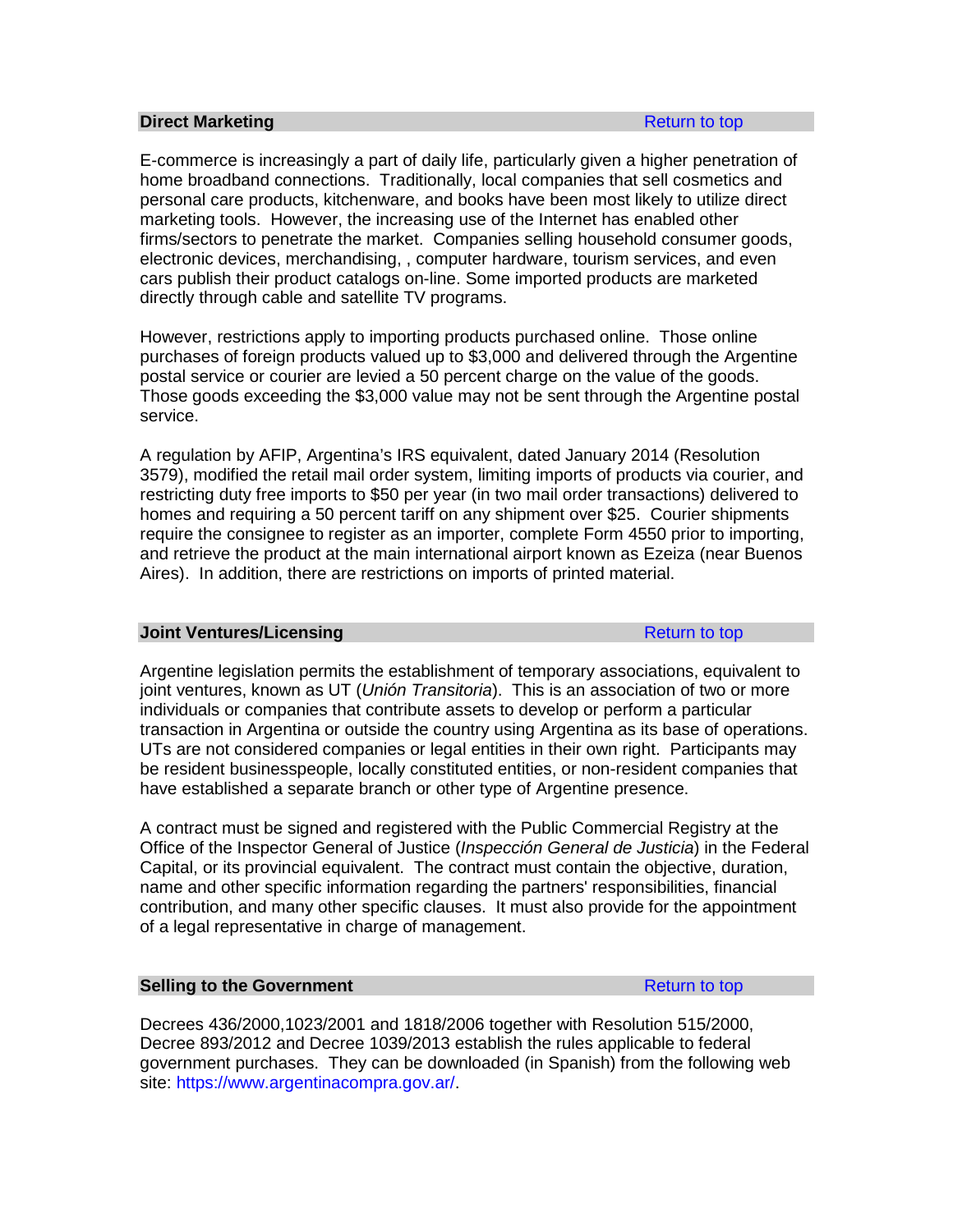## Direct Marketing

Return to top

E-commerce is increasingly a part of daily life, particularly given a higher penetration of home broadband connections. Traditionally, local companies that sell cosmetics and personal care products, kitchenware, and books have been most likely to utilize direct marketing tools. However, the increasing use of the Internet has enabled other firms/sectors to penetrate the market. Companies selling household consumer goods, electronic devices, merchandising, , computer hardware, tourism services, and even cars publish their product catalogs on-line. Some imported products are marketed directly through cable and satellite TV programs.

However, restrictions apply to importing products purchased online. Those online purchases of foreign products valued up to $3,000 and delivered through the Argentine postal service or courier are levied a 50 percent charge on the value of the goods. Those goods exceeding the $3,000 value may not be sent through the Argentine postal service.

A regulation by AFIP, Argentina's IRS equivalent, dated January 2014 (Resolution 3579), modified the retail mail order system, limiting imports of products via courier, and restricting duty free imports to $50 per year (in two mail order transactions) delivered to homes and requiring a 50 percent tariff on any shipment over $25. Courier shipments require the consignee to register as an importer, complete Form 4550 prior to importing, and retrieve the product at the main international airport known as Ezeiza (near Buenos Aires). In addition, there are restrictions on imports of printed material.

## Joint Ventures/Licensing

Return to top

Argentine legislation permits the establishment of temporary associations, equivalent to joint ventures, known as UT (*Unión Transitoria*). This is an association of two or more individuals or companies that contribute assets to develop or perform a particular transaction in Argentina or outside the country using Argentina as its base of operations. UTs are not considered companies or legal entities in their own right. Participants may be resident businesspeople, locally constituted entities, or non-resident companies that have established a separate branch or other type of Argentine presence.

A contract must be signed and registered with the Public Commercial Registry at the Office of the Inspector General of Justice (*Inspección General de Justicia*) in the Federal Capital, or its provincial equivalent. The contract must contain the objective, duration, name and other specific information regarding the partners' responsibilities, financial contribution, and many other specific clauses. It must also provide for the appointment of a legal representative in charge of management.

## Selling to the Government

Return to top

Decrees 436/2000,1023/2001 and 1818/2006 together with Resolution 515/2000, Decree 893/2012 and Decree 1039/2013 establish the rules applicable to federal government purchases. They can be downloaded (in Spanish) from the following web site: https://www.argentinacompra.gov.ar/.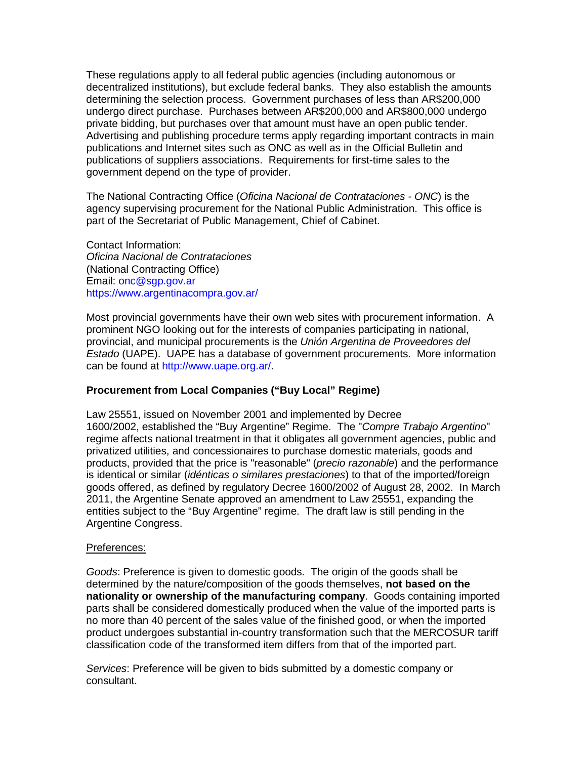These regulations apply to all federal public agencies (including autonomous or decentralized institutions), but exclude federal banks. They also establish the amounts determining the selection process. Government purchases of less than AR$200,000 undergo direct purchase. Purchases between AR$200,000 and AR$800,000 undergo private bidding, but purchases over that amount must have an open public tender. Advertising and publishing procedure terms apply regarding important contracts in main publications and Internet sites such as ONC as well as in the Official Bulletin and publications of suppliers associations. Requirements for first-time sales to the government depend on the type of provider.

The National Contracting Office (*Oficina Nacional de Contrataciones - ONC*) is the agency supervising procurement for the National Public Administration. This office is part of the Secretariat of Public Management, Chief of Cabinet.

Contact Information:
*Oficina Nacional de Contrataciones*
(National Contracting Office)
Email: onc@sgp.gov.ar
https://www.argentinacompra.gov.ar/

Most provincial governments have their own web sites with procurement information. A prominent NGO looking out for the interests of companies participating in national, provincial, and municipal procurements is the *Unión Argentina de Proveedores del Estado* (UAPE). UAPE has a database of government procurements. More information can be found at http://www.uape.org.ar/.

**Procurement from Local Companies ("Buy Local" Regime)**

Law 25551, issued on November 2001 and implemented by Decree 1600/2002, established the "Buy Argentine" Regime. The "*Compre Trabajo Argentino*" regime affects national treatment in that it obligates all government agencies, public and privatized utilities, and concessionaires to purchase domestic materials, goods and products, provided that the price is "reasonable" (*precio razonable*) and the performance is identical or similar (*idénticas o similares prestaciones*) to that of the imported/foreign goods offered, as defined by regulatory Decree 1600/2002 of August 28, 2002. In March 2011, the Argentine Senate approved an amendment to Law 25551, expanding the entities subject to the "Buy Argentine" regime. The draft law is still pending in the Argentine Congress.

Preferences:

*Goods*: Preference is given to domestic goods. The origin of the goods shall be determined by the nature/composition of the goods themselves, **not based on the nationality or ownership of the manufacturing company**. Goods containing imported parts shall be considered domestically produced when the value of the imported parts is no more than 40 percent of the sales value of the finished good, or when the imported product undergoes substantial in-country transformation such that the MERCOSUR tariff classification code of the transformed item differs from that of the imported part.

*Services*: Preference will be given to bids submitted by a domestic company or consultant.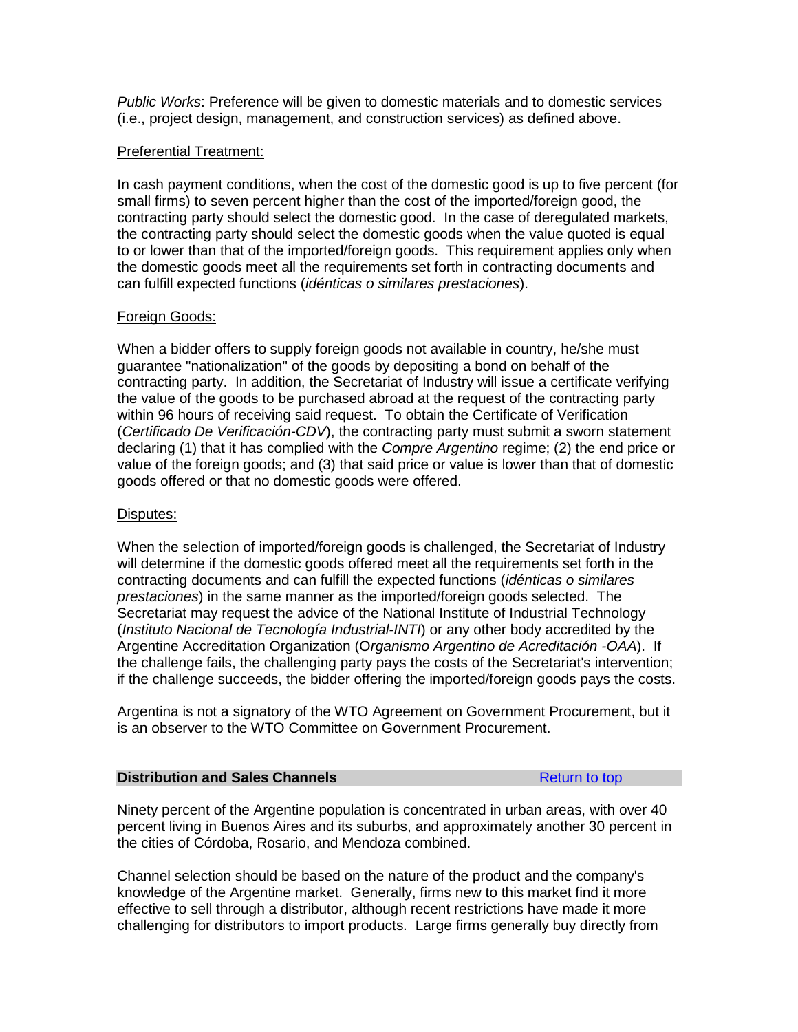*Public Works*: Preference will be given to domestic materials and to domestic services (i.e., project design, management, and construction services) as defined above.

Preferential Treatment:

In cash payment conditions, when the cost of the domestic good is up to five percent (for small firms) to seven percent higher than the cost of the imported/foreign good, the contracting party should select the domestic good. In the case of deregulated markets, the contracting party should select the domestic goods when the value quoted is equal to or lower than that of the imported/foreign goods. This requirement applies only when the domestic goods meet all the requirements set forth in contracting documents and can fulfill expected functions (*idénticas o similares prestaciones*).

Foreign Goods:

When a bidder offers to supply foreign goods not available in country, he/she must guarantee "nationalization" of the goods by depositing a bond on behalf of the contracting party. In addition, the Secretariat of Industry will issue a certificate verifying the value of the goods to be purchased abroad at the request of the contracting party within 96 hours of receiving said request. To obtain the Certificate of Verification (*Certificado De Verificación-CDV*), the contracting party must submit a sworn statement declaring (1) that it has complied with the *Compre Argentino* regime; (2) the end price or value of the foreign goods; and (3) that said price or value is lower than that of domestic goods offered or that no domestic goods were offered.

Disputes:

When the selection of imported/foreign goods is challenged, the Secretariat of Industry will determine if the domestic goods offered meet all the requirements set forth in the contracting documents and can fulfill the expected functions (*idénticas o similares prestaciones*) in the same manner as the imported/foreign goods selected. The Secretariat may request the advice of the National Institute of Industrial Technology (*Instituto Nacional de Tecnología Industrial-INTI*) or any other body accredited by the Argentine Accreditation Organization (O*rganismo Argentino de Acreditación -OAA*). If the challenge fails, the challenging party pays the costs of the Secretariat's intervention; if the challenge succeeds, the bidder offering the imported/foreign goods pays the costs.

Argentina is not a signatory of the WTO Agreement on Government Procurement, but it is an observer to the WTO Committee on Government Procurement.

## Distribution and Sales Channels

Return to top

Ninety percent of the Argentine population is concentrated in urban areas, with over 40 percent living in Buenos Aires and its suburbs, and approximately another 30 percent in the cities of Córdoba, Rosario, and Mendoza combined.

Channel selection should be based on the nature of the product and the company's knowledge of the Argentine market. Generally, firms new to this market find it more effective to sell through a distributor, although recent restrictions have made it more challenging for distributors to import products. Large firms generally buy directly from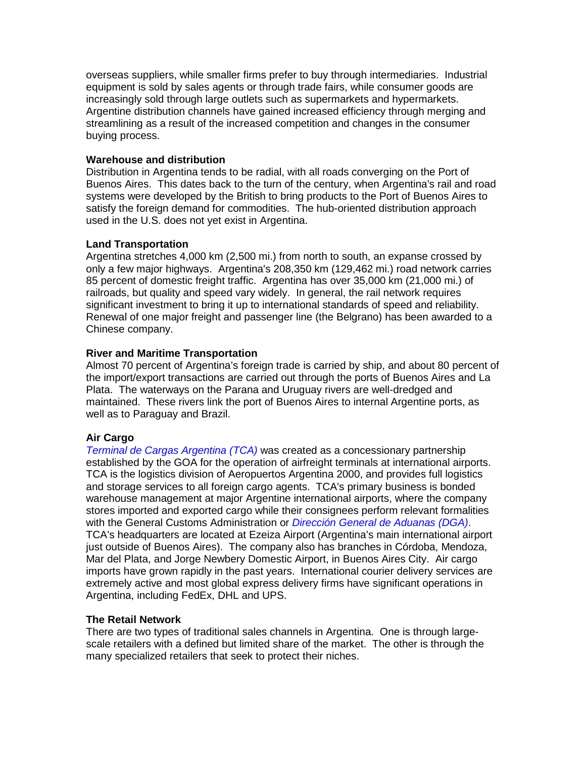overseas suppliers, while smaller firms prefer to buy through intermediaries. Industrial equipment is sold by sales agents or through trade fairs, while consumer goods are increasingly sold through large outlets such as supermarkets and hypermarkets. Argentine distribution channels have gained increased efficiency through merging and streamlining as a result of the increased competition and changes in the consumer buying process.

**Warehouse and distribution**

Distribution in Argentina tends to be radial, with all roads converging on the Port of Buenos Aires. This dates back to the turn of the century, when Argentina's rail and road systems were developed by the British to bring products to the Port of Buenos Aires to satisfy the foreign demand for commodities. The hub-oriented distribution approach used in the U.S. does not yet exist in Argentina.

**Land Transportation**

Argentina stretches 4,000 km (2,500 mi.) from north to south, an expanse crossed by only a few major highways. Argentina's 208,350 km (129,462 mi.) road network carries 85 percent of domestic freight traffic. Argentina has over 35,000 km (21,000 mi.) of railroads, but quality and speed vary widely. In general, the rail network requires significant investment to bring it up to international standards of speed and reliability. Renewal of one major freight and passenger line (the Belgrano) has been awarded to a Chinese company.

**River and Maritime Transportation**

Almost 70 percent of Argentina's foreign trade is carried by ship, and about 80 percent of the import/export transactions are carried out through the ports of Buenos Aires and La Plata. The waterways on the Parana and Uruguay rivers are well-dredged and maintained. These rivers link the port of Buenos Aires to internal Argentine ports, as well as to Paraguay and Brazil.

**Air Cargo**

*Terminal de Cargas Argentina (TCA)* was created as a concessionary partnership established by the GOA for the operation of airfreight terminals at international airports. TCA is the logistics division of Aeropuertos Argentina 2000, and provides full logistics and storage services to all foreign cargo agents. TCA's primary business is bonded warehouse management at major Argentine international airports, where the company stores imported and exported cargo while their consignees perform relevant formalities with the General Customs Administration or *Dirección General de Aduanas (DGA)*. TCA's headquarters are located at Ezeiza Airport (Argentina's main international airport just outside of Buenos Aires). The company also has branches in Córdoba, Mendoza, Mar del Plata, and Jorge Newbery Domestic Airport, in Buenos Aires City. Air cargo imports have grown rapidly in the past years. International courier delivery services are extremely active and most global express delivery firms have significant operations in Argentina, including FedEx, DHL and UPS.

**The Retail Network**

There are two types of traditional sales channels in Argentina. One is through large-scale retailers with a defined but limited share of the market. The other is through the many specialized retailers that seek to protect their niches.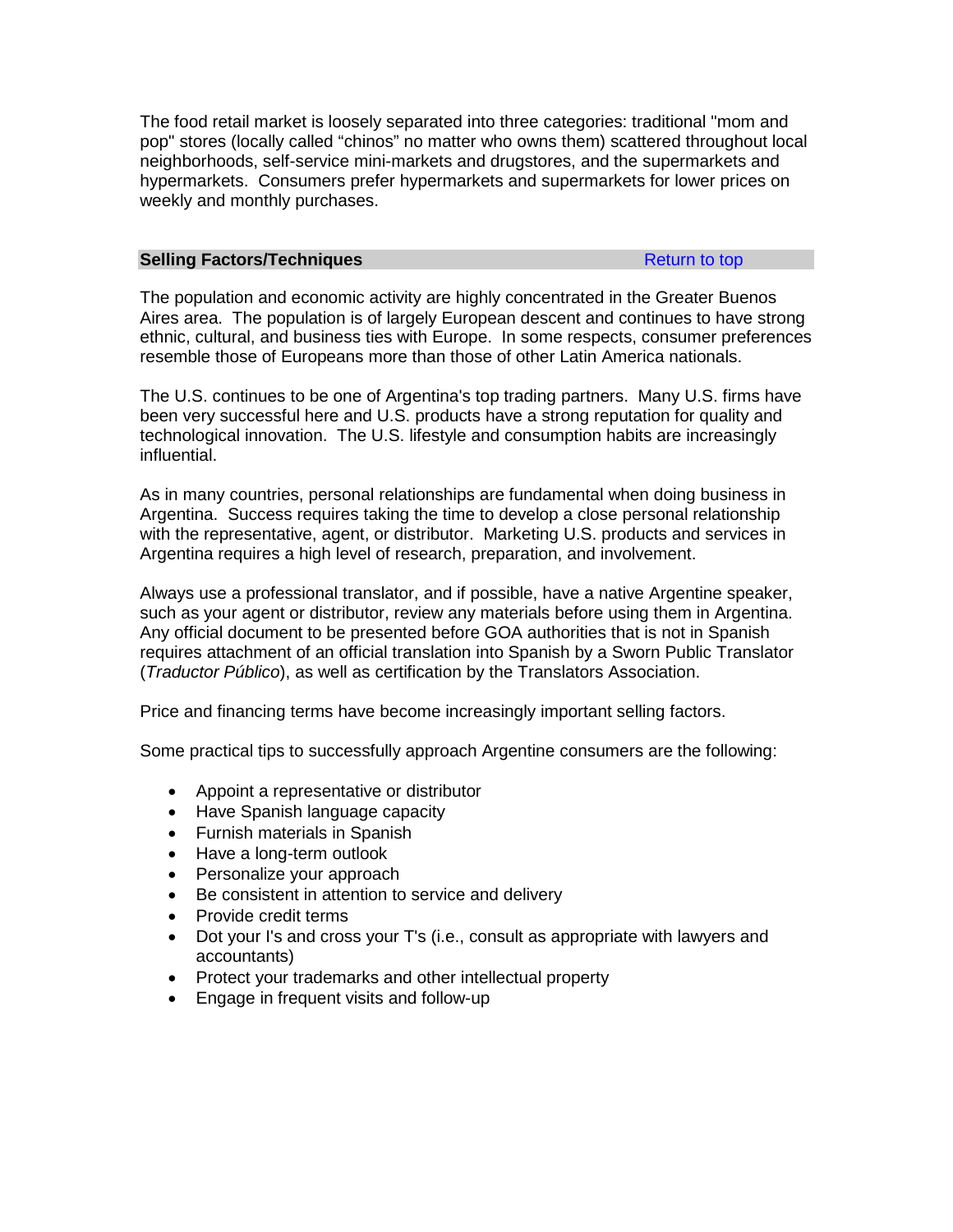The food retail market is loosely separated into three categories: traditional "mom and pop" stores (locally called “chinos” no matter who owns them) scattered throughout local neighborhoods, self-service mini-markets and drugstores, and the supermarkets and hypermarkets. Consumers prefer hypermarkets and supermarkets for lower prices on weekly and monthly purchases.

## Selling Factors/Techniques

Return to top

The population and economic activity are highly concentrated in the Greater Buenos Aires area. The population is of largely European descent and continues to have strong ethnic, cultural, and business ties with Europe. In some respects, consumer preferences resemble those of Europeans more than those of other Latin America nationals.

The U.S. continues to be one of Argentina's top trading partners. Many U.S. firms have been very successful here and U.S. products have a strong reputation for quality and technological innovation. The U.S. lifestyle and consumption habits are increasingly influential.

As in many countries, personal relationships are fundamental when doing business in Argentina. Success requires taking the time to develop a close personal relationship with the representative, agent, or distributor. Marketing U.S. products and services in Argentina requires a high level of research, preparation, and involvement.

Always use a professional translator, and if possible, have a native Argentine speaker, such as your agent or distributor, review any materials before using them in Argentina. Any official document to be presented before GOA authorities that is not in Spanish requires attachment of an official translation into Spanish by a Sworn Public Translator (*Traductor Público*), as well as certification by the Translators Association.

Price and financing terms have become increasingly important selling factors.

Some practical tips to successfully approach Argentine consumers are the following:

- Appoint a representative or distributor
- Have Spanish language capacity
- Furnish materials in Spanish
- Have a long-term outlook
- Personalize your approach
- Be consistent in attention to service and delivery
- Provide credit terms
- Dot your I's and cross your T's (i.e., consult as appropriate with lawyers and accountants)
- Protect your trademarks and other intellectual property
- Engage in frequent visits and follow-up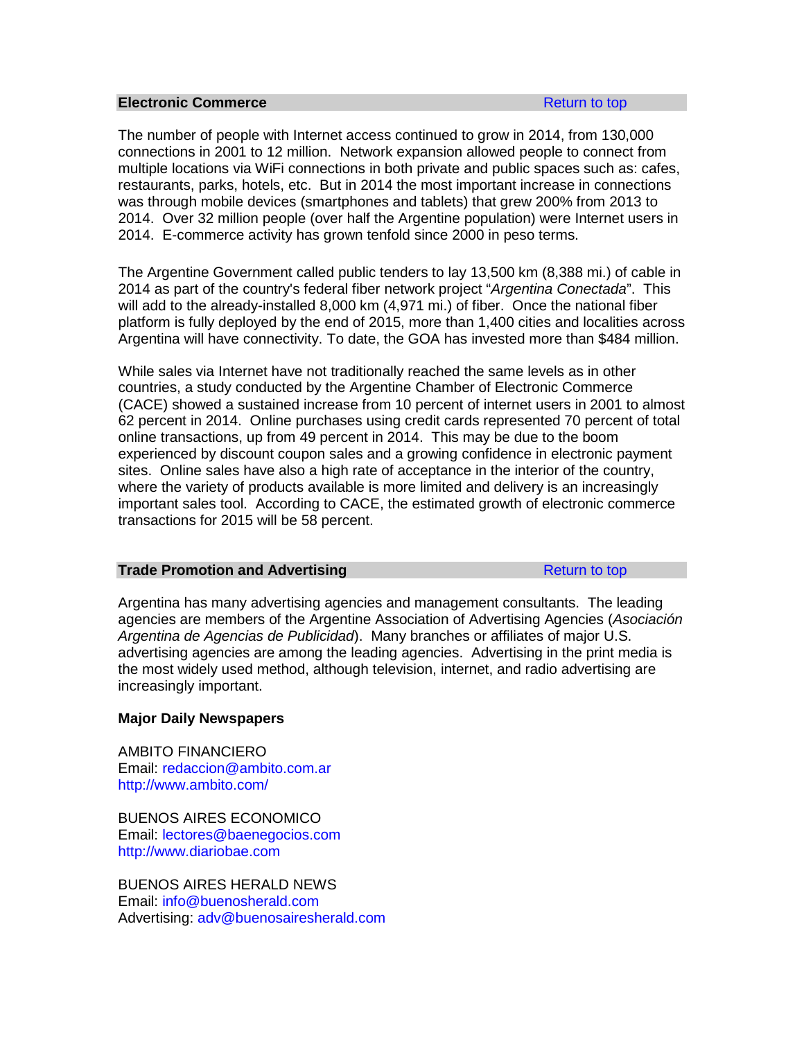## Electronic Commerce

Return to top

The number of people with Internet access continued to grow in 2014, from 130,000 connections in 2001 to 12 million. Network expansion allowed people to connect from multiple locations via WiFi connections in both private and public spaces such as: cafes, restaurants, parks, hotels, etc. But in 2014 the most important increase in connections was through mobile devices (smartphones and tablets) that grew 200% from 2013 to 2014. Over 32 million people (over half the Argentine population) were Internet users in 2014. E-commerce activity has grown tenfold since 2000 in peso terms.

The Argentine Government called public tenders to lay 13,500 km (8,388 mi.) of cable in 2014 as part of the country's federal fiber network project "*Argentina Conectada*". This will add to the already-installed 8,000 km (4,971 mi.) of fiber. Once the national fiber platform is fully deployed by the end of 2015, more than 1,400 cities and localities across Argentina will have connectivity. To date, the GOA has invested more than $484 million.

While sales via Internet have not traditionally reached the same levels as in other countries, a study conducted by the Argentine Chamber of Electronic Commerce (CACE) showed a sustained increase from 10 percent of internet users in 2001 to almost 62 percent in 2014. Online purchases using credit cards represented 70 percent of total online transactions, up from 49 percent in 2014. This may be due to the boom experienced by discount coupon sales and a growing confidence in electronic payment sites. Online sales have also a high rate of acceptance in the interior of the country, where the variety of products available is more limited and delivery is an increasingly important sales tool. According to CACE, the estimated growth of electronic commerce transactions for 2015 will be 58 percent.

## Trade Promotion and Advertising

Return to top

Argentina has many advertising agencies and management consultants. The leading agencies are members of the Argentine Association of Advertising Agencies (*Asociación Argentina de Agencias de Publicidad*). Many branches or affiliates of major U.S. advertising agencies are among the leading agencies. Advertising in the print media is the most widely used method, although television, internet, and radio advertising are increasingly important.

**Major Daily Newspapers**

AMBITO FINANCIERO
Email: redaccion@ambito.com.ar
http://www.ambito.com/

BUENOS AIRES ECONOMICO
Email: lectores@baenegocios.com
http://www.diariobae.com

BUENOS AIRES HERALD NEWS
Email: info@buenosherald.com
Advertising: adv@buenosairesherald.com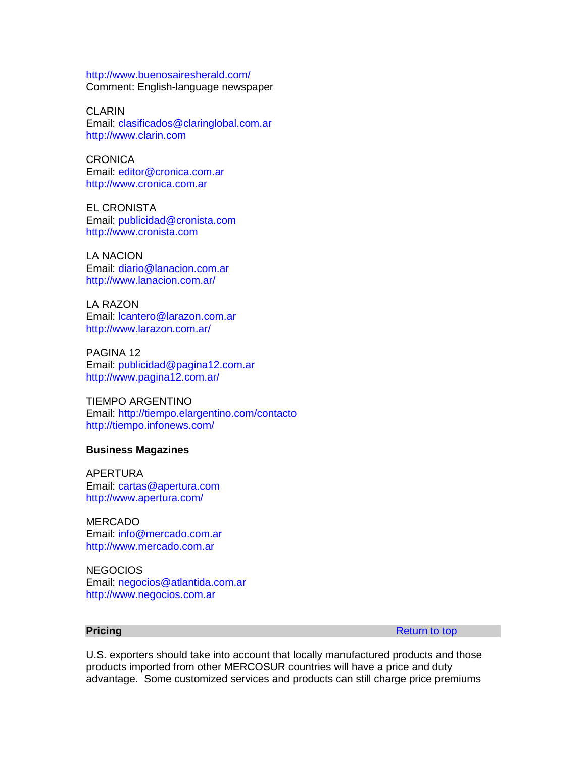http://www.buenosairesherald.com/
Comment: English-language newspaper

CLARIN
Email: clasificados@claringlobal.com.ar
http://www.clarin.com

CRONICA
Email: editor@cronica.com.ar
http://www.cronica.com.ar

EL CRONISTA
Email: publicidad@cronista.com
http://www.cronista.com

LA NACION
Email: diario@lanacion.com.ar
http://www.lanacion.com.ar/

LA RAZON
Email: lcantero@larazon.com.ar
http://www.larazon.com.ar/

PAGINA 12
Email: publicidad@pagina12.com.ar
http://www.pagina12.com.ar/

TIEMPO ARGENTINO
Email: http://tiempo.elargentino.com/contacto
http://tiempo.infonews.com/

**Business Magazines**

APERTURA
Email: cartas@apertura.com
http://www.apertura.com/

MERCADO
Email: info@mercado.com.ar
http://www.mercado.com.ar

NEGOCIOS
Email: negocios@atlantida.com.ar
http://www.negocios.com.ar

## Pricing

Return to top

U.S. exporters should take into account that locally manufactured products and those products imported from other MERCOSUR countries will have a price and duty advantage. Some customized services and products can still charge price premiums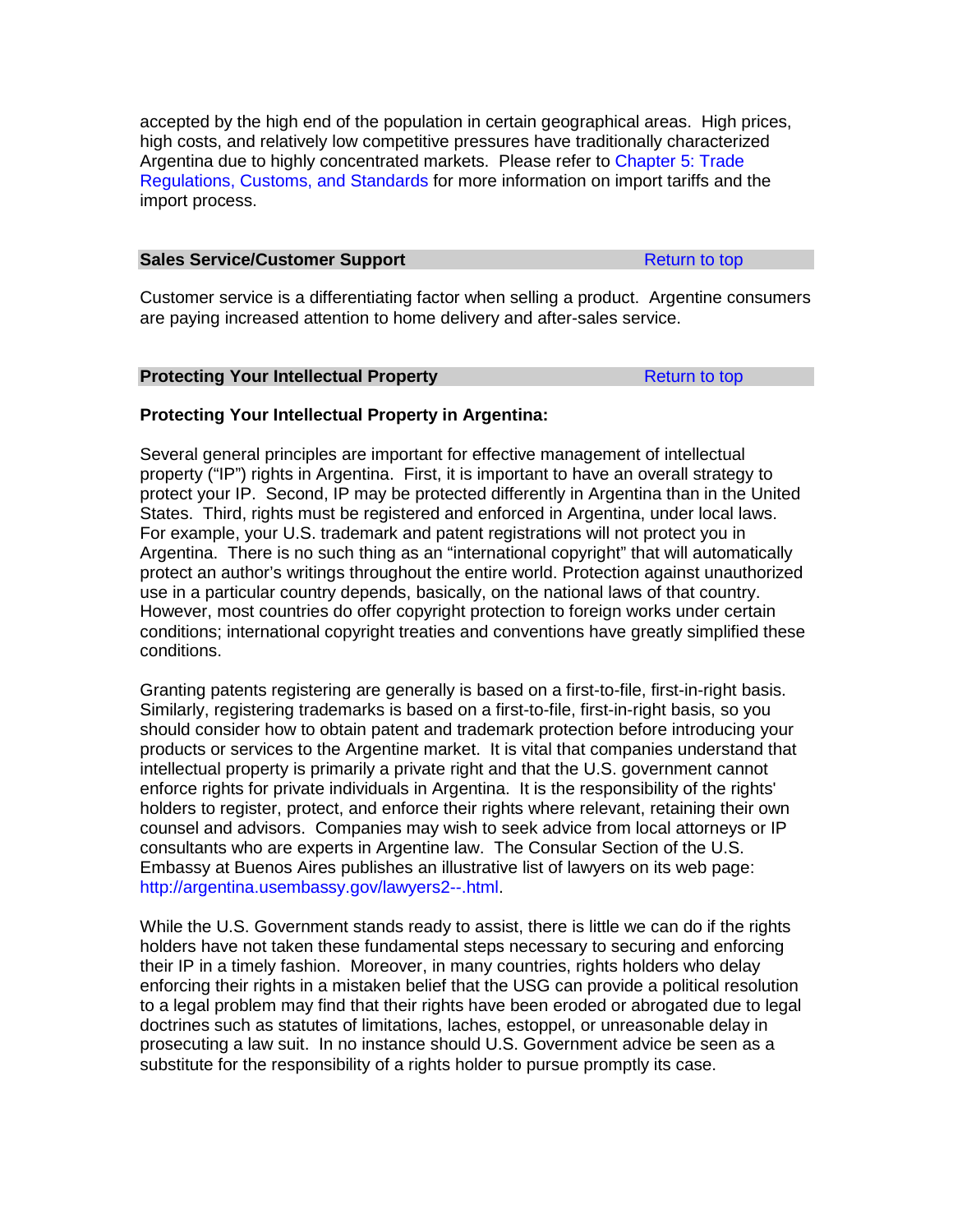accepted by the high end of the population in certain geographical areas. High prices, high costs, and relatively low competitive pressures have traditionally characterized Argentina due to highly concentrated markets. Please refer to Chapter 5: Trade Regulations, Customs, and Standards for more information on import tariffs and the import process.

## Sales Service/Customer Support

Return to top

Customer service is a differentiating factor when selling a product. Argentine consumers are paying increased attention to home delivery and after-sales service.

## Protecting Your Intellectual Property

Return to top

**Protecting Your Intellectual Property in Argentina:**

Several general principles are important for effective management of intellectual property ("IP") rights in Argentina. First, it is important to have an overall strategy to protect your IP. Second, IP may be protected differently in Argentina than in the United States. Third, rights must be registered and enforced in Argentina, under local laws. For example, your U.S. trademark and patent registrations will not protect you in Argentina. There is no such thing as an "international copyright" that will automatically protect an author's writings throughout the entire world. Protection against unauthorized use in a particular country depends, basically, on the national laws of that country. However, most countries do offer copyright protection to foreign works under certain conditions; international copyright treaties and conventions have greatly simplified these conditions.

Granting patents registering are generally is based on a first-to-file, first-in-right basis. Similarly, registering trademarks is based on a first-to-file, first-in-right basis, so you should consider how to obtain patent and trademark protection before introducing your products or services to the Argentine market. It is vital that companies understand that intellectual property is primarily a private right and that the U.S. government cannot enforce rights for private individuals in Argentina. It is the responsibility of the rights' holders to register, protect, and enforce their rights where relevant, retaining their own counsel and advisors. Companies may wish to seek advice from local attorneys or IP consultants who are experts in Argentine law. The Consular Section of the U.S. Embassy at Buenos Aires publishes an illustrative list of lawyers on its web page: http://argentina.usembassy.gov/lawyers2--.html.

While the U.S. Government stands ready to assist, there is little we can do if the rights holders have not taken these fundamental steps necessary to securing and enforcing their IP in a timely fashion. Moreover, in many countries, rights holders who delay enforcing their rights in a mistaken belief that the USG can provide a political resolution to a legal problem may find that their rights have been eroded or abrogated due to legal doctrines such as statutes of limitations, laches, estoppel, or unreasonable delay in prosecuting a law suit. In no instance should U.S. Government advice be seen as a substitute for the responsibility of a rights holder to pursue promptly its case.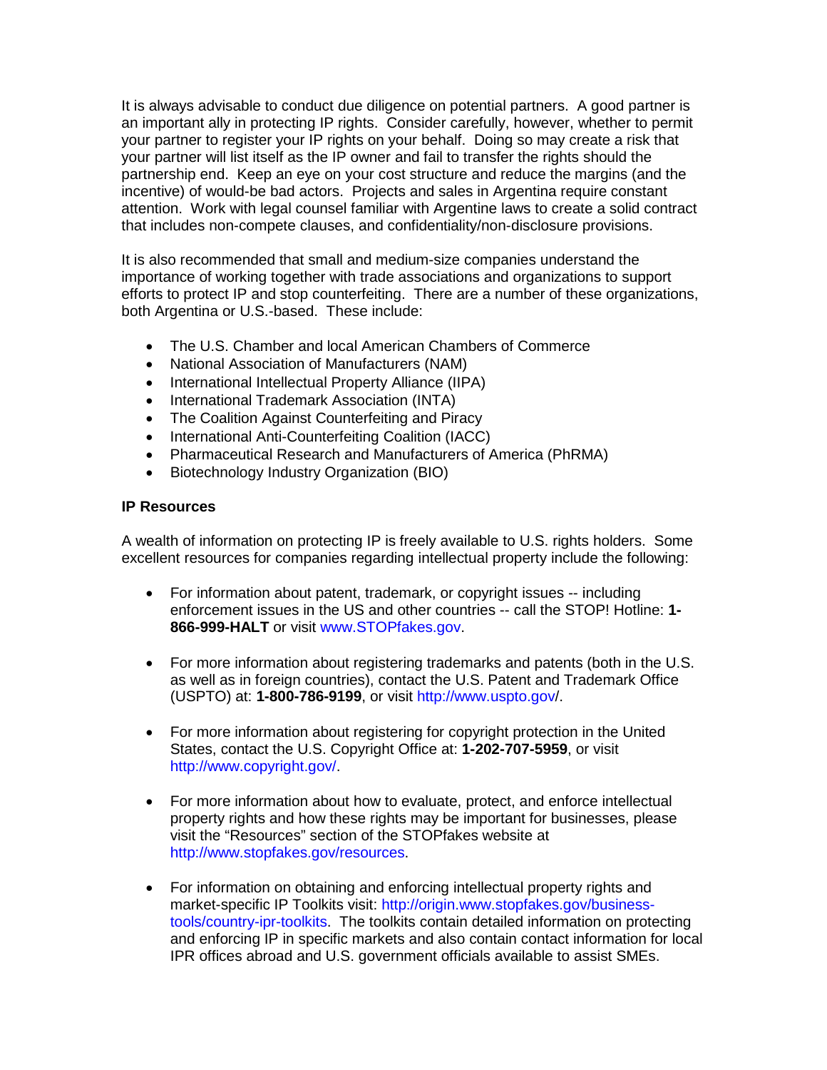It is always advisable to conduct due diligence on potential partners. A good partner is an important ally in protecting IP rights. Consider carefully, however, whether to permit your partner to register your IP rights on your behalf. Doing so may create a risk that your partner will list itself as the IP owner and fail to transfer the rights should the partnership end. Keep an eye on your cost structure and reduce the margins (and the incentive) of would-be bad actors. Projects and sales in Argentina require constant attention. Work with legal counsel familiar with Argentine laws to create a solid contract that includes non-compete clauses, and confidentiality/non-disclosure provisions.

It is also recommended that small and medium-size companies understand the importance of working together with trade associations and organizations to support efforts to protect IP and stop counterfeiting. There are a number of these organizations, both Argentina or U.S.-based. These include:

- The U.S. Chamber and local American Chambers of Commerce
- National Association of Manufacturers (NAM)
- International Intellectual Property Alliance (IIPA)
- International Trademark Association (INTA)
- The Coalition Against Counterfeiting and Piracy
- International Anti-Counterfeiting Coalition (IACC)
- Pharmaceutical Research and Manufacturers of America (PhRMA)
- Biotechnology Industry Organization (BIO)

**IP Resources**

A wealth of information on protecting IP is freely available to U.S. rights holders. Some excellent resources for companies regarding intellectual property include the following:

- For information about patent, trademark, or copyright issues -- including enforcement issues in the US and other countries -- call the STOP! Hotline: **1-866-999-HALT** or visit www.STOPfakes.gov.

- For more information about registering trademarks and patents (both in the U.S. as well as in foreign countries), contact the U.S. Patent and Trademark Office (USPTO) at: **1-800-786-9199**, or visit http://www.uspto.gov/.

- For more information about registering for copyright protection in the United States, contact the U.S. Copyright Office at: **1-202-707-5959**, or visit http://www.copyright.gov/.

- For more information about how to evaluate, protect, and enforce intellectual property rights and how these rights may be important for businesses, please visit the "Resources" section of the STOPfakes website at http://www.stopfakes.gov/resources.

- For information on obtaining and enforcing intellectual property rights and market-specific IP Toolkits visit: http://origin.www.stopfakes.gov/business-tools/country-ipr-toolkits. The toolkits contain detailed information on protecting and enforcing IP in specific markets and also contain contact information for local IPR offices abroad and U.S. government officials available to assist SMEs.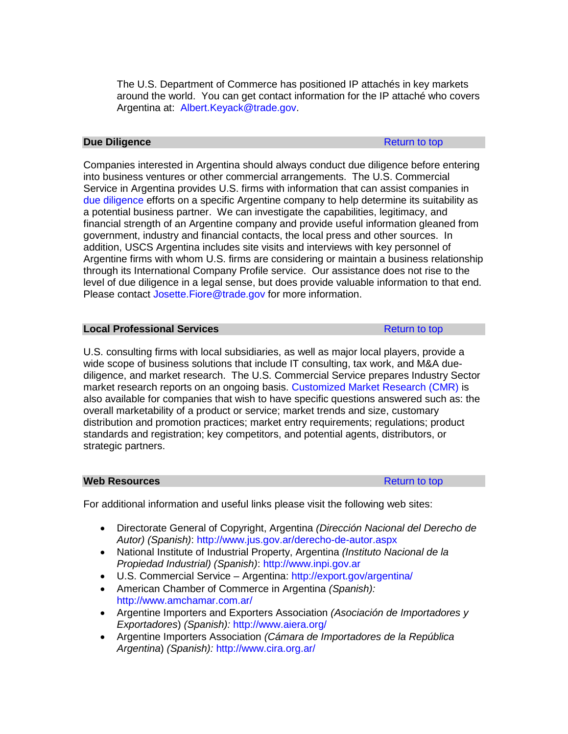The U.S. Department of Commerce has positioned IP attachés in key markets around the world. You can get contact information for the IP attaché who covers Argentina at: Albert.Keyack@trade.gov.

## Due Diligence

Return to top

Companies interested in Argentina should always conduct due diligence before entering into business ventures or other commercial arrangements. The U.S. Commercial Service in Argentina provides U.S. firms with information that can assist companies in due diligence efforts on a specific Argentine company to help determine its suitability as a potential business partner. We can investigate the capabilities, legitimacy, and financial strength of an Argentine company and provide useful information gleaned from government, industry and financial contacts, the local press and other sources. In addition, USCS Argentina includes site visits and interviews with key personnel of Argentine firms with whom U.S. firms are considering or maintain a business relationship through its International Company Profile service. Our assistance does not rise to the level of due diligence in a legal sense, but does provide valuable information to that end. Please contact Josette.Fiore@trade.gov for more information.

## Local Professional Services

Return to top

U.S. consulting firms with local subsidiaries, as well as major local players, provide a wide scope of business solutions that include IT consulting, tax work, and M&A due-diligence, and market research. The U.S. Commercial Service prepares Industry Sector market research reports on an ongoing basis. Customized Market Research (CMR) is also available for companies that wish to have specific questions answered such as: the overall marketability of a product or service; market trends and size, customary distribution and promotion practices; market entry requirements; regulations; product standards and registration; key competitors, and potential agents, distributors, or strategic partners.

## Web Resources

Return to top

For additional information and useful links please visit the following web sites:

- Directorate General of Copyright, Argentina *(Dirección Nacional del Derecho de Autor) (Spanish)*: http://www.jus.gov.ar/derecho-de-autor.aspx
- National Institute of Industrial Property, Argentina *(Instituto Nacional de la Propiedad Industrial) (Spanish)*: http://www.inpi.gov.ar
- U.S. Commercial Service – Argentina: http://export.gov/argentina/
- American Chamber of Commerce in Argentina *(Spanish):* http://www.amchamar.com.ar/
- Argentine Importers and Exporters Association *(Asociación de Importadores y Exportadores) (Spanish):* http://www.aiera.org/
- Argentine Importers Association *(Cámara de Importadores de la República Argentina) (Spanish):* http://www.cira.org.ar/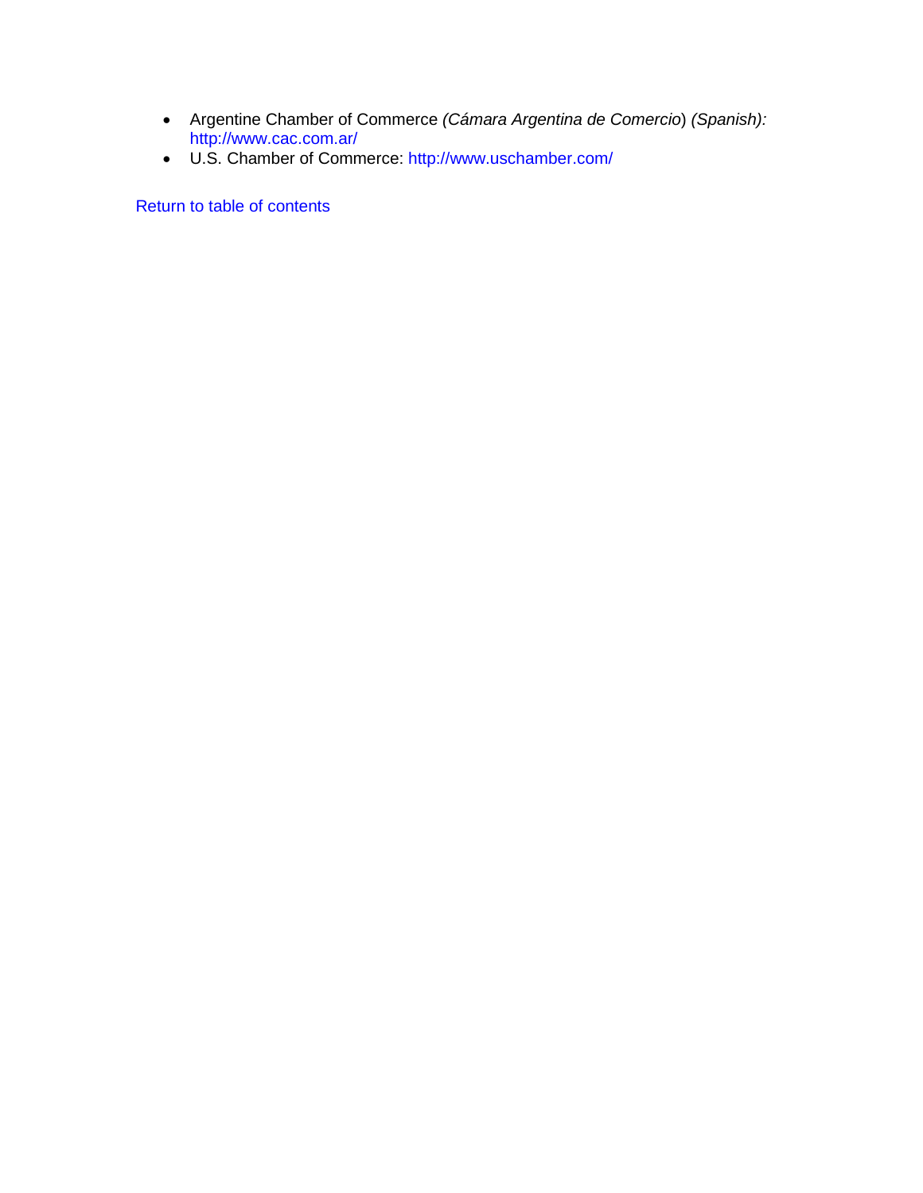- Argentine Chamber of Commerce *(Cámara Argentina de Comercio*) *(Spanish):* http://www.cac.com.ar/
- U.S. Chamber of Commerce: http://www.uschamber.com/

Return to table of contents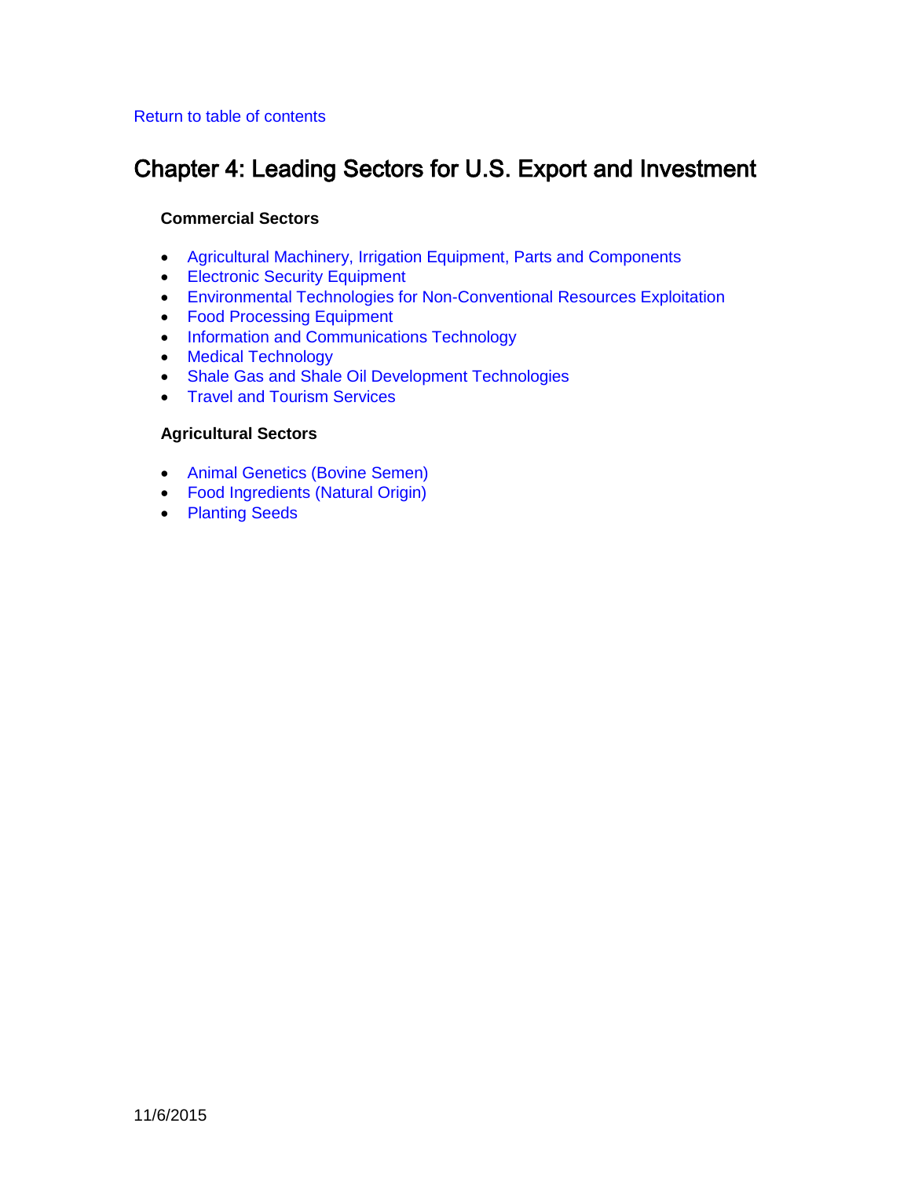Return to table of contents

# Chapter 4: Leading Sectors for U.S. Export and Investment

**Commercial Sectors**

- Agricultural Machinery, Irrigation Equipment, Parts and Components
- Electronic Security Equipment
- Environmental Technologies for Non-Conventional Resources Exploitation
- Food Processing Equipment
- Information and Communications Technology
- Medical Technology
- Shale Gas and Shale Oil Development Technologies
- Travel and Tourism Services

**Agricultural Sectors**

- Animal Genetics (Bovine Semen)
- Food Ingredients (Natural Origin)
- Planting Seeds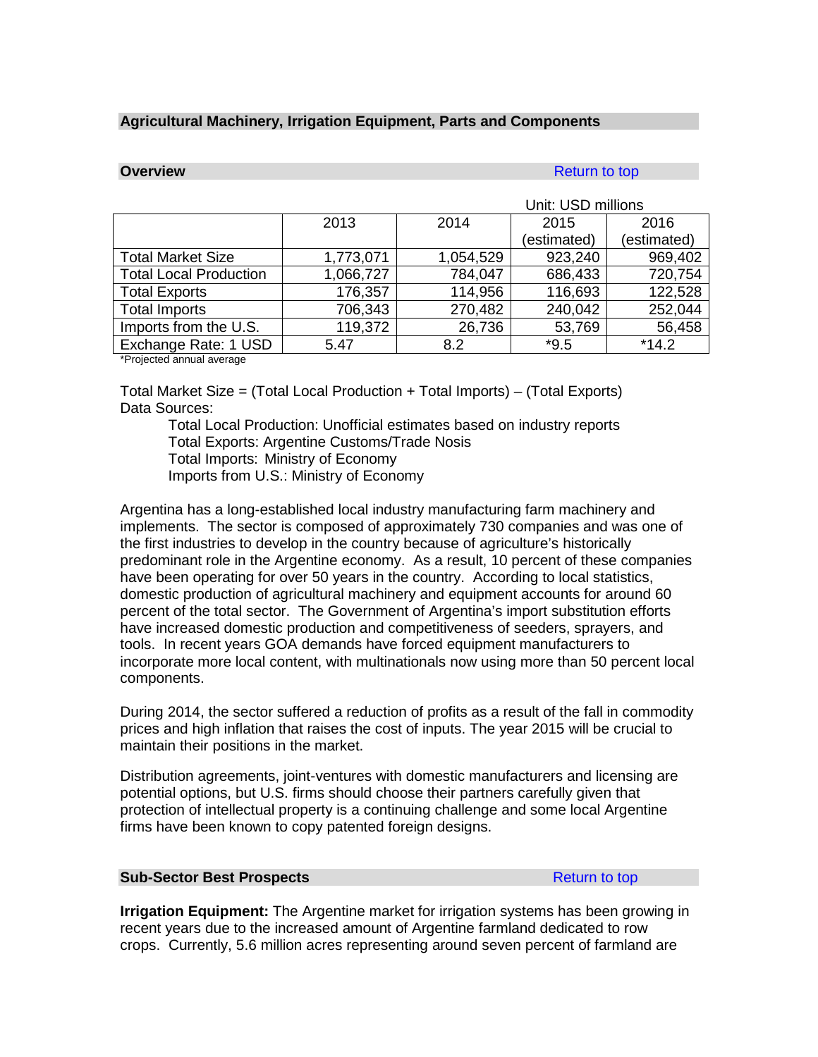## Agricultural Machinery, Irrigation Equipment, Parts and Components

### Overview

Return to top

Unit: USD millions

| | 2013 | 2014 | 2015 (estimated) | 2016 (estimated) |
|---|---|---|---|---|
| Total Market Size | 1,773,071 | 1,054,529 | 923,240 | 969,402 |
| Total Local Production | 1,066,727 | 784,047 | 686,433 | 720,754 |
| Total Exports | 176,357 | 114,956 | 116,693 | 122,528 |
| Total Imports | 706,343 | 270,482 | 240,042 | 252,044 |
| Imports from the U.S. | 119,372 | 26,736 | 53,769 | 56,458 |
| Exchange Rate: 1 USD | 5.47 | 8.2 | *9.5 | *14.2 |

*Projected annual average

Total Market Size = (Total Local Production + Total Imports) – (Total Exports)
Data Sources:

Total Local Production: Unofficial estimates based on industry reports
Total Exports: Argentine Customs/Trade Nosis
Total Imports: Ministry of Economy
Imports from U.S.: Ministry of Economy

Argentina has a long-established local industry manufacturing farm machinery and implements. The sector is composed of approximately 730 companies and was one of the first industries to develop in the country because of agriculture's historically predominant role in the Argentine economy. As a result, 10 percent of these companies have been operating for over 50 years in the country. According to local statistics, domestic production of agricultural machinery and equipment accounts for around 60 percent of the total sector. The Government of Argentina's import substitution efforts have increased domestic production and competitiveness of seeders, sprayers, and tools. In recent years GOA demands have forced equipment manufacturers to incorporate more local content, with multinationals now using more than 50 percent local components.

During 2014, the sector suffered a reduction of profits as a result of the fall in commodity prices and high inflation that raises the cost of inputs. The year 2015 will be crucial to maintain their positions in the market.

Distribution agreements, joint-ventures with domestic manufacturers and licensing are potential options, but U.S. firms should choose their partners carefully given that protection of intellectual property is a continuing challenge and some local Argentine firms have been known to copy patented foreign designs.

### Sub-Sector Best Prospects

Return to top

**Irrigation Equipment:** The Argentine market for irrigation systems has been growing in recent years due to the increased amount of Argentine farmland dedicated to row crops. Currently, 5.6 million acres representing around seven percent of farmland are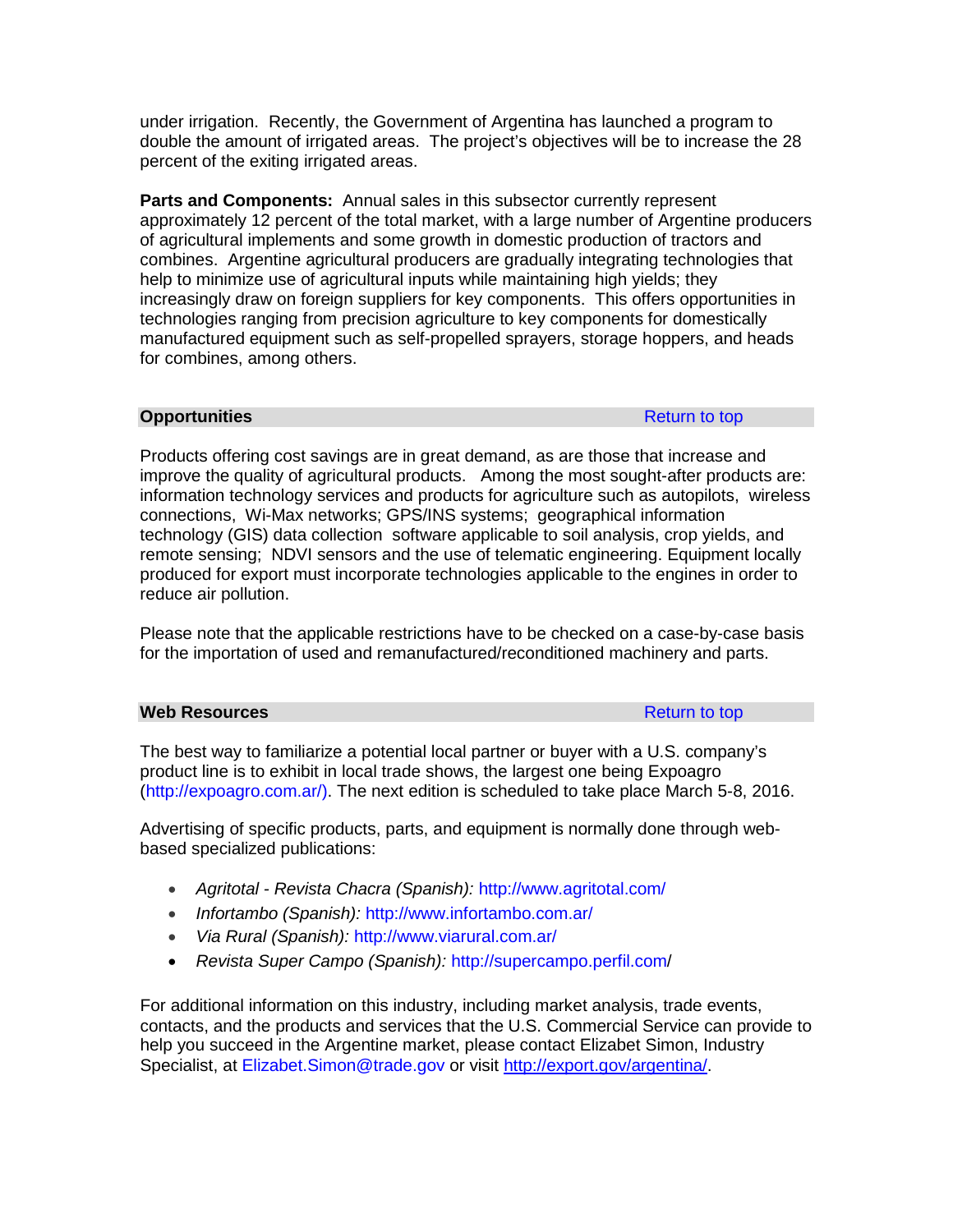under irrigation. Recently, the Government of Argentina has launched a program to double the amount of irrigated areas. The project's objectives will be to increase the 28 percent of the exiting irrigated areas.

**Parts and Components:** Annual sales in this subsector currently represent approximately 12 percent of the total market, with a large number of Argentine producers of agricultural implements and some growth in domestic production of tractors and combines. Argentine agricultural producers are gradually integrating technologies that help to minimize use of agricultural inputs while maintaining high yields; they increasingly draw on foreign suppliers for key components. This offers opportunities in technologies ranging from precision agriculture to key components for domestically manufactured equipment such as self-propelled sprayers, storage hoppers, and heads for combines, among others.

## Opportunities

Return to top

Products offering cost savings are in great demand, as are those that increase and improve the quality of agricultural products. Among the most sought-after products are: information technology services and products for agriculture such as autopilots, wireless connections, Wi-Max networks; GPS/INS systems; geographical information technology (GIS) data collection software applicable to soil analysis, crop yields, and remote sensing; NDVI sensors and the use of telematic engineering. Equipment locally produced for export must incorporate technologies applicable to the engines in order to reduce air pollution.

Please note that the applicable restrictions have to be checked on a case-by-case basis for the importation of used and remanufactured/reconditioned machinery and parts.

## Web Resources

Return to top

The best way to familiarize a potential local partner or buyer with a U.S. company's product line is to exhibit in local trade shows, the largest one being Expoagro (http://expoagro.com.ar/). The next edition is scheduled to take place March 5-8, 2016.

Advertising of specific products, parts, and equipment is normally done through web-based specialized publications:

- *Agritotal - Revista Chacra (Spanish):* http://www.agritotal.com/
- *Infortambo (Spanish):* http://www.infortambo.com.ar/
- *Via Rural (Spanish):* http://www.viarural.com.ar/
- *Revista Super Campo (Spanish):* http://supercampo.perfil.com/

For additional information on this industry, including market analysis, trade events, contacts, and the products and services that the U.S. Commercial Service can provide to help you succeed in the Argentine market, please contact Elizabet Simon, Industry Specialist, at Elizabet.Simon@trade.gov or visit http://export.gov/argentina/.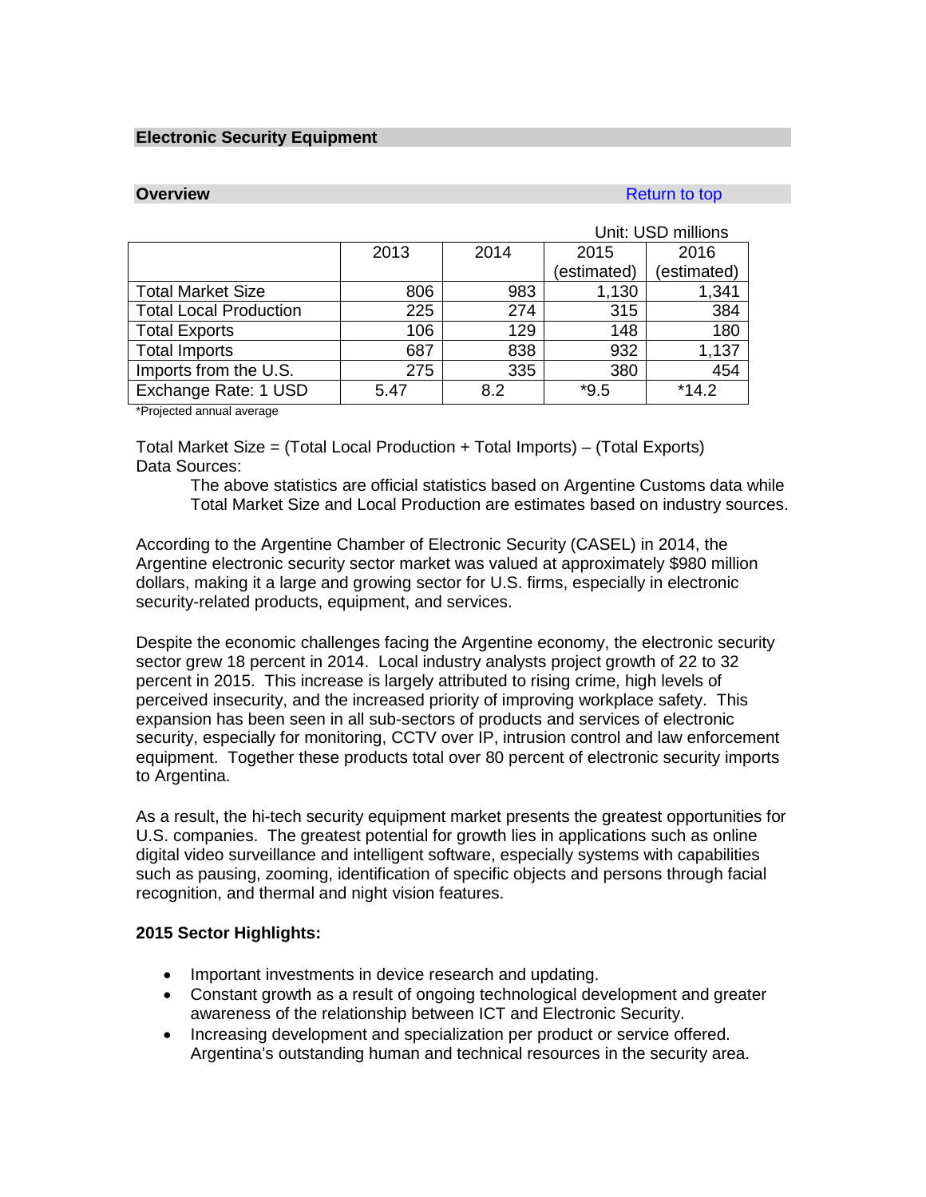## Electronic Security Equipment

### Overview

Return to top

Unit: USD millions

| | 2013 | 2014 | 2015 (estimated) | 2016 (estimated) |
|---|---|---|---|---|
| Total Market Size | 806 | 983 | 1,130 | 1,341 |
| Total Local Production | 225 | 274 | 315 | 384 |
| Total Exports | 106 | 129 | 148 | 180 |
| Total Imports | 687 | 838 | 932 | 1,137 |
| Imports from the U.S. | 275 | 335 | 380 | 454 |
| Exchange Rate: 1 USD | 5.47 | 8.2 | *9.5 | *14.2 |

*Projected annual average

Total Market Size = (Total Local Production + Total Imports) – (Total Exports)
Data Sources:

> The above statistics are official statistics based on Argentine Customs data while Total Market Size and Local Production are estimates based on industry sources.

According to the Argentine Chamber of Electronic Security (CASEL) in 2014, the Argentine electronic security sector market was valued at approximately $980 million dollars, making it a large and growing sector for U.S. firms, especially in electronic security-related products, equipment, and services.

Despite the economic challenges facing the Argentine economy, the electronic security sector grew 18 percent in 2014. Local industry analysts project growth of 22 to 32 percent in 2015. This increase is largely attributed to rising crime, high levels of perceived insecurity, and the increased priority of improving workplace safety. This expansion has been seen in all sub-sectors of products and services of electronic security, especially for monitoring, CCTV over IP, intrusion control and law enforcement equipment. Together these products total over 80 percent of electronic security imports to Argentina.

As a result, the hi-tech security equipment market presents the greatest opportunities for U.S. companies. The greatest potential for growth lies in applications such as online digital video surveillance and intelligent software, especially systems with capabilities such as pausing, zooming, identification of specific objects and persons through facial recognition, and thermal and night vision features.

**2015 Sector Highlights:**

- Important investments in device research and updating.
- Constant growth as a result of ongoing technological development and greater awareness of the relationship between ICT and Electronic Security.
- Increasing development and specialization per product or service offered. Argentina's outstanding human and technical resources in the security area.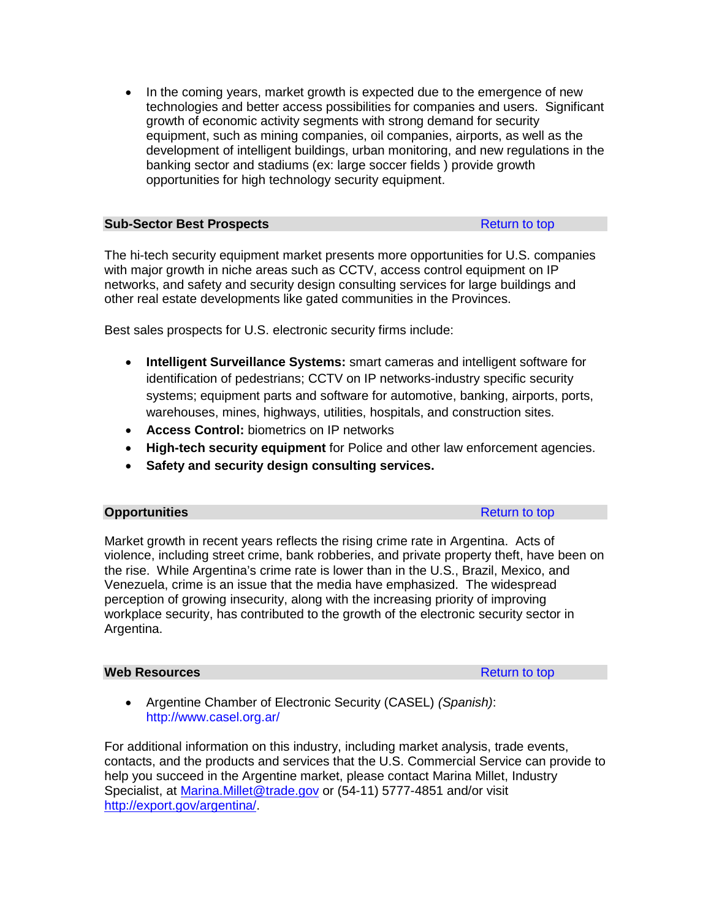- In the coming years, market growth is expected due to the emergence of new technologies and better access possibilities for companies and users. Significant growth of economic activity segments with strong demand for security equipment, such as mining companies, oil companies, airports, as well as the development of intelligent buildings, urban monitoring, and new regulations in the banking sector and stadiums (ex: large soccer fields ) provide growth opportunities for high technology security equipment.

## Sub-Sector Best Prospects

Return to top

The hi-tech security equipment market presents more opportunities for U.S. companies with major growth in niche areas such as CCTV, access control equipment on IP networks, and safety and security design consulting services for large buildings and other real estate developments like gated communities in the Provinces.

Best sales prospects for U.S. electronic security firms include:

- **Intelligent Surveillance Systems:** smart cameras and intelligent software for identification of pedestrians; CCTV on IP networks-industry specific security systems; equipment parts and software for automotive, banking, airports, ports, warehouses, mines, highways, utilities, hospitals, and construction sites.
- **Access Control:** biometrics on IP networks
- **High-tech security equipment** for Police and other law enforcement agencies.
- **Safety and security design consulting services.**

## Opportunities

Return to top

Market growth in recent years reflects the rising crime rate in Argentina. Acts of violence, including street crime, bank robberies, and private property theft, have been on the rise. While Argentina's crime rate is lower than in the U.S., Brazil, Mexico, and Venezuela, crime is an issue that the media have emphasized. The widespread perception of growing insecurity, along with the increasing priority of improving workplace security, has contributed to the growth of the electronic security sector in Argentina.

## Web Resources

Return to top

- Argentine Chamber of Electronic Security (CASEL) *(Spanish)*: http://www.casel.org.ar/

For additional information on this industry, including market analysis, trade events, contacts, and the products and services that the U.S. Commercial Service can provide to help you succeed in the Argentine market, please contact Marina Millet, Industry Specialist, at Marina.Millet@trade.gov or (54-11) 5777-4851 and/or visit http://export.gov/argentina/.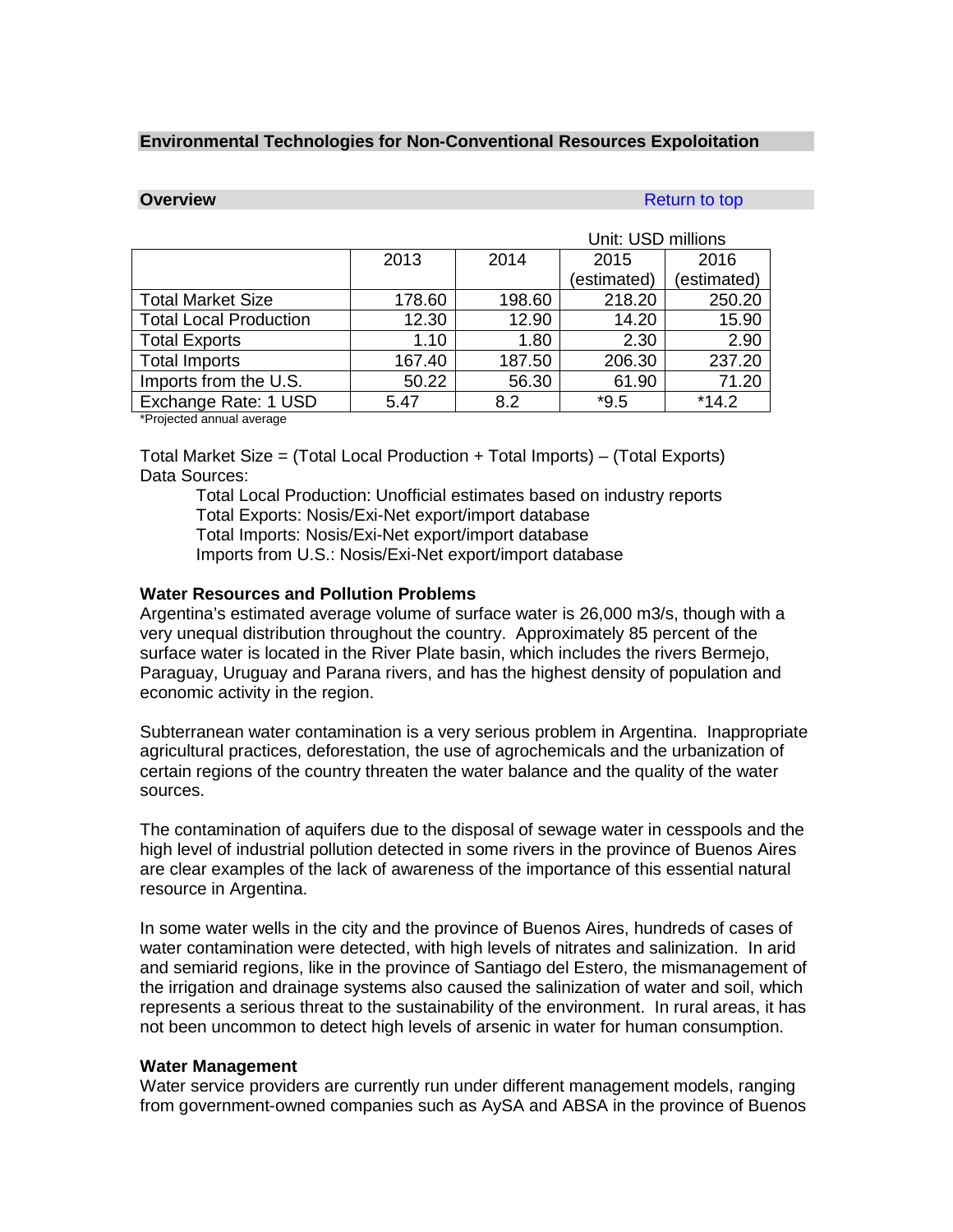## Environmental Technologies for Non-Conventional Resources Expoloitation

### Overview

Return to top

Unit: USD millions

| | 2013 | 2014 | 2015 (estimated) | 2016 (estimated) |
|---|---|---|---|---|
| Total Market Size | 178.60 | 198.60 | 218.20 | 250.20 |
| Total Local Production | 12.30 | 12.90 | 14.20 | 15.90 |
| Total Exports | 1.10 | 1.80 | 2.30 | 2.90 |
| Total Imports | 167.40 | 187.50 | 206.30 | 237.20 |
| Imports from the U.S. | 50.22 | 56.30 | 61.90 | 71.20 |
| Exchange Rate: 1 USD | 5.47 | 8.2 | *9.5 | *14.2 |

*Projected annual average

Total Market Size = (Total Local Production + Total Imports) – (Total Exports)
Data Sources:

- Total Local Production: Unofficial estimates based on industry reports
- Total Exports: Nosis/Exi-Net export/import database
- Total Imports: Nosis/Exi-Net export/import database
- Imports from U.S.: Nosis/Exi-Net export/import database

**Water Resources and Pollution Problems**

Argentina's estimated average volume of surface water is 26,000 m3/s, though with a very unequal distribution throughout the country. Approximately 85 percent of the surface water is located in the River Plate basin, which includes the rivers Bermejo, Paraguay, Uruguay and Parana rivers, and has the highest density of population and economic activity in the region.

Subterranean water contamination is a very serious problem in Argentina. Inappropriate agricultural practices, deforestation, the use of agrochemicals and the urbanization of certain regions of the country threaten the water balance and the quality of the water sources.

The contamination of aquifers due to the disposal of sewage water in cesspools and the high level of industrial pollution detected in some rivers in the province of Buenos Aires are clear examples of the lack of awareness of the importance of this essential natural resource in Argentina.

In some water wells in the city and the province of Buenos Aires, hundreds of cases of water contamination were detected, with high levels of nitrates and salinization. In arid and semiarid regions, like in the province of Santiago del Estero, the mismanagement of the irrigation and drainage systems also caused the salinization of water and soil, which represents a serious threat to the sustainability of the environment. In rural areas, it has not been uncommon to detect high levels of arsenic in water for human consumption.

**Water Management**

Water service providers are currently run under different management models, ranging from government-owned companies such as AySA and ABSA in the province of Buenos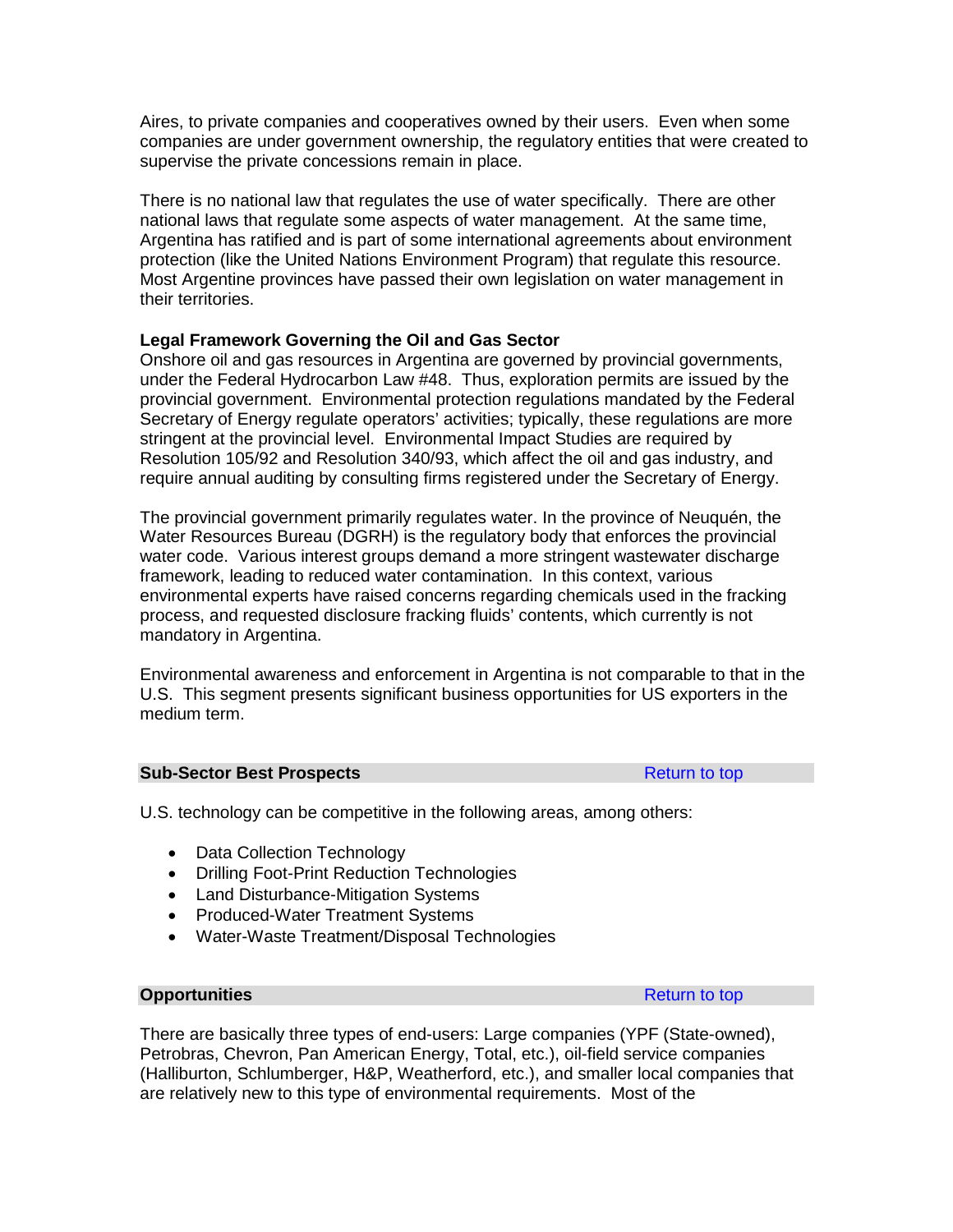Aires, to private companies and cooperatives owned by their users. Even when some companies are under government ownership, the regulatory entities that were created to supervise the private concessions remain in place.

There is no national law that regulates the use of water specifically. There are other national laws that regulate some aspects of water management. At the same time, Argentina has ratified and is part of some international agreements about environment protection (like the United Nations Environment Program) that regulate this resource. Most Argentine provinces have passed their own legislation on water management in their territories.

**Legal Framework Governing the Oil and Gas Sector**

Onshore oil and gas resources in Argentina are governed by provincial governments, under the Federal Hydrocarbon Law #48. Thus, exploration permits are issued by the provincial government. Environmental protection regulations mandated by the Federal Secretary of Energy regulate operators' activities; typically, these regulations are more stringent at the provincial level. Environmental Impact Studies are required by Resolution 105/92 and Resolution 340/93, which affect the oil and gas industry, and require annual auditing by consulting firms registered under the Secretary of Energy.

The provincial government primarily regulates water. In the province of Neuquén, the Water Resources Bureau (DGRH) is the regulatory body that enforces the provincial water code. Various interest groups demand a more stringent wastewater discharge framework, leading to reduced water contamination. In this context, various environmental experts have raised concerns regarding chemicals used in the fracking process, and requested disclosure fracking fluids' contents, which currently is not mandatory in Argentina.

Environmental awareness and enforcement in Argentina is not comparable to that in the U.S. This segment presents significant business opportunities for US exporters in the medium term.

## Sub-Sector Best Prospects

Return to top

U.S. technology can be competitive in the following areas, among others:

- Data Collection Technology
- Drilling Foot-Print Reduction Technologies
- Land Disturbance-Mitigation Systems
- Produced-Water Treatment Systems
- Water-Waste Treatment/Disposal Technologies

## Opportunities

Return to top

There are basically three types of end-users: Large companies (YPF (State-owned), Petrobras, Chevron, Pan American Energy, Total, etc.), oil-field service companies (Halliburton, Schlumberger, H&P, Weatherford, etc.), and smaller local companies that are relatively new to this type of environmental requirements. Most of the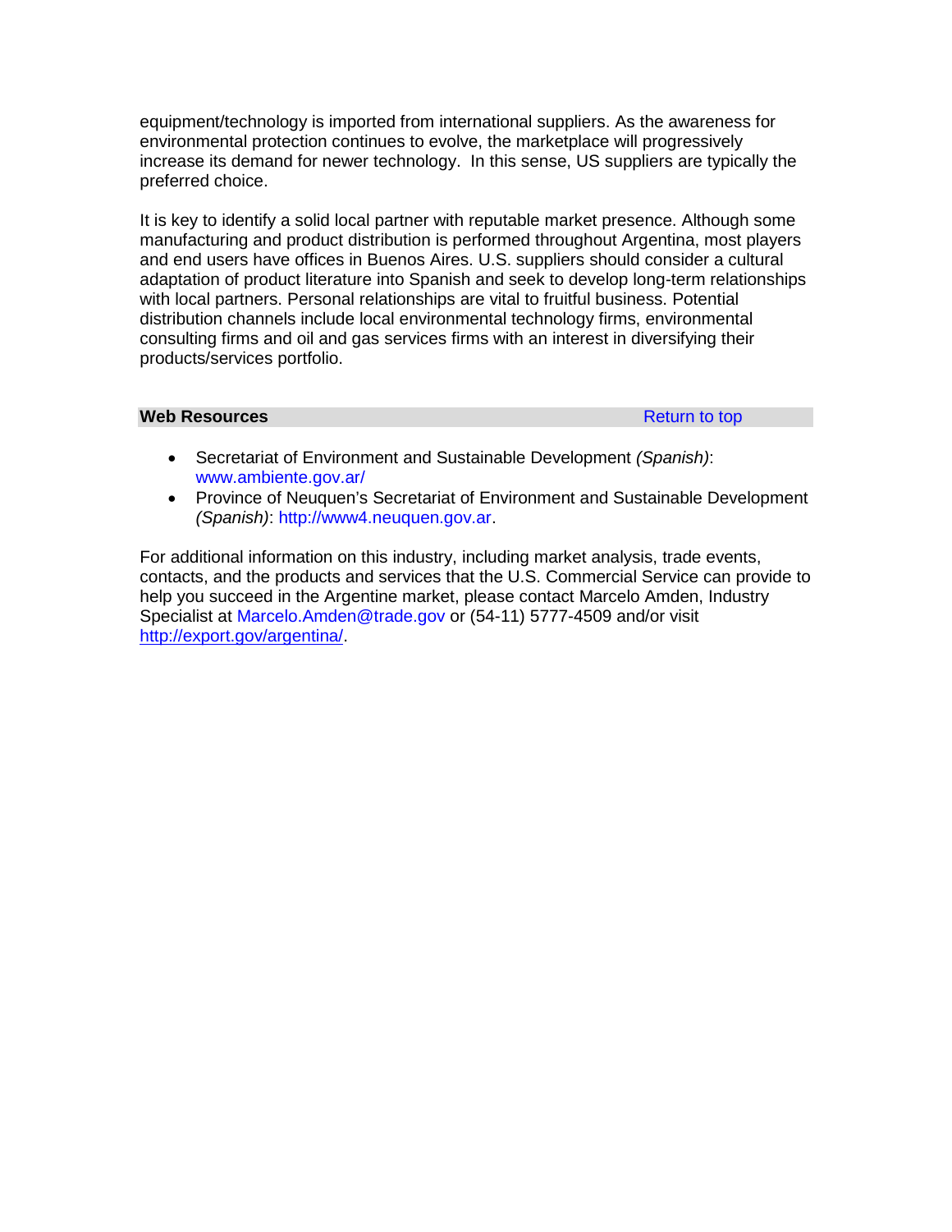equipment/technology is imported from international suppliers. As the awareness for environmental protection continues to evolve, the marketplace will progressively increase its demand for newer technology. In this sense, US suppliers are typically the preferred choice.

It is key to identify a solid local partner with reputable market presence. Although some manufacturing and product distribution is performed throughout Argentina, most players and end users have offices in Buenos Aires. U.S. suppliers should consider a cultural adaptation of product literature into Spanish and seek to develop long-term relationships with local partners. Personal relationships are vital to fruitful business. Potential distribution channels include local environmental technology firms, environmental consulting firms and oil and gas services firms with an interest in diversifying their products/services portfolio.

**Web Resources** Return to top

- Secretariat of Environment and Sustainable Development *(Spanish)*: www.ambiente.gov.ar/
- Province of Neuquen's Secretariat of Environment and Sustainable Development *(Spanish)*: http://www4.neuquen.gov.ar.

For additional information on this industry, including market analysis, trade events, contacts, and the products and services that the U.S. Commercial Service can provide to help you succeed in the Argentine market, please contact Marcelo Amden, Industry Specialist at Marcelo.Amden@trade.gov or (54-11) 5777-4509 and/or visit http://export.gov/argentina/.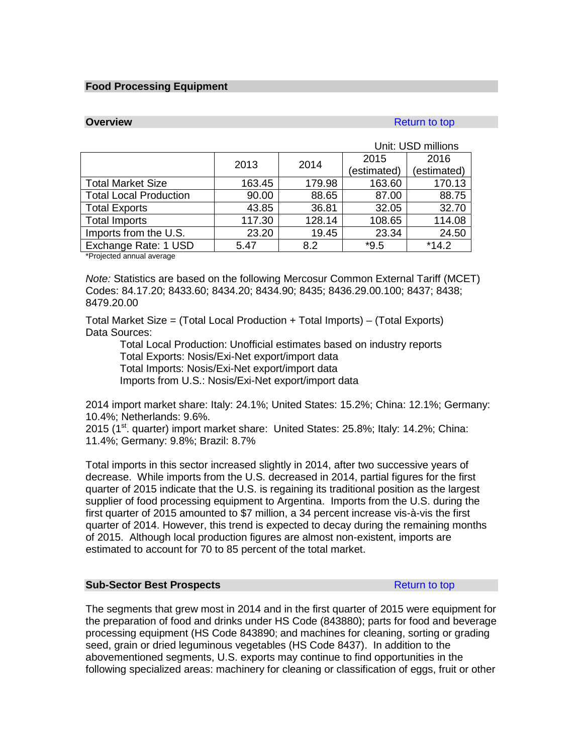## Food Processing Equipment

### Overview

Return to top

Unit: USD millions

| | 2013 | 2014 | 2015 (estimated) | 2016 (estimated) |
|---|---|---|---|---|
| Total Market Size | 163.45 | 179.98 | 163.60 | 170.13 |
| Total Local Production | 90.00 | 88.65 | 87.00 | 88.75 |
| Total Exports | 43.85 | 36.81 | 32.05 | 32.70 |
| Total Imports | 117.30 | 128.14 | 108.65 | 114.08 |
| Imports from the U.S. | 23.20 | 19.45 | 23.34 | 24.50 |
| Exchange Rate: 1 USD | 5.47 | 8.2 | *9.5 | *14.2 |

*Projected annual average

*Note:* Statistics are based on the following Mercosur Common External Tariff (MCET) Codes: 84.17.20; 8433.60; 8434.20; 8434.90; 8435; 8436.29.00.100; 8437; 8438; 8479.20.00

Total Market Size = (Total Local Production + Total Imports) – (Total Exports)
Data Sources:

- Total Local Production: Unofficial estimates based on industry reports
- Total Exports: Nosis/Exi-Net export/import data
- Total Imports: Nosis/Exi-Net export/import data
- Imports from U.S.: Nosis/Exi-Net export/import data

2014 import market share: Italy: 24.1%; United States: 15.2%; China: 12.1%; Germany: 10.4%; Netherlands: 9.6%.
2015 (1st. quarter) import market share: United States: 25.8%; Italy: 14.2%; China: 11.4%; Germany: 9.8%; Brazil: 8.7%

Total imports in this sector increased slightly in 2014, after two successive years of decrease. While imports from the U.S. decreased in 2014, partial figures for the first quarter of 2015 indicate that the U.S. is regaining its traditional position as the largest supplier of food processing equipment to Argentina. Imports from the U.S. during the first quarter of 2015 amounted to $7 million, a 34 percent increase vis-à-vis the first quarter of 2014. However, this trend is expected to decay during the remaining months of 2015. Although local production figures are almost non-existent, imports are estimated to account for 70 to 85 percent of the total market.

### Sub-Sector Best Prospects

Return to top

The segments that grew most in 2014 and in the first quarter of 2015 were equipment for the preparation of food and drinks under HS Code (843880); parts for food and beverage processing equipment (HS Code 843890; and machines for cleaning, sorting or grading seed, grain or dried leguminous vegetables (HS Code 8437). In addition to the abovementioned segments, U.S. exports may continue to find opportunities in the following specialized areas: machinery for cleaning or classification of eggs, fruit or other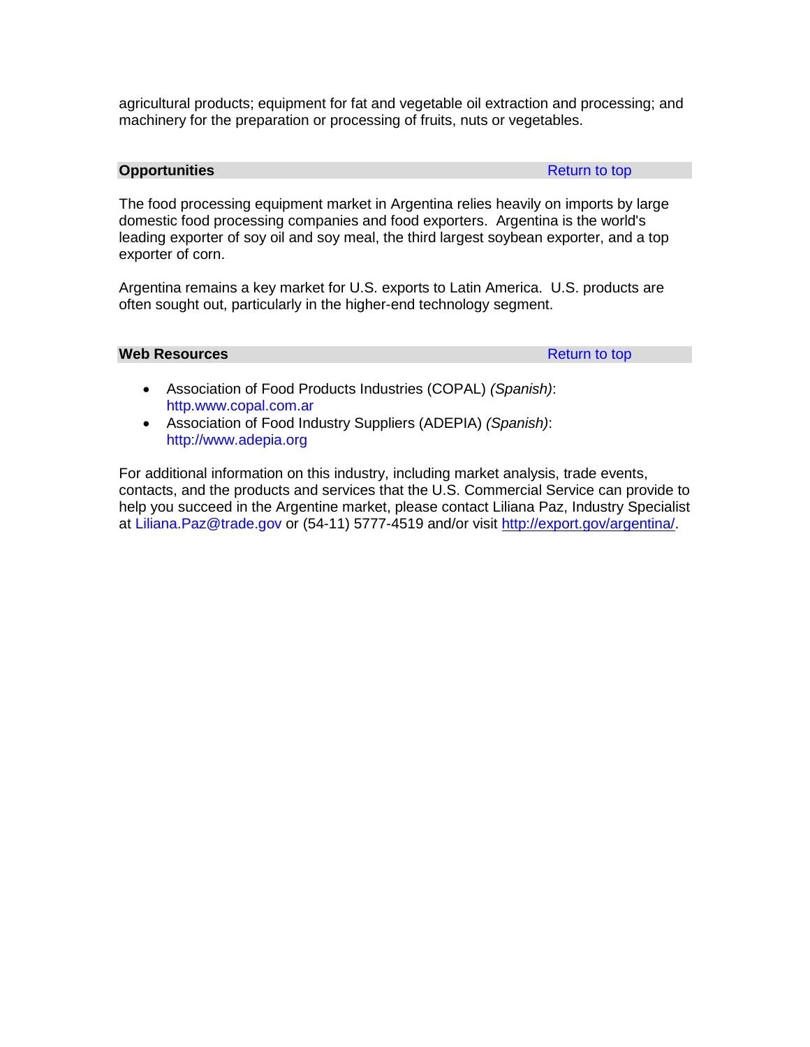agricultural products; equipment for fat and vegetable oil extraction and processing; and machinery for the preparation or processing of fruits, nuts or vegetables.

## Opportunities

Return to top

The food processing equipment market in Argentina relies heavily on imports by large domestic food processing companies and food exporters. Argentina is the world's leading exporter of soy oil and soy meal, the third largest soybean exporter, and a top exporter of corn.

Argentina remains a key market for U.S. exports to Latin America. U.S. products are often sought out, particularly in the higher-end technology segment.

## Web Resources

Return to top

- Association of Food Products Industries (COPAL) *(Spanish)*: http.www.copal.com.ar
- Association of Food Industry Suppliers (ADEPIA) *(Spanish)*: http://www.adepia.org

For additional information on this industry, including market analysis, trade events, contacts, and the products and services that the U.S. Commercial Service can provide to help you succeed in the Argentine market, please contact Liliana Paz, Industry Specialist at Liliana.Paz@trade.gov or (54-11) 5777-4519 and/or visit http://export.gov/argentina/.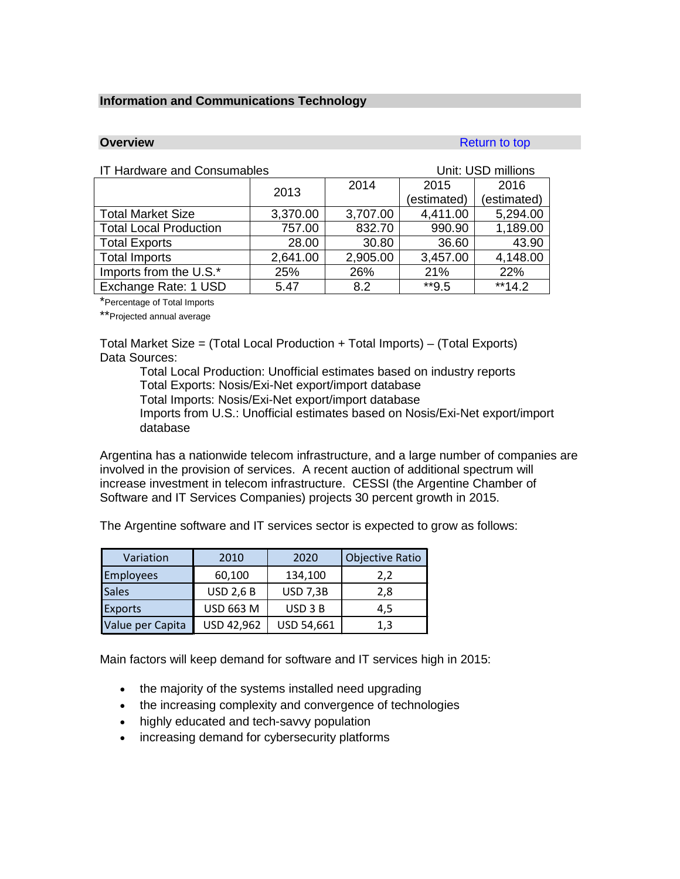## Information and Communications Technology

### Overview

Return to top

IT Hardware and Consumables — Unit: USD millions

| | 2013 | 2014 | 2015 (estimated) | 2016 (estimated) |
|---|---|---|---|---|
| Total Market Size | 3,370.00 | 3,707.00 | 4,411.00 | 5,294.00 |
| Total Local Production | 757.00 | 832.70 | 990.90 | 1,189.00 |
| Total Exports | 28.00 | 30.80 | 36.60 | 43.90 |
| Total Imports | 2,641.00 | 2,905.00 | 3,457.00 | 4,148.00 |
| Imports from the U.S.* | 25% | 26% | 21% | 22% |
| Exchange Rate: 1 USD | 5.47 | 8.2 | **9.5 | **14.2 |

*Percentage of Total Imports

**Projected annual average

Total Market Size = (Total Local Production + Total Imports) – (Total Exports)

Data Sources:

Total Local Production: Unofficial estimates based on industry reports
Total Exports: Nosis/Exi-Net export/import database
Total Imports: Nosis/Exi-Net export/import database
Imports from U.S.: Unofficial estimates based on Nosis/Exi-Net export/import database

Argentina has a nationwide telecom infrastructure, and a large number of companies are involved in the provision of services. A recent auction of additional spectrum will increase investment in telecom infrastructure. CESSI (the Argentine Chamber of Software and IT Services Companies) projects 30 percent growth in 2015.

The Argentine software and IT services sector is expected to grow as follows:

| Variation | 2010 | 2020 | Objective Ratio |
|---|---|---|---|
| Employees | 60,100 | 134,100 | 2,2 |
| Sales | USD 2,6 B | USD 7,3B | 2,8 |
| Exports | USD 663 M | USD 3 B | 4,5 |
| Value per Capita | USD 42,962 | USD 54,661 | 1,3 |

Main factors will keep demand for software and IT services high in 2015:

- the majority of the systems installed need upgrading
- the increasing complexity and convergence of technologies
- highly educated and tech-savvy population
- increasing demand for cybersecurity platforms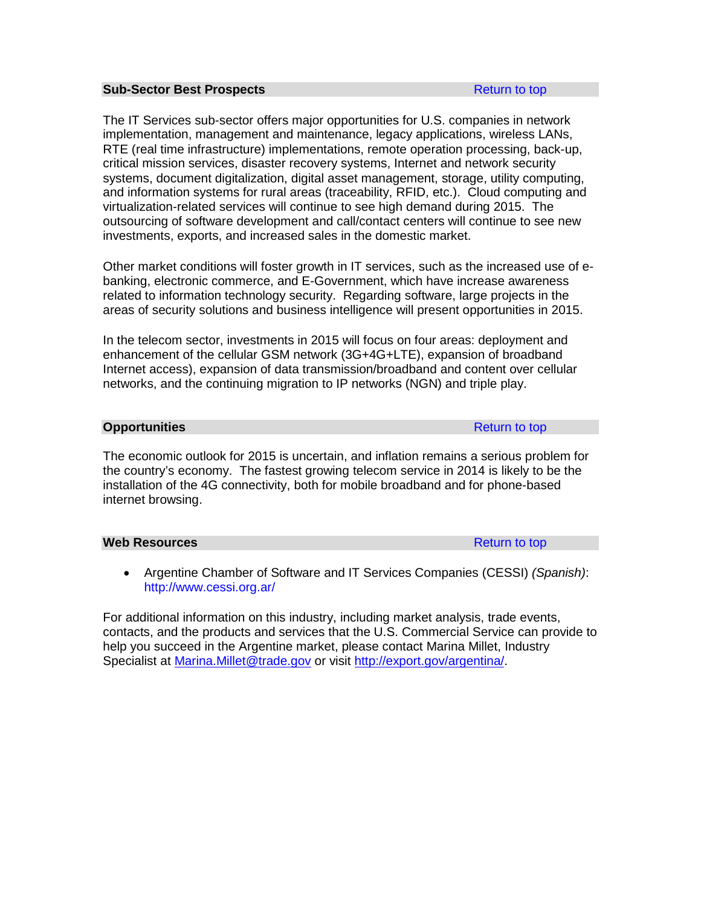## Sub-Sector Best Prospects

[Return to top]

The IT Services sub-sector offers major opportunities for U.S. companies in network implementation, management and maintenance, legacy applications, wireless LANs, RTE (real time infrastructure) implementations, remote operation processing, back-up, critical mission services, disaster recovery systems, Internet and network security systems, document digitalization, digital asset management, storage, utility computing, and information systems for rural areas (traceability, RFID, etc.). Cloud computing and virtualization-related services will continue to see high demand during 2015. The outsourcing of software development and call/contact centers will continue to see new investments, exports, and increased sales in the domestic market.

Other market conditions will foster growth in IT services, such as the increased use of e-banking, electronic commerce, and E-Government, which have increase awareness related to information technology security. Regarding software, large projects in the areas of security solutions and business intelligence will present opportunities in 2015.

In the telecom sector, investments in 2015 will focus on four areas: deployment and enhancement of the cellular GSM network (3G+4G+LTE), expansion of broadband Internet access), expansion of data transmission/broadband and content over cellular networks, and the continuing migration to IP networks (NGN) and triple play.

## Opportunities

[Return to top]

The economic outlook for 2015 is uncertain, and inflation remains a serious problem for the country's economy. The fastest growing telecom service in 2014 is likely to be the installation of the 4G connectivity, both for mobile broadband and for phone-based internet browsing.

## Web Resources

[Return to top]

- Argentine Chamber of Software and IT Services Companies (CESSI) *(Spanish)*: http://www.cessi.org.ar/

For additional information on this industry, including market analysis, trade events, contacts, and the products and services that the U.S. Commercial Service can provide to help you succeed in the Argentine market, please contact Marina Millet, Industry Specialist at Marina.Millet@trade.gov or visit http://export.gov/argentina/.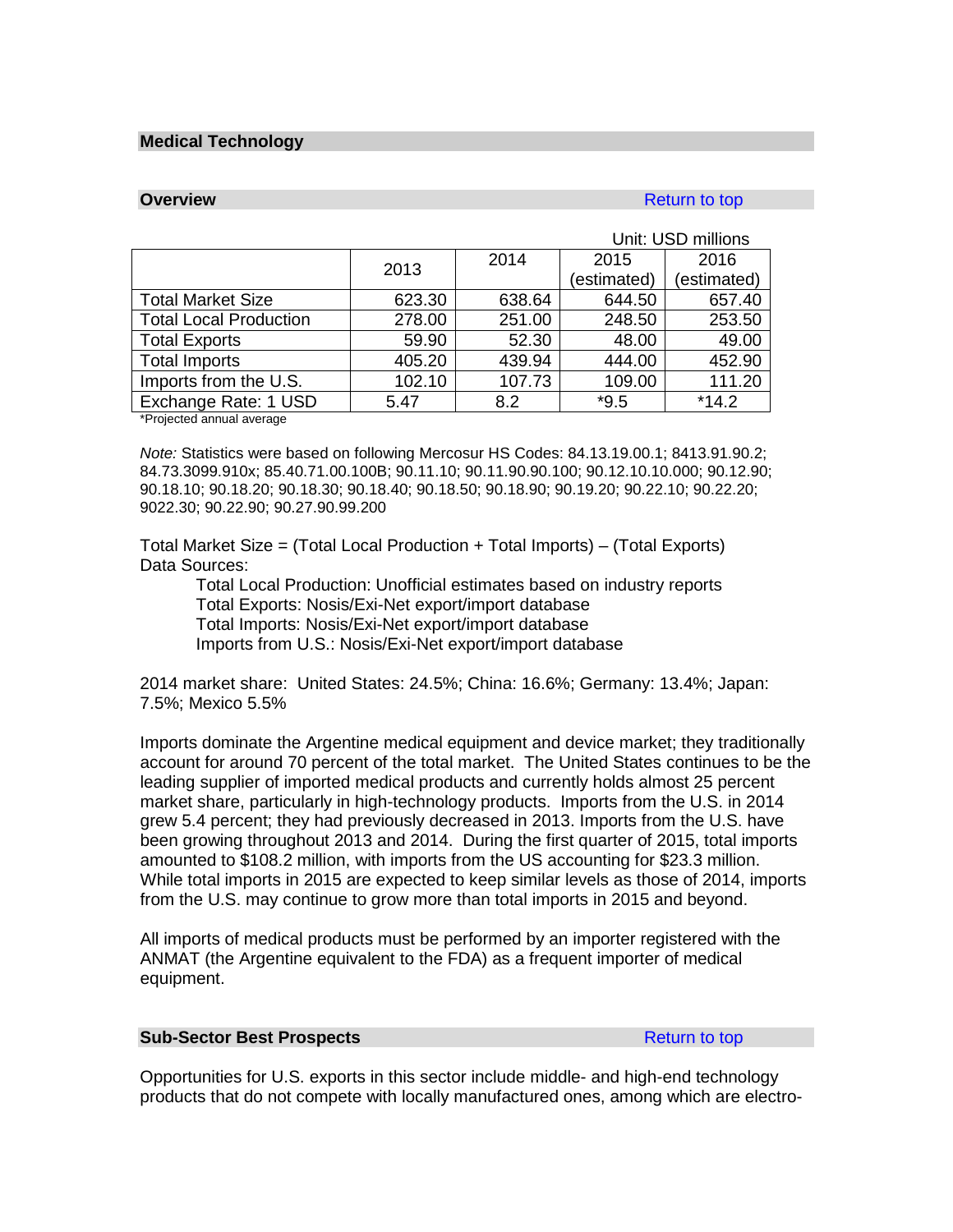## Medical Technology

### Overview

Return to top

Unit: USD millions

| | 2013 | 2014 | 2015 (estimated) | 2016 (estimated) |
|---|---|---|---|---|
| Total Market Size | 623.30 | 638.64 | 644.50 | 657.40 |
| Total Local Production | 278.00 | 251.00 | 248.50 | 253.50 |
| Total Exports | 59.90 | 52.30 | 48.00 | 49.00 |
| Total Imports | 405.20 | 439.94 | 444.00 | 452.90 |
| Imports from the U.S. | 102.10 | 107.73 | 109.00 | 111.20 |
| Exchange Rate: 1 USD | 5.47 | 8.2 | *9.5 | *14.2 |

*Projected annual average

*Note:* Statistics were based on following Mercosur HS Codes: 84.13.19.00.1; 8413.91.90.2; 84.73.3099.910x; 85.40.71.00.100B; 90.11.10; 90.11.90.90.100; 90.12.10.10.000; 90.12.90; 90.18.10; 90.18.20; 90.18.30; 90.18.40; 90.18.50; 90.18.90; 90.19.20; 90.22.10; 90.22.20; 9022.30; 90.22.90; 90.27.90.99.200

Total Market Size = (Total Local Production + Total Imports) – (Total Exports)
Data Sources:

Total Local Production: Unofficial estimates based on industry reports
Total Exports: Nosis/Exi-Net export/import database
Total Imports: Nosis/Exi-Net export/import database
Imports from U.S.: Nosis/Exi-Net export/import database

2014 market share: United States: 24.5%; China: 16.6%; Germany: 13.4%; Japan: 7.5%; Mexico 5.5%

Imports dominate the Argentine medical equipment and device market; they traditionally account for around 70 percent of the total market. The United States continues to be the leading supplier of imported medical products and currently holds almost 25 percent market share, particularly in high-technology products. Imports from the U.S. in 2014 grew 5.4 percent; they had previously decreased in 2013. Imports from the U.S. have been growing throughout 2013 and 2014. During the first quarter of 2015, total imports amounted to $108.2 million, with imports from the US accounting for $23.3 million. While total imports in 2015 are expected to keep similar levels as those of 2014, imports from the U.S. may continue to grow more than total imports in 2015 and beyond.

All imports of medical products must be performed by an importer registered with the ANMAT (the Argentine equivalent to the FDA) as a frequent importer of medical equipment.

### Sub-Sector Best Prospects

Return to top

Opportunities for U.S. exports in this sector include middle- and high-end technology products that do not compete with locally manufactured ones, among which are electro-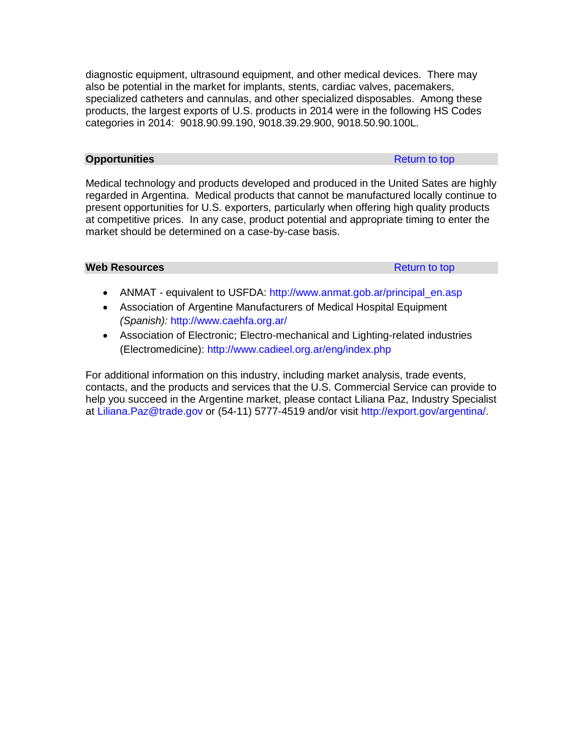diagnostic equipment, ultrasound equipment, and other medical devices. There may also be potential in the market for implants, stents, cardiac valves, pacemakers, specialized catheters and cannulas, and other specialized disposables. Among these products, the largest exports of U.S. products in 2014 were in the following HS Codes categories in 2014: 9018.90.99.190, 9018.39.29.900, 9018.50.90.100L.

## Opportunities

Return to top

Medical technology and products developed and produced in the United Sates are highly regarded in Argentina. Medical products that cannot be manufactured locally continue to present opportunities for U.S. exporters, particularly when offering high quality products at competitive prices. In any case, product potential and appropriate timing to enter the market should be determined on a case-by-case basis.

## Web Resources

Return to top

- ANMAT - equivalent to USFDA: http://www.anmat.gob.ar/principal_en.asp
- Association of Argentine Manufacturers of Medical Hospital Equipment *(Spanish):* http://www.caehfa.org.ar/
- Association of Electronic; Electro-mechanical and Lighting-related industries (Electromedicine): http://www.cadieel.org.ar/eng/index.php

For additional information on this industry, including market analysis, trade events, contacts, and the products and services that the U.S. Commercial Service can provide to help you succeed in the Argentine market, please contact Liliana Paz, Industry Specialist at Liliana.Paz@trade.gov or (54-11) 5777-4519 and/or visit http://export.gov/argentina/.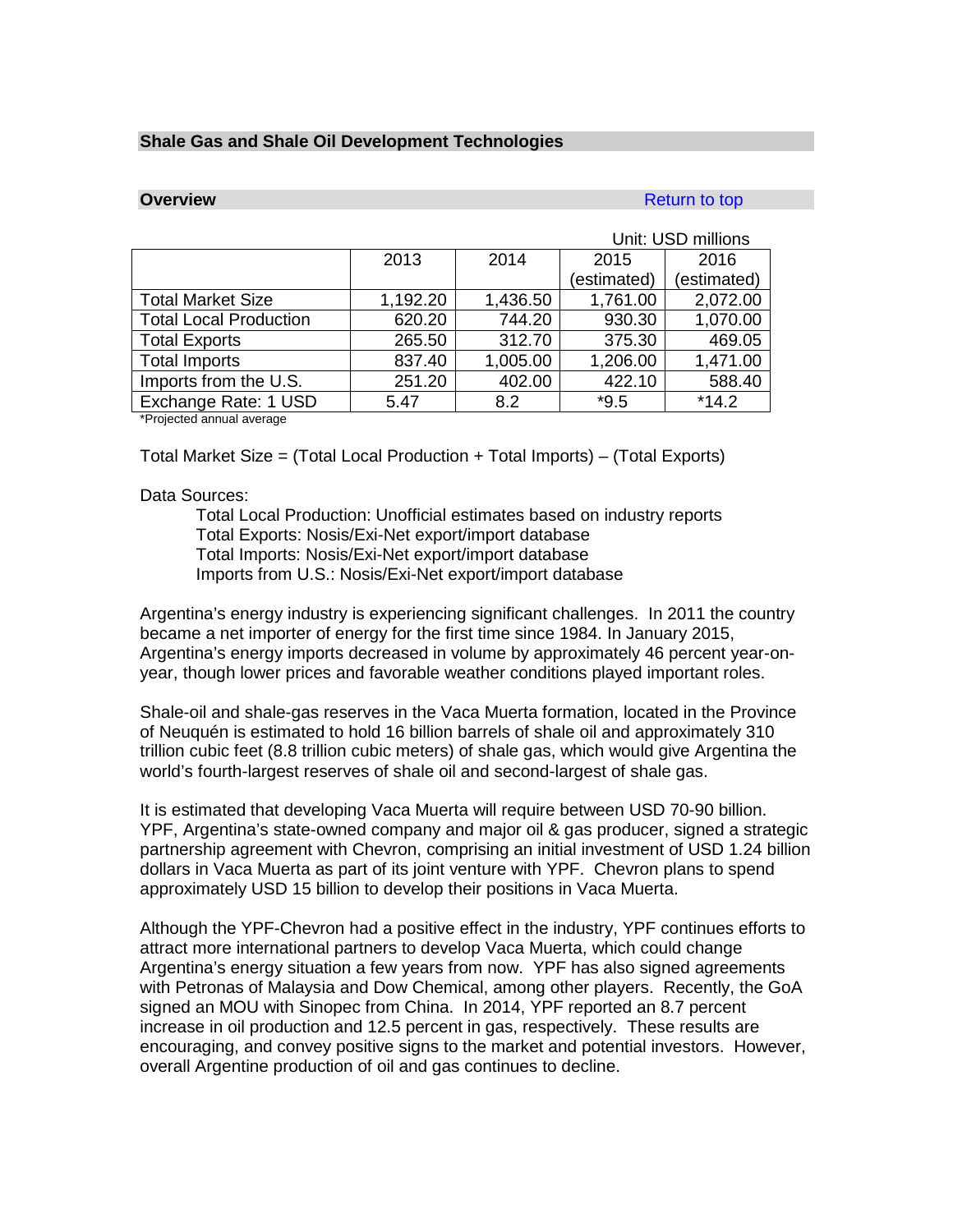## Shale Gas and Shale Oil Development Technologies

### Overview

Return to top

Unit: USD millions

| | 2013 | 2014 | 2015 (estimated) | 2016 (estimated) |
|---|---|---|---|---|
| Total Market Size | 1,192.20 | 1,436.50 | 1,761.00 | 2,072.00 |
| Total Local Production | 620.20 | 744.20 | 930.30 | 1,070.00 |
| Total Exports | 265.50 | 312.70 | 375.30 | 469.05 |
| Total Imports | 837.40 | 1,005.00 | 1,206.00 | 1,471.00 |
| Imports from the U.S. | 251.20 | 402.00 | 422.10 | 588.40 |
| Exchange Rate: 1 USD | 5.47 | 8.2 | *9.5 | *14.2 |

*Projected annual average

Total Market Size = (Total Local Production + Total Imports) – (Total Exports)

Data Sources:

- Total Local Production: Unofficial estimates based on industry reports
- Total Exports: Nosis/Exi-Net export/import database
- Total Imports: Nosis/Exi-Net export/import database
- Imports from U.S.: Nosis/Exi-Net export/import database

Argentina's energy industry is experiencing significant challenges. In 2011 the country became a net importer of energy for the first time since 1984. In January 2015, Argentina's energy imports decreased in volume by approximately 46 percent year-on-year, though lower prices and favorable weather conditions played important roles.

Shale-oil and shale-gas reserves in the Vaca Muerta formation, located in the Province of Neuquén is estimated to hold 16 billion barrels of shale oil and approximately 310 trillion cubic feet (8.8 trillion cubic meters) of shale gas, which would give Argentina the world's fourth-largest reserves of shale oil and second-largest of shale gas.

It is estimated that developing Vaca Muerta will require between USD 70-90 billion. YPF, Argentina's state-owned company and major oil & gas producer, signed a strategic partnership agreement with Chevron, comprising an initial investment of USD 1.24 billion dollars in Vaca Muerta as part of its joint venture with YPF. Chevron plans to spend approximately USD 15 billion to develop their positions in Vaca Muerta.

Although the YPF-Chevron had a positive effect in the industry, YPF continues efforts to attract more international partners to develop Vaca Muerta, which could change Argentina's energy situation a few years from now. YPF has also signed agreements with Petronas of Malaysia and Dow Chemical, among other players. Recently, the GoA signed an MOU with Sinopec from China. In 2014, YPF reported an 8.7 percent increase in oil production and 12.5 percent in gas, respectively. These results are encouraging, and convey positive signs to the market and potential investors. However, overall Argentine production of oil and gas continues to decline.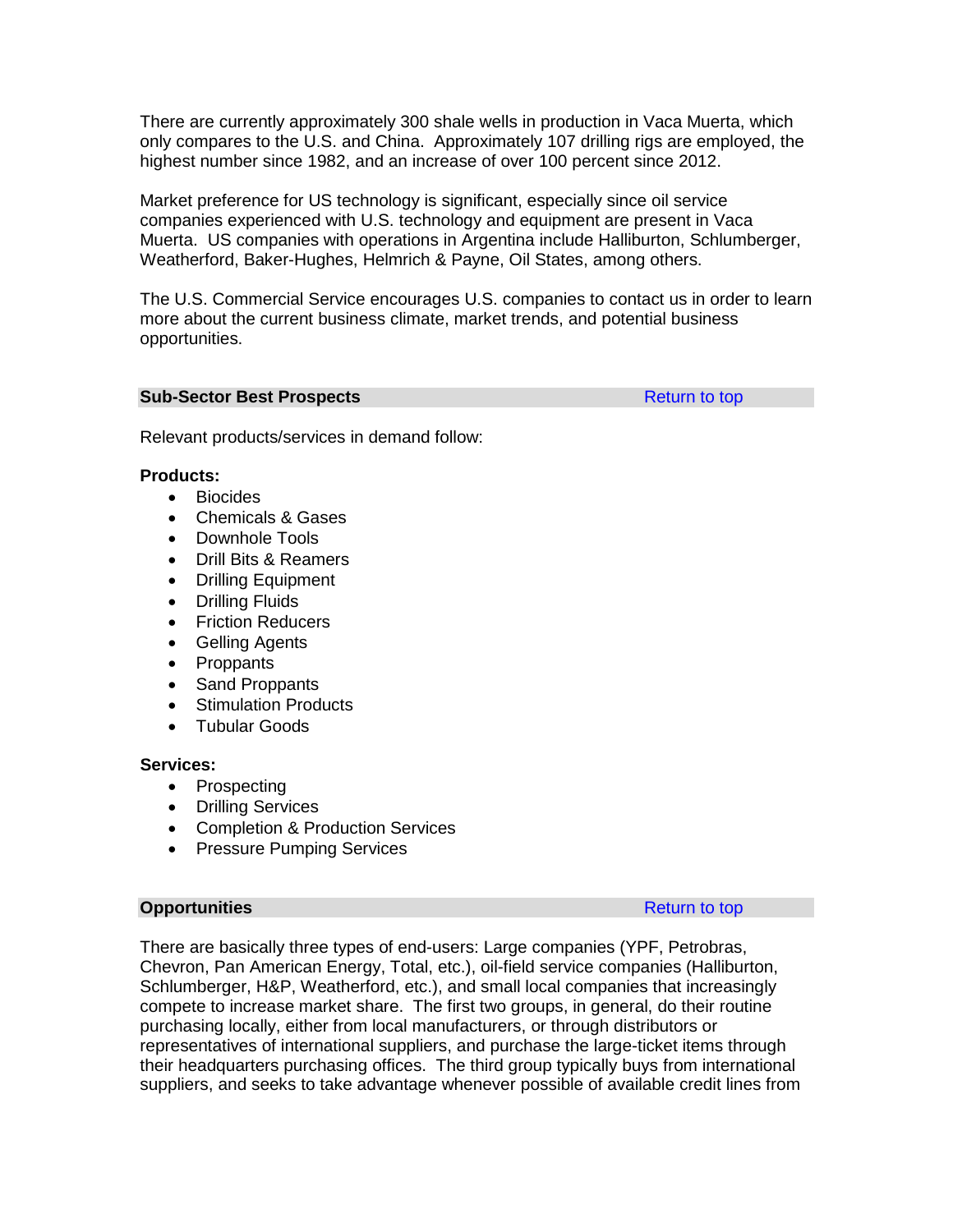There are currently approximately 300 shale wells in production in Vaca Muerta, which only compares to the U.S. and China. Approximately 107 drilling rigs are employed, the highest number since 1982, and an increase of over 100 percent since 2012.

Market preference for US technology is significant, especially since oil service companies experienced with U.S. technology and equipment are present in Vaca Muerta. US companies with operations in Argentina include Halliburton, Schlumberger, Weatherford, Baker-Hughes, Helmrich & Payne, Oil States, among others.

The U.S. Commercial Service encourages U.S. companies to contact us in order to learn more about the current business climate, market trends, and potential business opportunities.

## Sub-Sector Best Prospects

Return to top

Relevant products/services in demand follow:

**Products:**

- Biocides
- Chemicals & Gases
- Downhole Tools
- Drill Bits & Reamers
- Drilling Equipment
- Drilling Fluids
- Friction Reducers
- Gelling Agents
- Proppants
- Sand Proppants
- Stimulation Products
- Tubular Goods

**Services:**

- Prospecting
- Drilling Services
- Completion & Production Services
- Pressure Pumping Services

## Opportunities

Return to top

There are basically three types of end-users: Large companies (YPF, Petrobras, Chevron, Pan American Energy, Total, etc.), oil-field service companies (Halliburton, Schlumberger, H&P, Weatherford, etc.), and small local companies that increasingly compete to increase market share. The first two groups, in general, do their routine purchasing locally, either from local manufacturers, or through distributors or representatives of international suppliers, and purchase the large-ticket items through their headquarters purchasing offices. The third group typically buys from international suppliers, and seeks to take advantage whenever possible of available credit lines from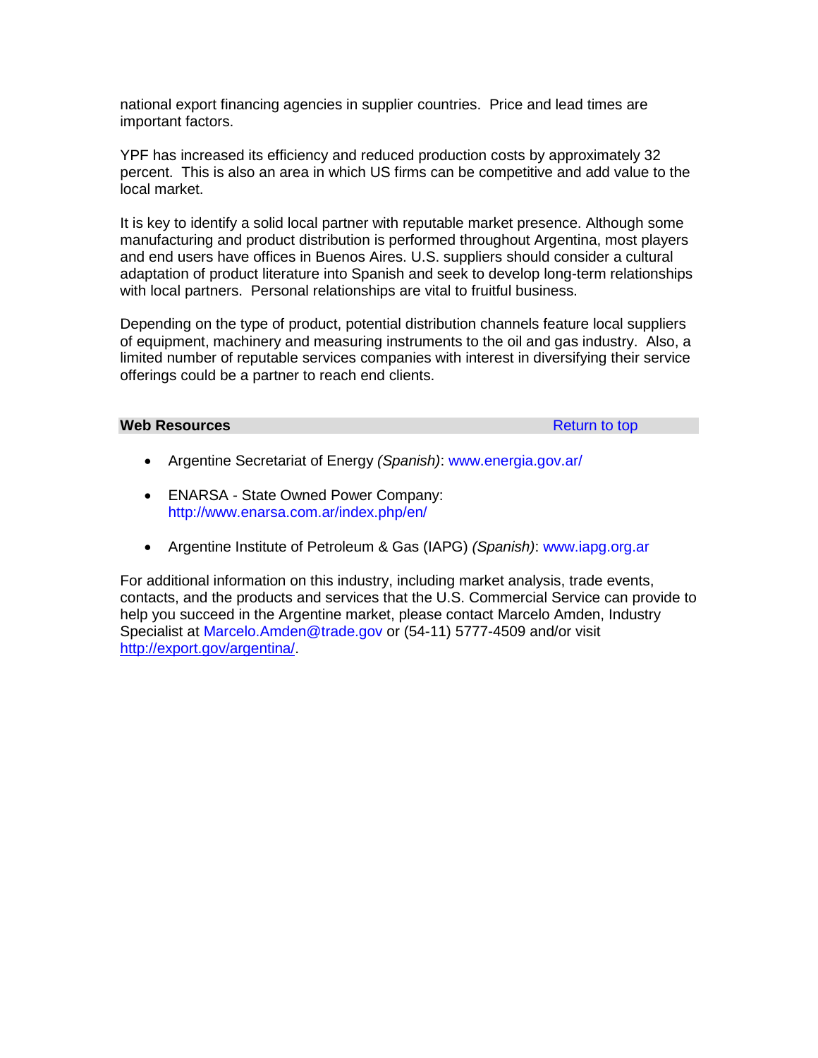national export financing agencies in supplier countries.  Price and lead times are important factors.

YPF has increased its efficiency and reduced production costs by approximately 32 percent.  This is also an area in which US firms can be competitive and add value to the local market.

It is key to identify a solid local partner with reputable market presence. Although some manufacturing and product distribution is performed throughout Argentina, most players and end users have offices in Buenos Aires. U.S. suppliers should consider a cultural adaptation of product literature into Spanish and seek to develop long-term relationships with local partners.  Personal relationships are vital to fruitful business.

Depending on the type of product, potential distribution channels feature local suppliers of equipment, machinery and measuring instruments to the oil and gas industry.  Also, a limited number of reputable services companies with interest in diversifying their service offerings could be a partner to reach end clients.

**Web Resources** Return to top

- Argentine Secretariat of Energy *(Spanish)*: www.energia.gov.ar/
- ENARSA - State Owned Power Company: http://www.enarsa.com.ar/index.php/en/
- Argentine Institute of Petroleum & Gas (IAPG) *(Spanish)*: www.iapg.org.ar

For additional information on this industry, including market analysis, trade events, contacts, and the products and services that the U.S. Commercial Service can provide to help you succeed in the Argentine market, please contact Marcelo Amden, Industry Specialist at Marcelo.Amden@trade.gov or (54-11) 5777-4509 and/or visit http://export.gov/argentina/.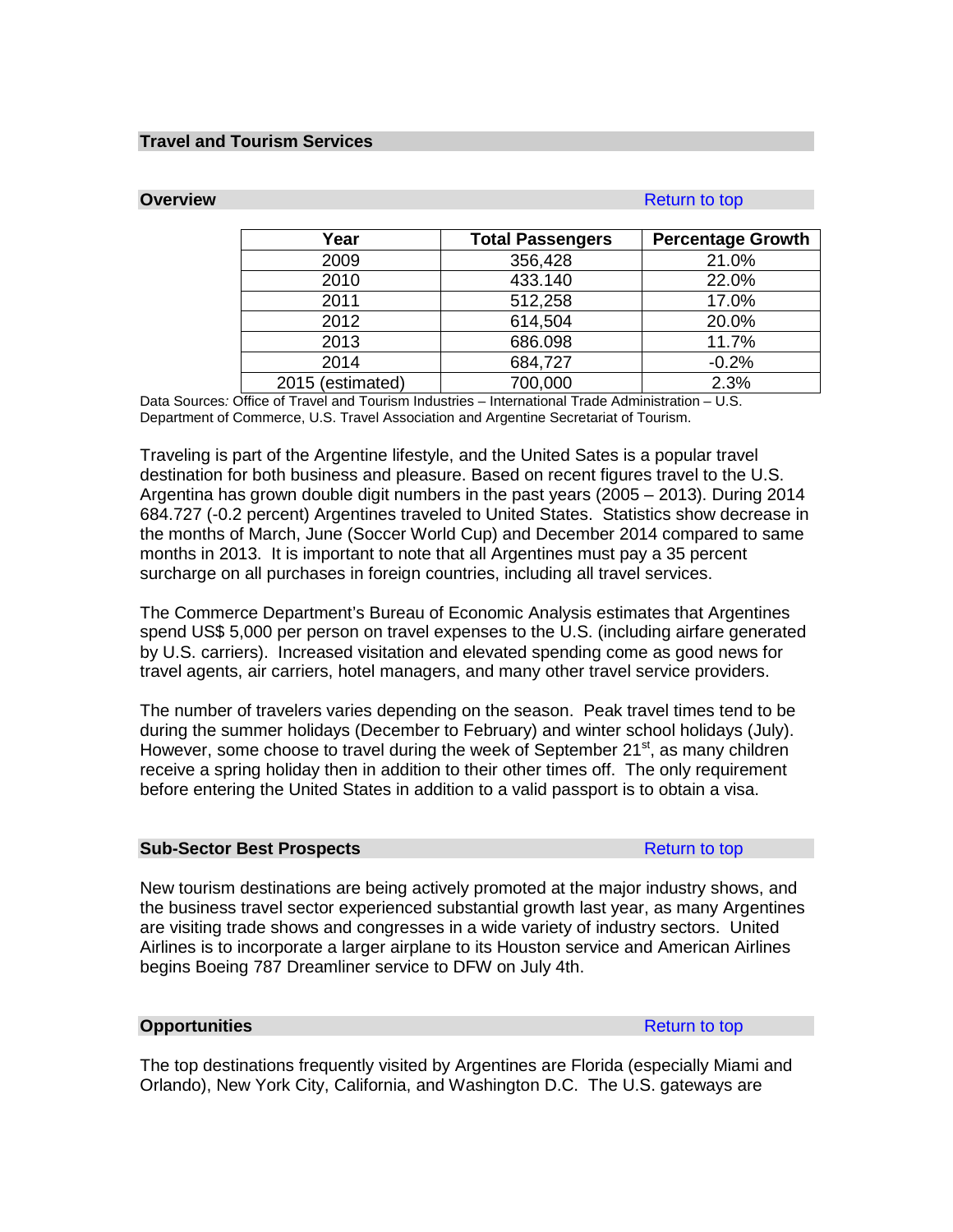## Travel and Tourism Services

### Overview

Return to top

| Year | Total Passengers | Percentage Growth |
|---|---|---|
| 2009 | 356,428 | 21.0% |
| 2010 | 433.140 | 22.0% |
| 2011 | 512,258 | 17.0% |
| 2012 | 614,504 | 20.0% |
| 2013 | 686.098 | 11.7% |
| 2014 | 684,727 | -0.2% |
| 2015 (estimated) | 700,000 | 2.3% |

Data Sources*:* Office of Travel and Tourism Industries – International Trade Administration – U.S. Department of Commerce, U.S. Travel Association and Argentine Secretariat of Tourism.

Traveling is part of the Argentine lifestyle, and the United Sates is a popular travel destination for both business and pleasure. Based on recent figures travel to the U.S. Argentina has grown double digit numbers in the past years (2005 – 2013). During 2014 684.727 (-0.2 percent) Argentines traveled to United States. Statistics show decrease in the months of March, June (Soccer World Cup) and December 2014 compared to same months in 2013. It is important to note that all Argentines must pay a 35 percent surcharge on all purchases in foreign countries, including all travel services.

The Commerce Department's Bureau of Economic Analysis estimates that Argentines spend US$ 5,000 per person on travel expenses to the U.S. (including airfare generated by U.S. carriers). Increased visitation and elevated spending come as good news for travel agents, air carriers, hotel managers, and many other travel service providers.

The number of travelers varies depending on the season. Peak travel times tend to be during the summer holidays (December to February) and winter school holidays (July). However, some choose to travel during the week of September 21st, as many children receive a spring holiday then in addition to their other times off. The only requirement before entering the United States in addition to a valid passport is to obtain a visa.

### Sub-Sector Best Prospects

Return to top

New tourism destinations are being actively promoted at the major industry shows, and the business travel sector experienced substantial growth last year, as many Argentines are visiting trade shows and congresses in a wide variety of industry sectors. United Airlines is to incorporate a larger airplane to its Houston service and American Airlines begins Boeing 787 Dreamliner service to DFW on July 4th.

### Opportunities

Return to top

The top destinations frequently visited by Argentines are Florida (especially Miami and Orlando), New York City, California, and Washington D.C. The U.S. gateways are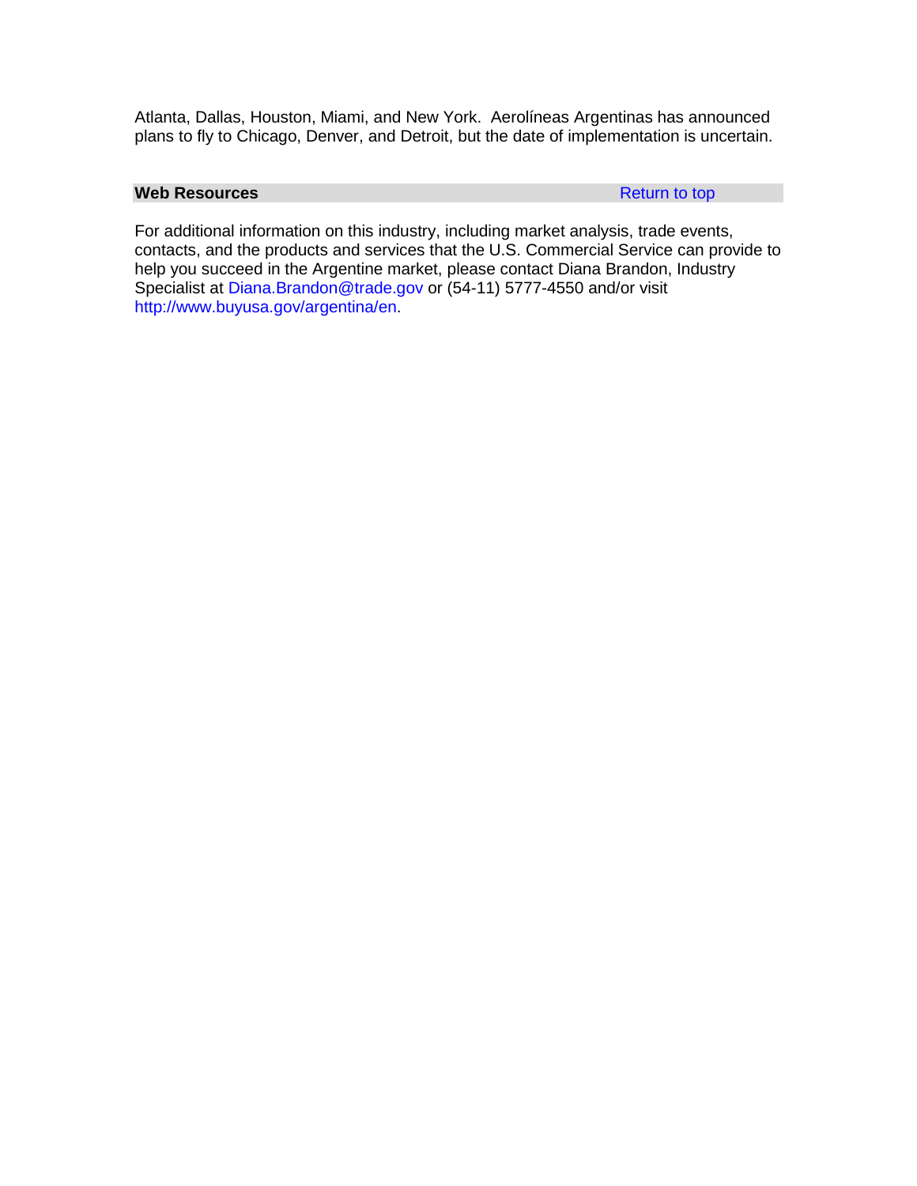Atlanta, Dallas, Houston, Miami, and New York. Aerolíneas Argentinas has announced plans to fly to Chicago, Denver, and Detroit, but the date of implementation is uncertain.

**Web Resources** Return to top

For additional information on this industry, including market analysis, trade events, contacts, and the products and services that the U.S. Commercial Service can provide to help you succeed in the Argentine market, please contact Diana Brandon, Industry Specialist at Diana.Brandon@trade.gov or (54-11) 5777-4550 and/or visit http://www.buyusa.gov/argentina/en.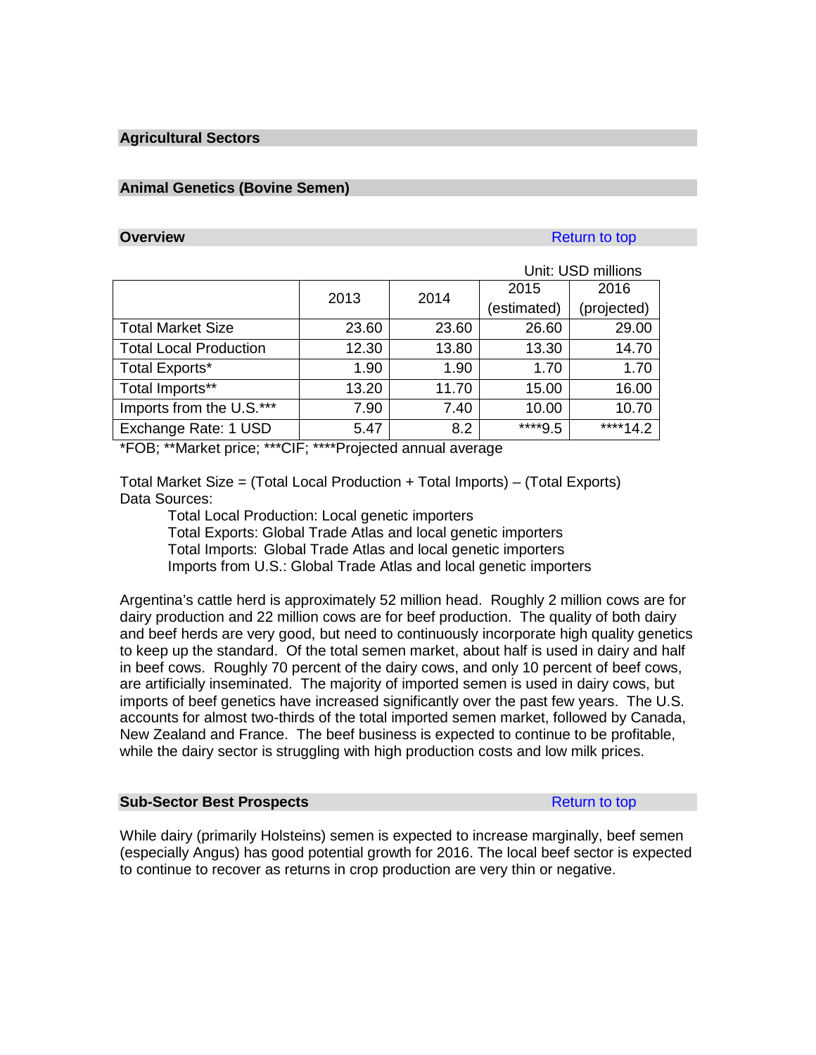## Agricultural Sectors

### Animal Genetics (Bovine Semen)

#### Overview

Return to top

Unit: USD millions

| | 2013 | 2014 | 2015 (estimated) | 2016 (projected) |
|---|---|---|---|---|
| Total Market Size | 23.60 | 23.60 | 26.60 | 29.00 |
| Total Local Production | 12.30 | 13.80 | 13.30 | 14.70 |
| Total Exports* | 1.90 | 1.90 | 1.70 | 1.70 |
| Total Imports** | 13.20 | 11.70 | 15.00 | 16.00 |
| Imports from the U.S.*** | 7.90 | 7.40 | 10.00 | 10.70 |
| Exchange Rate: 1 USD | 5.47 | 8.2 | ****9.5 | ****14.2 |

*FOB; **Market price; ***CIF; ****Projected annual average

Total Market Size = (Total Local Production + Total Imports) – (Total Exports)
Data Sources:

- Total Local Production: Local genetic importers
- Total Exports: Global Trade Atlas and local genetic importers
- Total Imports: Global Trade Atlas and local genetic importers
- Imports from U.S.: Global Trade Atlas and local genetic importers

Argentina's cattle herd is approximately 52 million head. Roughly 2 million cows are for dairy production and 22 million cows are for beef production. The quality of both dairy and beef herds are very good, but need to continuously incorporate high quality genetics to keep up the standard. Of the total semen market, about half is used in dairy and half in beef cows. Roughly 70 percent of the dairy cows, and only 10 percent of beef cows, are artificially inseminated. The majority of imported semen is used in dairy cows, but imports of beef genetics have increased significantly over the past few years. The U.S. accounts for almost two-thirds of the total imported semen market, followed by Canada, New Zealand and France. The beef business is expected to continue to be profitable, while the dairy sector is struggling with high production costs and low milk prices.

#### Sub-Sector Best Prospects

Return to top

While dairy (primarily Holsteins) semen is expected to increase marginally, beef semen (especially Angus) has good potential growth for 2016. The local beef sector is expected to continue to recover as returns in crop production are very thin or negative.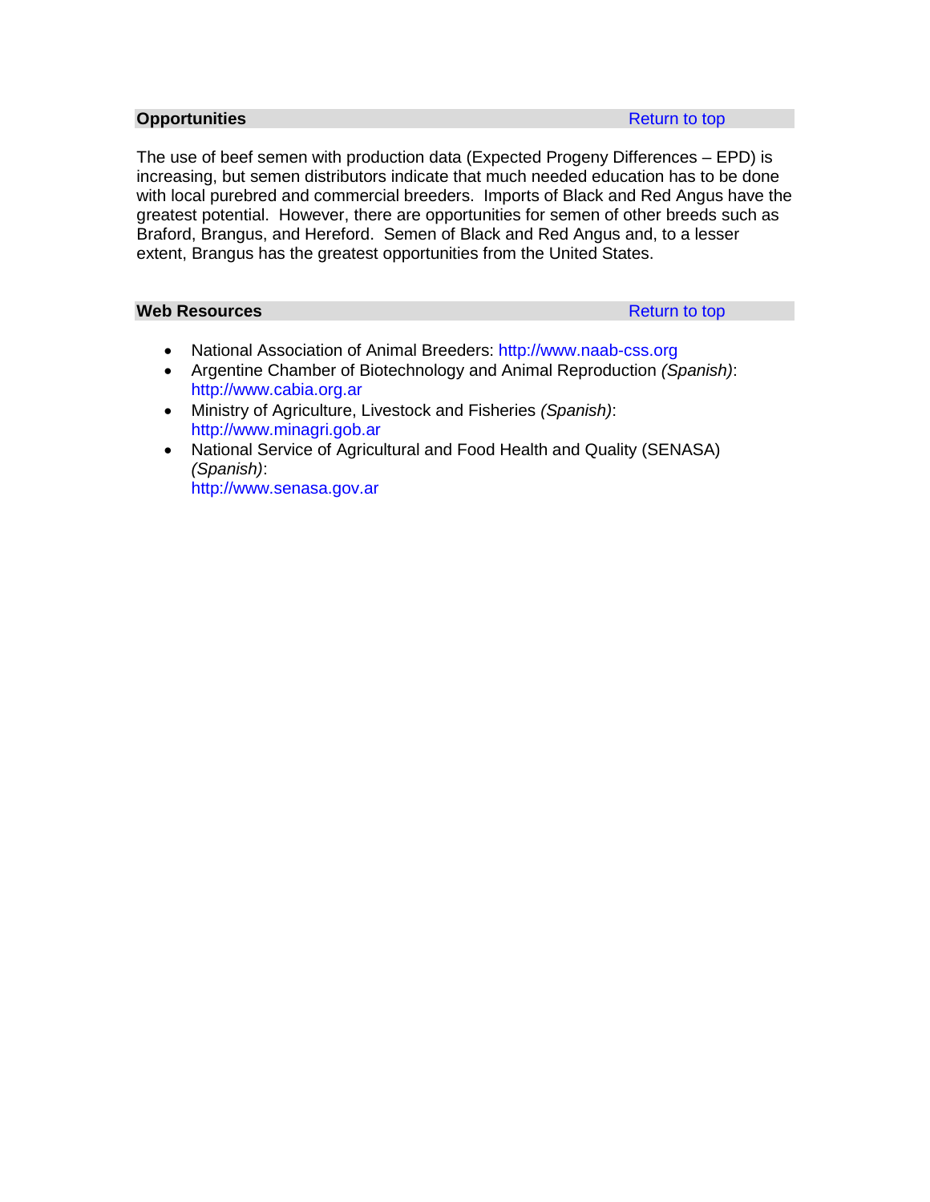## Opportunities

Return to top

The use of beef semen with production data (Expected Progeny Differences – EPD) is increasing, but semen distributors indicate that much needed education has to be done with local purebred and commercial breeders. Imports of Black and Red Angus have the greatest potential. However, there are opportunities for semen of other breeds such as Braford, Brangus, and Hereford. Semen of Black and Red Angus and, to a lesser extent, Brangus has the greatest opportunities from the United States.

## Web Resources

Return to top

- National Association of Animal Breeders: http://www.naab-css.org
- Argentine Chamber of Biotechnology and Animal Reproduction *(Spanish)*: http://www.cabia.org.ar
- Ministry of Agriculture, Livestock and Fisheries *(Spanish)*: http://www.minagri.gob.ar
- National Service of Agricultural and Food Health and Quality (SENASA) *(Spanish)*: http://www.senasa.gov.ar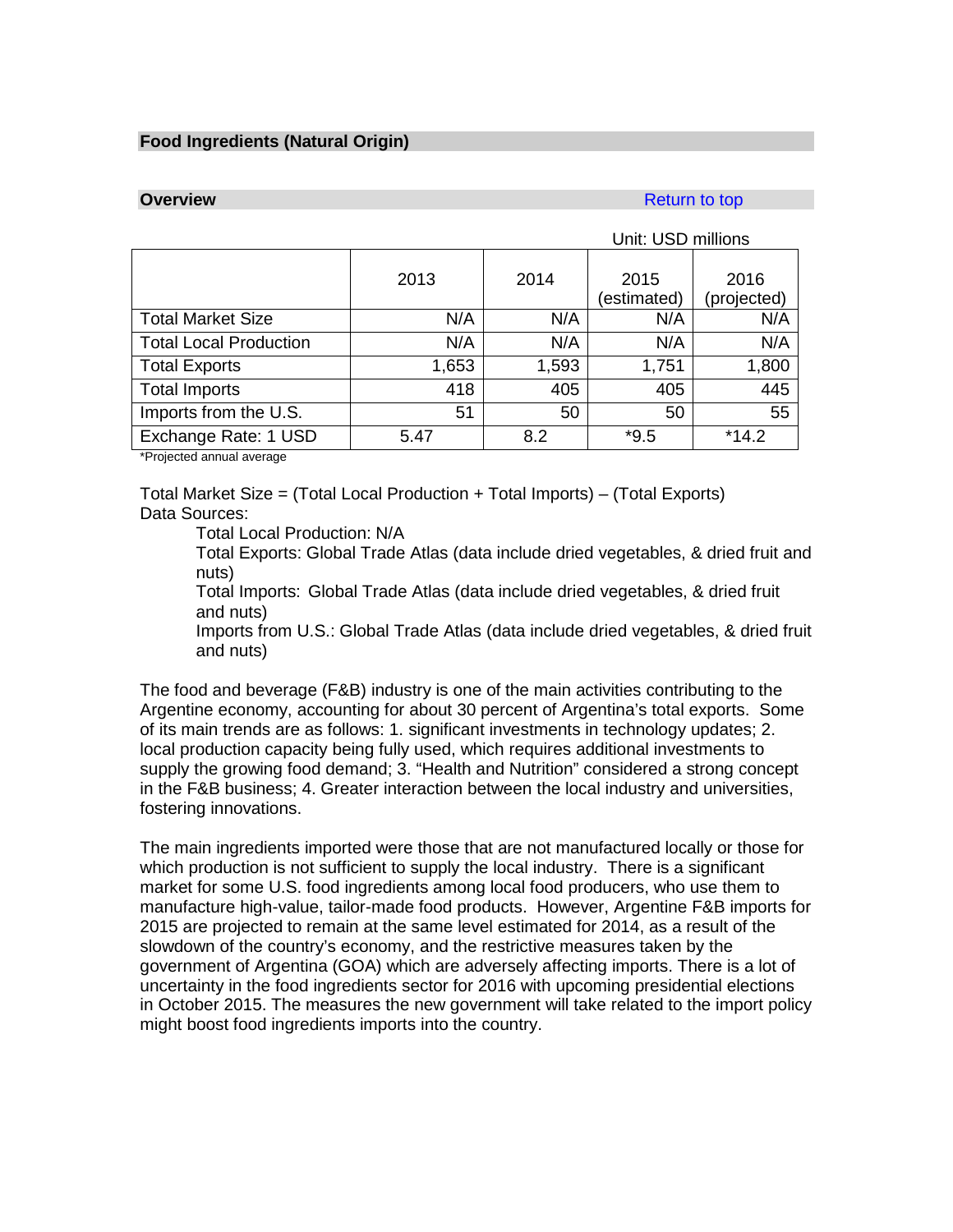## Food Ingredients (Natural Origin)

### Overview

Return to top

Unit: USD millions

| | 2013 | 2014 | 2015 (estimated) | 2016 (projected) |
|---|---|---|---|---|
| Total Market Size | N/A | N/A | N/A | N/A |
| Total Local Production | N/A | N/A | N/A | N/A |
| Total Exports | 1,653 | 1,593 | 1,751 | 1,800 |
| Total Imports | 418 | 405 | 405 | 445 |
| Imports from the U.S. | 51 | 50 | 50 | 55 |
| Exchange Rate: 1 USD | 5.47 | 8.2 | *9.5 | *14.2 |

*Projected annual average

Total Market Size = (Total Local Production + Total Imports) – (Total Exports)
Data Sources:

- Total Local Production: N/A
- Total Exports: Global Trade Atlas (data include dried vegetables, & dried fruit and nuts)
- Total Imports: Global Trade Atlas (data include dried vegetables, & dried fruit and nuts)
- Imports from U.S.: Global Trade Atlas (data include dried vegetables, & dried fruit and nuts)

The food and beverage (F&B) industry is one of the main activities contributing to the Argentine economy, accounting for about 30 percent of Argentina's total exports. Some of its main trends are as follows: 1. significant investments in technology updates; 2. local production capacity being fully used, which requires additional investments to supply the growing food demand; 3. "Health and Nutrition" considered a strong concept in the F&B business; 4. Greater interaction between the local industry and universities, fostering innovations.

The main ingredients imported were those that are not manufactured locally or those for which production is not sufficient to supply the local industry. There is a significant market for some U.S. food ingredients among local food producers, who use them to manufacture high-value, tailor-made food products. However, Argentine F&B imports for 2015 are projected to remain at the same level estimated for 2014, as a result of the slowdown of the country's economy, and the restrictive measures taken by the government of Argentina (GOA) which are adversely affecting imports. There is a lot of uncertainty in the food ingredients sector for 2016 with upcoming presidential elections in October 2015. The measures the new government will take related to the import policy might boost food ingredients imports into the country.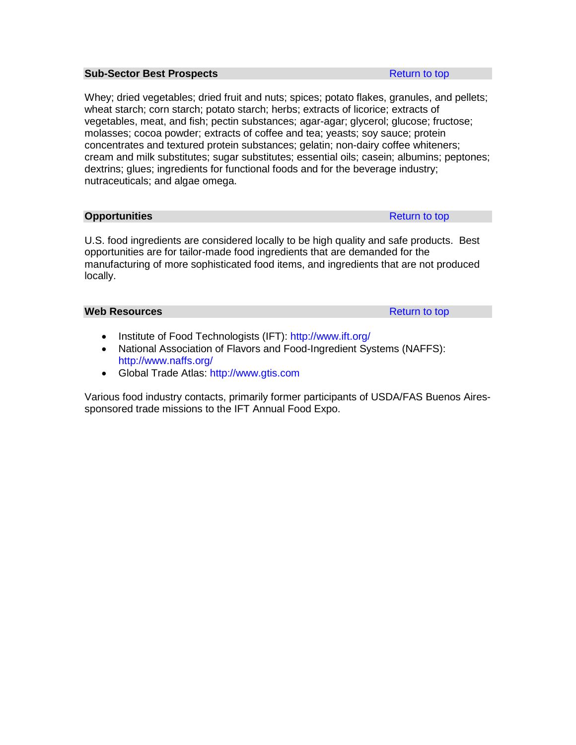### Sub-Sector Best Prospects

[Return to top]

Whey; dried vegetables; dried fruit and nuts; spices; potato flakes, granules, and pellets; wheat starch; corn starch; potato starch; herbs; extracts of licorice; extracts of vegetables, meat, and fish; pectin substances; agar-agar; glycerol; glucose; fructose; molasses; cocoa powder; extracts of coffee and tea; yeasts; soy sauce; protein concentrates and textured protein substances; gelatin; non-dairy coffee whiteners; cream and milk substitutes; sugar substitutes; essential oils; casein; albumins; peptones; dextrins; glues; ingredients for functional foods and for the beverage industry; nutraceuticals; and algae omega.

### Opportunities

[Return to top]

U.S. food ingredients are considered locally to be high quality and safe products. Best opportunities are for tailor-made food ingredients that are demanded for the manufacturing of more sophisticated food items, and ingredients that are not produced locally.

### Web Resources

[Return to top]

- Institute of Food Technologists (IFT): http://www.ift.org/
- National Association of Flavors and Food-Ingredient Systems (NAFFS): http://www.naffs.org/
- Global Trade Atlas: http://www.gtis.com

Various food industry contacts, primarily former participants of USDA/FAS Buenos Aires-sponsored trade missions to the IFT Annual Food Expo.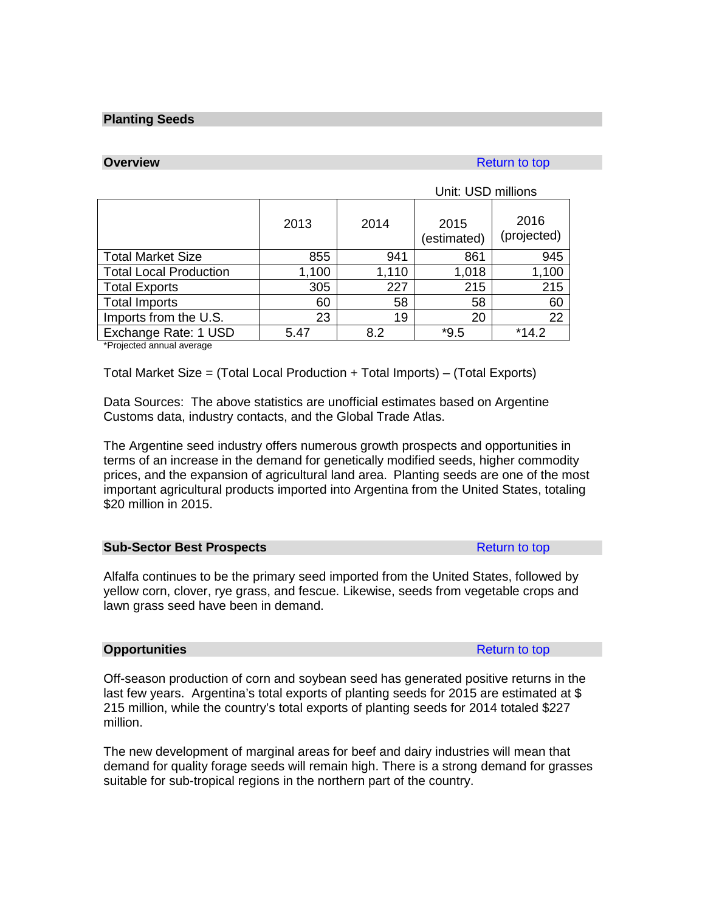## Planting Seeds

### Overview

Return to top

Unit: USD millions

| | 2013 | 2014 | 2015 (estimated) | 2016 (projected) |
|---|---|---|---|---|
| Total Market Size | 855 | 941 | 861 | 945 |
| Total Local Production | 1,100 | 1,110 | 1,018 | 1,100 |
| Total Exports | 305 | 227 | 215 | 215 |
| Total Imports | 60 | 58 | 58 | 60 |
| Imports from the U.S. | 23 | 19 | 20 | 22 |
| Exchange Rate: 1 USD | 5.47 | 8.2 | *9.5 | *14.2 |

*Projected annual average

Total Market Size = (Total Local Production + Total Imports) – (Total Exports)

Data Sources: The above statistics are unofficial estimates based on Argentine Customs data, industry contacts, and the Global Trade Atlas.

The Argentine seed industry offers numerous growth prospects and opportunities in terms of an increase in the demand for genetically modified seeds, higher commodity prices, and the expansion of agricultural land area. Planting seeds are one of the most important agricultural products imported into Argentina from the United States, totaling $20 million in 2015.

### Sub-Sector Best Prospects

Return to top

Alfalfa continues to be the primary seed imported from the United States, followed by yellow corn, clover, rye grass, and fescue. Likewise, seeds from vegetable crops and lawn grass seed have been in demand.

### Opportunities

Return to top

Off-season production of corn and soybean seed has generated positive returns in the last few years. Argentina's total exports of planting seeds for 2015 are estimated at $ 215 million, while the country's total exports of planting seeds for 2014 totaled $227 million.

The new development of marginal areas for beef and dairy industries will mean that demand for quality forage seeds will remain high. There is a strong demand for grasses suitable for sub-tropical regions in the northern part of the country.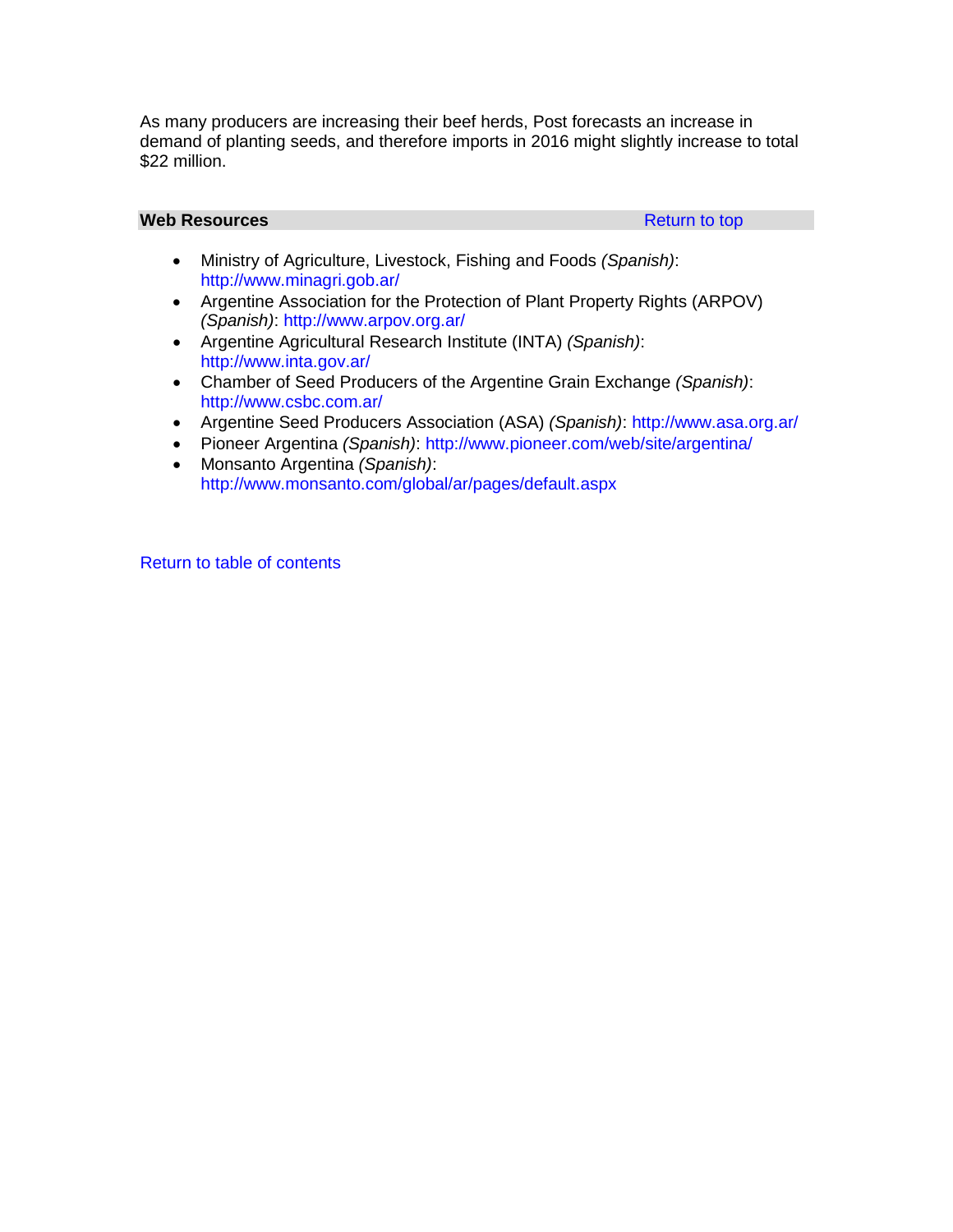As many producers are increasing their beef herds, Post forecasts an increase in demand of planting seeds, and therefore imports in 2016 might slightly increase to total $22 million.

## Web Resources

Return to top

- Ministry of Agriculture, Livestock, Fishing and Foods *(Spanish)*: http://www.minagri.gob.ar/
- Argentine Association for the Protection of Plant Property Rights (ARPOV) *(Spanish)*: http://www.arpov.org.ar/
- Argentine Agricultural Research Institute (INTA) *(Spanish)*: http://www.inta.gov.ar/
- Chamber of Seed Producers of the Argentine Grain Exchange *(Spanish)*: http://www.csbc.com.ar/
- Argentine Seed Producers Association (ASA) *(Spanish)*: http://www.asa.org.ar/
- Pioneer Argentina *(Spanish)*: http://www.pioneer.com/web/site/argentina/
- Monsanto Argentina *(Spanish)*: http://www.monsanto.com/global/ar/pages/default.aspx

Return to table of contents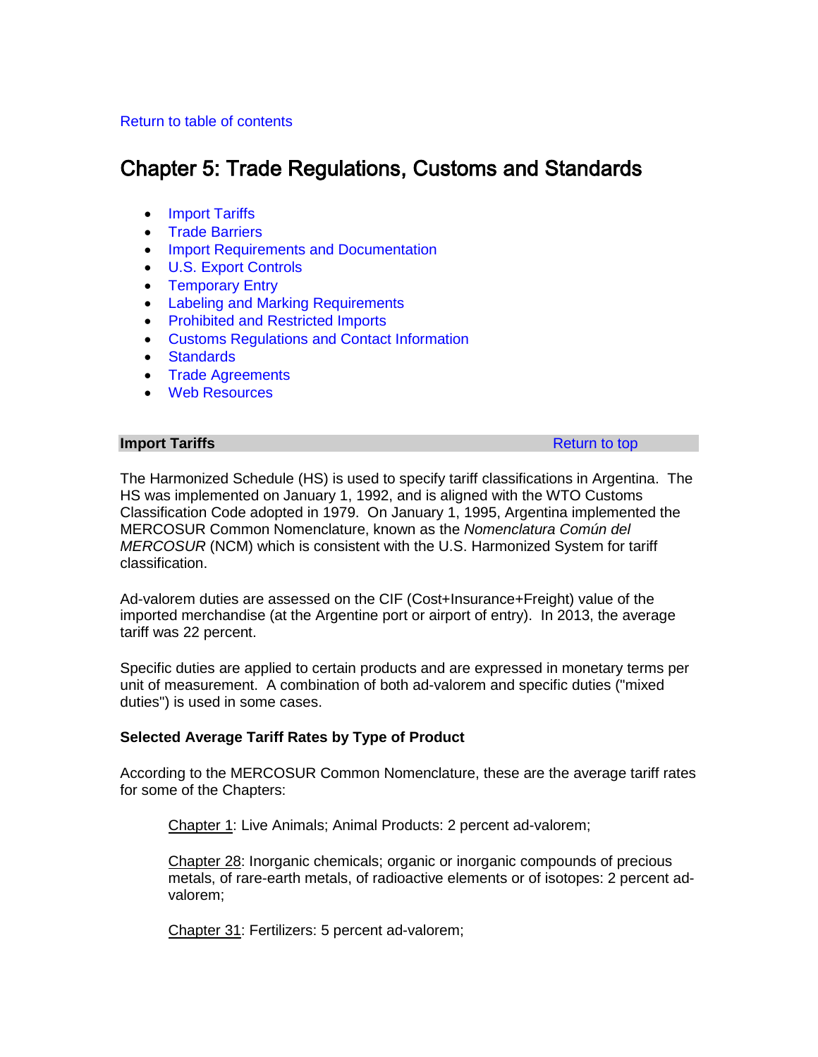Return to table of contents

# Chapter 5: Trade Regulations, Customs and Standards

- Import Tariffs
- Trade Barriers
- Import Requirements and Documentation
- U.S. Export Controls
- Temporary Entry
- Labeling and Marking Requirements
- Prohibited and Restricted Imports
- Customs Regulations and Contact Information
- Standards
- Trade Agreements
- Web Resources

## Import Tariffs

Return to top

The Harmonized Schedule (HS) is used to specify tariff classifications in Argentina. The HS was implemented on January 1, 1992, and is aligned with the WTO Customs Classification Code adopted in 1979. On January 1, 1995, Argentina implemented the MERCOSUR Common Nomenclature, known as the *Nomenclatura Común del MERCOSUR* (NCM) which is consistent with the U.S. Harmonized System for tariff classification.

Ad-valorem duties are assessed on the CIF (Cost+Insurance+Freight) value of the imported merchandise (at the Argentine port or airport of entry). In 2013, the average tariff was 22 percent.

Specific duties are applied to certain products and are expressed in monetary terms per unit of measurement. A combination of both ad-valorem and specific duties ("mixed duties") is used in some cases.

**Selected Average Tariff Rates by Type of Product**

According to the MERCOSUR Common Nomenclature, these are the average tariff rates for some of the Chapters:

Chapter 1: Live Animals; Animal Products: 2 percent ad-valorem;

Chapter 28: Inorganic chemicals; organic or inorganic compounds of precious metals, of rare-earth metals, of radioactive elements or of isotopes: 2 percent ad-valorem;

Chapter 31: Fertilizers: 5 percent ad-valorem;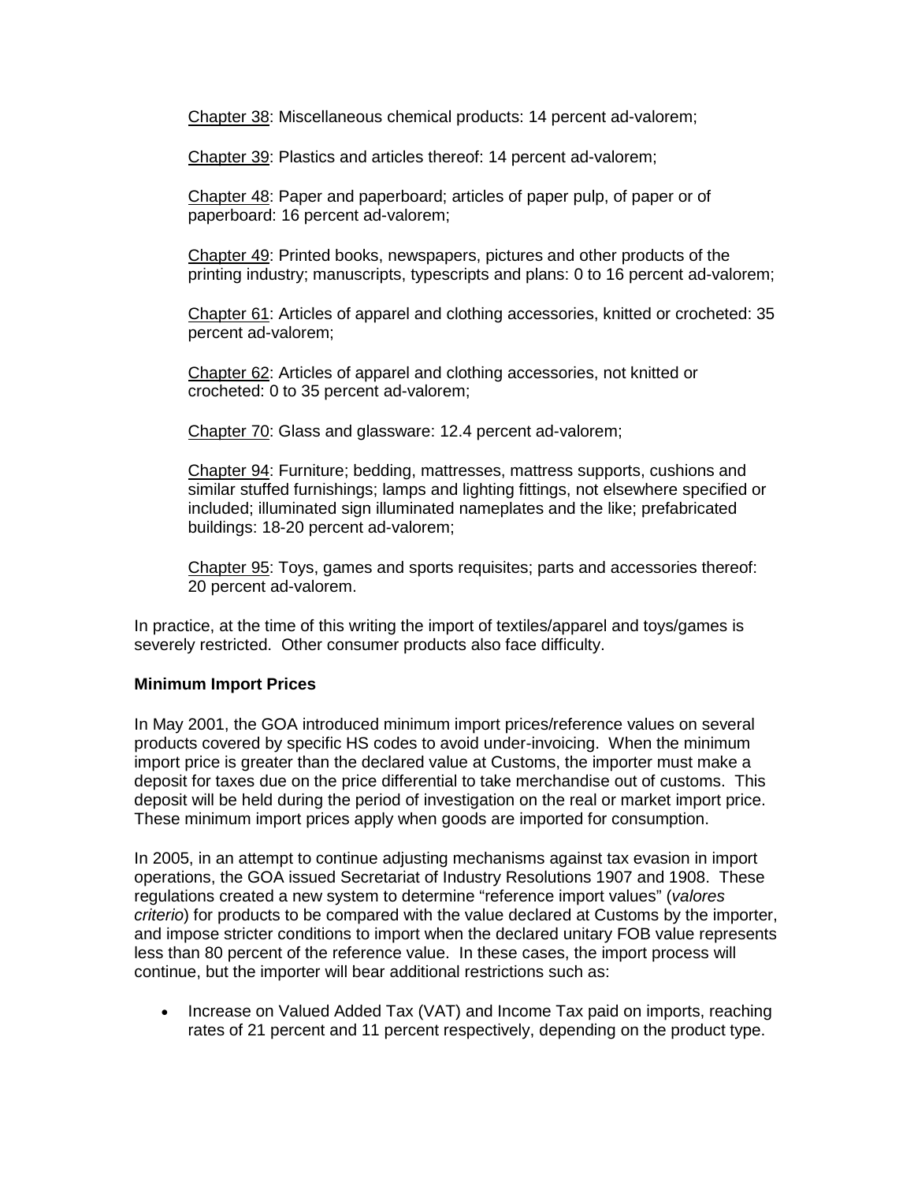Chapter 38: Miscellaneous chemical products: 14 percent ad-valorem;

Chapter 39: Plastics and articles thereof: 14 percent ad-valorem;

Chapter 48: Paper and paperboard; articles of paper pulp, of paper or of paperboard: 16 percent ad-valorem;

Chapter 49: Printed books, newspapers, pictures and other products of the printing industry; manuscripts, typescripts and plans: 0 to 16 percent ad-valorem;

Chapter 61: Articles of apparel and clothing accessories, knitted or crocheted: 35 percent ad-valorem;

Chapter 62: Articles of apparel and clothing accessories, not knitted or crocheted: 0 to 35 percent ad-valorem;

Chapter 70: Glass and glassware: 12.4 percent ad-valorem;

Chapter 94: Furniture; bedding, mattresses, mattress supports, cushions and similar stuffed furnishings; lamps and lighting fittings, not elsewhere specified or included; illuminated sign illuminated nameplates and the like; prefabricated buildings: 18-20 percent ad-valorem;

Chapter 95: Toys, games and sports requisites; parts and accessories thereof: 20 percent ad-valorem.

In practice, at the time of this writing the import of textiles/apparel and toys/games is severely restricted. Other consumer products also face difficulty.

**Minimum Import Prices**

In May 2001, the GOA introduced minimum import prices/reference values on several products covered by specific HS codes to avoid under-invoicing. When the minimum import price is greater than the declared value at Customs, the importer must make a deposit for taxes due on the price differential to take merchandise out of customs. This deposit will be held during the period of investigation on the real or market import price. These minimum import prices apply when goods are imported for consumption.

In 2005, in an attempt to continue adjusting mechanisms against tax evasion in import operations, the GOA issued Secretariat of Industry Resolutions 1907 and 1908. These regulations created a new system to determine "reference import values" (*valores criterio*) for products to be compared with the value declared at Customs by the importer, and impose stricter conditions to import when the declared unitary FOB value represents less than 80 percent of the reference value. In these cases, the import process will continue, but the importer will bear additional restrictions such as:

- Increase on Valued Added Tax (VAT) and Income Tax paid on imports, reaching rates of 21 percent and 11 percent respectively, depending on the product type.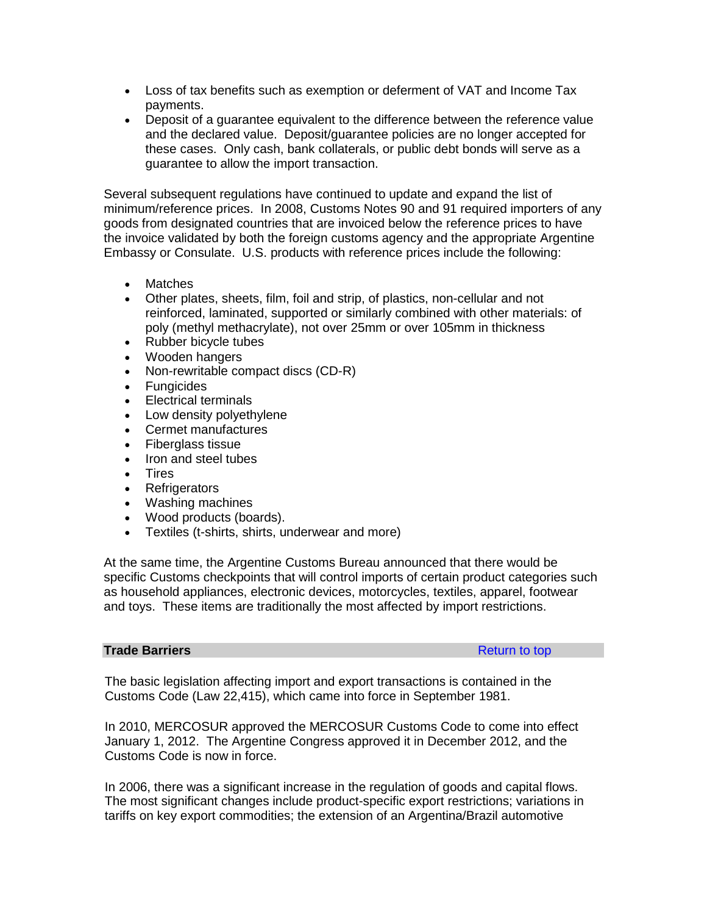- Loss of tax benefits such as exemption or deferment of VAT and Income Tax payments.
- Deposit of a guarantee equivalent to the difference between the reference value and the declared value. Deposit/guarantee policies are no longer accepted for these cases. Only cash, bank collaterals, or public debt bonds will serve as a guarantee to allow the import transaction.

Several subsequent regulations have continued to update and expand the list of minimum/reference prices. In 2008, Customs Notes 90 and 91 required importers of any goods from designated countries that are invoiced below the reference prices to have the invoice validated by both the foreign customs agency and the appropriate Argentine Embassy or Consulate. U.S. products with reference prices include the following:

- Matches
- Other plates, sheets, film, foil and strip, of plastics, non-cellular and not reinforced, laminated, supported or similarly combined with other materials: of poly (methyl methacrylate), not over 25mm or over 105mm in thickness
- Rubber bicycle tubes
- Wooden hangers
- Non-rewritable compact discs (CD-R)
- Fungicides
- Electrical terminals
- Low density polyethylene
- Cermet manufactures
- Fiberglass tissue
- Iron and steel tubes
- Tires
- Refrigerators
- Washing machines
- Wood products (boards).
- Textiles (t-shirts, shirts, underwear and more)

At the same time, the Argentine Customs Bureau announced that there would be specific Customs checkpoints that will control imports of certain product categories such as household appliances, electronic devices, motorcycles, textiles, apparel, footwear and toys. These items are traditionally the most affected by import restrictions.

## Trade Barriers

Return to top

The basic legislation affecting import and export transactions is contained in the Customs Code (Law 22,415), which came into force in September 1981.

In 2010, MERCOSUR approved the MERCOSUR Customs Code to come into effect January 1, 2012. The Argentine Congress approved it in December 2012, and the Customs Code is now in force.

In 2006, there was a significant increase in the regulation of goods and capital flows. The most significant changes include product-specific export restrictions; variations in tariffs on key export commodities; the extension of an Argentina/Brazil automotive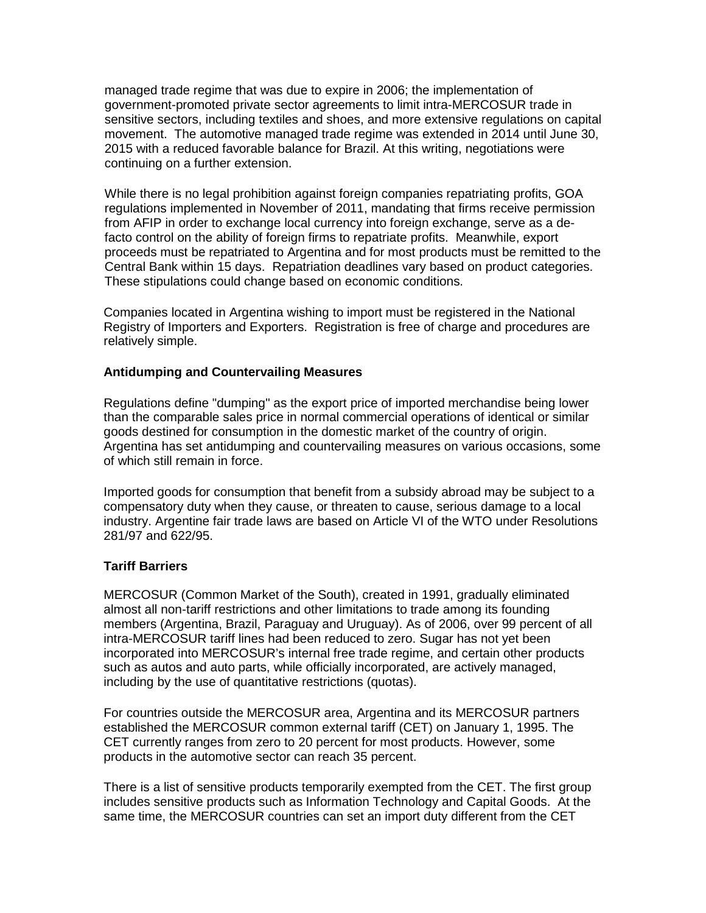managed trade regime that was due to expire in 2006; the implementation of government-promoted private sector agreements to limit intra-MERCOSUR trade in sensitive sectors, including textiles and shoes, and more extensive regulations on capital movement. The automotive managed trade regime was extended in 2014 until June 30, 2015 with a reduced favorable balance for Brazil. At this writing, negotiations were continuing on a further extension.

While there is no legal prohibition against foreign companies repatriating profits, GOA regulations implemented in November of 2011, mandating that firms receive permission from AFIP in order to exchange local currency into foreign exchange, serve as a de-facto control on the ability of foreign firms to repatriate profits. Meanwhile, export proceeds must be repatriated to Argentina and for most products must be remitted to the Central Bank within 15 days. Repatriation deadlines vary based on product categories. These stipulations could change based on economic conditions.

Companies located in Argentina wishing to import must be registered in the National Registry of Importers and Exporters. Registration is free of charge and procedures are relatively simple.

**Antidumping and Countervailing Measures**

Regulations define "dumping" as the export price of imported merchandise being lower than the comparable sales price in normal commercial operations of identical or similar goods destined for consumption in the domestic market of the country of origin. Argentina has set antidumping and countervailing measures on various occasions, some of which still remain in force.

Imported goods for consumption that benefit from a subsidy abroad may be subject to a compensatory duty when they cause, or threaten to cause, serious damage to a local industry. Argentine fair trade laws are based on Article VI of the WTO under Resolutions 281/97 and 622/95.

**Tariff Barriers**

MERCOSUR (Common Market of the South), created in 1991, gradually eliminated almost all non-tariff restrictions and other limitations to trade among its founding members (Argentina, Brazil, Paraguay and Uruguay). As of 2006, over 99 percent of all intra-MERCOSUR tariff lines had been reduced to zero. Sugar has not yet been incorporated into MERCOSUR's internal free trade regime, and certain other products such as autos and auto parts, while officially incorporated, are actively managed, including by the use of quantitative restrictions (quotas).

For countries outside the MERCOSUR area, Argentina and its MERCOSUR partners established the MERCOSUR common external tariff (CET) on January 1, 1995. The CET currently ranges from zero to 20 percent for most products. However, some products in the automotive sector can reach 35 percent.

There is a list of sensitive products temporarily exempted from the CET. The first group includes sensitive products such as Information Technology and Capital Goods. At the same time, the MERCOSUR countries can set an import duty different from the CET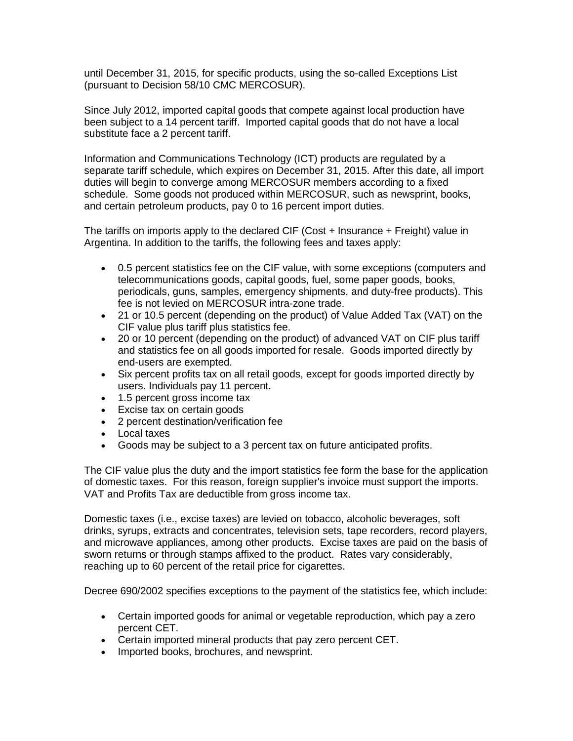until December 31, 2015, for specific products, using the so-called Exceptions List (pursuant to Decision 58/10 CMC MERCOSUR).

Since July 2012, imported capital goods that compete against local production have been subject to a 14 percent tariff. Imported capital goods that do not have a local substitute face a 2 percent tariff.

Information and Communications Technology (ICT) products are regulated by a separate tariff schedule, which expires on December 31, 2015. After this date, all import duties will begin to converge among MERCOSUR members according to a fixed schedule. Some goods not produced within MERCOSUR, such as newsprint, books, and certain petroleum products, pay 0 to 16 percent import duties.

The tariffs on imports apply to the declared CIF (Cost + Insurance + Freight) value in Argentina. In addition to the tariffs, the following fees and taxes apply:

- 0.5 percent statistics fee on the CIF value, with some exceptions (computers and telecommunications goods, capital goods, fuel, some paper goods, books, periodicals, guns, samples, emergency shipments, and duty-free products). This fee is not levied on MERCOSUR intra-zone trade.
- 21 or 10.5 percent (depending on the product) of Value Added Tax (VAT) on the CIF value plus tariff plus statistics fee.
- 20 or 10 percent (depending on the product) of advanced VAT on CIF plus tariff and statistics fee on all goods imported for resale. Goods imported directly by end-users are exempted.
- Six percent profits tax on all retail goods, except for goods imported directly by users. Individuals pay 11 percent.
- 1.5 percent gross income tax
- Excise tax on certain goods
- 2 percent destination/verification fee
- Local taxes
- Goods may be subject to a 3 percent tax on future anticipated profits.

The CIF value plus the duty and the import statistics fee form the base for the application of domestic taxes. For this reason, foreign supplier's invoice must support the imports. VAT and Profits Tax are deductible from gross income tax.

Domestic taxes (i.e., excise taxes) are levied on tobacco, alcoholic beverages, soft drinks, syrups, extracts and concentrates, television sets, tape recorders, record players, and microwave appliances, among other products. Excise taxes are paid on the basis of sworn returns or through stamps affixed to the product. Rates vary considerably, reaching up to 60 percent of the retail price for cigarettes.

Decree 690/2002 specifies exceptions to the payment of the statistics fee, which include:

- Certain imported goods for animal or vegetable reproduction, which pay a zero percent CET.
- Certain imported mineral products that pay zero percent CET.
- Imported books, brochures, and newsprint.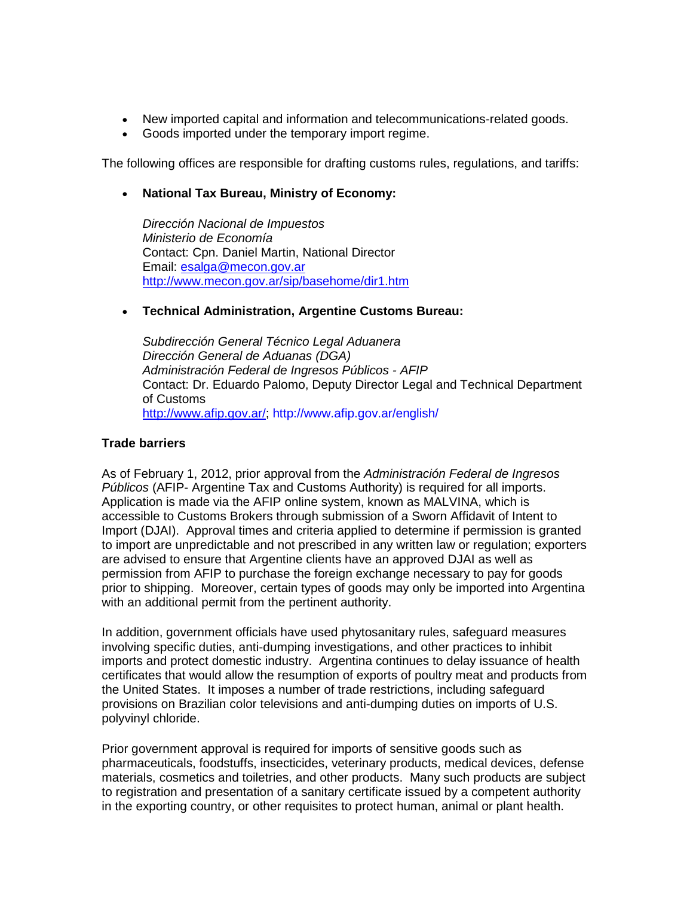- New imported capital and information and telecommunications-related goods.
- Goods imported under the temporary import regime.

The following offices are responsible for drafting customs rules, regulations, and tariffs:

- **National Tax Bureau, Ministry of Economy:**

  *Dirección Nacional de Impuestos*
  *Ministerio de Economía*
  Contact: Cpn. Daniel Martin, National Director
  Email: esalga@mecon.gov.ar
  http://www.mecon.gov.ar/sip/basehome/dir1.htm

- **Technical Administration, Argentine Customs Bureau:**

  *Subdirección General Técnico Legal Aduanera*
  *Dirección General de Aduanas (DGA)*
  *Administración Federal de Ingresos Públicos - AFIP*
  Contact: Dr. Eduardo Palomo, Deputy Director Legal and Technical Department of Customs
  http://www.afip.gov.ar/; http://www.afip.gov.ar/english/

**Trade barriers**

As of February 1, 2012, prior approval from the *Administración Federal de Ingresos Públicos* (AFIP- Argentine Tax and Customs Authority) is required for all imports. Application is made via the AFIP online system, known as MALVINA, which is accessible to Customs Brokers through submission of a Sworn Affidavit of Intent to Import (DJAI). Approval times and criteria applied to determine if permission is granted to import are unpredictable and not prescribed in any written law or regulation; exporters are advised to ensure that Argentine clients have an approved DJAI as well as permission from AFIP to purchase the foreign exchange necessary to pay for goods prior to shipping. Moreover, certain types of goods may only be imported into Argentina with an additional permit from the pertinent authority.

In addition, government officials have used phytosanitary rules, safeguard measures involving specific duties, anti-dumping investigations, and other practices to inhibit imports and protect domestic industry. Argentina continues to delay issuance of health certificates that would allow the resumption of exports of poultry meat and products from the United States. It imposes a number of trade restrictions, including safeguard provisions on Brazilian color televisions and anti-dumping duties on imports of U.S. polyvinyl chloride.

Prior government approval is required for imports of sensitive goods such as pharmaceuticals, foodstuffs, insecticides, veterinary products, medical devices, defense materials, cosmetics and toiletries, and other products. Many such products are subject to registration and presentation of a sanitary certificate issued by a competent authority in the exporting country, or other requisites to protect human, animal or plant health.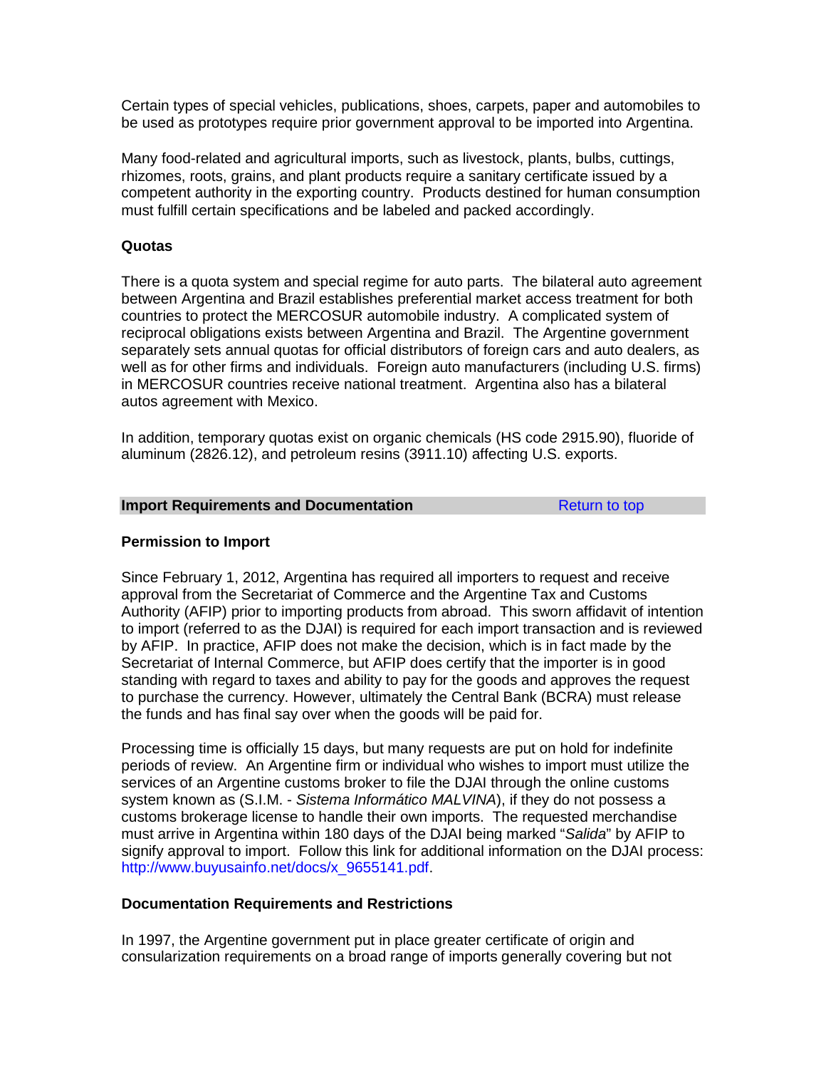Certain types of special vehicles, publications, shoes, carpets, paper and automobiles to be used as prototypes require prior government approval to be imported into Argentina.

Many food-related and agricultural imports, such as livestock, plants, bulbs, cuttings, rhizomes, roots, grains, and plant products require a sanitary certificate issued by a competent authority in the exporting country. Products destined for human consumption must fulfill certain specifications and be labeled and packed accordingly.

**Quotas**

There is a quota system and special regime for auto parts. The bilateral auto agreement between Argentina and Brazil establishes preferential market access treatment for both countries to protect the MERCOSUR automobile industry. A complicated system of reciprocal obligations exists between Argentina and Brazil. The Argentine government separately sets annual quotas for official distributors of foreign cars and auto dealers, as well as for other firms and individuals. Foreign auto manufacturers (including U.S. firms) in MERCOSUR countries receive national treatment. Argentina also has a bilateral autos agreement with Mexico.

In addition, temporary quotas exist on organic chemicals (HS code 2915.90), fluoride of aluminum (2826.12), and petroleum resins (3911.10) affecting U.S. exports.

## Import Requirements and Documentation

Return to top

**Permission to Import**

Since February 1, 2012, Argentina has required all importers to request and receive approval from the Secretariat of Commerce and the Argentine Tax and Customs Authority (AFIP) prior to importing products from abroad. This sworn affidavit of intention to import (referred to as the DJAI) is required for each import transaction and is reviewed by AFIP. In practice, AFIP does not make the decision, which is in fact made by the Secretariat of Internal Commerce, but AFIP does certify that the importer is in good standing with regard to taxes and ability to pay for the goods and approves the request to purchase the currency. However, ultimately the Central Bank (BCRA) must release the funds and has final say over when the goods will be paid for.

Processing time is officially 15 days, but many requests are put on hold for indefinite periods of review. An Argentine firm or individual who wishes to import must utilize the services of an Argentine customs broker to file the DJAI through the online customs system known as (S.I.M. - *Sistema Informático MALVINA*), if they do not possess a customs brokerage license to handle their own imports. The requested merchandise must arrive in Argentina within 180 days of the DJAI being marked "*Salida*" by AFIP to signify approval to import. Follow this link for additional information on the DJAI process: http://www.buyusainfo.net/docs/x_9655141.pdf.

**Documentation Requirements and Restrictions**

In 1997, the Argentine government put in place greater certificate of origin and consularization requirements on a broad range of imports generally covering but not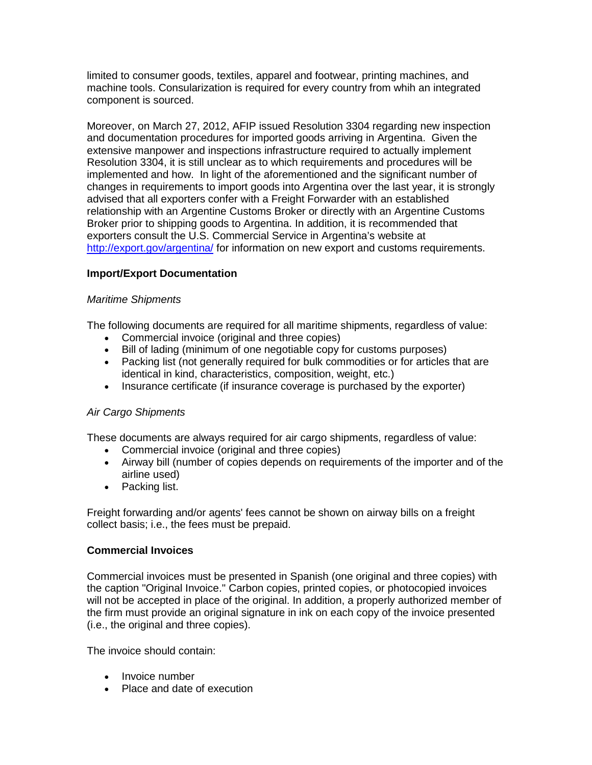limited to consumer goods, textiles, apparel and footwear, printing machines, and machine tools. Consularization is required for every country from whih an integrated component is sourced.

Moreover, on March 27, 2012, AFIP issued Resolution 3304 regarding new inspection and documentation procedures for imported goods arriving in Argentina. Given the extensive manpower and inspections infrastructure required to actually implement Resolution 3304, it is still unclear as to which requirements and procedures will be implemented and how. In light of the aforementioned and the significant number of changes in requirements to import goods into Argentina over the last year, it is strongly advised that all exporters confer with a Freight Forwarder with an established relationship with an Argentine Customs Broker or directly with an Argentine Customs Broker prior to shipping goods to Argentina. In addition, it is recommended that exporters consult the U.S. Commercial Service in Argentina's website at http://export.gov/argentina/ for information on new export and customs requirements.

**Import/Export Documentation**

*Maritime Shipments*

The following documents are required for all maritime shipments, regardless of value:

- Commercial invoice (original and three copies)
- Bill of lading (minimum of one negotiable copy for customs purposes)
- Packing list (not generally required for bulk commodities or for articles that are identical in kind, characteristics, composition, weight, etc.)
- Insurance certificate (if insurance coverage is purchased by the exporter)

*Air Cargo Shipments*

These documents are always required for air cargo shipments, regardless of value:

- Commercial invoice (original and three copies)
- Airway bill (number of copies depends on requirements of the importer and of the airline used)
- Packing list.

Freight forwarding and/or agents' fees cannot be shown on airway bills on a freight collect basis; i.e., the fees must be prepaid.

**Commercial Invoices**

Commercial invoices must be presented in Spanish (one original and three copies) with the caption "Original Invoice." Carbon copies, printed copies, or photocopied invoices will not be accepted in place of the original. In addition, a properly authorized member of the firm must provide an original signature in ink on each copy of the invoice presented (i.e., the original and three copies).

The invoice should contain:

- Invoice number
- Place and date of execution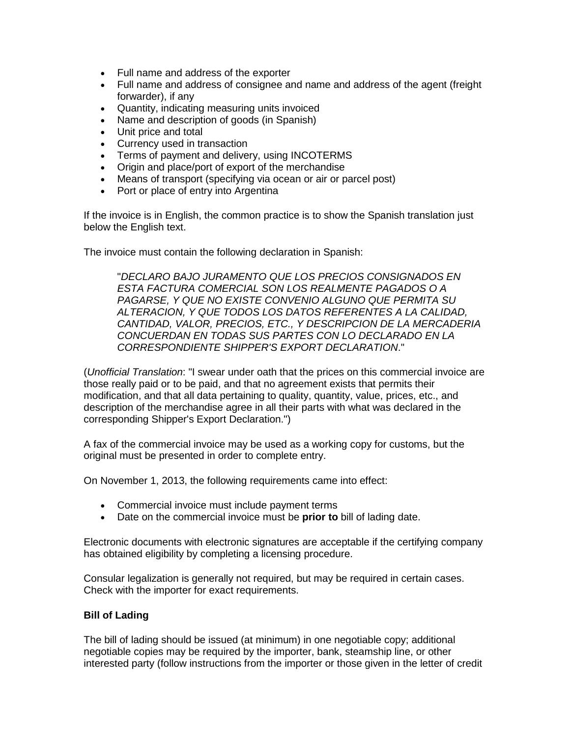- Full name and address of the exporter
- Full name and address of consignee and name and address of the agent (freight forwarder), if any
- Quantity, indicating measuring units invoiced
- Name and description of goods (in Spanish)
- Unit price and total
- Currency used in transaction
- Terms of payment and delivery, using INCOTERMS
- Origin and place/port of export of the merchandise
- Means of transport (specifying via ocean or air or parcel post)
- Port or place of entry into Argentina

If the invoice is in English, the common practice is to show the Spanish translation just below the English text.

The invoice must contain the following declaration in Spanish:

> "*DECLARO BAJO JURAMENTO QUE LOS PRECIOS CONSIGNADOS EN ESTA FACTURA COMERCIAL SON LOS REALMENTE PAGADOS O A PAGARSE, Y QUE NO EXISTE CONVENIO ALGUNO QUE PERMITA SU ALTERACION, Y QUE TODOS LOS DATOS REFERENTES A LA CALIDAD, CANTIDAD, VALOR, PRECIOS, ETC., Y DESCRIPCION DE LA MERCADERIA CONCUERDAN EN TODAS SUS PARTES CON LO DECLARADO EN LA CORRESPONDIENTE SHIPPER'S EXPORT DECLARATION*."

(*Unofficial Translation*: "I swear under oath that the prices on this commercial invoice are those really paid or to be paid, and that no agreement exists that permits their modification, and that all data pertaining to quality, quantity, value, prices, etc., and description of the merchandise agree in all their parts with what was declared in the corresponding Shipper's Export Declaration.")

A fax of the commercial invoice may be used as a working copy for customs, but the original must be presented in order to complete entry.

On November 1, 2013, the following requirements came into effect:

- Commercial invoice must include payment terms
- Date on the commercial invoice must be **prior to** bill of lading date.

Electronic documents with electronic signatures are acceptable if the certifying company has obtained eligibility by completing a licensing procedure.

Consular legalization is generally not required, but may be required in certain cases. Check with the importer for exact requirements.

**Bill of Lading**

The bill of lading should be issued (at minimum) in one negotiable copy; additional negotiable copies may be required by the importer, bank, steamship line, or other interested party (follow instructions from the importer or those given in the letter of credit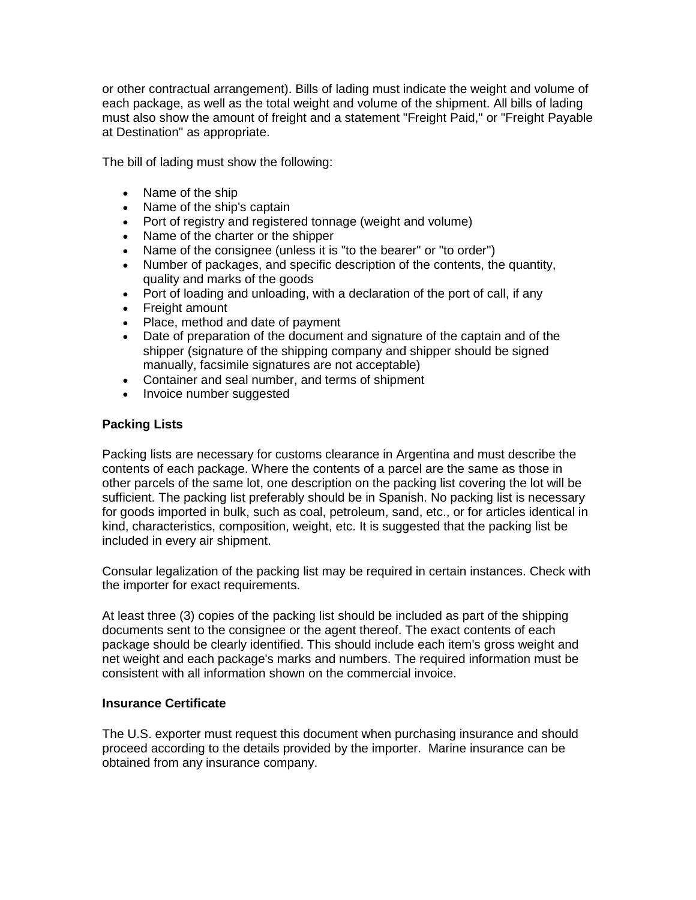or other contractual arrangement). Bills of lading must indicate the weight and volume of each package, as well as the total weight and volume of the shipment. All bills of lading must also show the amount of freight and a statement "Freight Paid," or "Freight Payable at Destination" as appropriate.

The bill of lading must show the following:

- Name of the ship
- Name of the ship's captain
- Port of registry and registered tonnage (weight and volume)
- Name of the charter or the shipper
- Name of the consignee (unless it is "to the bearer" or "to order")
- Number of packages, and specific description of the contents, the quantity, quality and marks of the goods
- Port of loading and unloading, with a declaration of the port of call, if any
- Freight amount
- Place, method and date of payment
- Date of preparation of the document and signature of the captain and of the shipper (signature of the shipping company and shipper should be signed manually, facsimile signatures are not acceptable)
- Container and seal number, and terms of shipment
- Invoice number suggested

**Packing Lists**

Packing lists are necessary for customs clearance in Argentina and must describe the contents of each package. Where the contents of a parcel are the same as those in other parcels of the same lot, one description on the packing list covering the lot will be sufficient. The packing list preferably should be in Spanish. No packing list is necessary for goods imported in bulk, such as coal, petroleum, sand, etc., or for articles identical in kind, characteristics, composition, weight, etc. It is suggested that the packing list be included in every air shipment.

Consular legalization of the packing list may be required in certain instances. Check with the importer for exact requirements.

At least three (3) copies of the packing list should be included as part of the shipping documents sent to the consignee or the agent thereof. The exact contents of each package should be clearly identified. This should include each item's gross weight and net weight and each package's marks and numbers. The required information must be consistent with all information shown on the commercial invoice.

**Insurance Certificate**

The U.S. exporter must request this document when purchasing insurance and should proceed according to the details provided by the importer. Marine insurance can be obtained from any insurance company.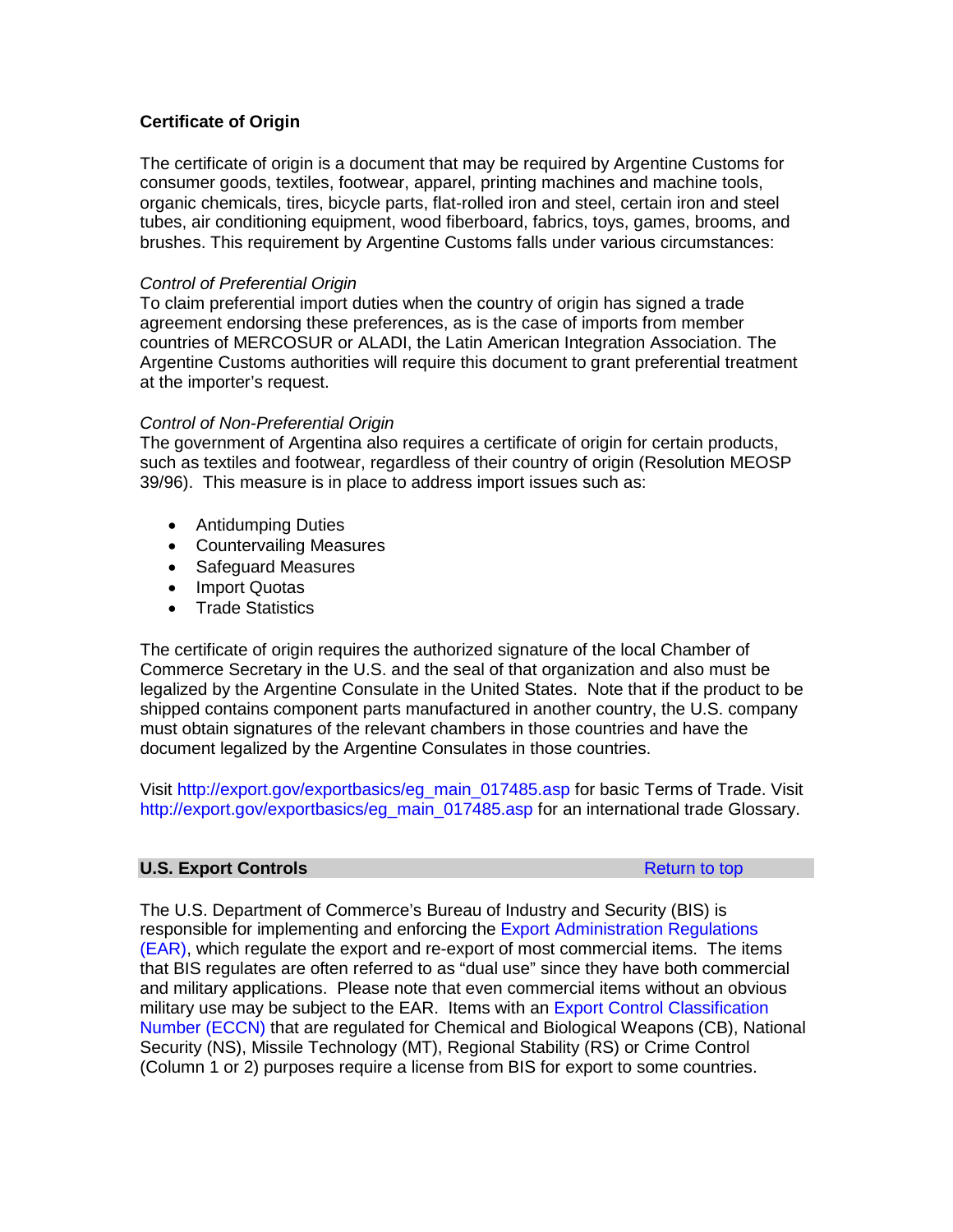**Certificate of Origin**

The certificate of origin is a document that may be required by Argentine Customs for consumer goods, textiles, footwear, apparel, printing machines and machine tools, organic chemicals, tires, bicycle parts, flat-rolled iron and steel, certain iron and steel tubes, air conditioning equipment, wood fiberboard, fabrics, toys, games, brooms, and brushes. This requirement by Argentine Customs falls under various circumstances:

*Control of Preferential Origin*
To claim preferential import duties when the country of origin has signed a trade agreement endorsing these preferences, as is the case of imports from member countries of MERCOSUR or ALADI, the Latin American Integration Association. The Argentine Customs authorities will require this document to grant preferential treatment at the importer's request.

*Control of Non-Preferential Origin*
The government of Argentina also requires a certificate of origin for certain products, such as textiles and footwear, regardless of their country of origin (Resolution MEOSP 39/96). This measure is in place to address import issues such as:

- Antidumping Duties
- Countervailing Measures
- Safeguard Measures
- Import Quotas
- Trade Statistics

The certificate of origin requires the authorized signature of the local Chamber of Commerce Secretary in the U.S. and the seal of that organization and also must be legalized by the Argentine Consulate in the United States. Note that if the product to be shipped contains component parts manufactured in another country, the U.S. company must obtain signatures of the relevant chambers in those countries and have the document legalized by the Argentine Consulates in those countries.

Visit http://export.gov/exportbasics/eg_main_017485.asp for basic Terms of Trade. Visit http://export.gov/exportbasics/eg_main_017485.asp for an international trade Glossary.

## U.S. Export Controls

Return to top

The U.S. Department of Commerce's Bureau of Industry and Security (BIS) is responsible for implementing and enforcing the Export Administration Regulations (EAR), which regulate the export and re-export of most commercial items. The items that BIS regulates are often referred to as "dual use" since they have both commercial and military applications. Please note that even commercial items without an obvious military use may be subject to the EAR. Items with an Export Control Classification Number (ECCN) that are regulated for Chemical and Biological Weapons (CB), National Security (NS), Missile Technology (MT), Regional Stability (RS) or Crime Control (Column 1 or 2) purposes require a license from BIS for export to some countries.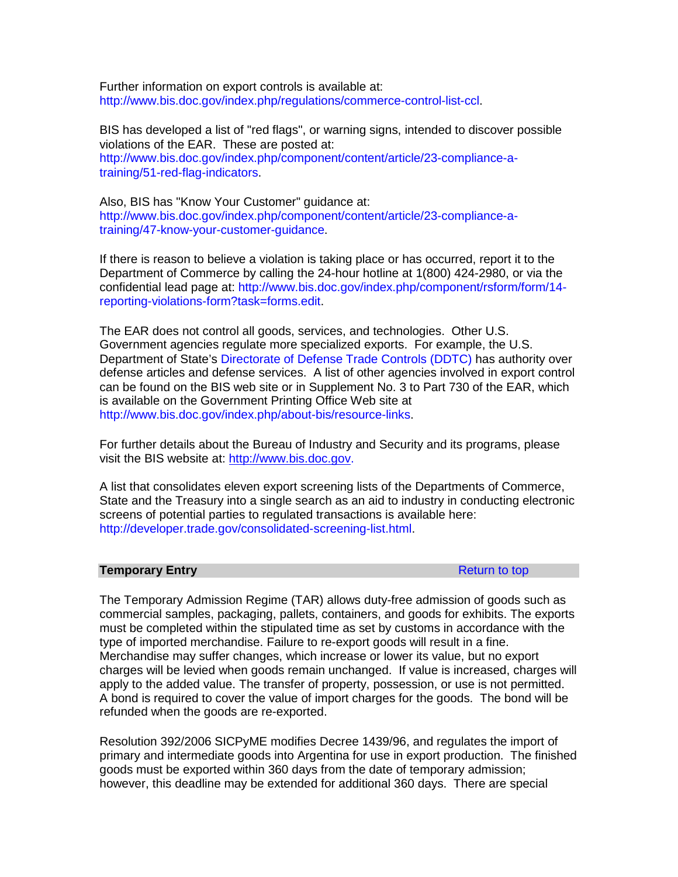Further information on export controls is available at: http://www.bis.doc.gov/index.php/regulations/commerce-control-list-ccl.

BIS has developed a list of "red flags", or warning signs, intended to discover possible violations of the EAR. These are posted at: http://www.bis.doc.gov/index.php/component/content/article/23-compliance-a-training/51-red-flag-indicators.

Also, BIS has "Know Your Customer" guidance at: http://www.bis.doc.gov/index.php/component/content/article/23-compliance-a-training/47-know-your-customer-guidance.

If there is reason to believe a violation is taking place or has occurred, report it to the Department of Commerce by calling the 24-hour hotline at 1(800) 424-2980, or via the confidential lead page at: http://www.bis.doc.gov/index.php/component/rsform/form/14-reporting-violations-form?task=forms.edit.

The EAR does not control all goods, services, and technologies. Other U.S. Government agencies regulate more specialized exports. For example, the U.S. Department of State's Directorate of Defense Trade Controls (DDTC) has authority over defense articles and defense services. A list of other agencies involved in export control can be found on the BIS web site or in Supplement No. 3 to Part 730 of the EAR, which is available on the Government Printing Office Web site at http://www.bis.doc.gov/index.php/about-bis/resource-links.

For further details about the Bureau of Industry and Security and its programs, please visit the BIS website at: http://www.bis.doc.gov.

A list that consolidates eleven export screening lists of the Departments of Commerce, State and the Treasury into a single search as an aid to industry in conducting electronic screens of potential parties to regulated transactions is available here: http://developer.trade.gov/consolidated-screening-list.html.

## Temporary Entry

Return to top

The Temporary Admission Regime (TAR) allows duty-free admission of goods such as commercial samples, packaging, pallets, containers, and goods for exhibits. The exports must be completed within the stipulated time as set by customs in accordance with the type of imported merchandise. Failure to re-export goods will result in a fine. Merchandise may suffer changes, which increase or lower its value, but no export charges will be levied when goods remain unchanged. If value is increased, charges will apply to the added value. The transfer of property, possession, or use is not permitted. A bond is required to cover the value of import charges for the goods. The bond will be refunded when the goods are re-exported.

Resolution 392/2006 SICPyME modifies Decree 1439/96, and regulates the import of primary and intermediate goods into Argentina for use in export production. The finished goods must be exported within 360 days from the date of temporary admission; however, this deadline may be extended for additional 360 days. There are special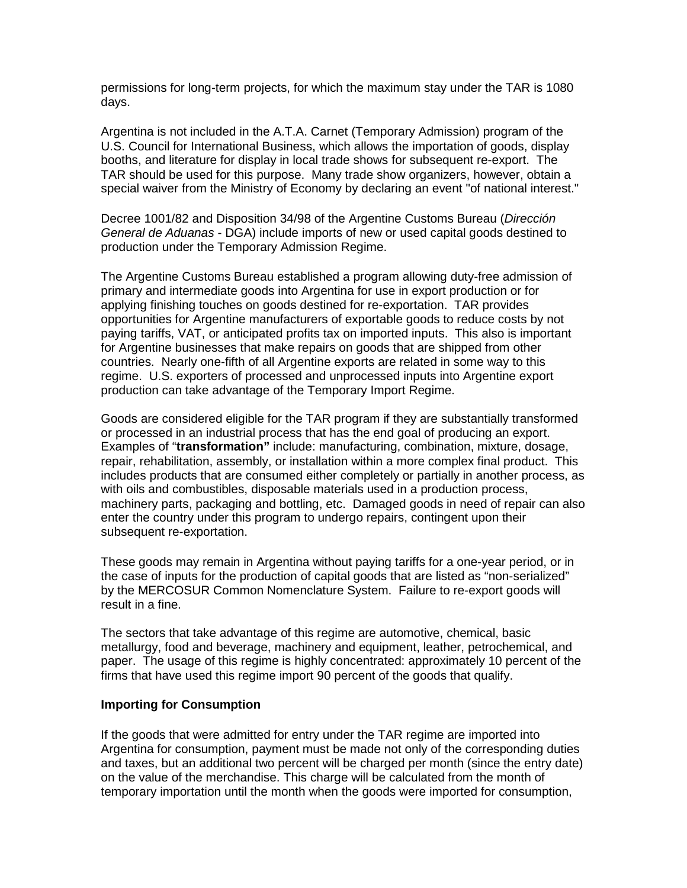permissions for long-term projects, for which the maximum stay under the TAR is 1080 days.

Argentina is not included in the A.T.A. Carnet (Temporary Admission) program of the U.S. Council for International Business, which allows the importation of goods, display booths, and literature for display in local trade shows for subsequent re-export. The TAR should be used for this purpose. Many trade show organizers, however, obtain a special waiver from the Ministry of Economy by declaring an event "of national interest."

Decree 1001/82 and Disposition 34/98 of the Argentine Customs Bureau (*Dirección General de Aduanas* - DGA) include imports of new or used capital goods destined to production under the Temporary Admission Regime.

The Argentine Customs Bureau established a program allowing duty-free admission of primary and intermediate goods into Argentina for use in export production or for applying finishing touches on goods destined for re-exportation. TAR provides opportunities for Argentine manufacturers of exportable goods to reduce costs by not paying tariffs, VAT, or anticipated profits tax on imported inputs. This also is important for Argentine businesses that make repairs on goods that are shipped from other countries. Nearly one-fifth of all Argentine exports are related in some way to this regime. U.S. exporters of processed and unprocessed inputs into Argentine export production can take advantage of the Temporary Import Regime.

Goods are considered eligible for the TAR program if they are substantially transformed or processed in an industrial process that has the end goal of producing an export. Examples of "**transformation"** include: manufacturing, combination, mixture, dosage, repair, rehabilitation, assembly, or installation within a more complex final product. This includes products that are consumed either completely or partially in another process, as with oils and combustibles, disposable materials used in a production process, machinery parts, packaging and bottling, etc. Damaged goods in need of repair can also enter the country under this program to undergo repairs, contingent upon their subsequent re-exportation.

These goods may remain in Argentina without paying tariffs for a one-year period, or in the case of inputs for the production of capital goods that are listed as "non-serialized" by the MERCOSUR Common Nomenclature System. Failure to re-export goods will result in a fine.

The sectors that take advantage of this regime are automotive, chemical, basic metallurgy, food and beverage, machinery and equipment, leather, petrochemical, and paper. The usage of this regime is highly concentrated: approximately 10 percent of the firms that have used this regime import 90 percent of the goods that qualify.

**Importing for Consumption**

If the goods that were admitted for entry under the TAR regime are imported into Argentina for consumption, payment must be made not only of the corresponding duties and taxes, but an additional two percent will be charged per month (since the entry date) on the value of the merchandise. This charge will be calculated from the month of temporary importation until the month when the goods were imported for consumption,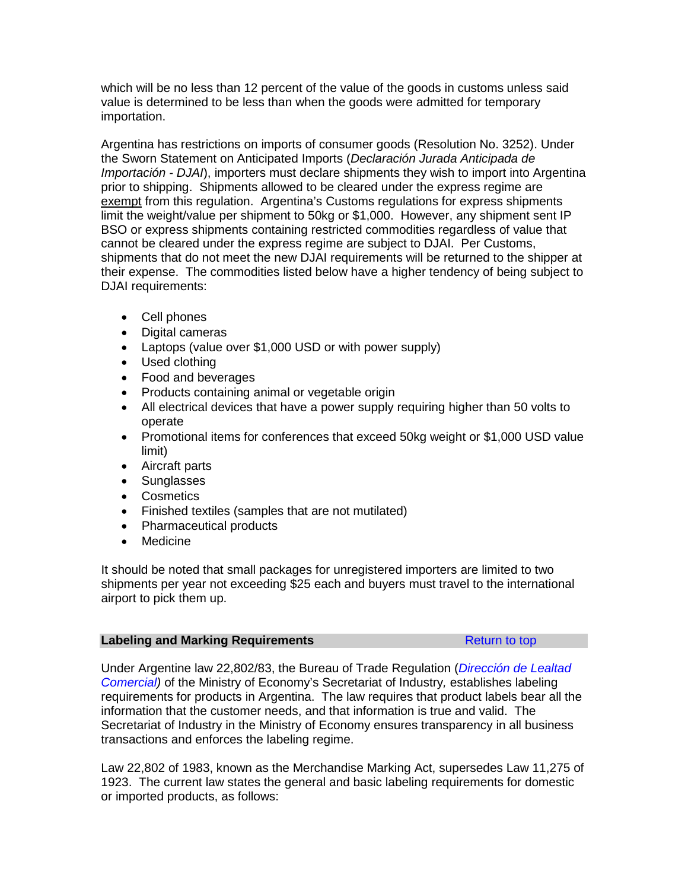which will be no less than 12 percent of the value of the goods in customs unless said value is determined to be less than when the goods were admitted for temporary importation.

Argentina has restrictions on imports of consumer goods (Resolution No. 3252). Under the Sworn Statement on Anticipated Imports (*Declaración Jurada Anticipada de Importación - DJAI*), importers must declare shipments they wish to import into Argentina prior to shipping. Shipments allowed to be cleared under the express regime are exempt from this regulation. Argentina's Customs regulations for express shipments limit the weight/value per shipment to 50kg or $1,000. However, any shipment sent IP BSO or express shipments containing restricted commodities regardless of value that cannot be cleared under the express regime are subject to DJAI. Per Customs, shipments that do not meet the new DJAI requirements will be returned to the shipper at their expense. The commodities listed below have a higher tendency of being subject to DJAI requirements:

- Cell phones
- Digital cameras
- Laptops (value over $1,000 USD or with power supply)
- Used clothing
- Food and beverages
- Products containing animal or vegetable origin
- All electrical devices that have a power supply requiring higher than 50 volts to operate
- Promotional items for conferences that exceed 50kg weight or $1,000 USD value limit)
- Aircraft parts
- Sunglasses
- Cosmetics
- Finished textiles (samples that are not mutilated)
- Pharmaceutical products
- Medicine

It should be noted that small packages for unregistered importers are limited to two shipments per year not exceeding $25 each and buyers must travel to the international airport to pick them up.

## Labeling and Marking Requirements

Return to top

Under Argentine law 22,802/83, the Bureau of Trade Regulation (*Dirección de Lealtad Comercial*) of the Ministry of Economy's Secretariat of Industry, establishes labeling requirements for products in Argentina. The law requires that product labels bear all the information that the customer needs, and that information is true and valid. The Secretariat of Industry in the Ministry of Economy ensures transparency in all business transactions and enforces the labeling regime.

Law 22,802 of 1983, known as the Merchandise Marking Act, supersedes Law 11,275 of 1923. The current law states the general and basic labeling requirements for domestic or imported products, as follows: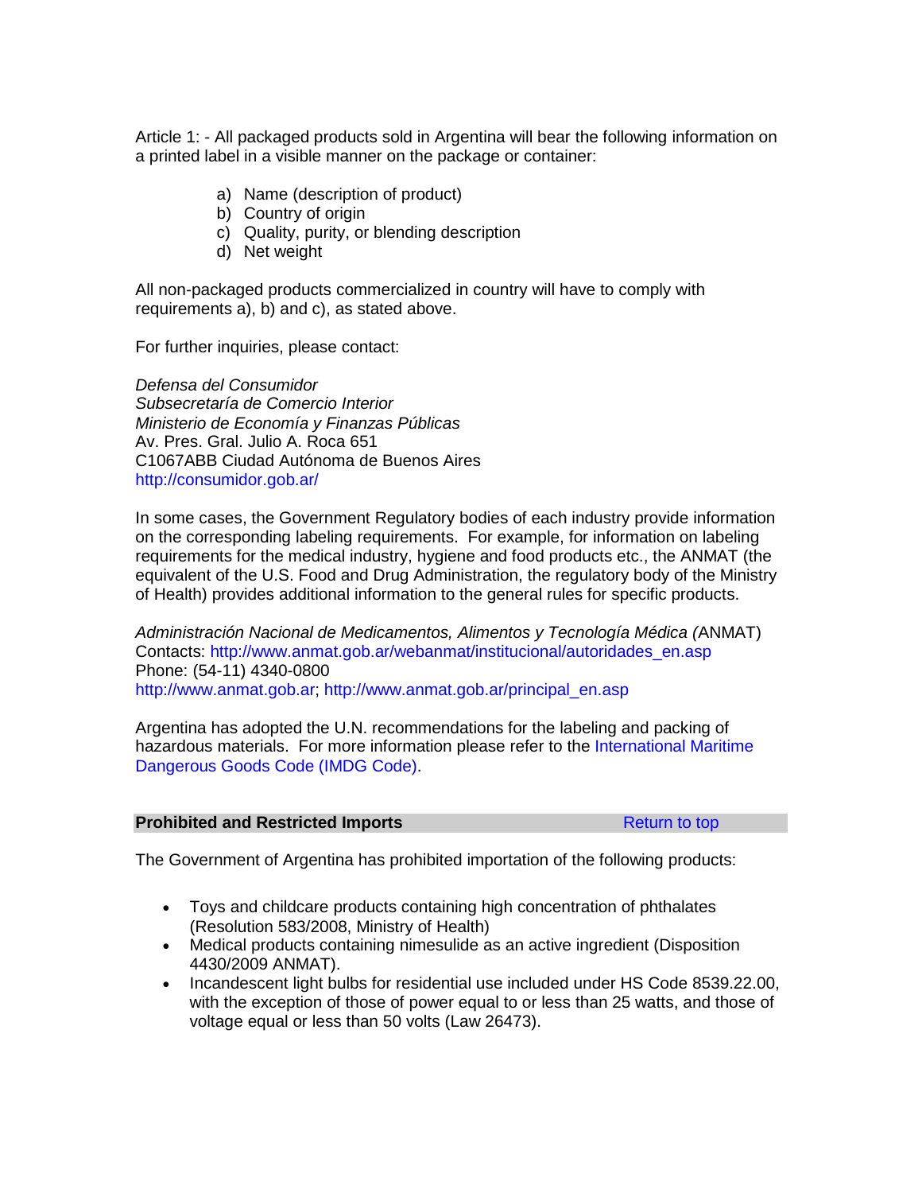Article 1: - All packaged products sold in Argentina will bear the following information on a printed label in a visible manner on the package or container:

a) Name (description of product)
b) Country of origin
c) Quality, purity, or blending description
d) Net weight

All non-packaged products commercialized in country will have to comply with requirements a), b) and c), as stated above.

For further inquiries, please contact:

*Defensa del Consumidor*
*Subsecretaría de Comercio Interior*
*Ministerio de Economía y Finanzas Públicas*
Av. Pres. Gral. Julio A. Roca 651
C1067ABB Ciudad Autónoma de Buenos Aires
http://consumidor.gob.ar/

In some cases, the Government Regulatory bodies of each industry provide information on the corresponding labeling requirements. For example, for information on labeling requirements for the medical industry, hygiene and food products etc., the ANMAT (the equivalent of the U.S. Food and Drug Administration, the regulatory body of the Ministry of Health) provides additional information to the general rules for specific products.

*Administración Nacional de Medicamentos, Alimentos y Tecnología Médica (*ANMAT)
Contacts: http://www.anmat.gob.ar/webanmat/institucional/autoridades_en.asp
Phone: (54-11) 4340-0800
http://www.anmat.gob.ar; http://www.anmat.gob.ar/principal_en.asp

Argentina has adopted the U.N. recommendations for the labeling and packing of hazardous materials. For more information please refer to the International Maritime Dangerous Goods Code (IMDG Code).

## Prohibited and Restricted Imports

Return to top

The Government of Argentina has prohibited importation of the following products:

- Toys and childcare products containing high concentration of phthalates (Resolution 583/2008, Ministry of Health)
- Medical products containing nimesulide as an active ingredient (Disposition 4430/2009 ANMAT).
- Incandescent light bulbs for residential use included under HS Code 8539.22.00, with the exception of those of power equal to or less than 25 watts, and those of voltage equal or less than 50 volts (Law 26473).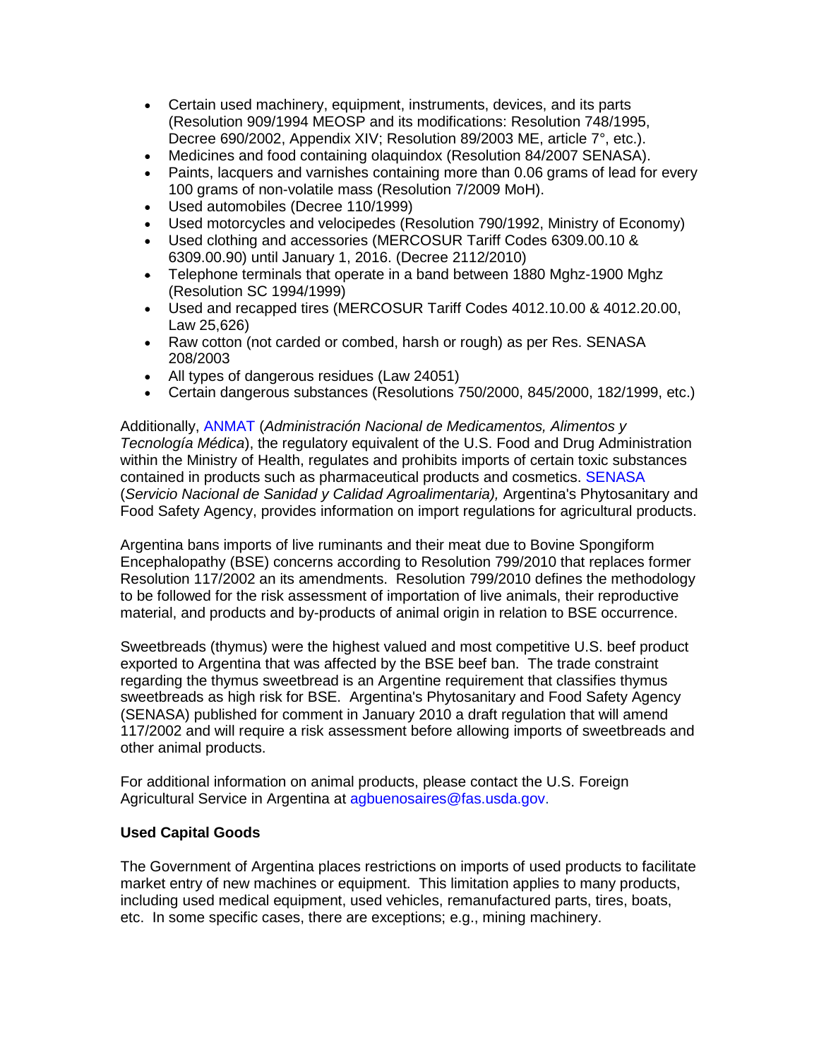- Certain used machinery, equipment, instruments, devices, and its parts (Resolution 909/1994 MEOSP and its modifications: Resolution 748/1995, Decree 690/2002, Appendix XIV; Resolution 89/2003 ME, article 7°, etc.).
- Medicines and food containing olaquindox (Resolution 84/2007 SENASA).
- Paints, lacquers and varnishes containing more than 0.06 grams of lead for every 100 grams of non-volatile mass (Resolution 7/2009 MoH).
- Used automobiles (Decree 110/1999)
- Used motorcycles and velocipedes (Resolution 790/1992, Ministry of Economy)
- Used clothing and accessories (MERCOSUR Tariff Codes 6309.00.10 & 6309.00.90) until January 1, 2016. (Decree 2112/2010)
- Telephone terminals that operate in a band between 1880 Mghz-1900 Mghz (Resolution SC 1994/1999)
- Used and recapped tires (MERCOSUR Tariff Codes 4012.10.00 & 4012.20.00, Law 25,626)
- Raw cotton (not carded or combed, harsh or rough) as per Res. SENASA 208/2003
- All types of dangerous residues (Law 24051)
- Certain dangerous substances (Resolutions 750/2000, 845/2000, 182/1999, etc.)

Additionally, ANMAT (*Administración Nacional de Medicamentos, Alimentos y Tecnología Médica*), the regulatory equivalent of the U.S. Food and Drug Administration within the Ministry of Health, regulates and prohibits imports of certain toxic substances contained in products such as pharmaceutical products and cosmetics. SENASA (*Servicio Nacional de Sanidad y Calidad Agroalimentaria),* Argentina's Phytosanitary and Food Safety Agency, provides information on import regulations for agricultural products.

Argentina bans imports of live ruminants and their meat due to Bovine Spongiform Encephalopathy (BSE) concerns according to Resolution 799/2010 that replaces former Resolution 117/2002 an its amendments. Resolution 799/2010 defines the methodology to be followed for the risk assessment of importation of live animals, their reproductive material, and products and by-products of animal origin in relation to BSE occurrence.

Sweetbreads (thymus) were the highest valued and most competitive U.S. beef product exported to Argentina that was affected by the BSE beef ban. The trade constraint regarding the thymus sweetbread is an Argentine requirement that classifies thymus sweetbreads as high risk for BSE. Argentina's Phytosanitary and Food Safety Agency (SENASA) published for comment in January 2010 a draft regulation that will amend 117/2002 and will require a risk assessment before allowing imports of sweetbreads and other animal products.

For additional information on animal products, please contact the U.S. Foreign Agricultural Service in Argentina at agbuenosaires@fas.usda.gov.

**Used Capital Goods**

The Government of Argentina places restrictions on imports of used products to facilitate market entry of new machines or equipment. This limitation applies to many products, including used medical equipment, used vehicles, remanufactured parts, tires, boats, etc. In some specific cases, there are exceptions; e.g., mining machinery.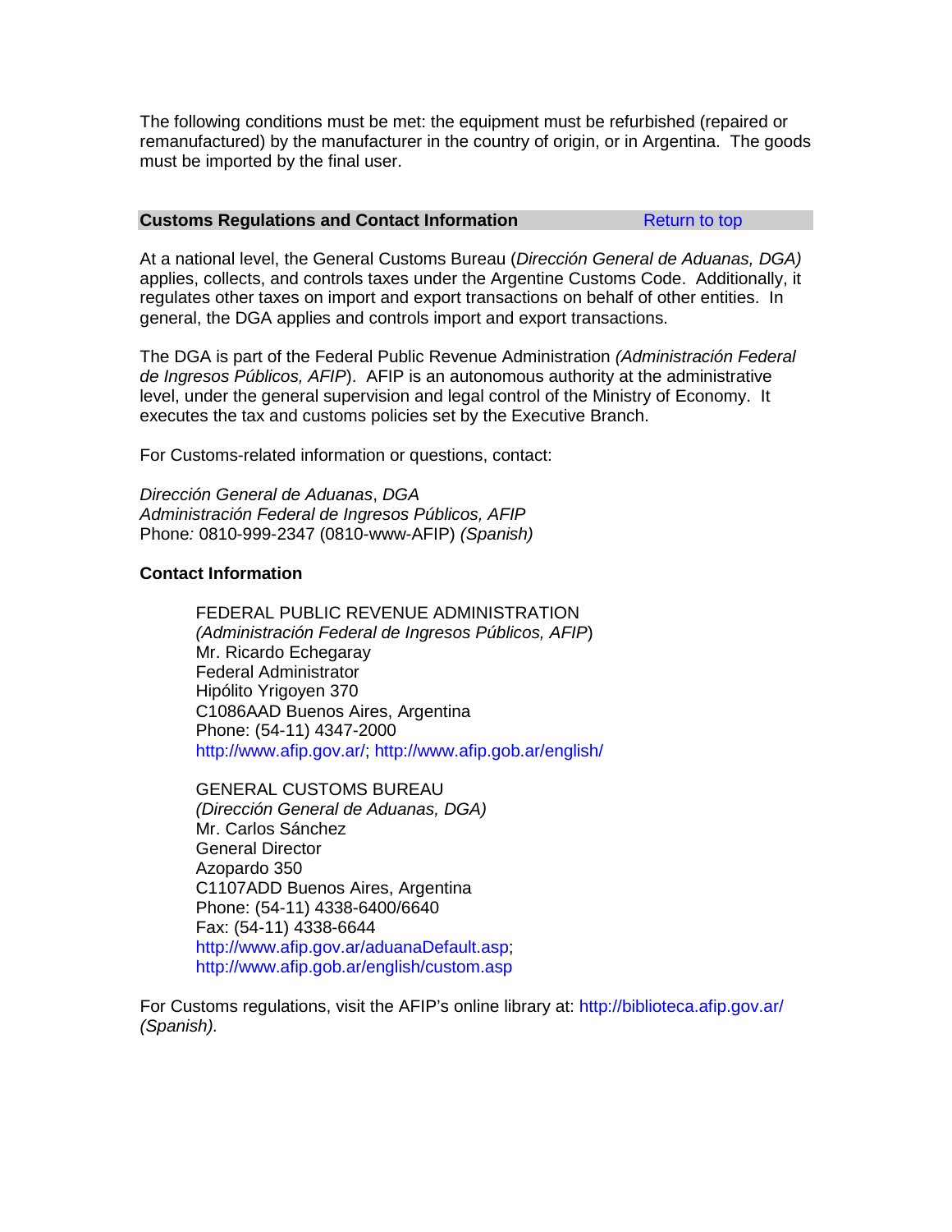The following conditions must be met: the equipment must be refurbished (repaired or remanufactured) by the manufacturer in the country of origin, or in Argentina. The goods must be imported by the final user.

## Customs Regulations and Contact Information

Return to top

At a national level, the General Customs Bureau (*Dirección General de Aduanas, DGA)* applies, collects, and controls taxes under the Argentine Customs Code. Additionally, it regulates other taxes on import and export transactions on behalf of other entities. In general, the DGA applies and controls import and export transactions.

The DGA is part of the Federal Public Revenue Administration *(Administración Federal de Ingresos Públicos, AFIP*). AFIP is an autonomous authority at the administrative level, under the general supervision and legal control of the Ministry of Economy. It executes the tax and customs policies set by the Executive Branch.

For Customs-related information or questions, contact:

*Dirección General de Aduanas*, *DGA*
*Administración Federal de Ingresos Públicos, AFIP*
Phone*:* 0810-999-2347 (0810-www-AFIP) *(Spanish)*

**Contact Information**

> FEDERAL PUBLIC REVENUE ADMINISTRATION
> *(Administración Federal de Ingresos Públicos, AFIP*)
> Mr. Ricardo Echegaray
> Federal Administrator
> Hipólito Yrigoyen 370
> C1086AAD Buenos Aires, Argentina
> Phone: (54-11) 4347-2000
> http://www.afip.gov.ar/; http://www.afip.gob.ar/english/
>
> GENERAL CUSTOMS BUREAU
> *(Dirección General de Aduanas, DGA)*
> Mr. Carlos Sánchez
> General Director
> Azopardo 350
> C1107ADD Buenos Aires, Argentina
> Phone: (54-11) 4338-6400/6640
> Fax: (54-11) 4338-6644
> http://www.afip.gov.ar/aduanaDefault.asp;
> http://www.afip.gob.ar/english/custom.asp

For Customs regulations, visit the AFIP's online library at: http://biblioteca.afip.gov.ar/ *(Spanish).*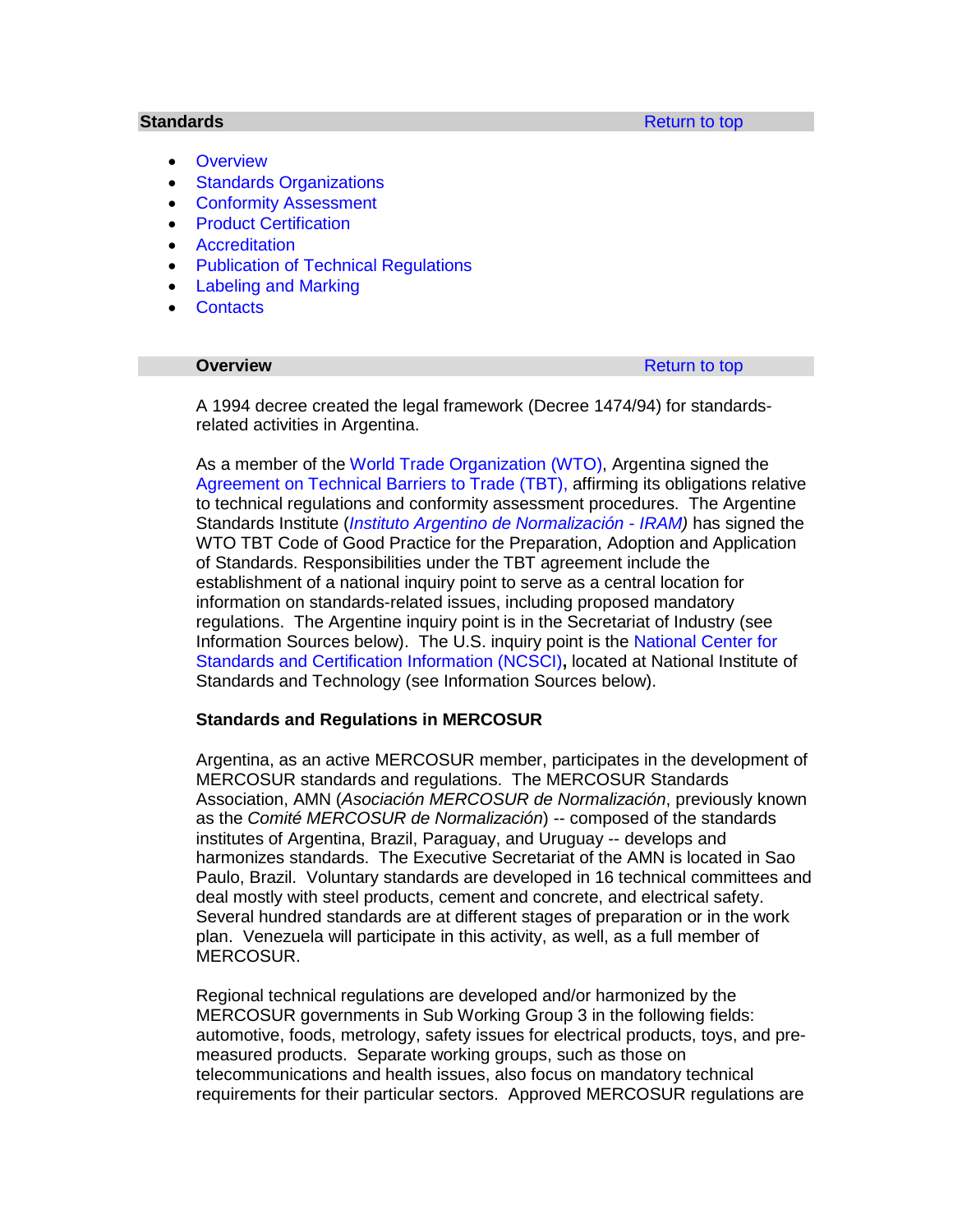## Standards

Return to top

- Overview
- Standards Organizations
- Conformity Assessment
- Product Certification
- Accreditation
- Publication of Technical Regulations
- Labeling and Marking
- Contacts

### Overview

Return to top

A 1994 decree created the legal framework (Decree 1474/94) for standards-related activities in Argentina.

As a member of the World Trade Organization (WTO), Argentina signed the Agreement on Technical Barriers to Trade (TBT), affirming its obligations relative to technical regulations and conformity assessment procedures. The Argentine Standards Institute (*Instituto Argentino de Normalización - IRAM*) has signed the WTO TBT Code of Good Practice for the Preparation, Adoption and Application of Standards. Responsibilities under the TBT agreement include the establishment of a national inquiry point to serve as a central location for information on standards-related issues, including proposed mandatory regulations. The Argentine inquiry point is in the Secretariat of Industry (see Information Sources below). The U.S. inquiry point is the National Center for Standards and Certification Information (NCSCI)**,** located at National Institute of Standards and Technology (see Information Sources below).

**Standards and Regulations in MERCOSUR**

Argentina, as an active MERCOSUR member, participates in the development of MERCOSUR standards and regulations. The MERCOSUR Standards Association, AMN (*Asociación MERCOSUR de Normalización*, previously known as the *Comité MERCOSUR de Normalización*) -- composed of the standards institutes of Argentina, Brazil, Paraguay, and Uruguay -- develops and harmonizes standards. The Executive Secretariat of the AMN is located in Sao Paulo, Brazil. Voluntary standards are developed in 16 technical committees and deal mostly with steel products, cement and concrete, and electrical safety. Several hundred standards are at different stages of preparation or in the work plan. Venezuela will participate in this activity, as well, as a full member of MERCOSUR.

Regional technical regulations are developed and/or harmonized by the MERCOSUR governments in Sub Working Group 3 in the following fields: automotive, foods, metrology, safety issues for electrical products, toys, and pre-measured products. Separate working groups, such as those on telecommunications and health issues, also focus on mandatory technical requirements for their particular sectors. Approved MERCOSUR regulations are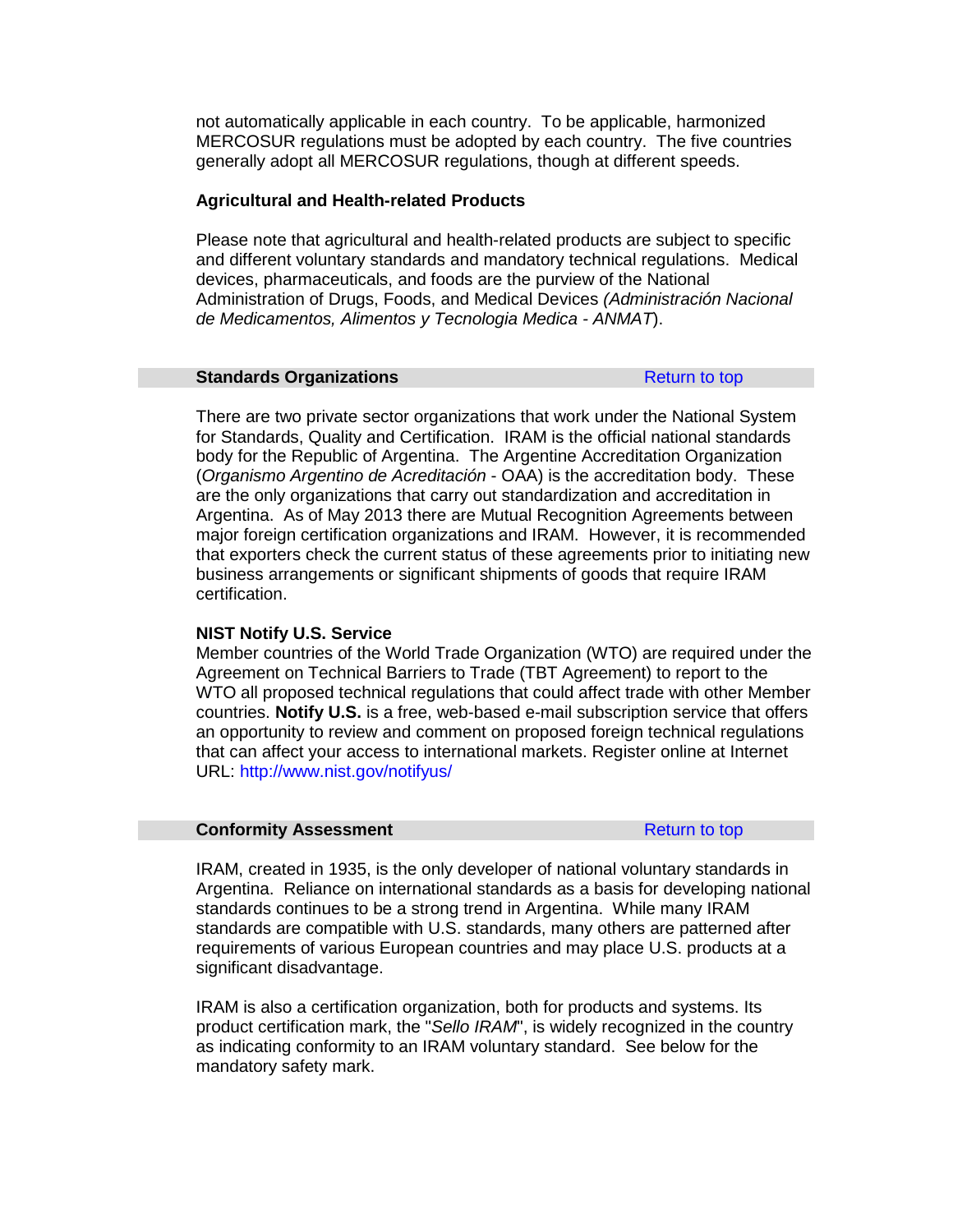not automatically applicable in each country. To be applicable, harmonized MERCOSUR regulations must be adopted by each country. The five countries generally adopt all MERCOSUR regulations, though at different speeds.

**Agricultural and Health-related Products**

Please note that agricultural and health-related products are subject to specific and different voluntary standards and mandatory technical regulations. Medical devices, pharmaceuticals, and foods are the purview of the National Administration of Drugs, Foods, and Medical Devices *(Administración Nacional de Medicamentos, Alimentos y Tecnologia Medica - ANMAT*).

## Standards Organizations

Return to top

There are two private sector organizations that work under the National System for Standards, Quality and Certification. IRAM is the official national standards body for the Republic of Argentina. The Argentine Accreditation Organization (*Organismo Argentino de Acreditación* - OAA) is the accreditation body. These are the only organizations that carry out standardization and accreditation in Argentina. As of May 2013 there are Mutual Recognition Agreements between major foreign certification organizations and IRAM. However, it is recommended that exporters check the current status of these agreements prior to initiating new business arrangements or significant shipments of goods that require IRAM certification.

**NIST Notify U.S. Service**
Member countries of the World Trade Organization (WTO) are required under the Agreement on Technical Barriers to Trade (TBT Agreement) to report to the WTO all proposed technical regulations that could affect trade with other Member countries. **Notify U.S.** is a free, web-based e-mail subscription service that offers an opportunity to review and comment on proposed foreign technical regulations that can affect your access to international markets. Register online at Internet URL: http://www.nist.gov/notifyus/

## Conformity Assessment

Return to top

IRAM, created in 1935, is the only developer of national voluntary standards in Argentina. Reliance on international standards as a basis for developing national standards continues to be a strong trend in Argentina. While many IRAM standards are compatible with U.S. standards, many others are patterned after requirements of various European countries and may place U.S. products at a significant disadvantage.

IRAM is also a certification organization, both for products and systems. Its product certification mark, the "*Sello IRAM*", is widely recognized in the country as indicating conformity to an IRAM voluntary standard. See below for the mandatory safety mark.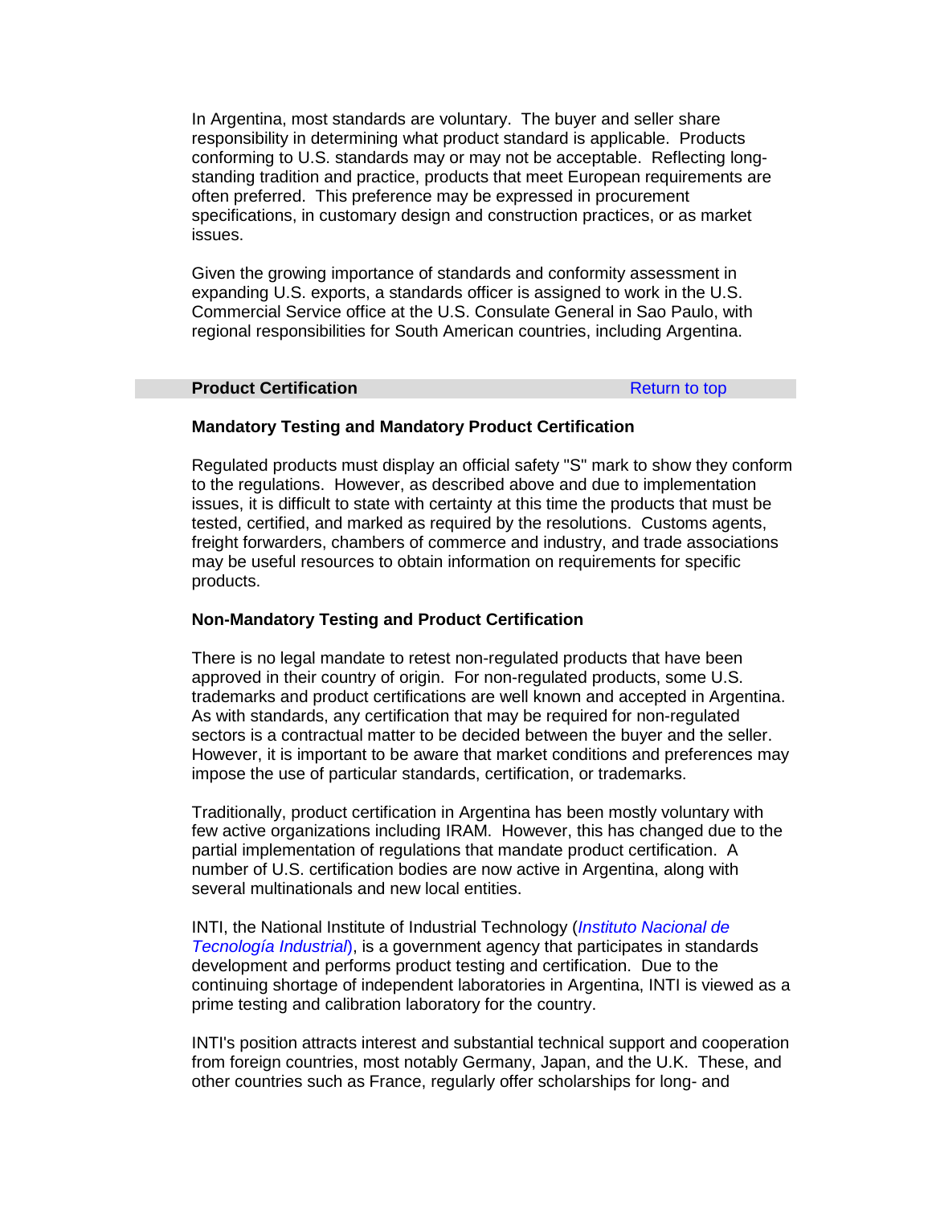In Argentina, most standards are voluntary. The buyer and seller share responsibility in determining what product standard is applicable. Products conforming to U.S. standards may or may not be acceptable. Reflecting long-standing tradition and practice, products that meet European requirements are often preferred. This preference may be expressed in procurement specifications, in customary design and construction practices, or as market issues.

Given the growing importance of standards and conformity assessment in expanding U.S. exports, a standards officer is assigned to work in the U.S. Commercial Service office at the U.S. Consulate General in Sao Paulo, with regional responsibilities for South American countries, including Argentina.

## Product Certification

Return to top

### Mandatory Testing and Mandatory Product Certification

Regulated products must display an official safety "S" mark to show they conform to the regulations. However, as described above and due to implementation issues, it is difficult to state with certainty at this time the products that must be tested, certified, and marked as required by the resolutions. Customs agents, freight forwarders, chambers of commerce and industry, and trade associations may be useful resources to obtain information on requirements for specific products.

### Non-Mandatory Testing and Product Certification

There is no legal mandate to retest non-regulated products that have been approved in their country of origin. For non-regulated products, some U.S. trademarks and product certifications are well known and accepted in Argentina. As with standards, any certification that may be required for non-regulated sectors is a contractual matter to be decided between the buyer and the seller. However, it is important to be aware that market conditions and preferences may impose the use of particular standards, certification, or trademarks.

Traditionally, product certification in Argentina has been mostly voluntary with few active organizations including IRAM. However, this has changed due to the partial implementation of regulations that mandate product certification. A number of U.S. certification bodies are now active in Argentina, along with several multinationals and new local entities.

INTI, the National Institute of Industrial Technology (*Instituto Nacional de Tecnología Industrial*), is a government agency that participates in standards development and performs product testing and certification. Due to the continuing shortage of independent laboratories in Argentina, INTI is viewed as a prime testing and calibration laboratory for the country.

INTI's position attracts interest and substantial technical support and cooperation from foreign countries, most notably Germany, Japan, and the U.K. These, and other countries such as France, regularly offer scholarships for long- and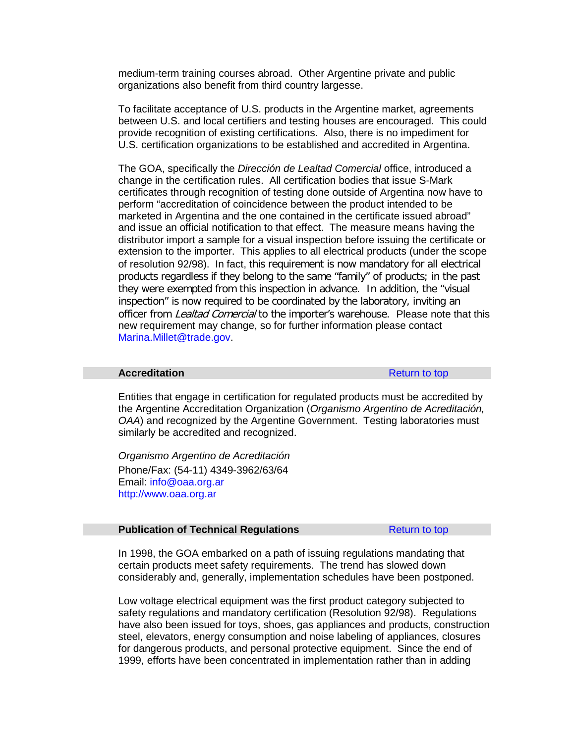medium-term training courses abroad. Other Argentine private and public organizations also benefit from third country largesse.

To facilitate acceptance of U.S. products in the Argentine market, agreements between U.S. and local certifiers and testing houses are encouraged. This could provide recognition of existing certifications. Also, there is no impediment for U.S. certification organizations to be established and accredited in Argentina.

The GOA, specifically the *Dirección de Lealtad Comercial* office, introduced a change in the certification rules. All certification bodies that issue S-Mark certificates through recognition of testing done outside of Argentina now have to perform "accreditation of coincidence between the product intended to be marketed in Argentina and the one contained in the certificate issued abroad" and issue an official notification to that effect. The measure means having the distributor import a sample for a visual inspection before issuing the certificate or extension to the importer. This applies to all electrical products (under the scope of resolution 92/98). In fact, this requirement is now mandatory for all electrical products regardless if they belong to the same "family" of products; in the past they were exempted from this inspection in advance. In addition, the "visual inspection" is now required to be coordinated by the laboratory, inviting an officer from *Lealtad Comercial* to the importer's warehouse. Please note that this new requirement may change, so for further information please contact Marina.Millet@trade.gov.

## Accreditation

Return to top

Entities that engage in certification for regulated products must be accredited by the Argentine Accreditation Organization (*Organismo Argentino de Acreditación, OAA*) and recognized by the Argentine Government. Testing laboratories must similarly be accredited and recognized.

*Organismo Argentino de Acreditación*
Phone/Fax: (54-11) 4349-3962/63/64
Email: info@oaa.org.ar
http://www.oaa.org.ar

## Publication of Technical Regulations

Return to top

In 1998, the GOA embarked on a path of issuing regulations mandating that certain products meet safety requirements. The trend has slowed down considerably and, generally, implementation schedules have been postponed.

Low voltage electrical equipment was the first product category subjected to safety regulations and mandatory certification (Resolution 92/98). Regulations have also been issued for toys, shoes, gas appliances and products, construction steel, elevators, energy consumption and noise labeling of appliances, closures for dangerous products, and personal protective equipment. Since the end of 1999, efforts have been concentrated in implementation rather than in adding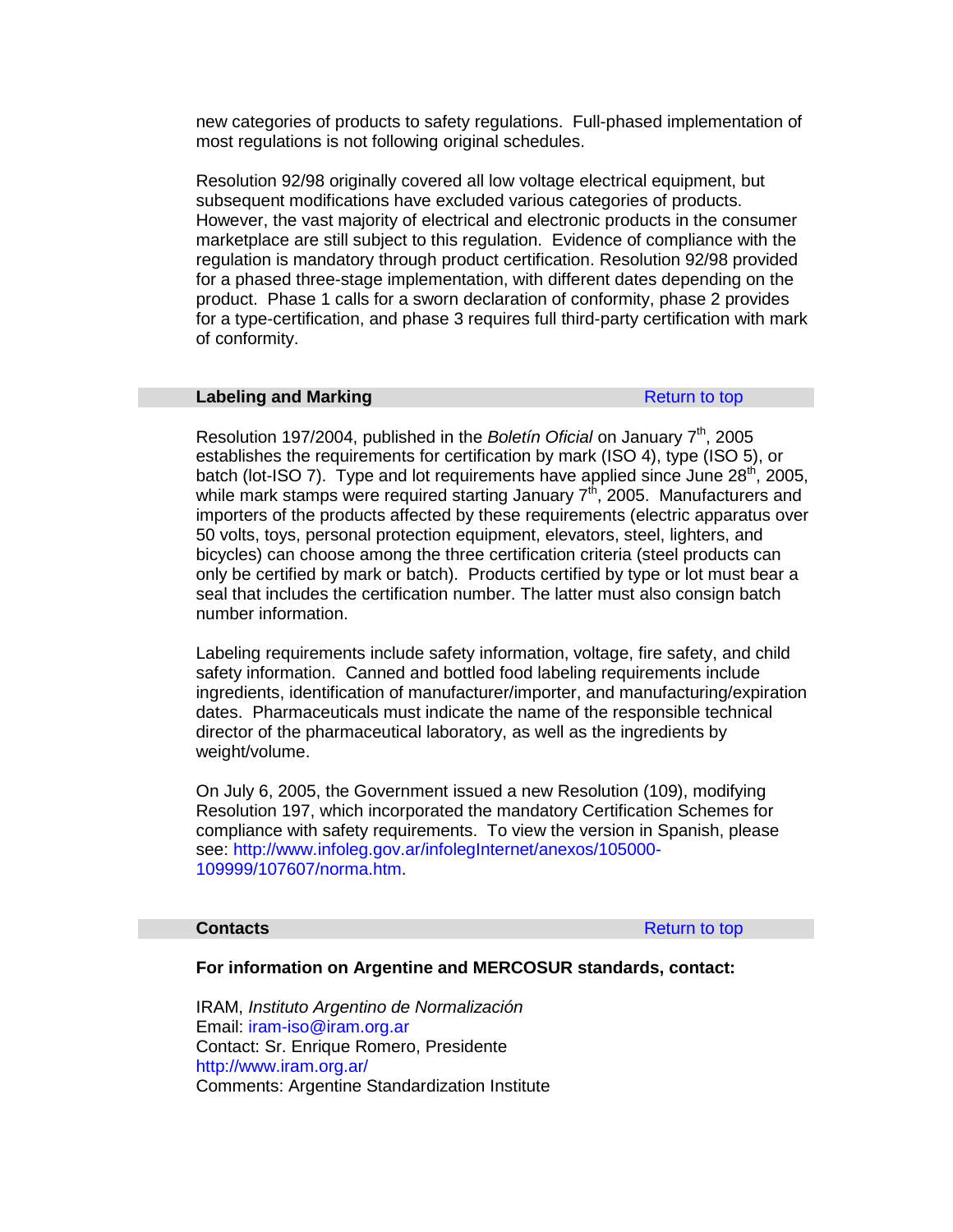new categories of products to safety regulations. Full-phased implementation of most regulations is not following original schedules.

Resolution 92/98 originally covered all low voltage electrical equipment, but subsequent modifications have excluded various categories of products. However, the vast majority of electrical and electronic products in the consumer marketplace are still subject to this regulation. Evidence of compliance with the regulation is mandatory through product certification. Resolution 92/98 provided for a phased three-stage implementation, with different dates depending on the product. Phase 1 calls for a sworn declaration of conformity, phase 2 provides for a type-certification, and phase 3 requires full third-party certification with mark of conformity.

## Labeling and Marking

Return to top

Resolution 197/2004, published in the *Boletín Oficial* on January 7th, 2005 establishes the requirements for certification by mark (ISO 4), type (ISO 5), or batch (lot-ISO 7). Type and lot requirements have applied since June 28th, 2005, while mark stamps were required starting January 7th, 2005. Manufacturers and importers of the products affected by these requirements (electric apparatus over 50 volts, toys, personal protection equipment, elevators, steel, lighters, and bicycles) can choose among the three certification criteria (steel products can only be certified by mark or batch). Products certified by type or lot must bear a seal that includes the certification number. The latter must also consign batch number information.

Labeling requirements include safety information, voltage, fire safety, and child safety information. Canned and bottled food labeling requirements include ingredients, identification of manufacturer/importer, and manufacturing/expiration dates. Pharmaceuticals must indicate the name of the responsible technical director of the pharmaceutical laboratory, as well as the ingredients by weight/volume.

On July 6, 2005, the Government issued a new Resolution (109), modifying Resolution 197, which incorporated the mandatory Certification Schemes for compliance with safety requirements. To view the version in Spanish, please see: http://www.infoleg.gov.ar/infolegInternet/anexos/105000-109999/107607/norma.htm.

## Contacts

Return to top

**For information on Argentine and MERCOSUR standards, contact:**

IRAM, *Instituto Argentino de Normalización*
Email: iram-iso@iram.org.ar
Contact: Sr. Enrique Romero, Presidente
http://www.iram.org.ar/
Comments: Argentine Standardization Institute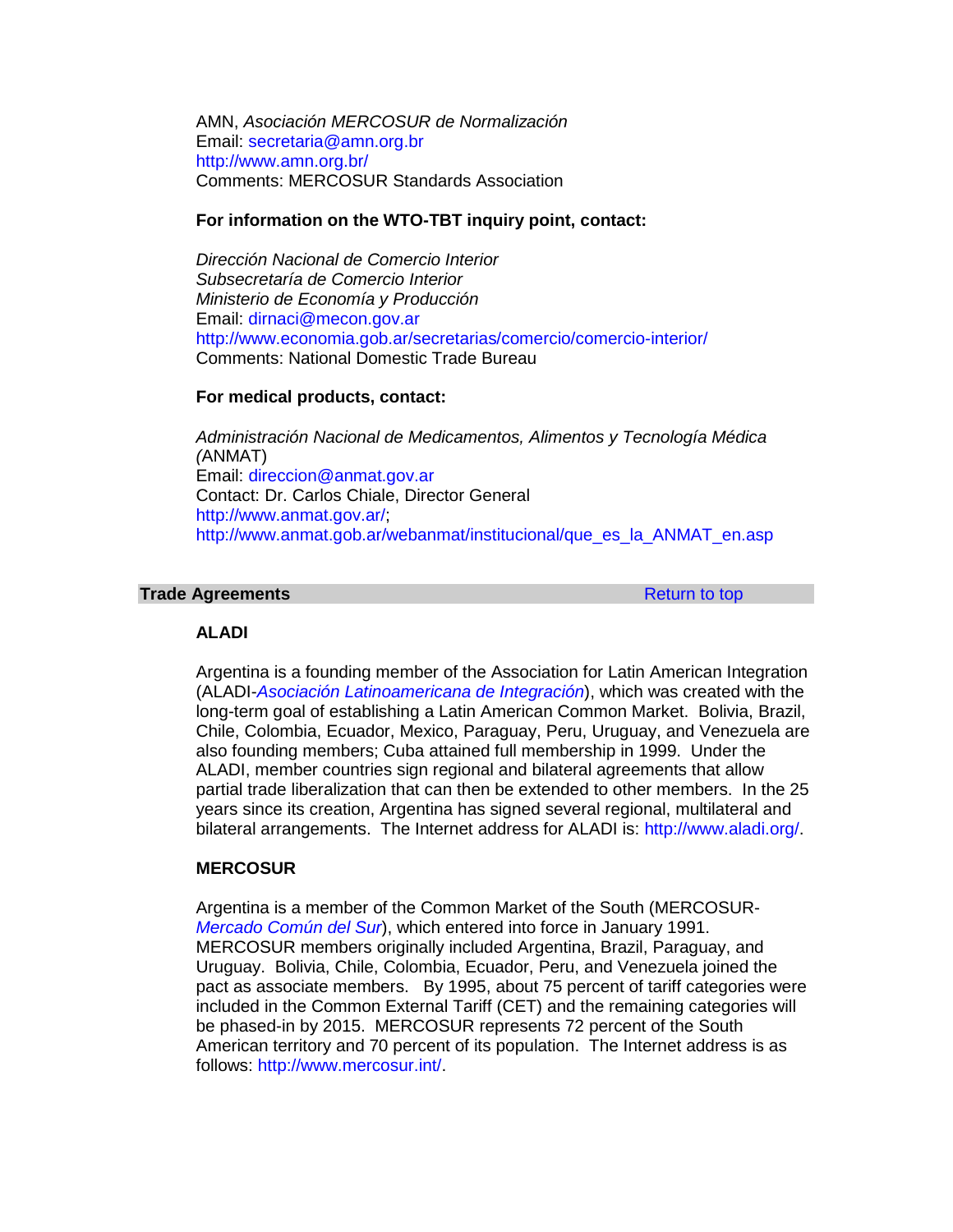AMN, *Asociación MERCOSUR de Normalización*
Email: secretaria@amn.org.br
http://www.amn.org.br/
Comments: MERCOSUR Standards Association

**For information on the WTO-TBT inquiry point, contact:**

*Dirección Nacional de Comercio Interior*
*Subsecretaría de Comercio Interior*
*Ministerio de Economía y Producción*
Email: dirnaci@mecon.gov.ar
http://www.economia.gob.ar/secretarias/comercio/comercio-interior/
Comments: National Domestic Trade Bureau

**For medical products, contact:**

*Administración Nacional de Medicamentos, Alimentos y Tecnología Médica (*ANMAT)
Email: direccion@anmat.gov.ar
Contact: Dr. Carlos Chiale, Director General
http://www.anmat.gov.ar/;
http://www.anmat.gob.ar/webanmat/institucional/que_es_la_ANMAT_en.asp

## Trade Agreements

Return to top

### ALADI

Argentina is a founding member of the Association for Latin American Integration (ALADI-*Asociación Latinoamericana de Integración*), which was created with the long-term goal of establishing a Latin American Common Market. Bolivia, Brazil, Chile, Colombia, Ecuador, Mexico, Paraguay, Peru, Uruguay, and Venezuela are also founding members; Cuba attained full membership in 1999. Under the ALADI, member countries sign regional and bilateral agreements that allow partial trade liberalization that can then be extended to other members. In the 25 years since its creation, Argentina has signed several regional, multilateral and bilateral arrangements. The Internet address for ALADI is: http://www.aladi.org/.

### MERCOSUR

Argentina is a member of the Common Market of the South (MERCOSUR-*Mercado Común del Sur*), which entered into force in January 1991. MERCOSUR members originally included Argentina, Brazil, Paraguay, and Uruguay. Bolivia, Chile, Colombia, Ecuador, Peru, and Venezuela joined the pact as associate members. By 1995, about 75 percent of tariff categories were included in the Common External Tariff (CET) and the remaining categories will be phased-in by 2015. MERCOSUR represents 72 percent of the South American territory and 70 percent of its population. The Internet address is as follows: http://www.mercosur.int/.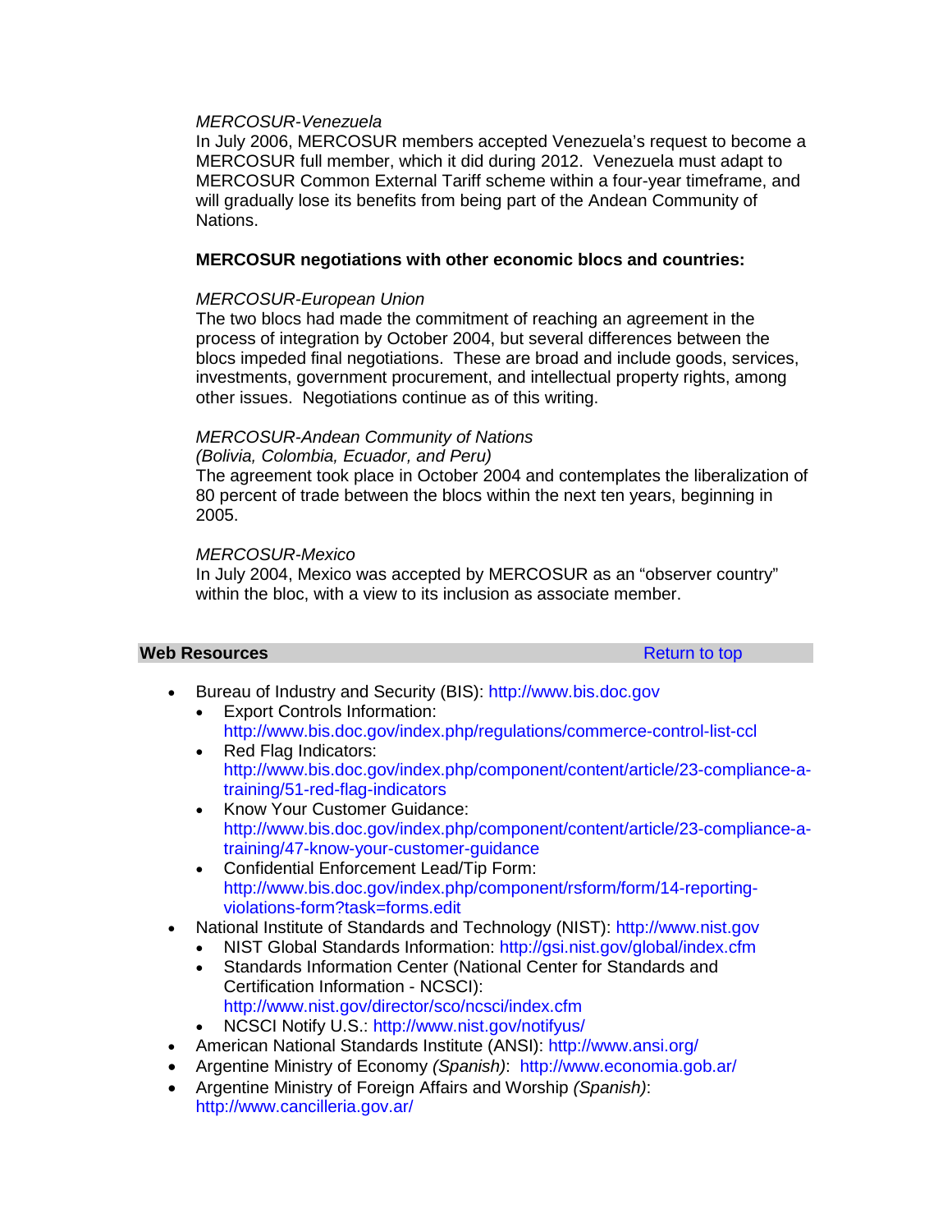*MERCOSUR-Venezuela*

In July 2006, MERCOSUR members accepted Venezuela's request to become a MERCOSUR full member, which it did during 2012. Venezuela must adapt to MERCOSUR Common External Tariff scheme within a four-year timeframe, and will gradually lose its benefits from being part of the Andean Community of Nations.

**MERCOSUR negotiations with other economic blocs and countries:**

*MERCOSUR-European Union*

The two blocs had made the commitment of reaching an agreement in the process of integration by October 2004, but several differences between the blocs impeded final negotiations. These are broad and include goods, services, investments, government procurement, and intellectual property rights, among other issues. Negotiations continue as of this writing.

*MERCOSUR-Andean Community of Nations*
*(Bolivia, Colombia, Ecuador, and Peru)*

The agreement took place in October 2004 and contemplates the liberalization of 80 percent of trade between the blocs within the next ten years, beginning in 2005.

*MERCOSUR-Mexico*

In July 2004, Mexico was accepted by MERCOSUR as an "observer country" within the bloc, with a view to its inclusion as associate member.

## Web Resources

Return to top

- Bureau of Industry and Security (BIS): http://www.bis.doc.gov
  - Export Controls Information: http://www.bis.doc.gov/index.php/regulations/commerce-control-list-ccl
  - Red Flag Indicators: http://www.bis.doc.gov/index.php/component/content/article/23-compliance-a-training/51-red-flag-indicators
  - Know Your Customer Guidance: http://www.bis.doc.gov/index.php/component/content/article/23-compliance-a-training/47-know-your-customer-guidance
  - Confidential Enforcement Lead/Tip Form: http://www.bis.doc.gov/index.php/component/rsform/form/14-reporting-violations-form?task=forms.edit
- National Institute of Standards and Technology (NIST): http://www.nist.gov
  - NIST Global Standards Information: http://gsi.nist.gov/global/index.cfm
  - Standards Information Center (National Center for Standards and Certification Information - NCSCI): http://www.nist.gov/director/sco/ncsci/index.cfm
  - NCSCI Notify U.S.: http://www.nist.gov/notifyus/
- American National Standards Institute (ANSI): http://www.ansi.org/
- Argentine Ministry of Economy *(Spanish)*: http://www.economia.gob.ar/
- Argentine Ministry of Foreign Affairs and Worship *(Spanish)*: http://www.cancilleria.gov.ar/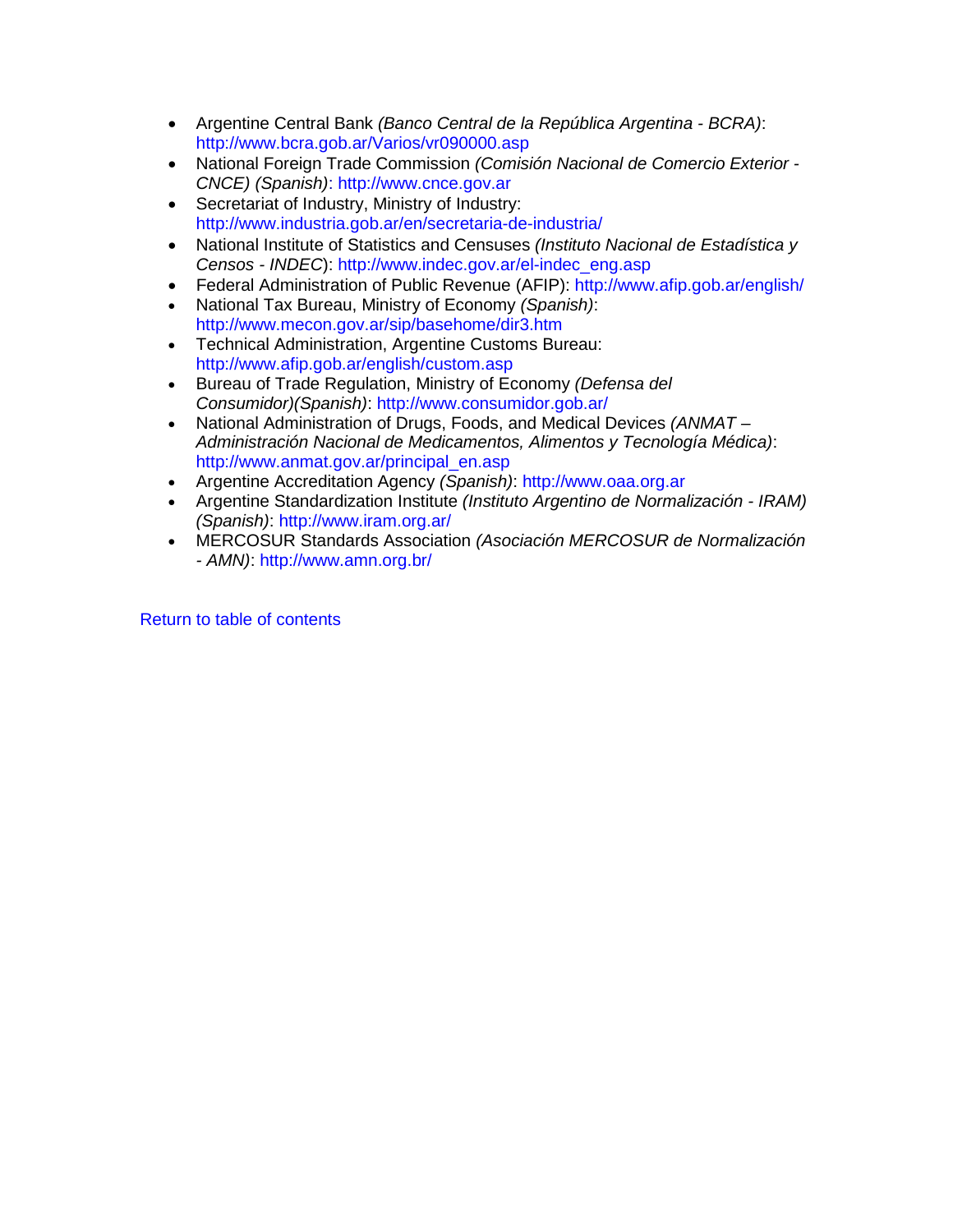- Argentine Central Bank *(Banco Central de la República Argentina - BCRA)*: http://www.bcra.gob.ar/Varios/vr090000.asp
- National Foreign Trade Commission *(Comisión Nacional de Comercio Exterior - CNCE) (Spanish)*: http://www.cnce.gov.ar
- Secretariat of Industry, Ministry of Industry: http://www.industria.gob.ar/en/secretaria-de-industria/
- National Institute of Statistics and Censuses *(Instituto Nacional de Estadística y Censos - INDEC*): http://www.indec.gov.ar/el-indec_eng.asp
- Federal Administration of Public Revenue (AFIP): http://www.afip.gob.ar/english/
- National Tax Bureau, Ministry of Economy *(Spanish)*: http://www.mecon.gov.ar/sip/basehome/dir3.htm
- Technical Administration, Argentine Customs Bureau: http://www.afip.gob.ar/english/custom.asp
- Bureau of Trade Regulation, Ministry of Economy *(Defensa del Consumidor)(Spanish)*: http://www.consumidor.gob.ar/
- National Administration of Drugs, Foods, and Medical Devices *(ANMAT – Administración Nacional de Medicamentos, Alimentos y Tecnología Médica)*: http://www.anmat.gov.ar/principal_en.asp
- Argentine Accreditation Agency *(Spanish)*: http://www.oaa.org.ar
- Argentine Standardization Institute *(Instituto Argentino de Normalización - IRAM) (Spanish)*: http://www.iram.org.ar/
- MERCOSUR Standards Association *(Asociación MERCOSUR de Normalización - AMN)*: http://www.amn.org.br/

Return to table of contents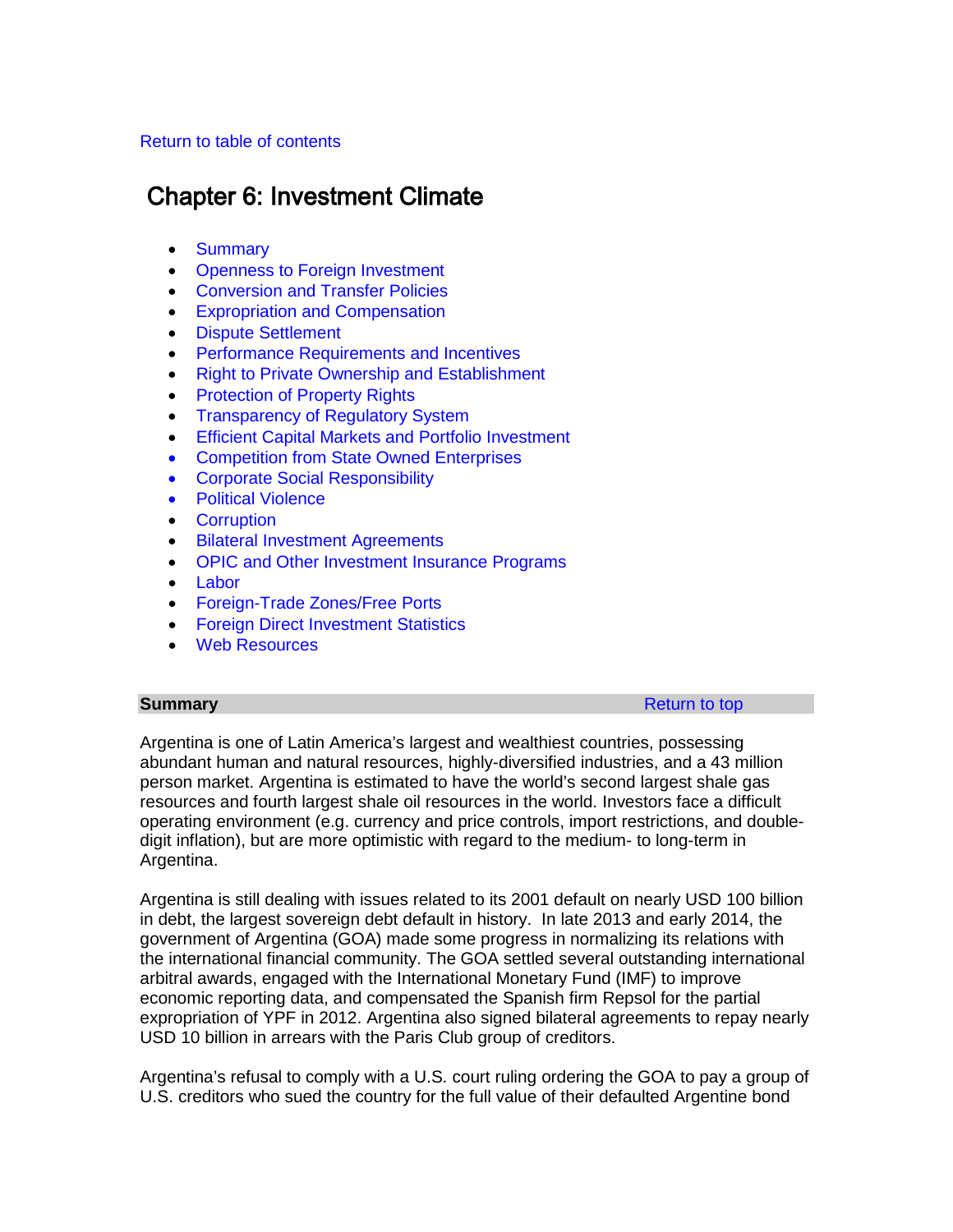Return to table of contents

# Chapter 6: Investment Climate

- Summary
- Openness to Foreign Investment
- Conversion and Transfer Policies
- Expropriation and Compensation
- Dispute Settlement
- Performance Requirements and Incentives
- Right to Private Ownership and Establishment
- Protection of Property Rights
- Transparency of Regulatory System
- Efficient Capital Markets and Portfolio Investment
- Competition from State Owned Enterprises
- Corporate Social Responsibility
- Political Violence
- Corruption
- Bilateral Investment Agreements
- OPIC and Other Investment Insurance Programs
- Labor
- Foreign-Trade Zones/Free Ports
- Foreign Direct Investment Statistics
- Web Resources

## Summary

Return to top

Argentina is one of Latin America's largest and wealthiest countries, possessing abundant human and natural resources, highly-diversified industries, and a 43 million person market. Argentina is estimated to have the world's second largest shale gas resources and fourth largest shale oil resources in the world. Investors face a difficult operating environment (e.g. currency and price controls, import restrictions, and double-digit inflation), but are more optimistic with regard to the medium- to long-term in Argentina.

Argentina is still dealing with issues related to its 2001 default on nearly USD 100 billion in debt, the largest sovereign debt default in history. In late 2013 and early 2014, the government of Argentina (GOA) made some progress in normalizing its relations with the international financial community. The GOA settled several outstanding international arbitral awards, engaged with the International Monetary Fund (IMF) to improve economic reporting data, and compensated the Spanish firm Repsol for the partial expropriation of YPF in 2012. Argentina also signed bilateral agreements to repay nearly USD 10 billion in arrears with the Paris Club group of creditors.

Argentina's refusal to comply with a U.S. court ruling ordering the GOA to pay a group of U.S. creditors who sued the country for the full value of their defaulted Argentine bond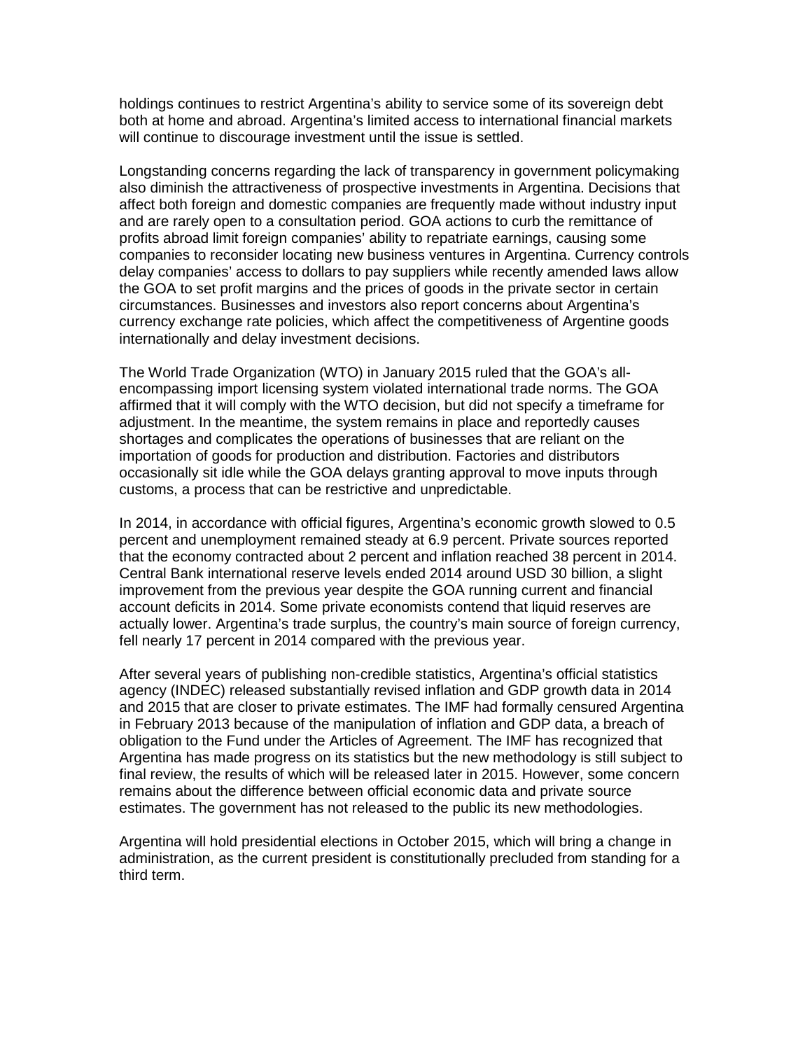holdings continues to restrict Argentina's ability to service some of its sovereign debt both at home and abroad. Argentina's limited access to international financial markets will continue to discourage investment until the issue is settled.

Longstanding concerns regarding the lack of transparency in government policymaking also diminish the attractiveness of prospective investments in Argentina. Decisions that affect both foreign and domestic companies are frequently made without industry input and are rarely open to a consultation period. GOA actions to curb the remittance of profits abroad limit foreign companies' ability to repatriate earnings, causing some companies to reconsider locating new business ventures in Argentina. Currency controls delay companies' access to dollars to pay suppliers while recently amended laws allow the GOA to set profit margins and the prices of goods in the private sector in certain circumstances. Businesses and investors also report concerns about Argentina's currency exchange rate policies, which affect the competitiveness of Argentine goods internationally and delay investment decisions.

The World Trade Organization (WTO) in January 2015 ruled that the GOA's all-encompassing import licensing system violated international trade norms. The GOA affirmed that it will comply with the WTO decision, but did not specify a timeframe for adjustment. In the meantime, the system remains in place and reportedly causes shortages and complicates the operations of businesses that are reliant on the importation of goods for production and distribution. Factories and distributors occasionally sit idle while the GOA delays granting approval to move inputs through customs, a process that can be restrictive and unpredictable.

In 2014, in accordance with official figures, Argentina's economic growth slowed to 0.5 percent and unemployment remained steady at 6.9 percent. Private sources reported that the economy contracted about 2 percent and inflation reached 38 percent in 2014. Central Bank international reserve levels ended 2014 around USD 30 billion, a slight improvement from the previous year despite the GOA running current and financial account deficits in 2014. Some private economists contend that liquid reserves are actually lower. Argentina's trade surplus, the country's main source of foreign currency, fell nearly 17 percent in 2014 compared with the previous year.

After several years of publishing non-credible statistics, Argentina's official statistics agency (INDEC) released substantially revised inflation and GDP growth data in 2014 and 2015 that are closer to private estimates. The IMF had formally censured Argentina in February 2013 because of the manipulation of inflation and GDP data, a breach of obligation to the Fund under the Articles of Agreement. The IMF has recognized that Argentina has made progress on its statistics but the new methodology is still subject to final review, the results of which will be released later in 2015. However, some concern remains about the difference between official economic data and private source estimates. The government has not released to the public its new methodologies.

Argentina will hold presidential elections in October 2015, which will bring a change in administration, as the current president is constitutionally precluded from standing for a third term.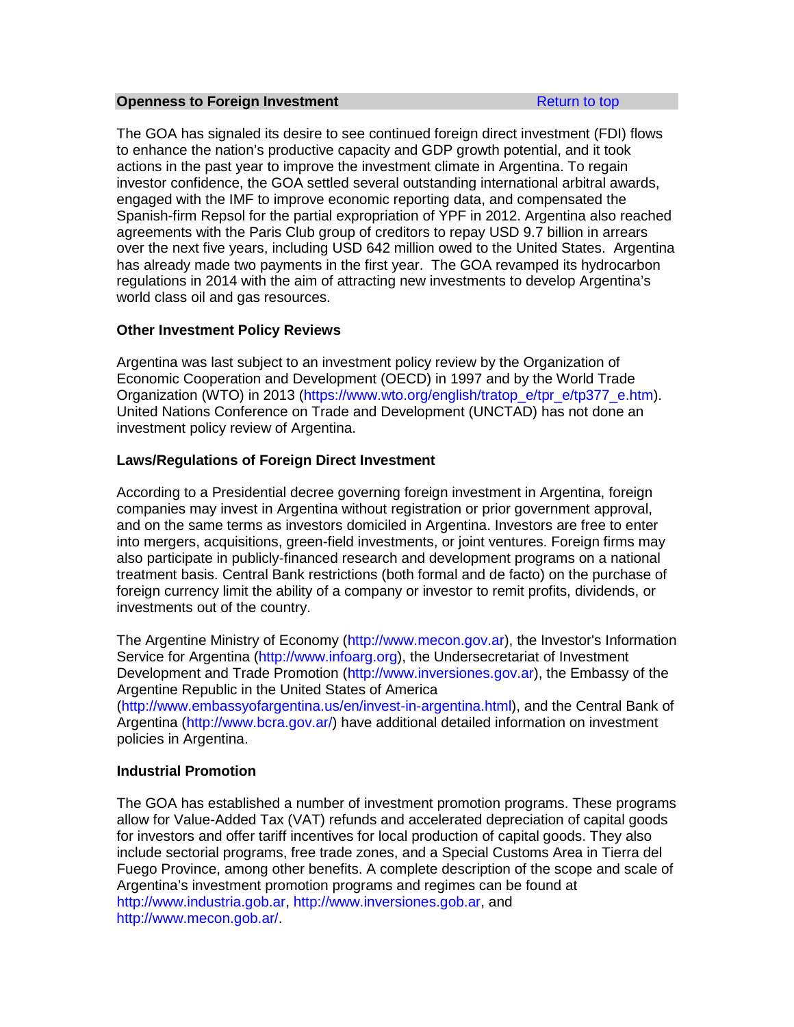## Openness to Foreign Investment

Return to top

The GOA has signaled its desire to see continued foreign direct investment (FDI) flows to enhance the nation's productive capacity and GDP growth potential, and it took actions in the past year to improve the investment climate in Argentina. To regain investor confidence, the GOA settled several outstanding international arbitral awards, engaged with the IMF to improve economic reporting data, and compensated the Spanish-firm Repsol for the partial expropriation of YPF in 2012. Argentina also reached agreements with the Paris Club group of creditors to repay USD 9.7 billion in arrears over the next five years, including USD 642 million owed to the United States. Argentina has already made two payments in the first year. The GOA revamped its hydrocarbon regulations in 2014 with the aim of attracting new investments to develop Argentina's world class oil and gas resources.

### Other Investment Policy Reviews

Argentina was last subject to an investment policy review by the Organization of Economic Cooperation and Development (OECD) in 1997 and by the World Trade Organization (WTO) in 2013 (https://www.wto.org/english/tratop_e/tpr_e/tp377_e.htm). United Nations Conference on Trade and Development (UNCTAD) has not done an investment policy review of Argentina.

### Laws/Regulations of Foreign Direct Investment

According to a Presidential decree governing foreign investment in Argentina, foreign companies may invest in Argentina without registration or prior government approval, and on the same terms as investors domiciled in Argentina. Investors are free to enter into mergers, acquisitions, green-field investments, or joint ventures. Foreign firms may also participate in publicly-financed research and development programs on a national treatment basis. Central Bank restrictions (both formal and de facto) on the purchase of foreign currency limit the ability of a company or investor to remit profits, dividends, or investments out of the country.

The Argentine Ministry of Economy (http://www.mecon.gov.ar), the Investor's Information Service for Argentina (http://www.infoarg.org), the Undersecretariat of Investment Development and Trade Promotion (http://www.inversiones.gov.ar), the Embassy of the Argentine Republic in the United States of America (http://www.embassyofargentina.us/en/invest-in-argentina.html), and the Central Bank of Argentina (http://www.bcra.gov.ar/) have additional detailed information on investment policies in Argentina.

### Industrial Promotion

The GOA has established a number of investment promotion programs. These programs allow for Value-Added Tax (VAT) refunds and accelerated depreciation of capital goods for investors and offer tariff incentives for local production of capital goods. They also include sectorial programs, free trade zones, and a Special Customs Area in Tierra del Fuego Province, among other benefits. A complete description of the scope and scale of Argentina's investment promotion programs and regimes can be found at http://www.industria.gob.ar, http://www.inversiones.gob.ar, and http://www.mecon.gob.ar/.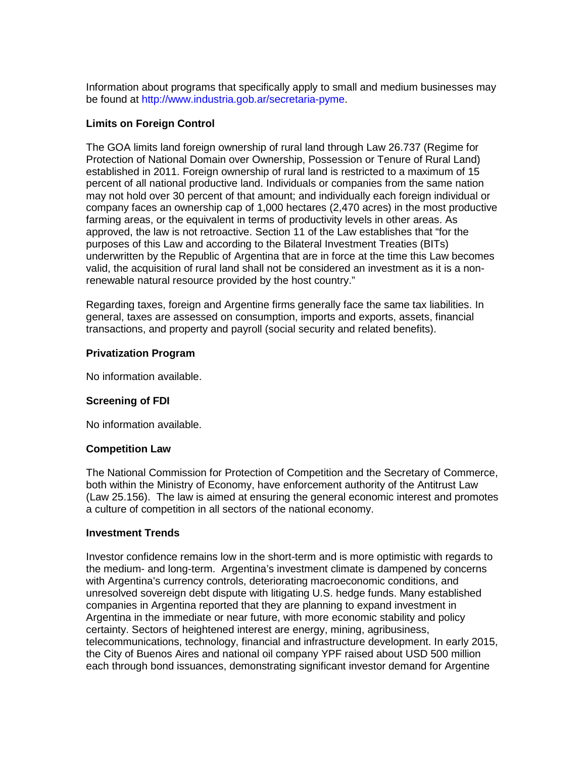Information about programs that specifically apply to small and medium businesses may be found at http://www.industria.gob.ar/secretaria-pyme.

**Limits on Foreign Control**

The GOA limits land foreign ownership of rural land through Law 26.737 (Regime for Protection of National Domain over Ownership, Possession or Tenure of Rural Land) established in 2011. Foreign ownership of rural land is restricted to a maximum of 15 percent of all national productive land. Individuals or companies from the same nation may not hold over 30 percent of that amount; and individually each foreign individual or company faces an ownership cap of 1,000 hectares (2,470 acres) in the most productive farming areas, or the equivalent in terms of productivity levels in other areas. As approved, the law is not retroactive. Section 11 of the Law establishes that "for the purposes of this Law and according to the Bilateral Investment Treaties (BITs) underwritten by the Republic of Argentina that are in force at the time this Law becomes valid, the acquisition of rural land shall not be considered an investment as it is a non-renewable natural resource provided by the host country."

Regarding taxes, foreign and Argentine firms generally face the same tax liabilities. In general, taxes are assessed on consumption, imports and exports, assets, financial transactions, and property and payroll (social security and related benefits).

**Privatization Program**

No information available.

**Screening of FDI**

No information available.

**Competition Law**

The National Commission for Protection of Competition and the Secretary of Commerce, both within the Ministry of Economy, have enforcement authority of the Antitrust Law (Law 25.156). The law is aimed at ensuring the general economic interest and promotes a culture of competition in all sectors of the national economy.

**Investment Trends**

Investor confidence remains low in the short-term and is more optimistic with regards to the medium- and long-term. Argentina's investment climate is dampened by concerns with Argentina's currency controls, deteriorating macroeconomic conditions, and unresolved sovereign debt dispute with litigating U.S. hedge funds. Many established companies in Argentina reported that they are planning to expand investment in Argentina in the immediate or near future, with more economic stability and policy certainty. Sectors of heightened interest are energy, mining, agribusiness, telecommunications, technology, financial and infrastructure development. In early 2015, the City of Buenos Aires and national oil company YPF raised about USD 500 million each through bond issuances, demonstrating significant investor demand for Argentine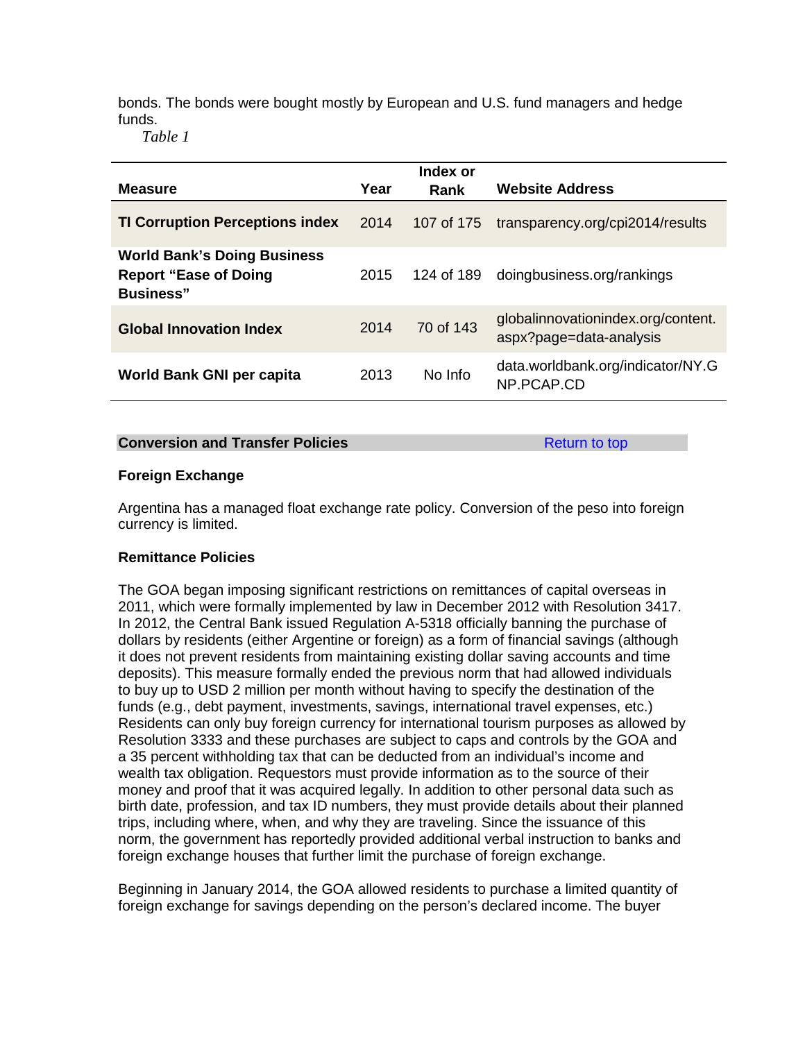bonds. The bonds were bought mostly by European and U.S. fund managers and hedge funds.

*Table 1*

| Measure | Year | Index or Rank | Website Address |
| --- | --- | --- | --- |
| **TI Corruption Perceptions index** | 2014 | 107 of 175 | transparency.org/cpi2014/results |
| **World Bank's Doing Business Report "Ease of Doing Business"** | 2015 | 124 of 189 | doingbusiness.org/rankings |
| **Global Innovation Index** | 2014 | 70 of 143 | globalinnovationindex.org/content.aspx?page=data-analysis |
| **World Bank GNI per capita** | 2013 | No Info | data.worldbank.org/indicator/NY.GNP.PCAP.CD |

## Conversion and Transfer Policies

Return to top

### Foreign Exchange

Argentina has a managed float exchange rate policy. Conversion of the peso into foreign currency is limited.

### Remittance Policies

The GOA began imposing significant restrictions on remittances of capital overseas in 2011, which were formally implemented by law in December 2012 with Resolution 3417. In 2012, the Central Bank issued Regulation A-5318 officially banning the purchase of dollars by residents (either Argentine or foreign) as a form of financial savings (although it does not prevent residents from maintaining existing dollar saving accounts and time deposits). This measure formally ended the previous norm that had allowed individuals to buy up to USD 2 million per month without having to specify the destination of the funds (e.g., debt payment, investments, savings, international travel expenses, etc.) Residents can only buy foreign currency for international tourism purposes as allowed by Resolution 3333 and these purchases are subject to caps and controls by the GOA and a 35 percent withholding tax that can be deducted from an individual's income and wealth tax obligation. Requestors must provide information as to the source of their money and proof that it was acquired legally. In addition to other personal data such as birth date, profession, and tax ID numbers, they must provide details about their planned trips, including where, when, and why they are traveling. Since the issuance of this norm, the government has reportedly provided additional verbal instruction to banks and foreign exchange houses that further limit the purchase of foreign exchange.

Beginning in January 2014, the GOA allowed residents to purchase a limited quantity of foreign exchange for savings depending on the person's declared income. The buyer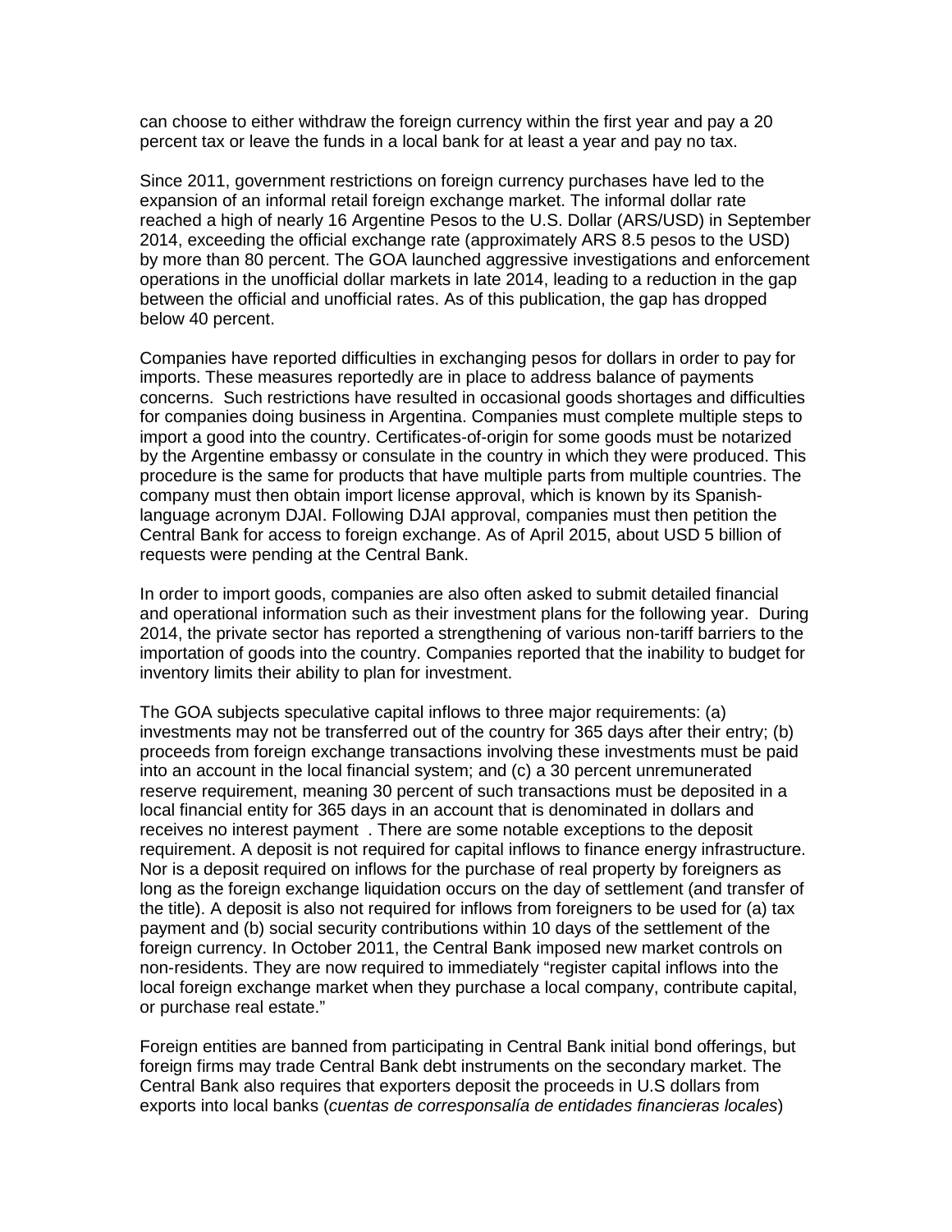can choose to either withdraw the foreign currency within the first year and pay a 20 percent tax or leave the funds in a local bank for at least a year and pay no tax.

Since 2011, government restrictions on foreign currency purchases have led to the expansion of an informal retail foreign exchange market. The informal dollar rate reached a high of nearly 16 Argentine Pesos to the U.S. Dollar (ARS/USD) in September 2014, exceeding the official exchange rate (approximately ARS 8.5 pesos to the USD) by more than 80 percent. The GOA launched aggressive investigations and enforcement operations in the unofficial dollar markets in late 2014, leading to a reduction in the gap between the official and unofficial rates. As of this publication, the gap has dropped below 40 percent.

Companies have reported difficulties in exchanging pesos for dollars in order to pay for imports. These measures reportedly are in place to address balance of payments concerns. Such restrictions have resulted in occasional goods shortages and difficulties for companies doing business in Argentina. Companies must complete multiple steps to import a good into the country. Certificates-of-origin for some goods must be notarized by the Argentine embassy or consulate in the country in which they were produced. This procedure is the same for products that have multiple parts from multiple countries. The company must then obtain import license approval, which is known by its Spanish-language acronym DJAI. Following DJAI approval, companies must then petition the Central Bank for access to foreign exchange. As of April 2015, about USD 5 billion of requests were pending at the Central Bank.

In order to import goods, companies are also often asked to submit detailed financial and operational information such as their investment plans for the following year. During 2014, the private sector has reported a strengthening of various non-tariff barriers to the importation of goods into the country. Companies reported that the inability to budget for inventory limits their ability to plan for investment.

The GOA subjects speculative capital inflows to three major requirements: (a) investments may not be transferred out of the country for 365 days after their entry; (b) proceeds from foreign exchange transactions involving these investments must be paid into an account in the local financial system; and (c) a 30 percent unremunerated reserve requirement, meaning 30 percent of such transactions must be deposited in a local financial entity for 365 days in an account that is denominated in dollars and receives no interest payment . There are some notable exceptions to the deposit requirement. A deposit is not required for capital inflows to finance energy infrastructure. Nor is a deposit required on inflows for the purchase of real property by foreigners as long as the foreign exchange liquidation occurs on the day of settlement (and transfer of the title). A deposit is also not required for inflows from foreigners to be used for (a) tax payment and (b) social security contributions within 10 days of the settlement of the foreign currency. In October 2011, the Central Bank imposed new market controls on non-residents. They are now required to immediately "register capital inflows into the local foreign exchange market when they purchase a local company, contribute capital, or purchase real estate."

Foreign entities are banned from participating in Central Bank initial bond offerings, but foreign firms may trade Central Bank debt instruments on the secondary market. The Central Bank also requires that exporters deposit the proceeds in U.S dollars from exports into local banks (*cuentas de corresponsalía de entidades financieras locales*)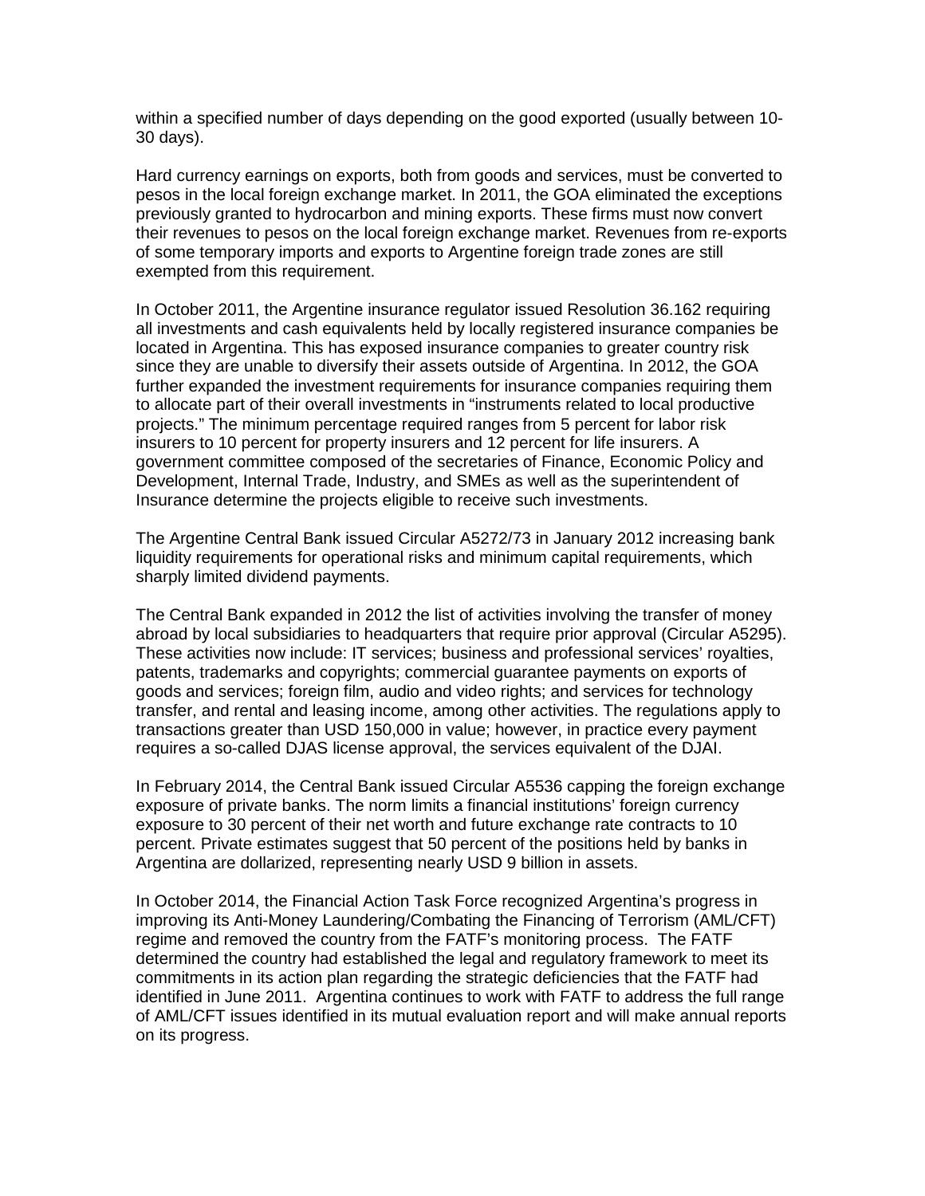within a specified number of days depending on the good exported (usually between 10-30 days).

Hard currency earnings on exports, both from goods and services, must be converted to pesos in the local foreign exchange market. In 2011, the GOA eliminated the exceptions previously granted to hydrocarbon and mining exports. These firms must now convert their revenues to pesos on the local foreign exchange market. Revenues from re-exports of some temporary imports and exports to Argentine foreign trade zones are still exempted from this requirement.

In October 2011, the Argentine insurance regulator issued Resolution 36.162 requiring all investments and cash equivalents held by locally registered insurance companies be located in Argentina. This has exposed insurance companies to greater country risk since they are unable to diversify their assets outside of Argentina. In 2012, the GOA further expanded the investment requirements for insurance companies requiring them to allocate part of their overall investments in "instruments related to local productive projects." The minimum percentage required ranges from 5 percent for labor risk insurers to 10 percent for property insurers and 12 percent for life insurers. A government committee composed of the secretaries of Finance, Economic Policy and Development, Internal Trade, Industry, and SMEs as well as the superintendent of Insurance determine the projects eligible to receive such investments.

The Argentine Central Bank issued Circular A5272/73 in January 2012 increasing bank liquidity requirements for operational risks and minimum capital requirements, which sharply limited dividend payments.

The Central Bank expanded in 2012 the list of activities involving the transfer of money abroad by local subsidiaries to headquarters that require prior approval (Circular A5295). These activities now include: IT services; business and professional services' royalties, patents, trademarks and copyrights; commercial guarantee payments on exports of goods and services; foreign film, audio and video rights; and services for technology transfer, and rental and leasing income, among other activities. The regulations apply to transactions greater than USD 150,000 in value; however, in practice every payment requires a so-called DJAS license approval, the services equivalent of the DJAI.

In February 2014, the Central Bank issued Circular A5536 capping the foreign exchange exposure of private banks. The norm limits a financial institutions' foreign currency exposure to 30 percent of their net worth and future exchange rate contracts to 10 percent. Private estimates suggest that 50 percent of the positions held by banks in Argentina are dollarized, representing nearly USD 9 billion in assets.

In October 2014, the Financial Action Task Force recognized Argentina's progress in improving its Anti-Money Laundering/Combating the Financing of Terrorism (AML/CFT) regime and removed the country from the FATF's monitoring process. The FATF determined the country had established the legal and regulatory framework to meet its commitments in its action plan regarding the strategic deficiencies that the FATF had identified in June 2011. Argentina continues to work with FATF to address the full range of AML/CFT issues identified in its mutual evaluation report and will make annual reports on its progress.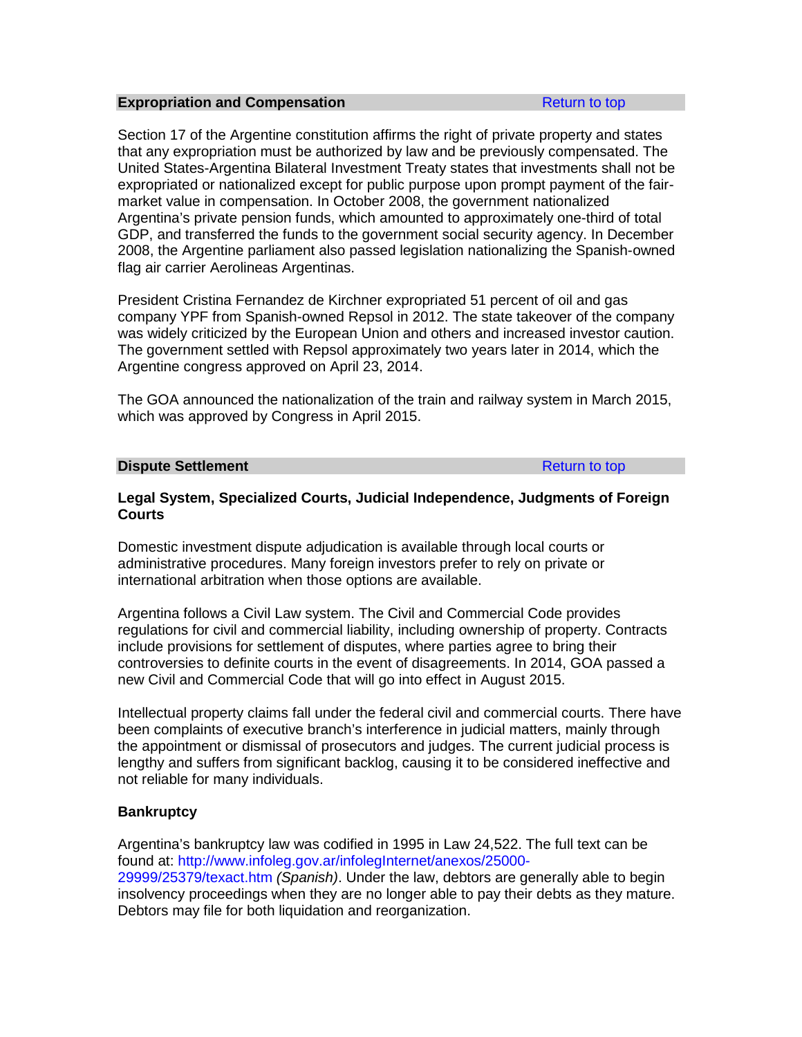## Expropriation and Compensation

Return to top

Section 17 of the Argentine constitution affirms the right of private property and states that any expropriation must be authorized by law and be previously compensated. The United States-Argentina Bilateral Investment Treaty states that investments shall not be expropriated or nationalized except for public purpose upon prompt payment of the fair-market value in compensation. In October 2008, the government nationalized Argentina's private pension funds, which amounted to approximately one-third of total GDP, and transferred the funds to the government social security agency. In December 2008, the Argentine parliament also passed legislation nationalizing the Spanish-owned flag air carrier Aerolineas Argentinas.

President Cristina Fernandez de Kirchner expropriated 51 percent of oil and gas company YPF from Spanish-owned Repsol in 2012. The state takeover of the company was widely criticized by the European Union and others and increased investor caution. The government settled with Repsol approximately two years later in 2014, which the Argentine congress approved on April 23, 2014.

The GOA announced the nationalization of the train and railway system in March 2015, which was approved by Congress in April 2015.

## Dispute Settlement

Return to top

### Legal System, Specialized Courts, Judicial Independence, Judgments of Foreign Courts

Domestic investment dispute adjudication is available through local courts or administrative procedures. Many foreign investors prefer to rely on private or international arbitration when those options are available.

Argentina follows a Civil Law system. The Civil and Commercial Code provides regulations for civil and commercial liability, including ownership of property. Contracts include provisions for settlement of disputes, where parties agree to bring their controversies to definite courts in the event of disagreements. In 2014, GOA passed a new Civil and Commercial Code that will go into effect in August 2015.

Intellectual property claims fall under the federal civil and commercial courts. There have been complaints of executive branch's interference in judicial matters, mainly through the appointment or dismissal of prosecutors and judges. The current judicial process is lengthy and suffers from significant backlog, causing it to be considered ineffective and not reliable for many individuals.

### Bankruptcy

Argentina's bankruptcy law was codified in 1995 in Law 24,522. The full text can be found at: http://www.infoleg.gov.ar/infolegInternet/anexos/25000-29999/25379/texact.htm *(Spanish)*. Under the law, debtors are generally able to begin insolvency proceedings when they are no longer able to pay their debts as they mature. Debtors may file for both liquidation and reorganization.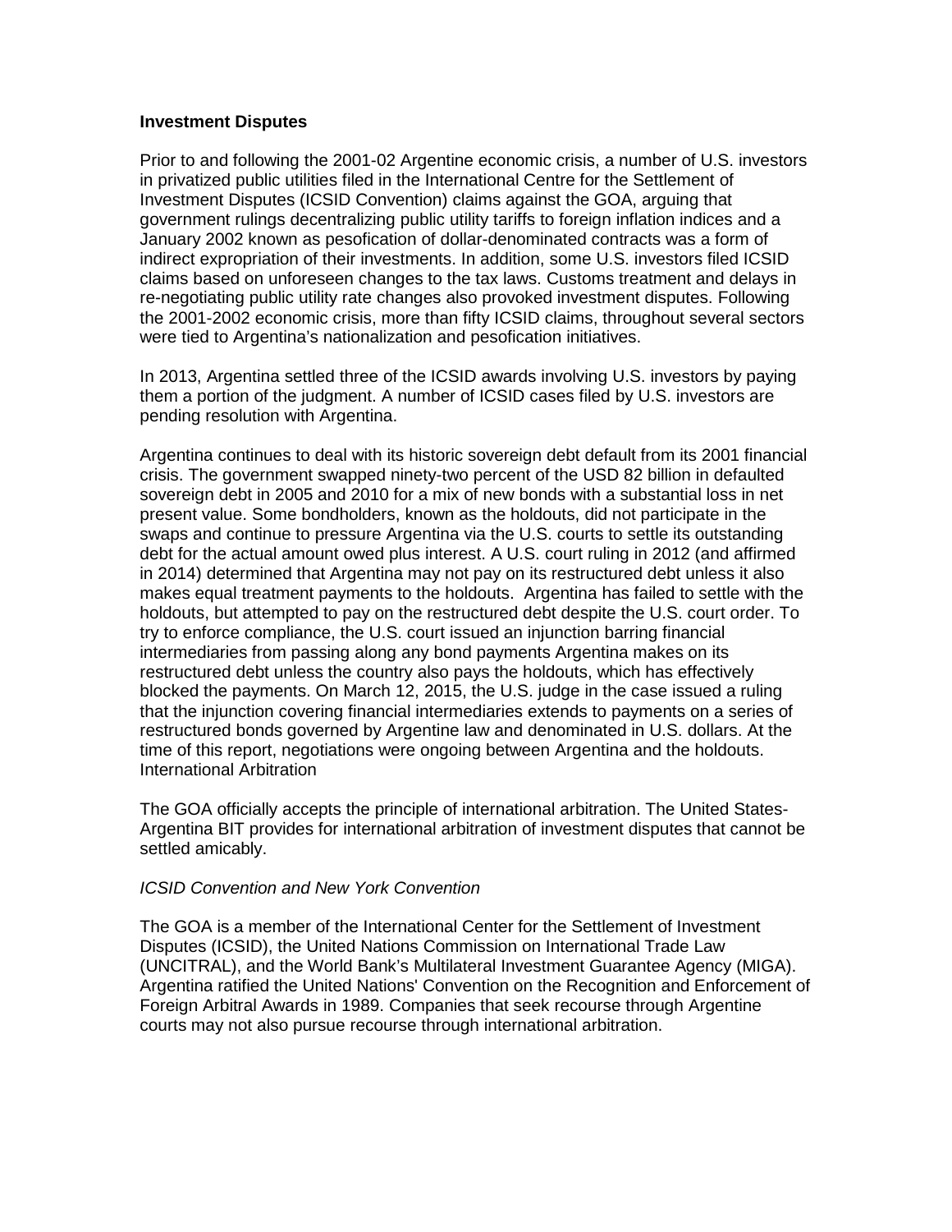**Investment Disputes**

Prior to and following the 2001-02 Argentine economic crisis, a number of U.S. investors in privatized public utilities filed in the International Centre for the Settlement of Investment Disputes (ICSID Convention) claims against the GOA, arguing that government rulings decentralizing public utility tariffs to foreign inflation indices and a January 2002 known as pesofication of dollar-denominated contracts was a form of indirect expropriation of their investments. In addition, some U.S. investors filed ICSID claims based on unforeseen changes to the tax laws. Customs treatment and delays in re-negotiating public utility rate changes also provoked investment disputes. Following the 2001-2002 economic crisis, more than fifty ICSID claims, throughout several sectors were tied to Argentina's nationalization and pesofication initiatives.

In 2013, Argentina settled three of the ICSID awards involving U.S. investors by paying them a portion of the judgment. A number of ICSID cases filed by U.S. investors are pending resolution with Argentina.

Argentina continues to deal with its historic sovereign debt default from its 2001 financial crisis. The government swapped ninety-two percent of the USD 82 billion in defaulted sovereign debt in 2005 and 2010 for a mix of new bonds with a substantial loss in net present value. Some bondholders, known as the holdouts, did not participate in the swaps and continue to pressure Argentina via the U.S. courts to settle its outstanding debt for the actual amount owed plus interest. A U.S. court ruling in 2012 (and affirmed in 2014) determined that Argentina may not pay on its restructured debt unless it also makes equal treatment payments to the holdouts. Argentina has failed to settle with the holdouts, but attempted to pay on the restructured debt despite the U.S. court order. To try to enforce compliance, the U.S. court issued an injunction barring financial intermediaries from passing along any bond payments Argentina makes on its restructured debt unless the country also pays the holdouts, which has effectively blocked the payments. On March 12, 2015, the U.S. judge in the case issued a ruling that the injunction covering financial intermediaries extends to payments on a series of restructured bonds governed by Argentine law and denominated in U.S. dollars. At the time of this report, negotiations were ongoing between Argentina and the holdouts.

International Arbitration

The GOA officially accepts the principle of international arbitration. The United States-Argentina BIT provides for international arbitration of investment disputes that cannot be settled amicably.

*ICSID Convention and New York Convention*

The GOA is a member of the International Center for the Settlement of Investment Disputes (ICSID), the United Nations Commission on International Trade Law (UNCITRAL), and the World Bank's Multilateral Investment Guarantee Agency (MIGA). Argentina ratified the United Nations' Convention on the Recognition and Enforcement of Foreign Arbitral Awards in 1989. Companies that seek recourse through Argentine courts may not also pursue recourse through international arbitration.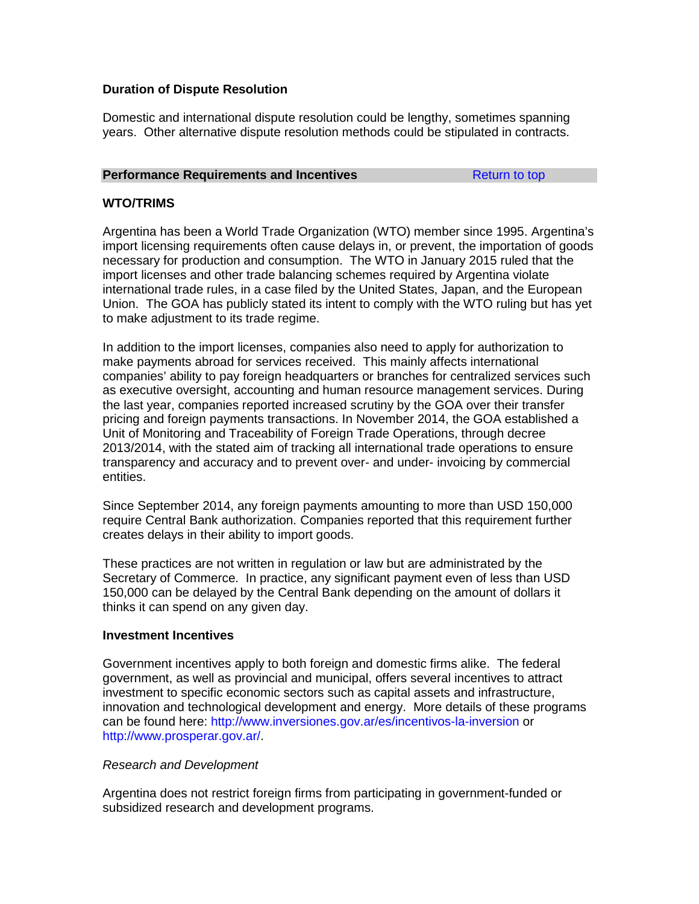**Duration of Dispute Resolution**

Domestic and international dispute resolution could be lengthy, sometimes spanning years. Other alternative dispute resolution methods could be stipulated in contracts.

## Performance Requirements and Incentives

Return to top

**WTO/TRIMS**

Argentina has been a World Trade Organization (WTO) member since 1995. Argentina's import licensing requirements often cause delays in, or prevent, the importation of goods necessary for production and consumption. The WTO in January 2015 ruled that the import licenses and other trade balancing schemes required by Argentina violate international trade rules, in a case filed by the United States, Japan, and the European Union. The GOA has publicly stated its intent to comply with the WTO ruling but has yet to make adjustment to its trade regime.

In addition to the import licenses, companies also need to apply for authorization to make payments abroad for services received. This mainly affects international companies' ability to pay foreign headquarters or branches for centralized services such as executive oversight, accounting and human resource management services. During the last year, companies reported increased scrutiny by the GOA over their transfer pricing and foreign payments transactions. In November 2014, the GOA established a Unit of Monitoring and Traceability of Foreign Trade Operations, through decree 2013/2014, with the stated aim of tracking all international trade operations to ensure transparency and accuracy and to prevent over- and under- invoicing by commercial entities.

Since September 2014, any foreign payments amounting to more than USD 150,000 require Central Bank authorization. Companies reported that this requirement further creates delays in their ability to import goods.

These practices are not written in regulation or law but are administrated by the Secretary of Commerce. In practice, any significant payment even of less than USD 150,000 can be delayed by the Central Bank depending on the amount of dollars it thinks it can spend on any given day.

**Investment Incentives**

Government incentives apply to both foreign and domestic firms alike. The federal government, as well as provincial and municipal, offers several incentives to attract investment to specific economic sectors such as capital assets and infrastructure, innovation and technological development and energy. More details of these programs can be found here: http://www.inversiones.gov.ar/es/incentivos-la-inversion or http://www.prosperar.gov.ar/.

*Research and Development*

Argentina does not restrict foreign firms from participating in government-funded or subsidized research and development programs.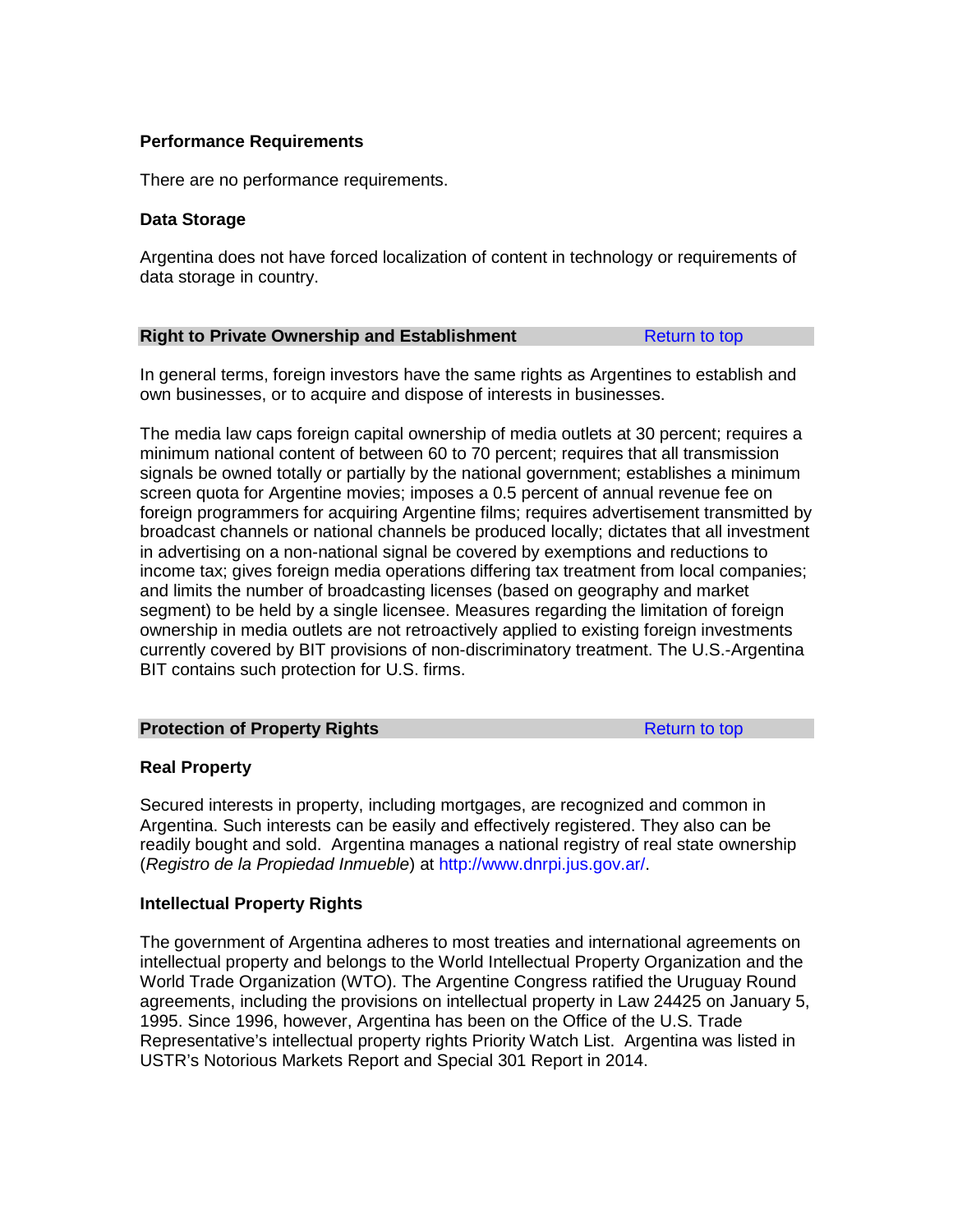### Performance Requirements

There are no performance requirements.

### Data Storage

Argentina does not have forced localization of content in technology or requirements of data storage in country.

## Right to Private Ownership and Establishment

Return to top

In general terms, foreign investors have the same rights as Argentines to establish and own businesses, or to acquire and dispose of interests in businesses.

The media law caps foreign capital ownership of media outlets at 30 percent; requires a minimum national content of between 60 to 70 percent; requires that all transmission signals be owned totally or partially by the national government; establishes a minimum screen quota for Argentine movies; imposes a 0.5 percent of annual revenue fee on foreign programmers for acquiring Argentine films; requires advertisement transmitted by broadcast channels or national channels be produced locally; dictates that all investment in advertising on a non-national signal be covered by exemptions and reductions to income tax; gives foreign media operations differing tax treatment from local companies; and limits the number of broadcasting licenses (based on geography and market segment) to be held by a single licensee. Measures regarding the limitation of foreign ownership in media outlets are not retroactively applied to existing foreign investments currently covered by BIT provisions of non-discriminatory treatment. The U.S.-Argentina BIT contains such protection for U.S. firms.

## Protection of Property Rights

Return to top

### Real Property

Secured interests in property, including mortgages, are recognized and common in Argentina. Such interests can be easily and effectively registered. They also can be readily bought and sold. Argentina manages a national registry of real state ownership (*Registro de la Propiedad Inmueble*) at http://www.dnrpi.jus.gov.ar/.

### Intellectual Property Rights

The government of Argentina adheres to most treaties and international agreements on intellectual property and belongs to the World Intellectual Property Organization and the World Trade Organization (WTO). The Argentine Congress ratified the Uruguay Round agreements, including the provisions on intellectual property in Law 24425 on January 5, 1995. Since 1996, however, Argentina has been on the Office of the U.S. Trade Representative's intellectual property rights Priority Watch List. Argentina was listed in USTR's Notorious Markets Report and Special 301 Report in 2014.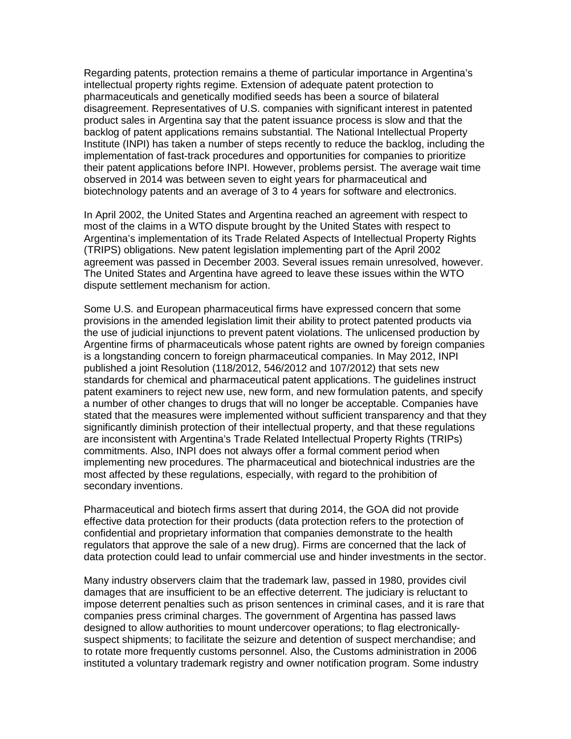Regarding patents, protection remains a theme of particular importance in Argentina's intellectual property rights regime. Extension of adequate patent protection to pharmaceuticals and genetically modified seeds has been a source of bilateral disagreement. Representatives of U.S. companies with significant interest in patented product sales in Argentina say that the patent issuance process is slow and that the backlog of patent applications remains substantial. The National Intellectual Property Institute (INPI) has taken a number of steps recently to reduce the backlog, including the implementation of fast-track procedures and opportunities for companies to prioritize their patent applications before INPI. However, problems persist. The average wait time observed in 2014 was between seven to eight years for pharmaceutical and biotechnology patents and an average of 3 to 4 years for software and electronics.

In April 2002, the United States and Argentina reached an agreement with respect to most of the claims in a WTO dispute brought by the United States with respect to Argentina's implementation of its Trade Related Aspects of Intellectual Property Rights (TRIPS) obligations. New patent legislation implementing part of the April 2002 agreement was passed in December 2003. Several issues remain unresolved, however. The United States and Argentina have agreed to leave these issues within the WTO dispute settlement mechanism for action.

Some U.S. and European pharmaceutical firms have expressed concern that some provisions in the amended legislation limit their ability to protect patented products via the use of judicial injunctions to prevent patent violations. The unlicensed production by Argentine firms of pharmaceuticals whose patent rights are owned by foreign companies is a longstanding concern to foreign pharmaceutical companies. In May 2012, INPI published a joint Resolution (118/2012, 546/2012 and 107/2012) that sets new standards for chemical and pharmaceutical patent applications. The guidelines instruct patent examiners to reject new use, new form, and new formulation patents, and specify a number of other changes to drugs that will no longer be acceptable. Companies have stated that the measures were implemented without sufficient transparency and that they significantly diminish protection of their intellectual property, and that these regulations are inconsistent with Argentina's Trade Related Intellectual Property Rights (TRIPs) commitments. Also, INPI does not always offer a formal comment period when implementing new procedures. The pharmaceutical and biotechnical industries are the most affected by these regulations, especially, with regard to the prohibition of secondary inventions.

Pharmaceutical and biotech firms assert that during 2014, the GOA did not provide effective data protection for their products (data protection refers to the protection of confidential and proprietary information that companies demonstrate to the health regulators that approve the sale of a new drug). Firms are concerned that the lack of data protection could lead to unfair commercial use and hinder investments in the sector.

Many industry observers claim that the trademark law, passed in 1980, provides civil damages that are insufficient to be an effective deterrent. The judiciary is reluctant to impose deterrent penalties such as prison sentences in criminal cases, and it is rare that companies press criminal charges. The government of Argentina has passed laws designed to allow authorities to mount undercover operations; to flag electronically-suspect shipments; to facilitate the seizure and detention of suspect merchandise; and to rotate more frequently customs personnel. Also, the Customs administration in 2006 instituted a voluntary trademark registry and owner notification program. Some industry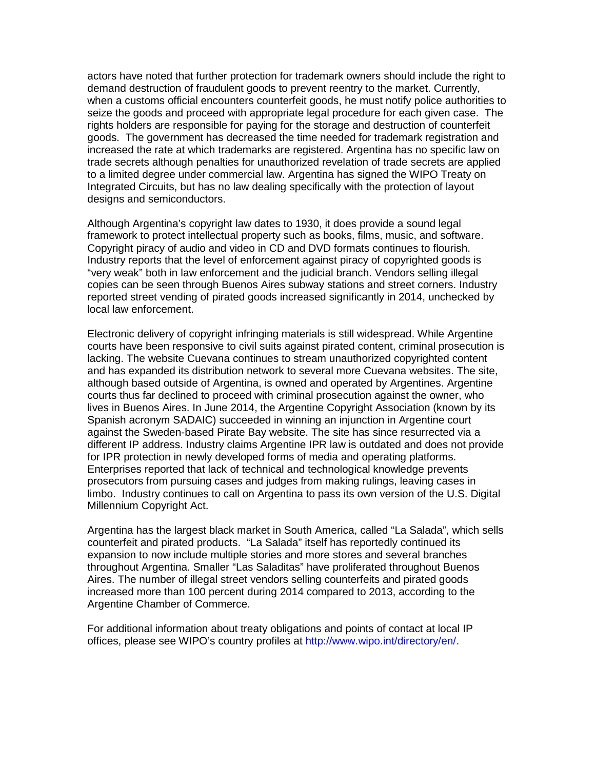actors have noted that further protection for trademark owners should include the right to demand destruction of fraudulent goods to prevent reentry to the market. Currently, when a customs official encounters counterfeit goods, he must notify police authorities to seize the goods and proceed with appropriate legal procedure for each given case. The rights holders are responsible for paying for the storage and destruction of counterfeit goods. The government has decreased the time needed for trademark registration and increased the rate at which trademarks are registered. Argentina has no specific law on trade secrets although penalties for unauthorized revelation of trade secrets are applied to a limited degree under commercial law. Argentina has signed the WIPO Treaty on Integrated Circuits, but has no law dealing specifically with the protection of layout designs and semiconductors.

Although Argentina's copyright law dates to 1930, it does provide a sound legal framework to protect intellectual property such as books, films, music, and software. Copyright piracy of audio and video in CD and DVD formats continues to flourish. Industry reports that the level of enforcement against piracy of copyrighted goods is "very weak" both in law enforcement and the judicial branch. Vendors selling illegal copies can be seen through Buenos Aires subway stations and street corners. Industry reported street vending of pirated goods increased significantly in 2014, unchecked by local law enforcement.

Electronic delivery of copyright infringing materials is still widespread. While Argentine courts have been responsive to civil suits against pirated content, criminal prosecution is lacking. The website Cuevana continues to stream unauthorized copyrighted content and has expanded its distribution network to several more Cuevana websites. The site, although based outside of Argentina, is owned and operated by Argentines. Argentine courts thus far declined to proceed with criminal prosecution against the owner, who lives in Buenos Aires. In June 2014, the Argentine Copyright Association (known by its Spanish acronym SADAIC) succeeded in winning an injunction in Argentine court against the Sweden-based Pirate Bay website. The site has since resurrected via a different IP address. Industry claims Argentine IPR law is outdated and does not provide for IPR protection in newly developed forms of media and operating platforms. Enterprises reported that lack of technical and technological knowledge prevents prosecutors from pursuing cases and judges from making rulings, leaving cases in limbo. Industry continues to call on Argentina to pass its own version of the U.S. Digital Millennium Copyright Act.

Argentina has the largest black market in South America, called "La Salada", which sells counterfeit and pirated products. "La Salada" itself has reportedly continued its expansion to now include multiple stories and more stores and several branches throughout Argentina. Smaller "Las Saladitas" have proliferated throughout Buenos Aires. The number of illegal street vendors selling counterfeits and pirated goods increased more than 100 percent during 2014 compared to 2013, according to the Argentine Chamber of Commerce.

For additional information about treaty obligations and points of contact at local IP offices, please see WIPO's country profiles at http://www.wipo.int/directory/en/.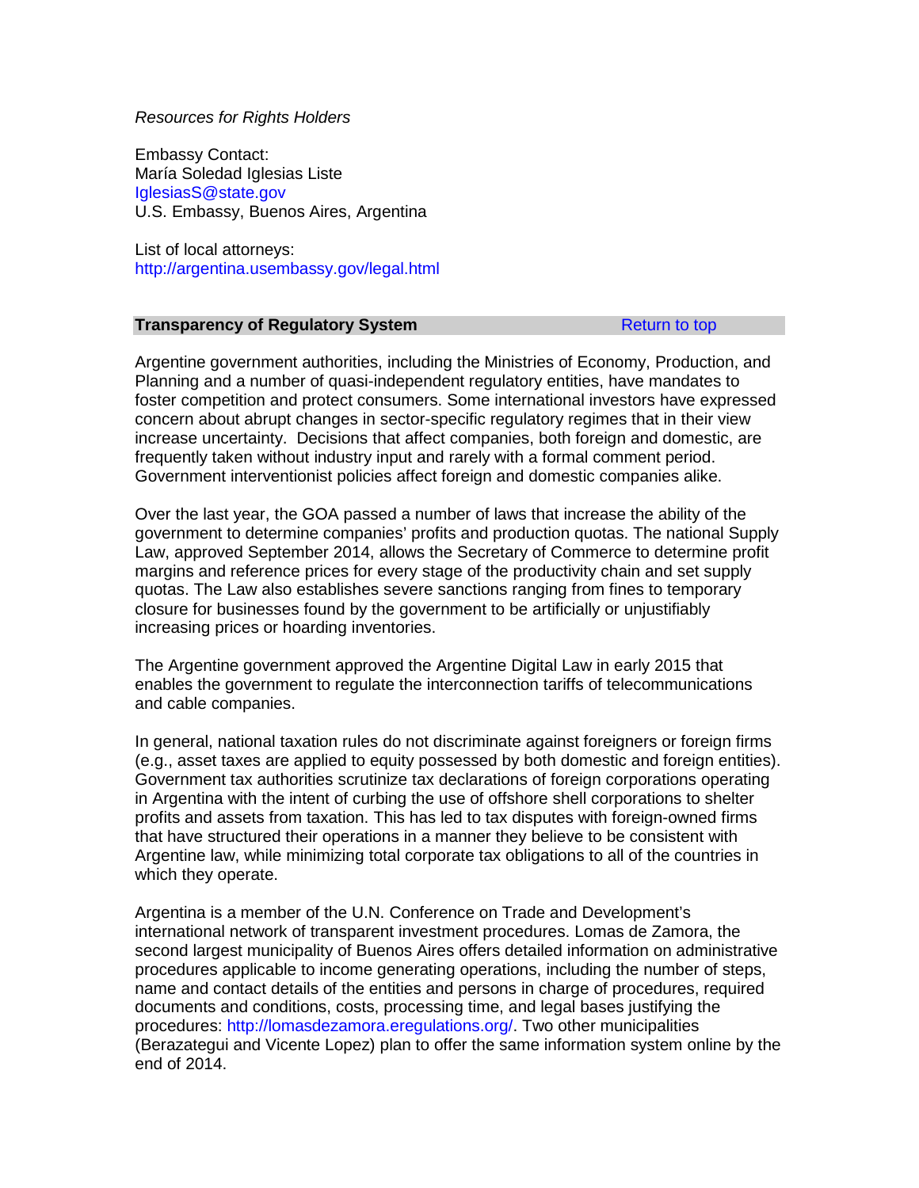*Resources for Rights Holders*

Embassy Contact:
María Soledad Iglesias Liste
IglesiasS@state.gov
U.S. Embassy, Buenos Aires, Argentina

List of local attorneys:
http://argentina.usembassy.gov/legal.html

## Transparency of Regulatory System

Argentine government authorities, including the Ministries of Economy, Production, and Planning and a number of quasi-independent regulatory entities, have mandates to foster competition and protect consumers. Some international investors have expressed concern about abrupt changes in sector-specific regulatory regimes that in their view increase uncertainty. Decisions that affect companies, both foreign and domestic, are frequently taken without industry input and rarely with a formal comment period. Government interventionist policies affect foreign and domestic companies alike.

Over the last year, the GOA passed a number of laws that increase the ability of the government to determine companies' profits and production quotas. The national Supply Law, approved September 2014, allows the Secretary of Commerce to determine profit margins and reference prices for every stage of the productivity chain and set supply quotas. The Law also establishes severe sanctions ranging from fines to temporary closure for businesses found by the government to be artificially or unjustifiably increasing prices or hoarding inventories.

The Argentine government approved the Argentine Digital Law in early 2015 that enables the government to regulate the interconnection tariffs of telecommunications and cable companies.

In general, national taxation rules do not discriminate against foreigners or foreign firms (e.g., asset taxes are applied to equity possessed by both domestic and foreign entities). Government tax authorities scrutinize tax declarations of foreign corporations operating in Argentina with the intent of curbing the use of offshore shell corporations to shelter profits and assets from taxation. This has led to tax disputes with foreign-owned firms that have structured their operations in a manner they believe to be consistent with Argentine law, while minimizing total corporate tax obligations to all of the countries in which they operate.

Argentina is a member of the U.N. Conference on Trade and Development's international network of transparent investment procedures. Lomas de Zamora, the second largest municipality of Buenos Aires offers detailed information on administrative procedures applicable to income generating operations, including the number of steps, name and contact details of the entities and persons in charge of procedures, required documents and conditions, costs, processing time, and legal bases justifying the procedures: http://lomasdezamora.eregulations.org/. Two other municipalities (Berazategui and Vicente Lopez) plan to offer the same information system online by the end of 2014.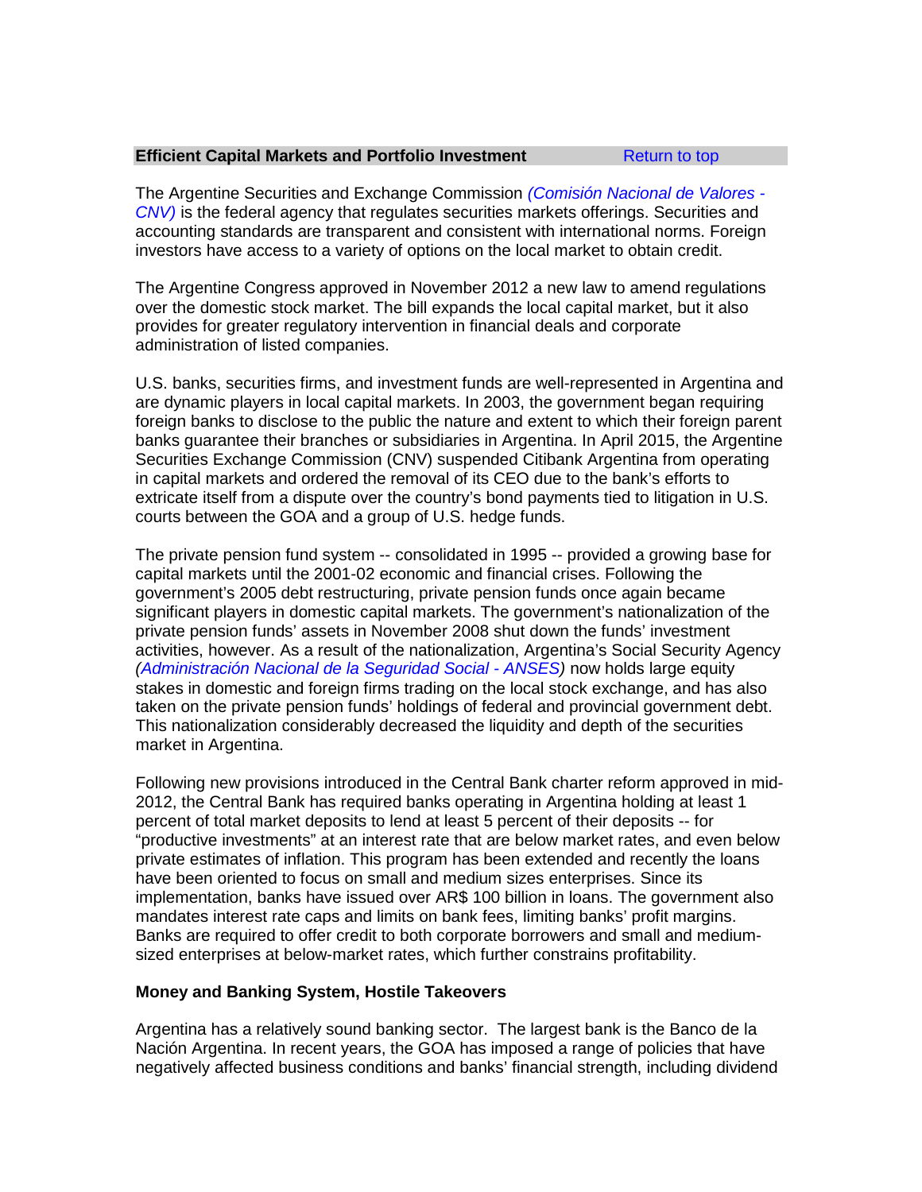## Efficient Capital Markets and Portfolio Investment

Return to top

The Argentine Securities and Exchange Commission *(Comisión Nacional de Valores - CNV)* is the federal agency that regulates securities markets offerings. Securities and accounting standards are transparent and consistent with international norms. Foreign investors have access to a variety of options on the local market to obtain credit.

The Argentine Congress approved in November 2012 a new law to amend regulations over the domestic stock market. The bill expands the local capital market, but it also provides for greater regulatory intervention in financial deals and corporate administration of listed companies.

U.S. banks, securities firms, and investment funds are well-represented in Argentina and are dynamic players in local capital markets. In 2003, the government began requiring foreign banks to disclose to the public the nature and extent to which their foreign parent banks guarantee their branches or subsidiaries in Argentina. In April 2015, the Argentine Securities Exchange Commission (CNV) suspended Citibank Argentina from operating in capital markets and ordered the removal of its CEO due to the bank's efforts to extricate itself from a dispute over the country's bond payments tied to litigation in U.S. courts between the GOA and a group of U.S. hedge funds.

The private pension fund system -- consolidated in 1995 -- provided a growing base for capital markets until the 2001-02 economic and financial crises. Following the government's 2005 debt restructuring, private pension funds once again became significant players in domestic capital markets. The government's nationalization of the private pension funds' assets in November 2008 shut down the funds' investment activities, however. As a result of the nationalization, Argentina's Social Security Agency *(Administración Nacional de la Seguridad Social - ANSES)* now holds large equity stakes in domestic and foreign firms trading on the local stock exchange, and has also taken on the private pension funds' holdings of federal and provincial government debt. This nationalization considerably decreased the liquidity and depth of the securities market in Argentina.

Following new provisions introduced in the Central Bank charter reform approved in mid-2012, the Central Bank has required banks operating in Argentina holding at least 1 percent of total market deposits to lend at least 5 percent of their deposits -- for "productive investments" at an interest rate that are below market rates, and even below private estimates of inflation. This program has been extended and recently the loans have been oriented to focus on small and medium sizes enterprises. Since its implementation, banks have issued over AR$ 100 billion in loans. The government also mandates interest rate caps and limits on bank fees, limiting banks' profit margins. Banks are required to offer credit to both corporate borrowers and small and medium-sized enterprises at below-market rates, which further constrains profitability.

### Money and Banking System, Hostile Takeovers

Argentina has a relatively sound banking sector. The largest bank is the Banco de la Nación Argentina. In recent years, the GOA has imposed a range of policies that have negatively affected business conditions and banks' financial strength, including dividend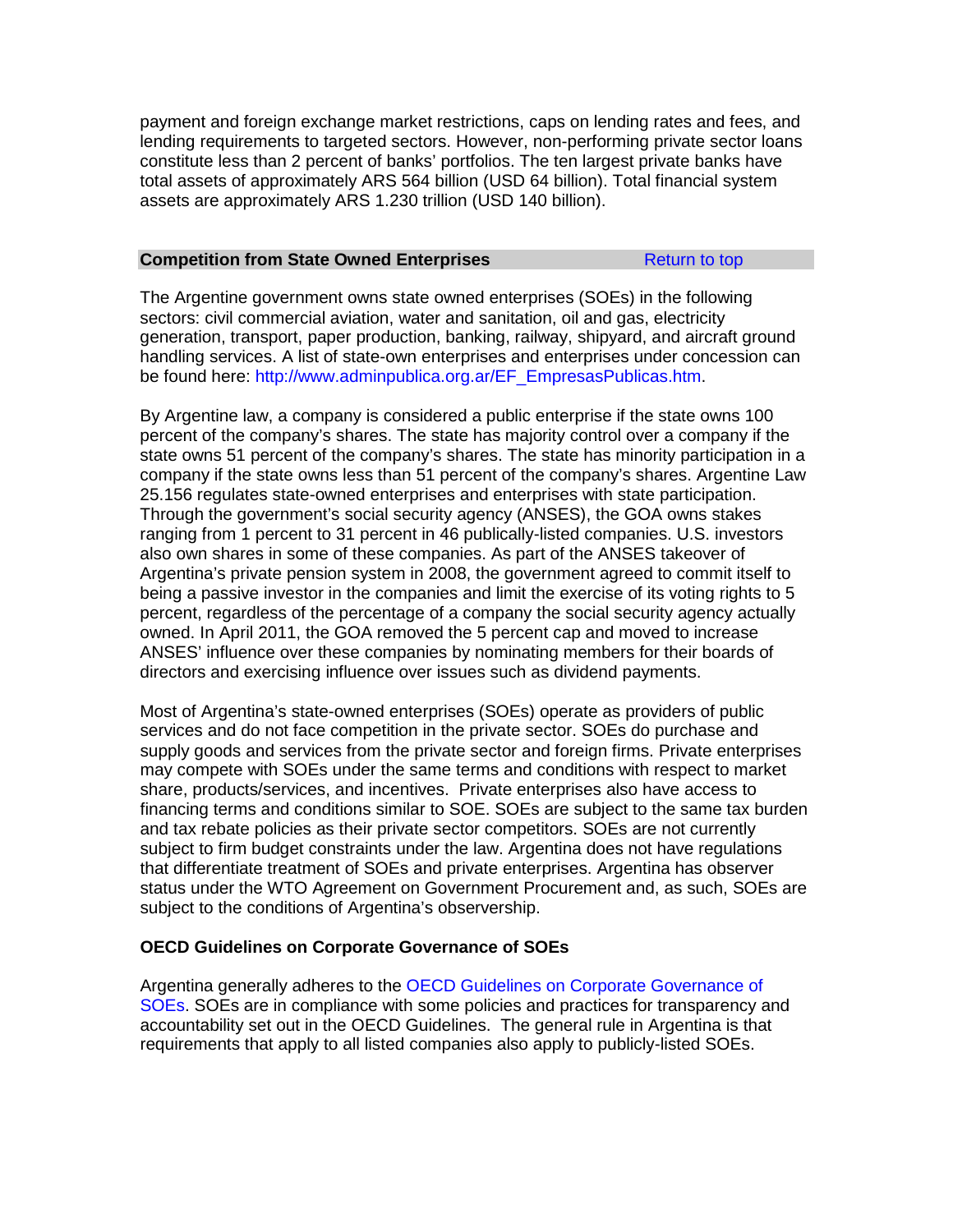payment and foreign exchange market restrictions, caps on lending rates and fees, and lending requirements to targeted sectors. However, non-performing private sector loans constitute less than 2 percent of banks' portfolios. The ten largest private banks have total assets of approximately ARS 564 billion (USD 64 billion). Total financial system assets are approximately ARS 1.230 trillion (USD 140 billion).

## Competition from State Owned Enterprises

Return to top

The Argentine government owns state owned enterprises (SOEs) in the following sectors: civil commercial aviation, water and sanitation, oil and gas, electricity generation, transport, paper production, banking, railway, shipyard, and aircraft ground handling services. A list of state-own enterprises and enterprises under concession can be found here: http://www.adminpublica.org.ar/EF_EmpresasPublicas.htm.

By Argentine law, a company is considered a public enterprise if the state owns 100 percent of the company's shares. The state has majority control over a company if the state owns 51 percent of the company's shares. The state has minority participation in a company if the state owns less than 51 percent of the company's shares. Argentine Law 25.156 regulates state-owned enterprises and enterprises with state participation. Through the government's social security agency (ANSES), the GOA owns stakes ranging from 1 percent to 31 percent in 46 publically-listed companies. U.S. investors also own shares in some of these companies. As part of the ANSES takeover of Argentina's private pension system in 2008, the government agreed to commit itself to being a passive investor in the companies and limit the exercise of its voting rights to 5 percent, regardless of the percentage of a company the social security agency actually owned. In April 2011, the GOA removed the 5 percent cap and moved to increase ANSES' influence over these companies by nominating members for their boards of directors and exercising influence over issues such as dividend payments.

Most of Argentina's state-owned enterprises (SOEs) operate as providers of public services and do not face competition in the private sector. SOEs do purchase and supply goods and services from the private sector and foreign firms. Private enterprises may compete with SOEs under the same terms and conditions with respect to market share, products/services, and incentives. Private enterprises also have access to financing terms and conditions similar to SOE. SOEs are subject to the same tax burden and tax rebate policies as their private sector competitors. SOEs are not currently subject to firm budget constraints under the law. Argentina does not have regulations that differentiate treatment of SOEs and private enterprises. Argentina has observer status under the WTO Agreement on Government Procurement and, as such, SOEs are subject to the conditions of Argentina's observership.

### OECD Guidelines on Corporate Governance of SOEs

Argentina generally adheres to the OECD Guidelines on Corporate Governance of SOEs. SOEs are in compliance with some policies and practices for transparency and accountability set out in the OECD Guidelines. The general rule in Argentina is that requirements that apply to all listed companies also apply to publicly-listed SOEs.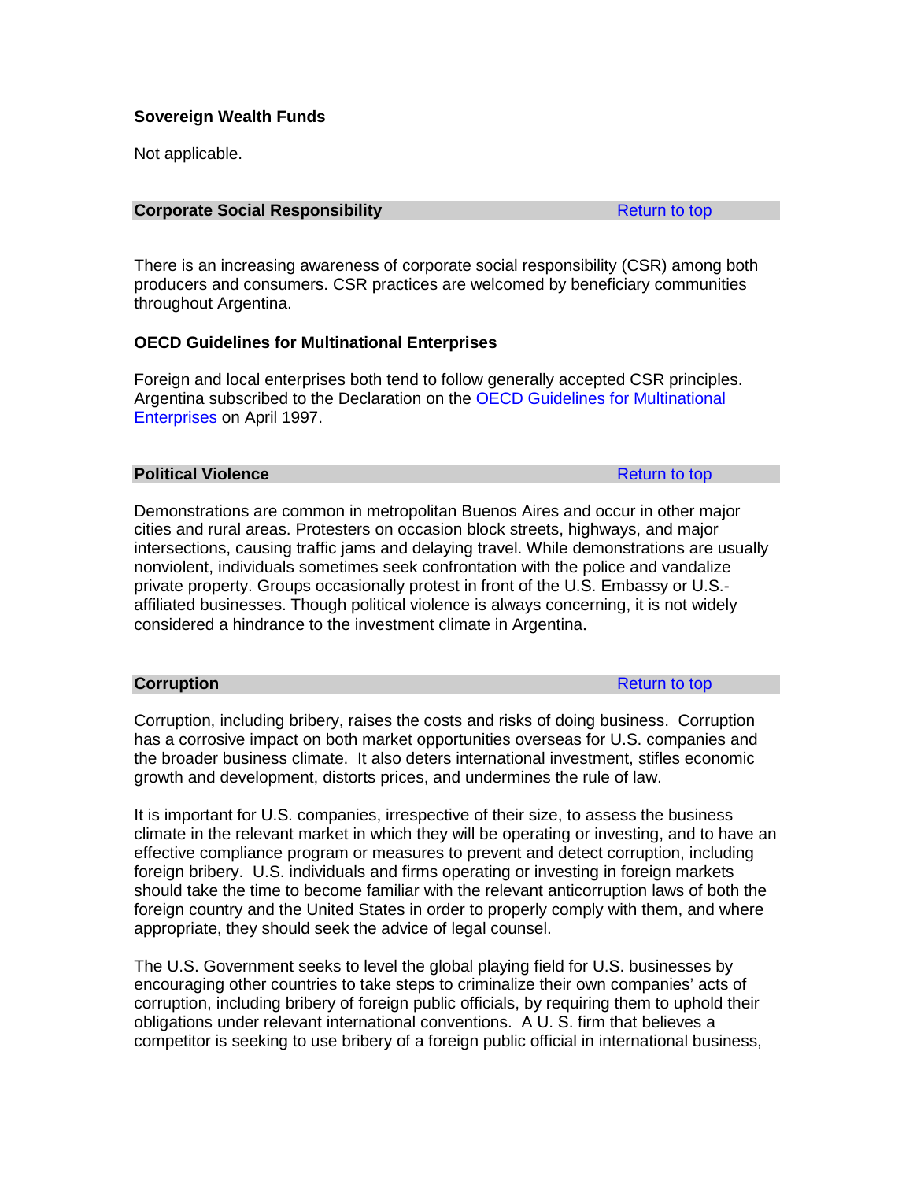**Sovereign Wealth Funds**

Not applicable.

## Corporate Social Responsibility

Return to top

There is an increasing awareness of corporate social responsibility (CSR) among both producers and consumers. CSR practices are welcomed by beneficiary communities throughout Argentina.

**OECD Guidelines for Multinational Enterprises**

Foreign and local enterprises both tend to follow generally accepted CSR principles. Argentina subscribed to the Declaration on the OECD Guidelines for Multinational Enterprises on April 1997.

## Political Violence

Return to top

Demonstrations are common in metropolitan Buenos Aires and occur in other major cities and rural areas. Protesters on occasion block streets, highways, and major intersections, causing traffic jams and delaying travel. While demonstrations are usually nonviolent, individuals sometimes seek confrontation with the police and vandalize private property. Groups occasionally protest in front of the U.S. Embassy or U.S.-affiliated businesses. Though political violence is always concerning, it is not widely considered a hindrance to the investment climate in Argentina.

## Corruption

Return to top

Corruption, including bribery, raises the costs and risks of doing business. Corruption has a corrosive impact on both market opportunities overseas for U.S. companies and the broader business climate. It also deters international investment, stifles economic growth and development, distorts prices, and undermines the rule of law.

It is important for U.S. companies, irrespective of their size, to assess the business climate in the relevant market in which they will be operating or investing, and to have an effective compliance program or measures to prevent and detect corruption, including foreign bribery. U.S. individuals and firms operating or investing in foreign markets should take the time to become familiar with the relevant anticorruption laws of both the foreign country and the United States in order to properly comply with them, and where appropriate, they should seek the advice of legal counsel.

The U.S. Government seeks to level the global playing field for U.S. businesses by encouraging other countries to take steps to criminalize their own companies' acts of corruption, including bribery of foreign public officials, by requiring them to uphold their obligations under relevant international conventions. A U. S. firm that believes a competitor is seeking to use bribery of a foreign public official in international business,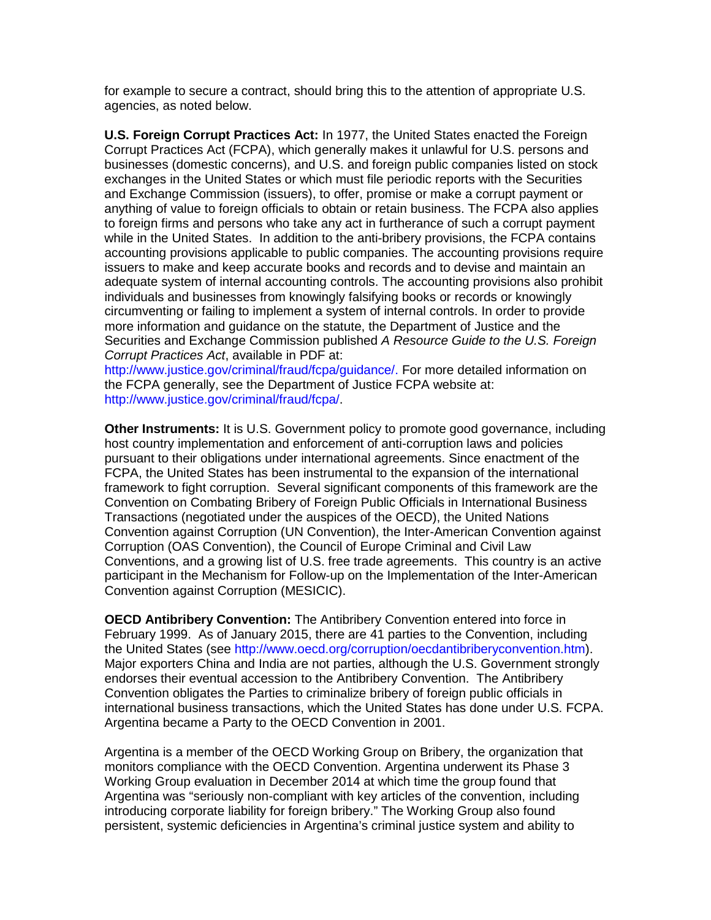for example to secure a contract, should bring this to the attention of appropriate U.S. agencies, as noted below.

**U.S. Foreign Corrupt Practices Act:** In 1977, the United States enacted the Foreign Corrupt Practices Act (FCPA), which generally makes it unlawful for U.S. persons and businesses (domestic concerns), and U.S. and foreign public companies listed on stock exchanges in the United States or which must file periodic reports with the Securities and Exchange Commission (issuers), to offer, promise or make a corrupt payment or anything of value to foreign officials to obtain or retain business. The FCPA also applies to foreign firms and persons who take any act in furtherance of such a corrupt payment while in the United States. In addition to the anti-bribery provisions, the FCPA contains accounting provisions applicable to public companies. The accounting provisions require issuers to make and keep accurate books and records and to devise and maintain an adequate system of internal accounting controls. The accounting provisions also prohibit individuals and businesses from knowingly falsifying books or records or knowingly circumventing or failing to implement a system of internal controls. In order to provide more information and guidance on the statute, the Department of Justice and the Securities and Exchange Commission published *A Resource Guide to the U.S. Foreign Corrupt Practices Act*, available in PDF at: http://www.justice.gov/criminal/fraud/fcpa/guidance/. For more detailed information on the FCPA generally, see the Department of Justice FCPA website at: http://www.justice.gov/criminal/fraud/fcpa/.

**Other Instruments:** It is U.S. Government policy to promote good governance, including host country implementation and enforcement of anti-corruption laws and policies pursuant to their obligations under international agreements. Since enactment of the FCPA, the United States has been instrumental to the expansion of the international framework to fight corruption. Several significant components of this framework are the Convention on Combating Bribery of Foreign Public Officials in International Business Transactions (negotiated under the auspices of the OECD), the United Nations Convention against Corruption (UN Convention), the Inter-American Convention against Corruption (OAS Convention), the Council of Europe Criminal and Civil Law Conventions, and a growing list of U.S. free trade agreements. This country is an active participant in the Mechanism for Follow-up on the Implementation of the Inter-American Convention against Corruption (MESICIC).

**OECD Antibribery Convention:** The Antibribery Convention entered into force in February 1999. As of January 2015, there are 41 parties to the Convention, including the United States (see http://www.oecd.org/corruption/oecdantibriberyconvention.htm). Major exporters China and India are not parties, although the U.S. Government strongly endorses their eventual accession to the Antibribery Convention. The Antibribery Convention obligates the Parties to criminalize bribery of foreign public officials in international business transactions, which the United States has done under U.S. FCPA. Argentina became a Party to the OECD Convention in 2001.

Argentina is a member of the OECD Working Group on Bribery, the organization that monitors compliance with the OECD Convention. Argentina underwent its Phase 3 Working Group evaluation in December 2014 at which time the group found that Argentina was "seriously non-compliant with key articles of the convention, including introducing corporate liability for foreign bribery." The Working Group also found persistent, systemic deficiencies in Argentina's criminal justice system and ability to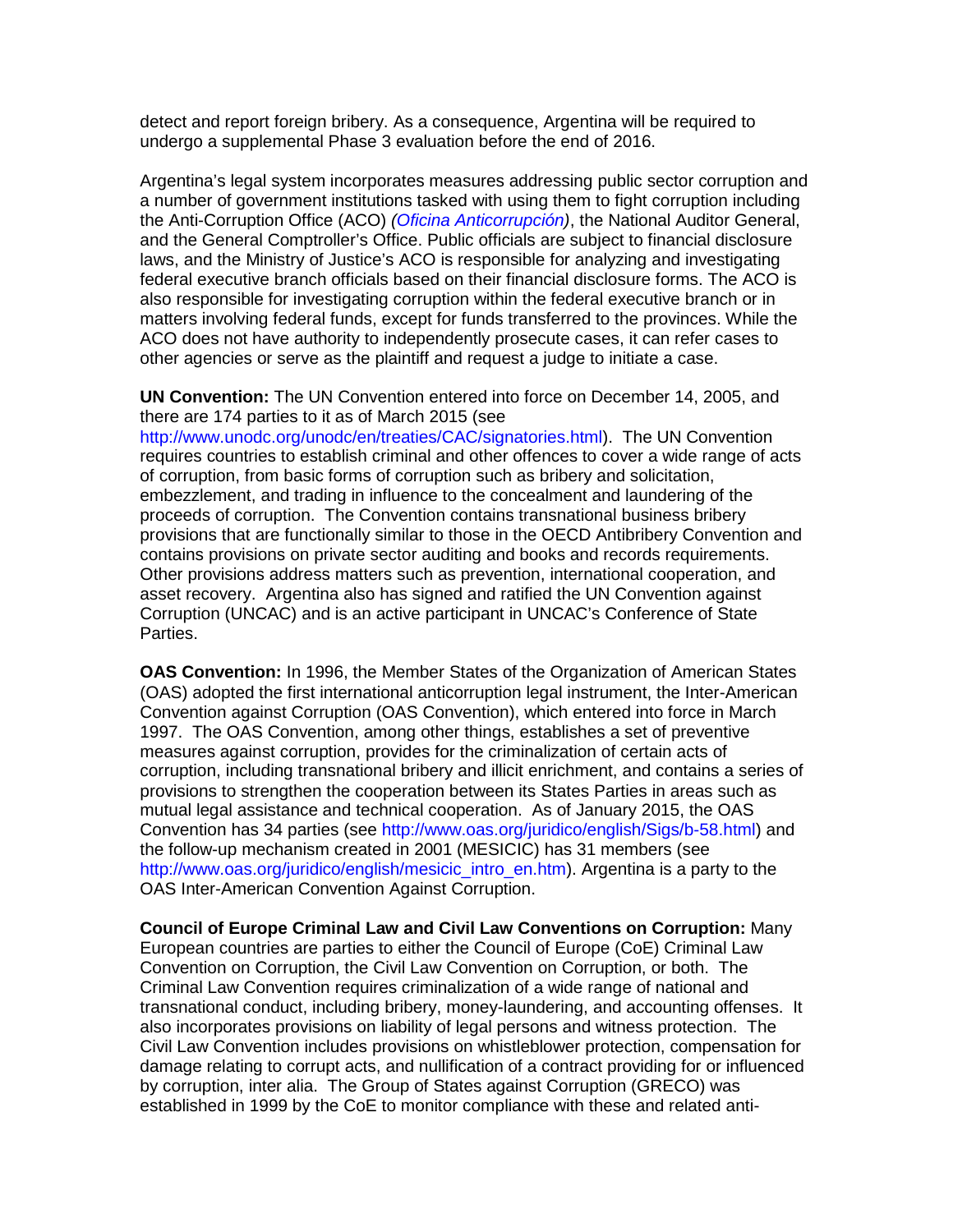detect and report foreign bribery. As a consequence, Argentina will be required to undergo a supplemental Phase 3 evaluation before the end of 2016.

Argentina's legal system incorporates measures addressing public sector corruption and a number of government institutions tasked with using them to fight corruption including the Anti-Corruption Office (ACO) *(Oficina Anticorrupción)*, the National Auditor General, and the General Comptroller's Office. Public officials are subject to financial disclosure laws, and the Ministry of Justice's ACO is responsible for analyzing and investigating federal executive branch officials based on their financial disclosure forms. The ACO is also responsible for investigating corruption within the federal executive branch or in matters involving federal funds, except for funds transferred to the provinces. While the ACO does not have authority to independently prosecute cases, it can refer cases to other agencies or serve as the plaintiff and request a judge to initiate a case.

**UN Convention:** The UN Convention entered into force on December 14, 2005, and there are 174 parties to it as of March 2015 (see http://www.unodc.org/unodc/en/treaties/CAC/signatories.html). The UN Convention requires countries to establish criminal and other offences to cover a wide range of acts of corruption, from basic forms of corruption such as bribery and solicitation, embezzlement, and trading in influence to the concealment and laundering of the proceeds of corruption. The Convention contains transnational business bribery provisions that are functionally similar to those in the OECD Antibribery Convention and contains provisions on private sector auditing and books and records requirements. Other provisions address matters such as prevention, international cooperation, and asset recovery. Argentina also has signed and ratified the UN Convention against Corruption (UNCAC) and is an active participant in UNCAC's Conference of State Parties.

**OAS Convention:** In 1996, the Member States of the Organization of American States (OAS) adopted the first international anticorruption legal instrument, the Inter-American Convention against Corruption (OAS Convention), which entered into force in March 1997. The OAS Convention, among other things, establishes a set of preventive measures against corruption, provides for the criminalization of certain acts of corruption, including transnational bribery and illicit enrichment, and contains a series of provisions to strengthen the cooperation between its States Parties in areas such as mutual legal assistance and technical cooperation. As of January 2015, the OAS Convention has 34 parties (see http://www.oas.org/juridico/english/Sigs/b-58.html) and the follow-up mechanism created in 2001 (MESICIC) has 31 members (see http://www.oas.org/juridico/english/mesicic_intro_en.htm). Argentina is a party to the OAS Inter-American Convention Against Corruption.

**Council of Europe Criminal Law and Civil Law Conventions on Corruption:** Many European countries are parties to either the Council of Europe (CoE) Criminal Law Convention on Corruption, the Civil Law Convention on Corruption, or both. The Criminal Law Convention requires criminalization of a wide range of national and transnational conduct, including bribery, money-laundering, and accounting offenses. It also incorporates provisions on liability of legal persons and witness protection. The Civil Law Convention includes provisions on whistleblower protection, compensation for damage relating to corrupt acts, and nullification of a contract providing for or influenced by corruption, inter alia. The Group of States against Corruption (GRECO) was established in 1999 by the CoE to monitor compliance with these and related anti-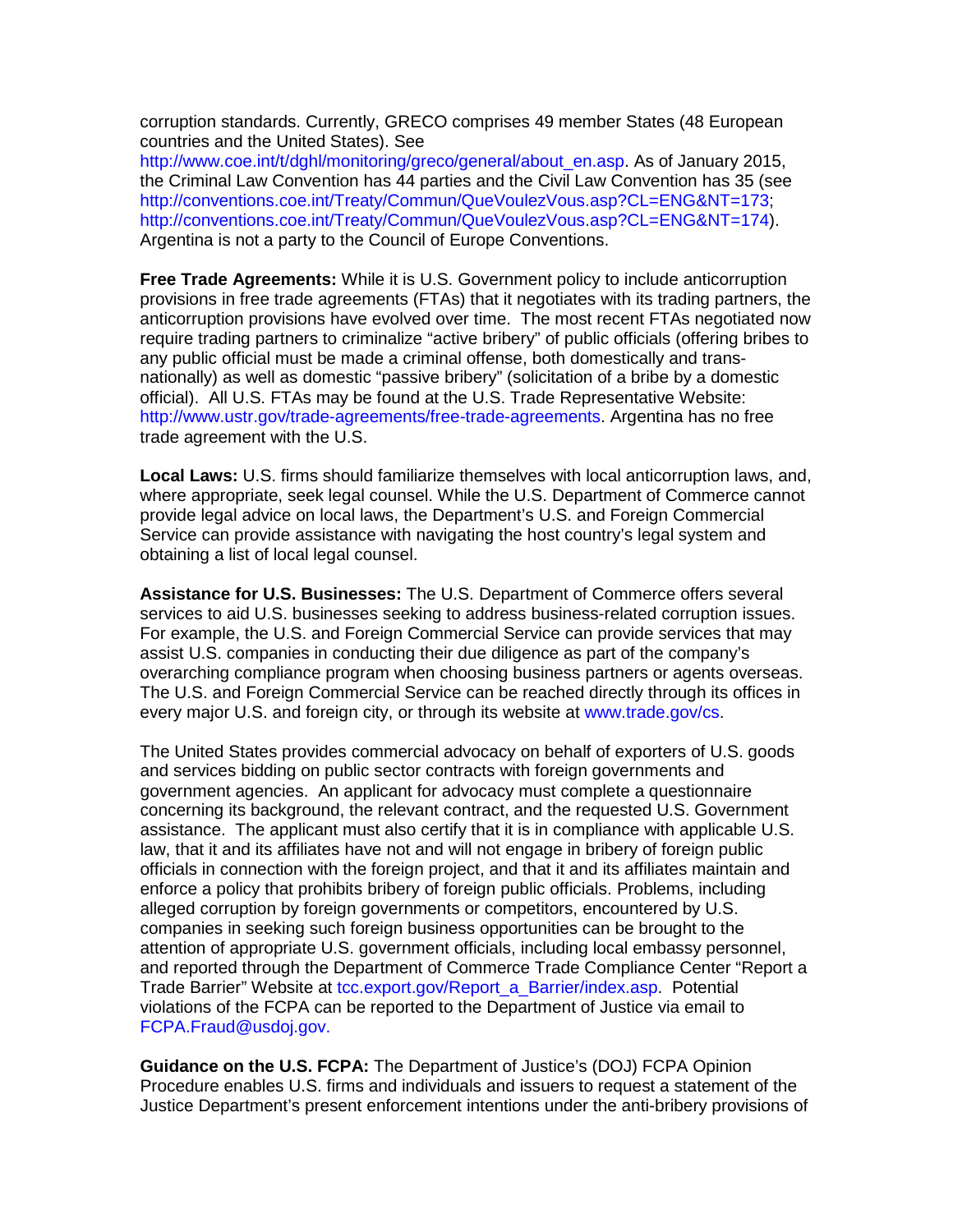corruption standards. Currently, GRECO comprises 49 member States (48 European countries and the United States). See http://www.coe.int/t/dghl/monitoring/greco/general/about_en.asp. As of January 2015, the Criminal Law Convention has 44 parties and the Civil Law Convention has 35 (see http://conventions.coe.int/Treaty/Commun/QueVoulezVous.asp?CL=ENG&NT=173; http://conventions.coe.int/Treaty/Commun/QueVoulezVous.asp?CL=ENG&NT=174). Argentina is not a party to the Council of Europe Conventions.

**Free Trade Agreements:** While it is U.S. Government policy to include anticorruption provisions in free trade agreements (FTAs) that it negotiates with its trading partners, the anticorruption provisions have evolved over time. The most recent FTAs negotiated now require trading partners to criminalize "active bribery" of public officials (offering bribes to any public official must be made a criminal offense, both domestically and trans-nationally) as well as domestic "passive bribery" (solicitation of a bribe by a domestic official). All U.S. FTAs may be found at the U.S. Trade Representative Website: http://www.ustr.gov/trade-agreements/free-trade-agreements. Argentina has no free trade agreement with the U.S.

**Local Laws:** U.S. firms should familiarize themselves with local anticorruption laws, and, where appropriate, seek legal counsel. While the U.S. Department of Commerce cannot provide legal advice on local laws, the Department's U.S. and Foreign Commercial Service can provide assistance with navigating the host country's legal system and obtaining a list of local legal counsel.

**Assistance for U.S. Businesses:** The U.S. Department of Commerce offers several services to aid U.S. businesses seeking to address business-related corruption issues. For example, the U.S. and Foreign Commercial Service can provide services that may assist U.S. companies in conducting their due diligence as part of the company's overarching compliance program when choosing business partners or agents overseas. The U.S. and Foreign Commercial Service can be reached directly through its offices in every major U.S. and foreign city, or through its website at www.trade.gov/cs.

The United States provides commercial advocacy on behalf of exporters of U.S. goods and services bidding on public sector contracts with foreign governments and government agencies. An applicant for advocacy must complete a questionnaire concerning its background, the relevant contract, and the requested U.S. Government assistance. The applicant must also certify that it is in compliance with applicable U.S. law, that it and its affiliates have not and will not engage in bribery of foreign public officials in connection with the foreign project, and that it and its affiliates maintain and enforce a policy that prohibits bribery of foreign public officials. Problems, including alleged corruption by foreign governments or competitors, encountered by U.S. companies in seeking such foreign business opportunities can be brought to the attention of appropriate U.S. government officials, including local embassy personnel, and reported through the Department of Commerce Trade Compliance Center "Report a Trade Barrier" Website at tcc.export.gov/Report_a_Barrier/index.asp. Potential violations of the FCPA can be reported to the Department of Justice via email to FCPA.Fraud@usdoj.gov.

**Guidance on the U.S. FCPA:** The Department of Justice's (DOJ) FCPA Opinion Procedure enables U.S. firms and individuals and issuers to request a statement of the Justice Department's present enforcement intentions under the anti-bribery provisions of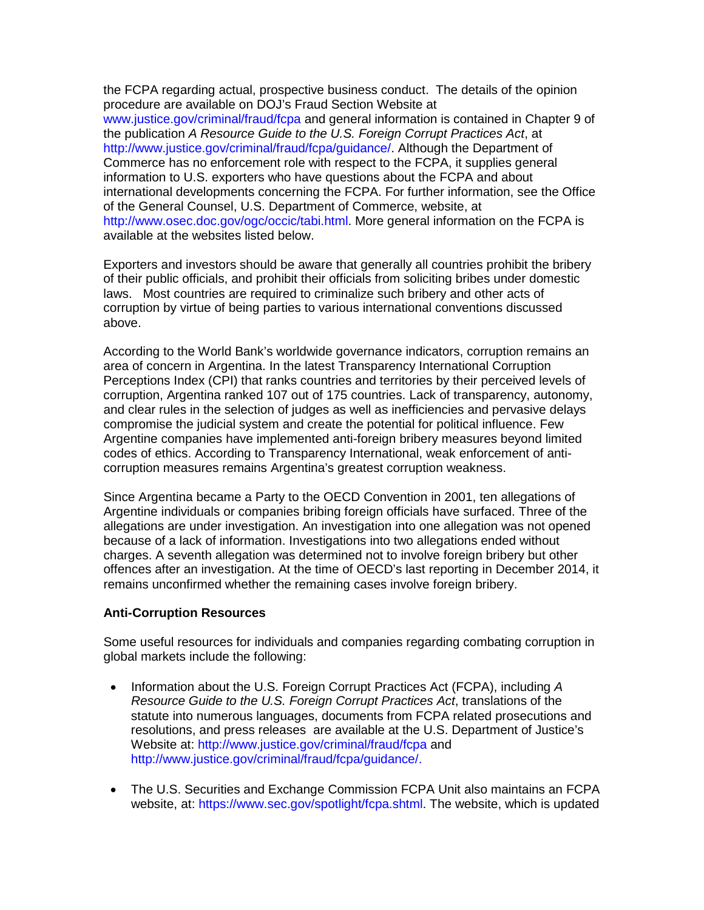the FCPA regarding actual, prospective business conduct. The details of the opinion procedure are available on DOJ's Fraud Section Website at www.justice.gov/criminal/fraud/fcpa and general information is contained in Chapter 9 of the publication *A Resource Guide to the U.S. Foreign Corrupt Practices Act*, at http://www.justice.gov/criminal/fraud/fcpa/guidance/. Although the Department of Commerce has no enforcement role with respect to the FCPA, it supplies general information to U.S. exporters who have questions about the FCPA and about international developments concerning the FCPA. For further information, see the Office of the General Counsel, U.S. Department of Commerce, website, at http://www.osec.doc.gov/ogc/occic/tabi.html. More general information on the FCPA is available at the websites listed below.

Exporters and investors should be aware that generally all countries prohibit the bribery of their public officials, and prohibit their officials from soliciting bribes under domestic laws. Most countries are required to criminalize such bribery and other acts of corruption by virtue of being parties to various international conventions discussed above.

According to the World Bank's worldwide governance indicators, corruption remains an area of concern in Argentina. In the latest Transparency International Corruption Perceptions Index (CPI) that ranks countries and territories by their perceived levels of corruption, Argentina ranked 107 out of 175 countries. Lack of transparency, autonomy, and clear rules in the selection of judges as well as inefficiencies and pervasive delays compromise the judicial system and create the potential for political influence. Few Argentine companies have implemented anti-foreign bribery measures beyond limited codes of ethics. According to Transparency International, weak enforcement of anti-corruption measures remains Argentina's greatest corruption weakness.

Since Argentina became a Party to the OECD Convention in 2001, ten allegations of Argentine individuals or companies bribing foreign officials have surfaced. Three of the allegations are under investigation. An investigation into one allegation was not opened because of a lack of information. Investigations into two allegations ended without charges. A seventh allegation was determined not to involve foreign bribery but other offences after an investigation. At the time of OECD's last reporting in December 2014, it remains unconfirmed whether the remaining cases involve foreign bribery.

**Anti-Corruption Resources**

Some useful resources for individuals and companies regarding combating corruption in global markets include the following:

- Information about the U.S. Foreign Corrupt Practices Act (FCPA), including *A Resource Guide to the U.S. Foreign Corrupt Practices Act*, translations of the statute into numerous languages, documents from FCPA related prosecutions and resolutions, and press releases are available at the U.S. Department of Justice's Website at: http://www.justice.gov/criminal/fraud/fcpa and http://www.justice.gov/criminal/fraud/fcpa/guidance/.

- The U.S. Securities and Exchange Commission FCPA Unit also maintains an FCPA website, at: https://www.sec.gov/spotlight/fcpa.shtml. The website, which is updated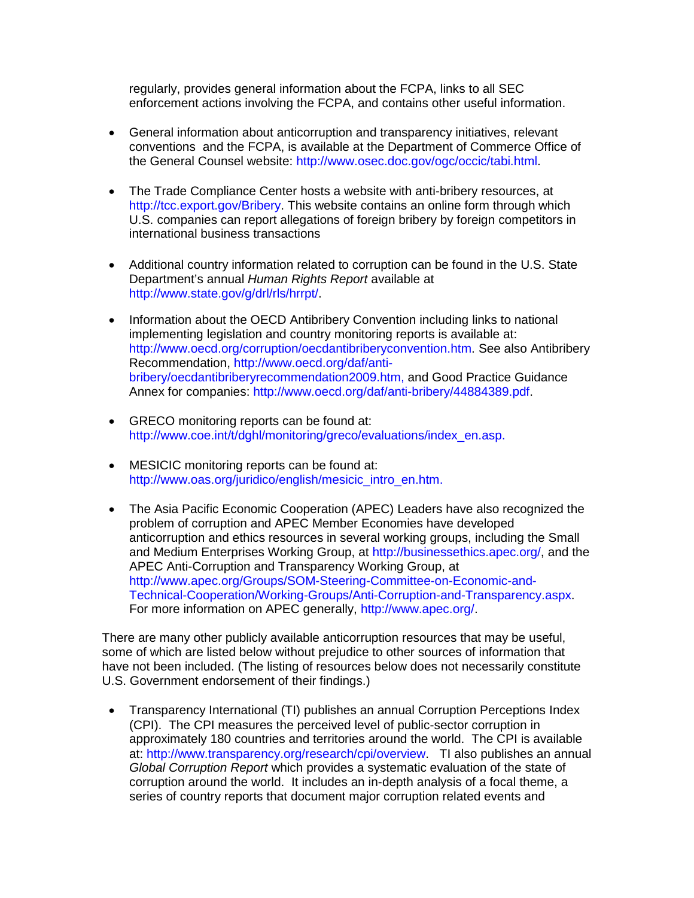regularly, provides general information about the FCPA, links to all SEC enforcement actions involving the FCPA, and contains other useful information.

- General information about anticorruption and transparency initiatives, relevant conventions and the FCPA, is available at the Department of Commerce Office of the General Counsel website: http://www.osec.doc.gov/ogc/occic/tabi.html.

- The Trade Compliance Center hosts a website with anti-bribery resources, at http://tcc.export.gov/Bribery. This website contains an online form through which U.S. companies can report allegations of foreign bribery by foreign competitors in international business transactions

- Additional country information related to corruption can be found in the U.S. State Department's annual *Human Rights Report* available at http://www.state.gov/g/drl/rls/hrrpt/.

- Information about the OECD Antibribery Convention including links to national implementing legislation and country monitoring reports is available at: http://www.oecd.org/corruption/oecdantibriberyconvention.htm. See also Antibribery Recommendation, http://www.oecd.org/daf/anti-bribery/oecdantibriberyrecommendation2009.htm, and Good Practice Guidance Annex for companies: http://www.oecd.org/daf/anti-bribery/44884389.pdf.

- GRECO monitoring reports can be found at: http://www.coe.int/t/dghl/monitoring/greco/evaluations/index_en.asp.

- MESICIC monitoring reports can be found at: http://www.oas.org/juridico/english/mesicic_intro_en.htm.

- The Asia Pacific Economic Cooperation (APEC) Leaders have also recognized the problem of corruption and APEC Member Economies have developed anticorruption and ethics resources in several working groups, including the Small and Medium Enterprises Working Group, at http://businessethics.apec.org/, and the APEC Anti-Corruption and Transparency Working Group, at http://www.apec.org/Groups/SOM-Steering-Committee-on-Economic-and-Technical-Cooperation/Working-Groups/Anti-Corruption-and-Transparency.aspx. For more information on APEC generally, http://www.apec.org/.

There are many other publicly available anticorruption resources that may be useful, some of which are listed below without prejudice to other sources of information that have not been included. (The listing of resources below does not necessarily constitute U.S. Government endorsement of their findings.)

- Transparency International (TI) publishes an annual Corruption Perceptions Index (CPI). The CPI measures the perceived level of public-sector corruption in approximately 180 countries and territories around the world. The CPI is available at: http://www.transparency.org/research/cpi/overview. TI also publishes an annual *Global Corruption Report* which provides a systematic evaluation of the state of corruption around the world. It includes an in-depth analysis of a focal theme, a series of country reports that document major corruption related events and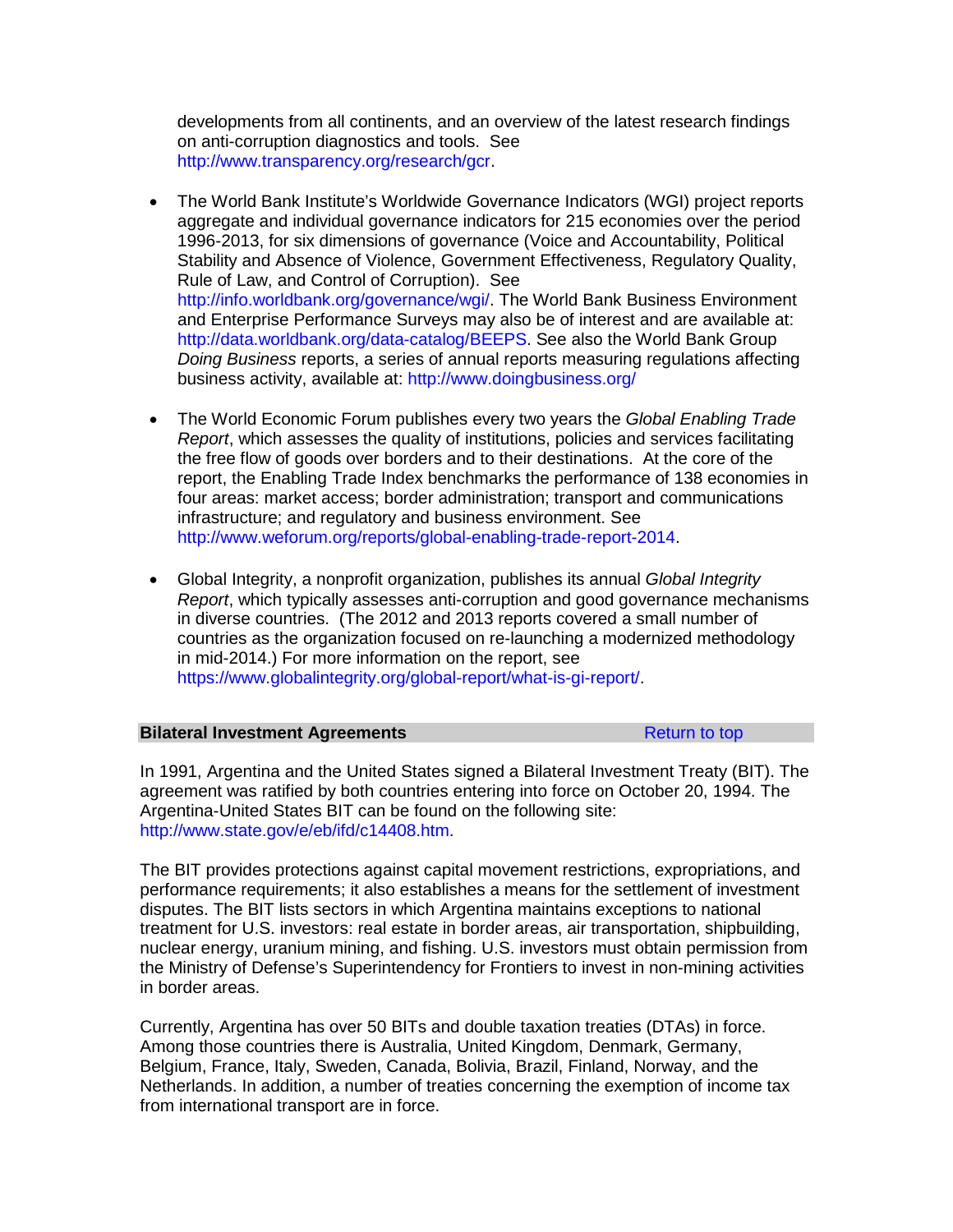developments from all continents, and an overview of the latest research findings on anti-corruption diagnostics and tools. See http://www.transparency.org/research/gcr.

- The World Bank Institute's Worldwide Governance Indicators (WGI) project reports aggregate and individual governance indicators for 215 economies over the period 1996-2013, for six dimensions of governance (Voice and Accountability, Political Stability and Absence of Violence, Government Effectiveness, Regulatory Quality, Rule of Law, and Control of Corruption). See http://info.worldbank.org/governance/wgi/. The World Bank Business Environment and Enterprise Performance Surveys may also be of interest and are available at: http://data.worldbank.org/data-catalog/BEEPS. See also the World Bank Group *Doing Business* reports, a series of annual reports measuring regulations affecting business activity, available at: http://www.doingbusiness.org/

- The World Economic Forum publishes every two years the *Global Enabling Trade Report*, which assesses the quality of institutions, policies and services facilitating the free flow of goods over borders and to their destinations. At the core of the report, the Enabling Trade Index benchmarks the performance of 138 economies in four areas: market access; border administration; transport and communications infrastructure; and regulatory and business environment. See http://www.weforum.org/reports/global-enabling-trade-report-2014.

- Global Integrity, a nonprofit organization, publishes its annual *Global Integrity Report*, which typically assesses anti-corruption and good governance mechanisms in diverse countries. (The 2012 and 2013 reports covered a small number of countries as the organization focused on re-launching a modernized methodology in mid-2014.) For more information on the report, see https://www.globalintegrity.org/global-report/what-is-gi-report/.

## Bilateral Investment Agreements

Return to top

In 1991, Argentina and the United States signed a Bilateral Investment Treaty (BIT). The agreement was ratified by both countries entering into force on October 20, 1994. The Argentina-United States BIT can be found on the following site: http://www.state.gov/e/eb/ifd/c14408.htm.

The BIT provides protections against capital movement restrictions, expropriations, and performance requirements; it also establishes a means for the settlement of investment disputes. The BIT lists sectors in which Argentina maintains exceptions to national treatment for U.S. investors: real estate in border areas, air transportation, shipbuilding, nuclear energy, uranium mining, and fishing. U.S. investors must obtain permission from the Ministry of Defense's Superintendency for Frontiers to invest in non-mining activities in border areas.

Currently, Argentina has over 50 BITs and double taxation treaties (DTAs) in force. Among those countries there is Australia, United Kingdom, Denmark, Germany, Belgium, France, Italy, Sweden, Canada, Bolivia, Brazil, Finland, Norway, and the Netherlands. In addition, a number of treaties concerning the exemption of income tax from international transport are in force.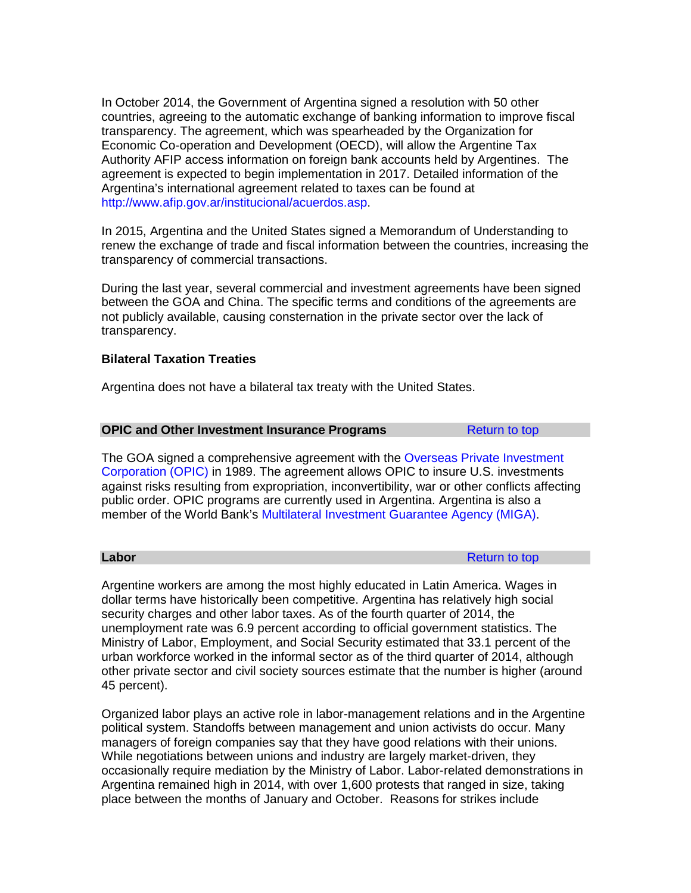In October 2014, the Government of Argentina signed a resolution with 50 other countries, agreeing to the automatic exchange of banking information to improve fiscal transparency. The agreement, which was spearheaded by the Organization for Economic Co-operation and Development (OECD), will allow the Argentine Tax Authority AFIP access information on foreign bank accounts held by Argentines. The agreement is expected to begin implementation in 2017. Detailed information of the Argentina's international agreement related to taxes can be found at http://www.afip.gov.ar/institucional/acuerdos.asp.

In 2015, Argentina and the United States signed a Memorandum of Understanding to renew the exchange of trade and fiscal information between the countries, increasing the transparency of commercial transactions.

During the last year, several commercial and investment agreements have been signed between the GOA and China. The specific terms and conditions of the agreements are not publicly available, causing consternation in the private sector over the lack of transparency.

**Bilateral Taxation Treaties**

Argentina does not have a bilateral tax treaty with the United States.

## OPIC and Other Investment Insurance Programs

Return to top

The GOA signed a comprehensive agreement with the Overseas Private Investment Corporation (OPIC) in 1989. The agreement allows OPIC to insure U.S. investments against risks resulting from expropriation, inconvertibility, war or other conflicts affecting public order. OPIC programs are currently used in Argentina. Argentina is also a member of the World Bank's Multilateral Investment Guarantee Agency (MIGA).

## Labor

Return to top

Argentine workers are among the most highly educated in Latin America. Wages in dollar terms have historically been competitive. Argentina has relatively high social security charges and other labor taxes. As of the fourth quarter of 2014, the unemployment rate was 6.9 percent according to official government statistics. The Ministry of Labor, Employment, and Social Security estimated that 33.1 percent of the urban workforce worked in the informal sector as of the third quarter of 2014, although other private sector and civil society sources estimate that the number is higher (around 45 percent).

Organized labor plays an active role in labor-management relations and in the Argentine political system. Standoffs between management and union activists do occur. Many managers of foreign companies say that they have good relations with their unions. While negotiations between unions and industry are largely market-driven, they occasionally require mediation by the Ministry of Labor. Labor-related demonstrations in Argentina remained high in 2014, with over 1,600 protests that ranged in size, taking place between the months of January and October. Reasons for strikes include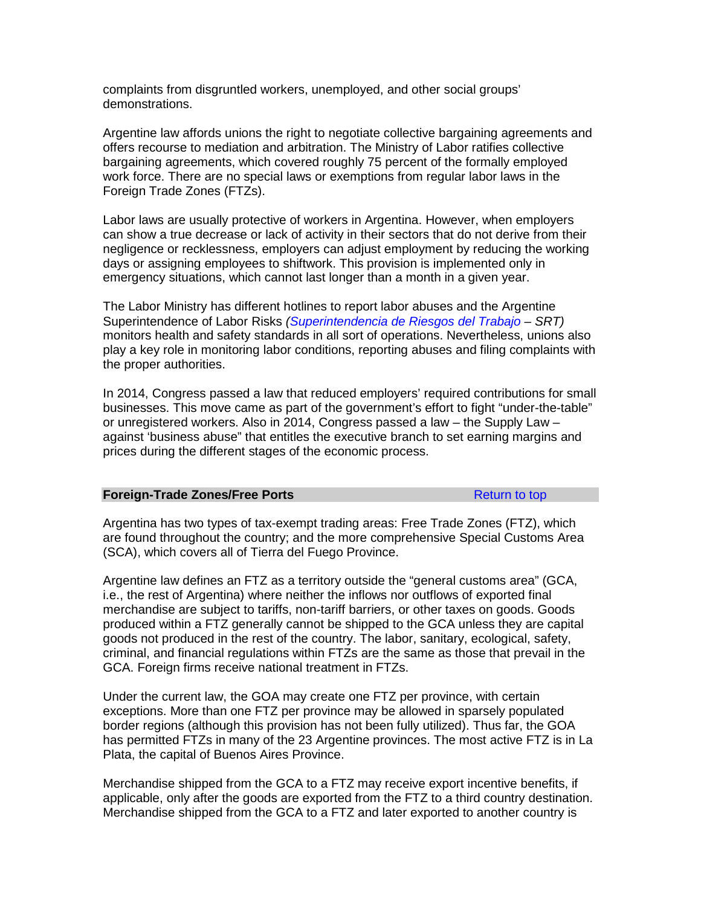complaints from disgruntled workers, unemployed, and other social groups' demonstrations.

Argentine law affords unions the right to negotiate collective bargaining agreements and offers recourse to mediation and arbitration. The Ministry of Labor ratifies collective bargaining agreements, which covered roughly 75 percent of the formally employed work force. There are no special laws or exemptions from regular labor laws in the Foreign Trade Zones (FTZs).

Labor laws are usually protective of workers in Argentina. However, when employers can show a true decrease or lack of activity in their sectors that do not derive from their negligence or recklessness, employers can adjust employment by reducing the working days or assigning employees to shiftwork. This provision is implemented only in emergency situations, which cannot last longer than a month in a given year.

The Labor Ministry has different hotlines to report labor abuses and the Argentine Superintendence of Labor Risks *(Superintendencia de Riesgos del Trabajo – SRT)* monitors health and safety standards in all sort of operations. Nevertheless, unions also play a key role in monitoring labor conditions, reporting abuses and filing complaints with the proper authorities.

In 2014, Congress passed a law that reduced employers' required contributions for small businesses. This move came as part of the government's effort to fight "under-the-table" or unregistered workers. Also in 2014, Congress passed a law – the Supply Law – against 'business abuse" that entitles the executive branch to set earning margins and prices during the different stages of the economic process.

## Foreign-Trade Zones/Free Ports

Return to top

Argentina has two types of tax-exempt trading areas: Free Trade Zones (FTZ), which are found throughout the country; and the more comprehensive Special Customs Area (SCA), which covers all of Tierra del Fuego Province.

Argentine law defines an FTZ as a territory outside the "general customs area" (GCA, i.e., the rest of Argentina) where neither the inflows nor outflows of exported final merchandise are subject to tariffs, non-tariff barriers, or other taxes on goods. Goods produced within a FTZ generally cannot be shipped to the GCA unless they are capital goods not produced in the rest of the country. The labor, sanitary, ecological, safety, criminal, and financial regulations within FTZs are the same as those that prevail in the GCA. Foreign firms receive national treatment in FTZs.

Under the current law, the GOA may create one FTZ per province, with certain exceptions. More than one FTZ per province may be allowed in sparsely populated border regions (although this provision has not been fully utilized). Thus far, the GOA has permitted FTZs in many of the 23 Argentine provinces. The most active FTZ is in La Plata, the capital of Buenos Aires Province.

Merchandise shipped from the GCA to a FTZ may receive export incentive benefits, if applicable, only after the goods are exported from the FTZ to a third country destination. Merchandise shipped from the GCA to a FTZ and later exported to another country is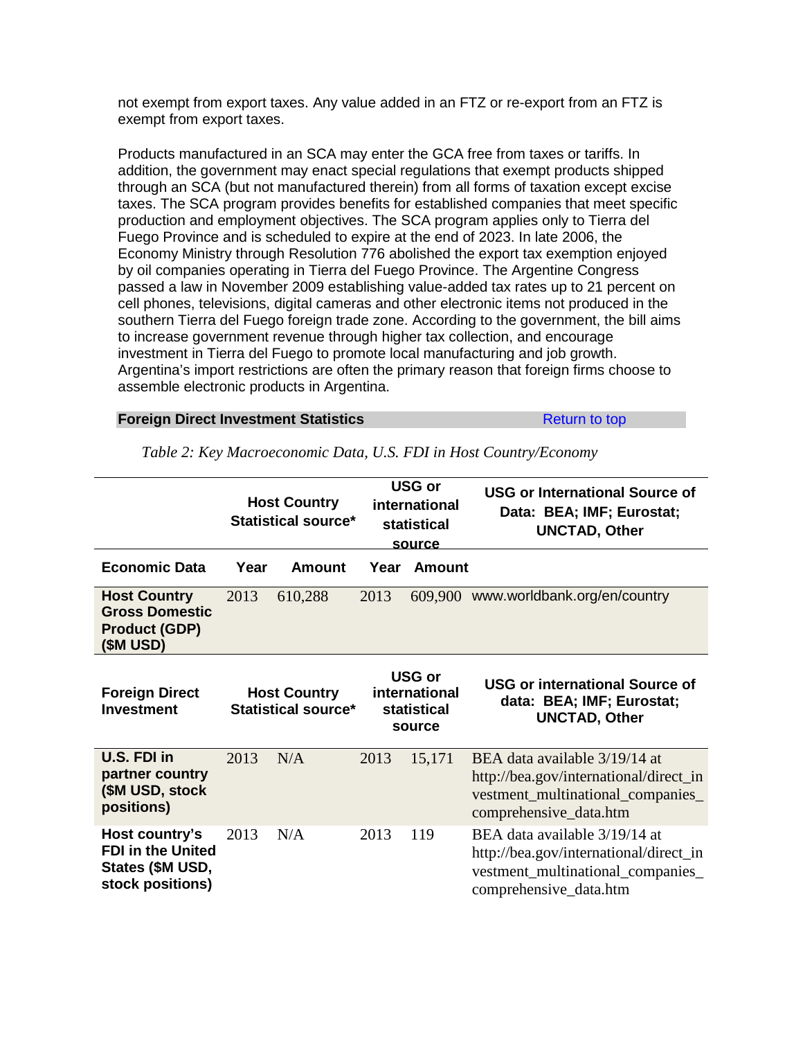not exempt from export taxes. Any value added in an FTZ or re-export from an FTZ is exempt from export taxes.

Products manufactured in an SCA may enter the GCA free from taxes or tariffs. In addition, the government may enact special regulations that exempt products shipped through an SCA (but not manufactured therein) from all forms of taxation except excise taxes. The SCA program provides benefits for established companies that meet specific production and employment objectives. The SCA program applies only to Tierra del Fuego Province and is scheduled to expire at the end of 2023. In late 2006, the Economy Ministry through Resolution 776 abolished the export tax exemption enjoyed by oil companies operating in Tierra del Fuego Province. The Argentine Congress passed a law in November 2009 establishing value-added tax rates up to 21 percent on cell phones, televisions, digital cameras and other electronic items not produced in the southern Tierra del Fuego foreign trade zone. According to the government, the bill aims to increase government revenue through higher tax collection, and encourage investment in Tierra del Fuego to promote local manufacturing and job growth. Argentina's import restrictions are often the primary reason that foreign firms choose to assemble electronic products in Argentina.

## Foreign Direct Investment Statistics

Return to top

*Table 2: Key Macroeconomic Data, U.S. FDI in Host Country/Economy*

| | **Host Country Statistical source*** | | **USG or international statistical source** | | **USG or International Source of Data: BEA; IMF; Eurostat; UNCTAD, Other** |
|---|---|---|---|---|---|
| **Economic Data** | **Year** | **Amount** | **Year** | **Amount** | |
| **Host Country Gross Domestic Product (GDP) ($M USD)** | 2013 | 610,288 | 2013 | 609,900 | www.worldbank.org/en/country |
| **Foreign Direct Investment** | **Host Country Statistical source*** | | **USG or international statistical source** | | **USG or international Source of data: BEA; IMF; Eurostat; UNCTAD, Other** |
| **U.S. FDI in partner country ($M USD, stock positions)** | 2013 | N/A | 2013 | 15,171 | BEA data available 3/19/14 at http://bea.gov/international/direct_investment_multinational_companies_comprehensive_data.htm |
| **Host country's FDI in the United States ($M USD, stock positions)** | 2013 | N/A | 2013 | 119 | BEA data available 3/19/14 at http://bea.gov/international/direct_investment_multinational_companies_comprehensive_data.htm |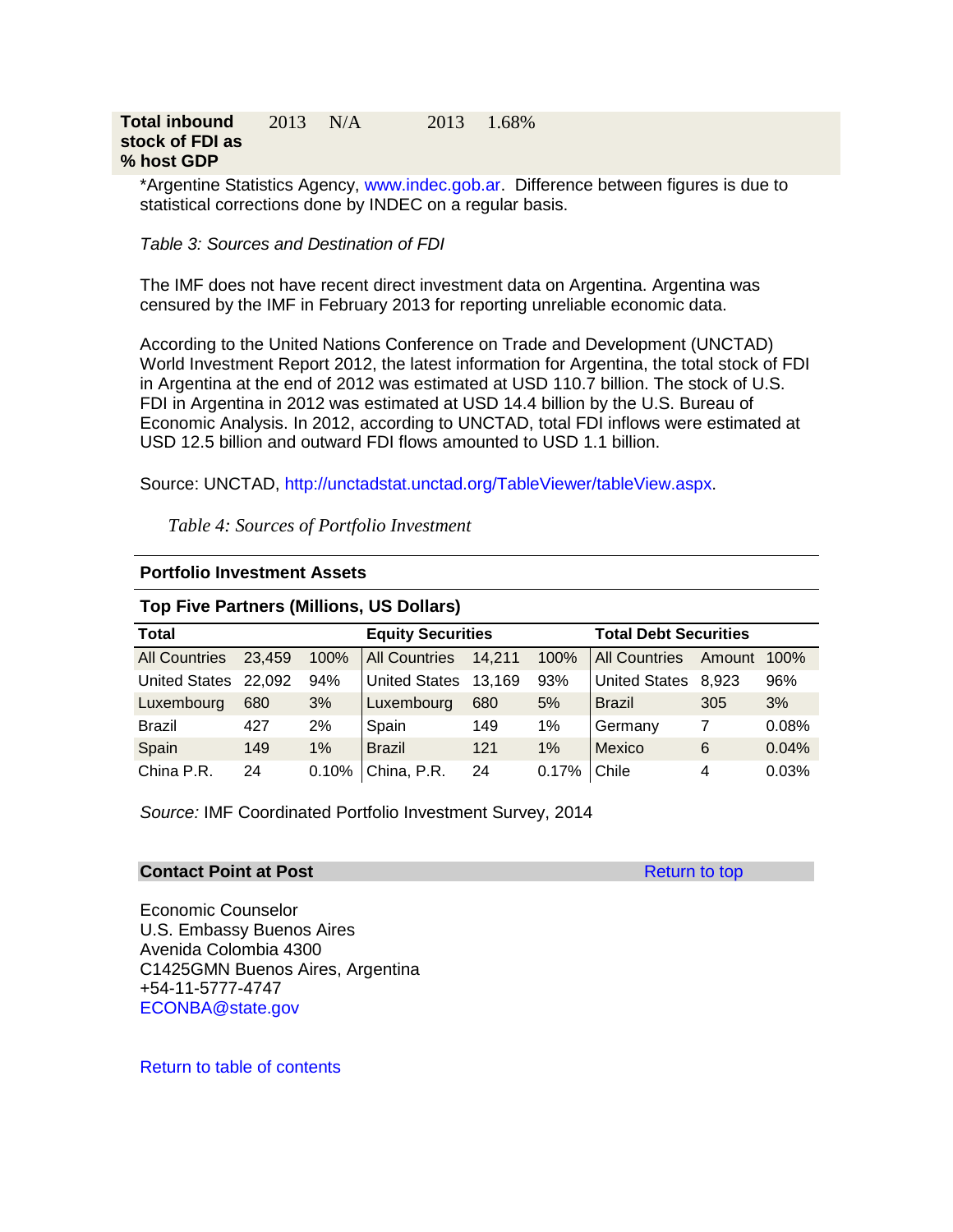| Total inbound stock of FDI as % host GDP | 2013 | N/A | 2013 | 1.68% |
|---|---|---|---|---|

*Argentine Statistics Agency, www.indec.gob.ar. Difference between figures is due to statistical corrections done by INDEC on a regular basis.

*Table 3: Sources and Destination of FDI*

The IMF does not have recent direct investment data on Argentina. Argentina was censured by the IMF in February 2013 for reporting unreliable economic data.

According to the United Nations Conference on Trade and Development (UNCTAD) World Investment Report 2012, the latest information for Argentina, the total stock of FDI in Argentina at the end of 2012 was estimated at USD 110.7 billion. The stock of U.S. FDI in Argentina in 2012 was estimated at USD 14.4 billion by the U.S. Bureau of Economic Analysis. In 2012, according to UNCTAD, total FDI inflows were estimated at USD 12.5 billion and outward FDI flows amounted to USD 1.1 billion.

Source: UNCTAD, http://unctadstat.unctad.org/TableViewer/tableView.aspx.

*Table 4: Sources of Portfolio Investment*

**Portfolio Investment Assets**

**Top Five Partners (Millions, US Dollars)**

| **Total** | | | **Equity Securities** | | | **Total Debt Securities** | | |
|---|---|---|---|---|---|---|---|---|
| All Countries | 23,459 | 100% | All Countries | 14,211 | 100% | All Countries | Amount | 100% |
| United States | 22,092 | 94% | United States | 13,169 | 93% | United States | 8,923 | 96% |
| Luxembourg | 680 | 3% | Luxembourg | 680 | 5% | Brazil | 305 | 3% |
| Brazil | 427 | 2% | Spain | 149 | 1% | Germany | 7 | 0.08% |
| Spain | 149 | 1% | Brazil | 121 | 1% | Mexico | 6 | 0.04% |
| China P.R. | 24 | 0.10% | China, P.R. | 24 | 0.17% | Chile | 4 | 0.03% |

*Source:* IMF Coordinated Portfolio Investment Survey, 2014

**Contact Point at Post** Return to top

Economic Counselor
U.S. Embassy Buenos Aires
Avenida Colombia 4300
C1425GMN Buenos Aires, Argentina
+54-11-5777-4747
ECONBA@state.gov

Return to table of contents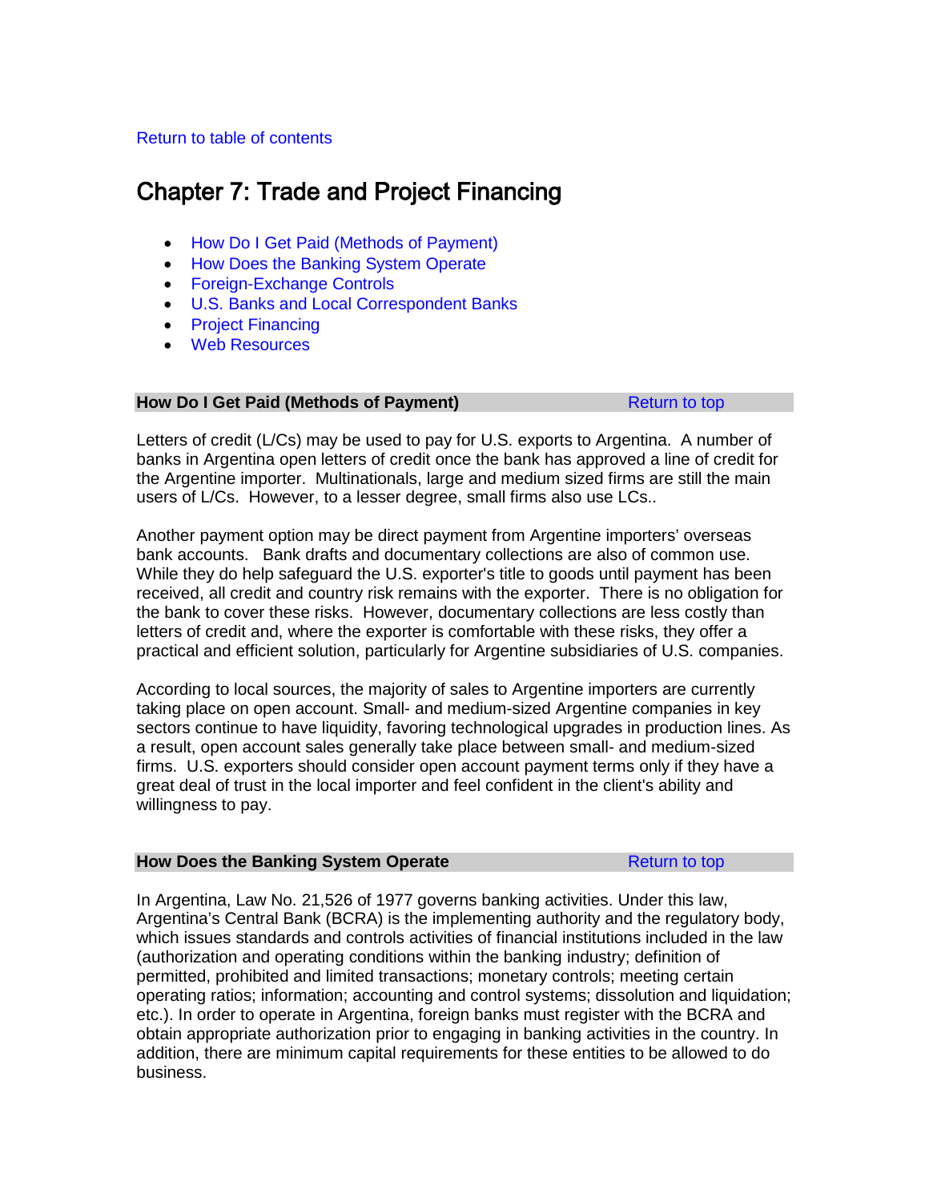Return to table of contents

# Chapter 7: Trade and Project Financing

- How Do I Get Paid (Methods of Payment)
- How Does the Banking System Operate
- Foreign-Exchange Controls
- U.S. Banks and Local Correspondent Banks
- Project Financing
- Web Resources

## How Do I Get Paid (Methods of Payment)

Return to top

Letters of credit (L/Cs) may be used to pay for U.S. exports to Argentina. A number of banks in Argentina open letters of credit once the bank has approved a line of credit for the Argentine importer. Multinationals, large and medium sized firms are still the main users of L/Cs. However, to a lesser degree, small firms also use LCs..

Another payment option may be direct payment from Argentine importers' overseas bank accounts. Bank drafts and documentary collections are also of common use. While they do help safeguard the U.S. exporter's title to goods until payment has been received, all credit and country risk remains with the exporter. There is no obligation for the bank to cover these risks. However, documentary collections are less costly than letters of credit and, where the exporter is comfortable with these risks, they offer a practical and efficient solution, particularly for Argentine subsidiaries of U.S. companies.

According to local sources, the majority of sales to Argentine importers are currently taking place on open account. Small- and medium-sized Argentine companies in key sectors continue to have liquidity, favoring technological upgrades in production lines. As a result, open account sales generally take place between small- and medium-sized firms. U.S. exporters should consider open account payment terms only if they have a great deal of trust in the local importer and feel confident in the client's ability and willingness to pay.

## How Does the Banking System Operate

Return to top

In Argentina, Law No. 21,526 of 1977 governs banking activities. Under this law, Argentina's Central Bank (BCRA) is the implementing authority and the regulatory body, which issues standards and controls activities of financial institutions included in the law (authorization and operating conditions within the banking industry; definition of permitted, prohibited and limited transactions; monetary controls; meeting certain operating ratios; information; accounting and control systems; dissolution and liquidation; etc.). In order to operate in Argentina, foreign banks must register with the BCRA and obtain appropriate authorization prior to engaging in banking activities in the country. In addition, there are minimum capital requirements for these entities to be allowed to do business.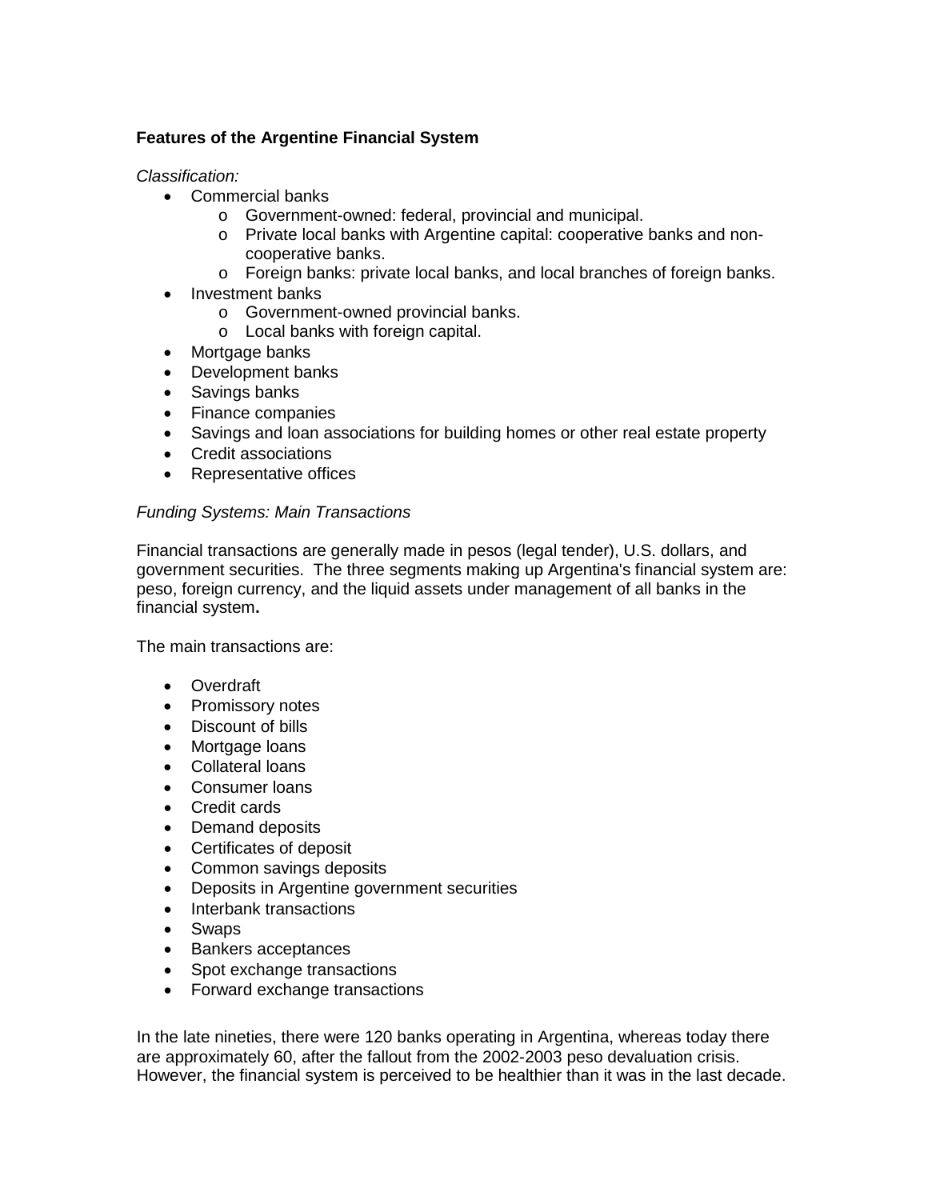**Features of the Argentine Financial System**

*Classification:*

- Commercial banks
  - Government-owned: federal, provincial and municipal.
  - Private local banks with Argentine capital: cooperative banks and non-cooperative banks.
  - Foreign banks: private local banks, and local branches of foreign banks.
- Investment banks
  - Government-owned provincial banks.
  - Local banks with foreign capital.
- Mortgage banks
- Development banks
- Savings banks
- Finance companies
- Savings and loan associations for building homes or other real estate property
- Credit associations
- Representative offices

*Funding Systems: Main Transactions*

Financial transactions are generally made in pesos (legal tender), U.S. dollars, and government securities. The three segments making up Argentina's financial system are: peso, foreign currency, and the liquid assets under management of all banks in the financial system**.**

The main transactions are:

- Overdraft
- Promissory notes
- Discount of bills
- Mortgage loans
- Collateral loans
- Consumer loans
- Credit cards
- Demand deposits
- Certificates of deposit
- Common savings deposits
- Deposits in Argentine government securities
- Interbank transactions
- Swaps
- Bankers acceptances
- Spot exchange transactions
- Forward exchange transactions

In the late nineties, there were 120 banks operating in Argentina, whereas today there are approximately 60, after the fallout from the 2002-2003 peso devaluation crisis. However, the financial system is perceived to be healthier than it was in the last decade.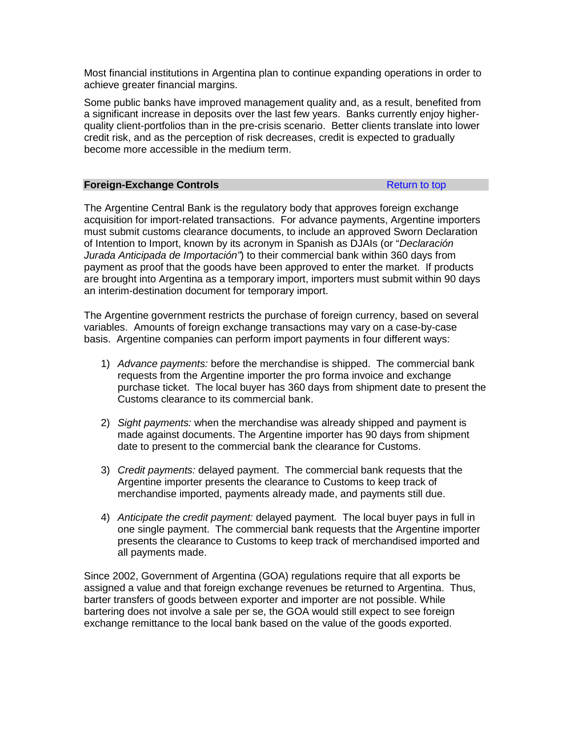Most financial institutions in Argentina plan to continue expanding operations in order to achieve greater financial margins.

Some public banks have improved management quality and, as a result, benefited from a significant increase in deposits over the last few years. Banks currently enjoy higher-quality client-portfolios than in the pre-crisis scenario. Better clients translate into lower credit risk, and as the perception of risk decreases, credit is expected to gradually become more accessible in the medium term.

## Foreign-Exchange Controls

Return to top

The Argentine Central Bank is the regulatory body that approves foreign exchange acquisition for import-related transactions. For advance payments, Argentine importers must submit customs clearance documents, to include an approved Sworn Declaration of Intention to Import, known by its acronym in Spanish as DJAIs (or "*Declaración Jurada Anticipada de Importación"*) to their commercial bank within 360 days from payment as proof that the goods have been approved to enter the market. If products are brought into Argentina as a temporary import, importers must submit within 90 days an interim-destination document for temporary import.

The Argentine government restricts the purchase of foreign currency, based on several variables. Amounts of foreign exchange transactions may vary on a case-by-case basis. Argentine companies can perform import payments in four different ways:

1) *Advance payments:* before the merchandise is shipped. The commercial bank requests from the Argentine importer the pro forma invoice and exchange purchase ticket. The local buyer has 360 days from shipment date to present the Customs clearance to its commercial bank.

2) *Sight payments:* when the merchandise was already shipped and payment is made against documents. The Argentine importer has 90 days from shipment date to present to the commercial bank the clearance for Customs.

3) *Credit payments:* delayed payment. The commercial bank requests that the Argentine importer presents the clearance to Customs to keep track of merchandise imported, payments already made, and payments still due.

4) *Anticipate the credit payment:* delayed payment. The local buyer pays in full in one single payment. The commercial bank requests that the Argentine importer presents the clearance to Customs to keep track of merchandised imported and all payments made.

Since 2002, Government of Argentina (GOA) regulations require that all exports be assigned a value and that foreign exchange revenues be returned to Argentina. Thus, barter transfers of goods between exporter and importer are not possible. While bartering does not involve a sale per se, the GOA would still expect to see foreign exchange remittance to the local bank based on the value of the goods exported.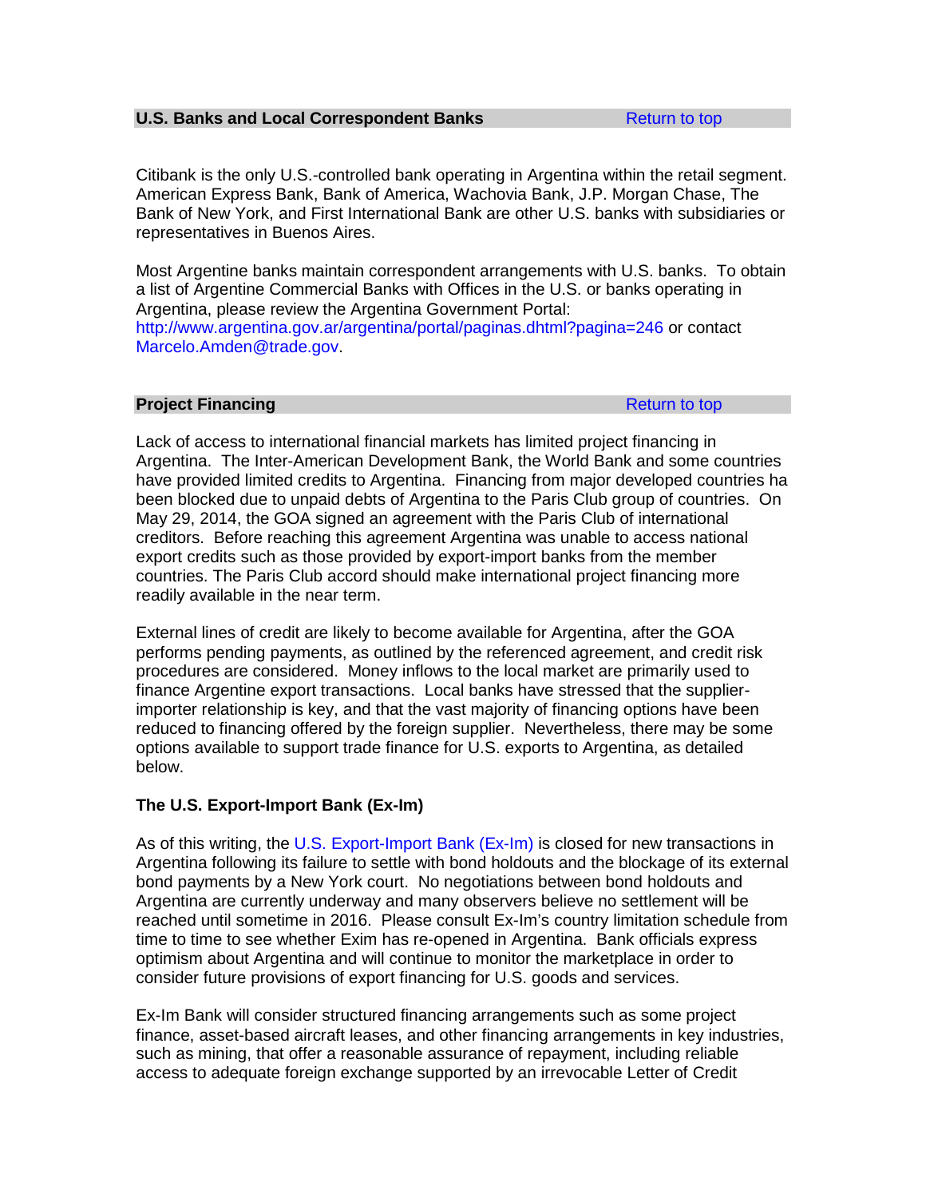## U.S. Banks and Local Correspondent Banks

Return to top

Citibank is the only U.S.-controlled bank operating in Argentina within the retail segment. American Express Bank, Bank of America, Wachovia Bank, J.P. Morgan Chase, The Bank of New York, and First International Bank are other U.S. banks with subsidiaries or representatives in Buenos Aires.

Most Argentine banks maintain correspondent arrangements with U.S. banks. To obtain a list of Argentine Commercial Banks with Offices in the U.S. or banks operating in Argentina, please review the Argentina Government Portal: http://www.argentina.gov.ar/argentina/portal/paginas.dhtml?pagina=246 or contact Marcelo.Amden@trade.gov.

## Project Financing

Return to top

Lack of access to international financial markets has limited project financing in Argentina. The Inter-American Development Bank, the World Bank and some countries have provided limited credits to Argentina. Financing from major developed countries ha been blocked due to unpaid debts of Argentina to the Paris Club group of countries. On May 29, 2014, the GOA signed an agreement with the Paris Club of international creditors. Before reaching this agreement Argentina was unable to access national export credits such as those provided by export-import banks from the member countries. The Paris Club accord should make international project financing more readily available in the near term.

External lines of credit are likely to become available for Argentina, after the GOA performs pending payments, as outlined by the referenced agreement, and credit risk procedures are considered. Money inflows to the local market are primarily used to finance Argentine export transactions. Local banks have stressed that the supplier-importer relationship is key, and that the vast majority of financing options have been reduced to financing offered by the foreign supplier. Nevertheless, there may be some options available to support trade finance for U.S. exports to Argentina, as detailed below.

### The U.S. Export-Import Bank (Ex-Im)

As of this writing, the U.S. Export-Import Bank (Ex-Im) is closed for new transactions in Argentina following its failure to settle with bond holdouts and the blockage of its external bond payments by a New York court. No negotiations between bond holdouts and Argentina are currently underway and many observers believe no settlement will be reached until sometime in 2016. Please consult Ex-Im's country limitation schedule from time to time to see whether Exim has re-opened in Argentina. Bank officials express optimism about Argentina and will continue to monitor the marketplace in order to consider future provisions of export financing for U.S. goods and services.

Ex-Im Bank will consider structured financing arrangements such as some project finance, asset-based aircraft leases, and other financing arrangements in key industries, such as mining, that offer a reasonable assurance of repayment, including reliable access to adequate foreign exchange supported by an irrevocable Letter of Credit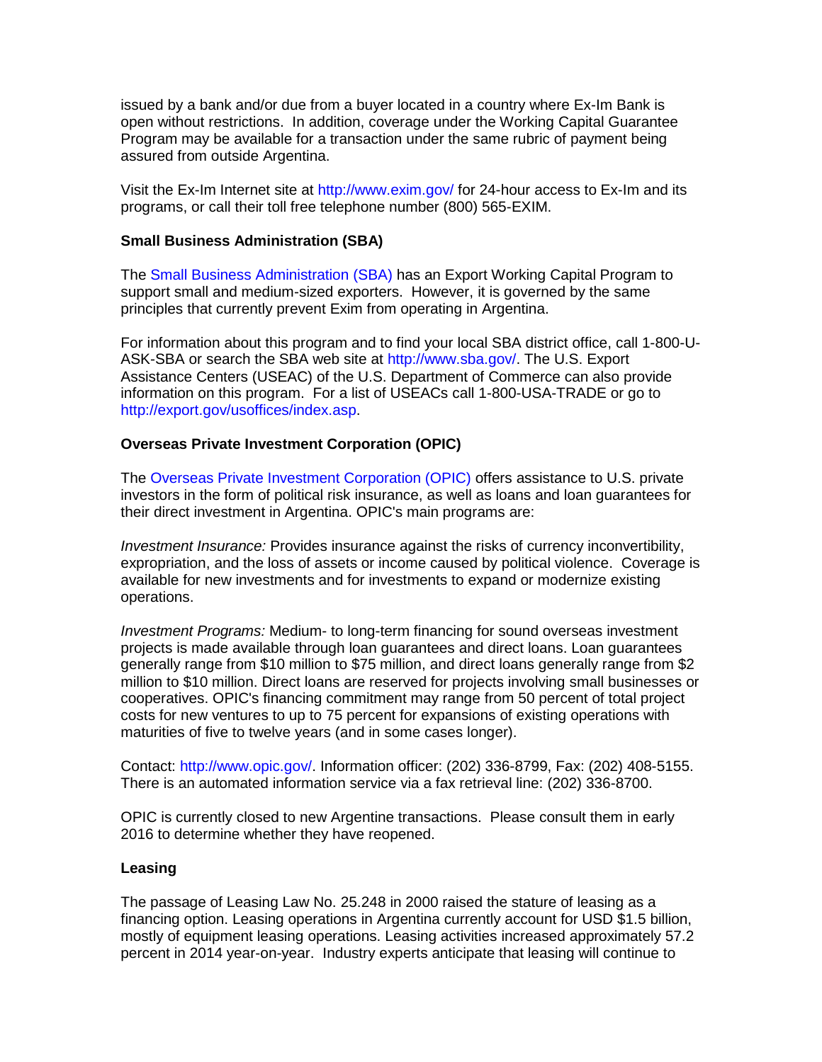issued by a bank and/or due from a buyer located in a country where Ex-Im Bank is open without restrictions. In addition, coverage under the Working Capital Guarantee Program may be available for a transaction under the same rubric of payment being assured from outside Argentina.

Visit the Ex-Im Internet site at http://www.exim.gov/ for 24-hour access to Ex-Im and its programs, or call their toll free telephone number (800) 565-EXIM.

**Small Business Administration (SBA)**

The Small Business Administration (SBA) has an Export Working Capital Program to support small and medium-sized exporters. However, it is governed by the same principles that currently prevent Exim from operating in Argentina.

For information about this program and to find your local SBA district office, call 1-800-U-ASK-SBA or search the SBA web site at http://www.sba.gov/. The U.S. Export Assistance Centers (USEAC) of the U.S. Department of Commerce can also provide information on this program. For a list of USEACs call 1-800-USA-TRADE or go to http://export.gov/usoffices/index.asp.

**Overseas Private Investment Corporation (OPIC)**

The Overseas Private Investment Corporation (OPIC) offers assistance to U.S. private investors in the form of political risk insurance, as well as loans and loan guarantees for their direct investment in Argentina. OPIC's main programs are:

*Investment Insurance:* Provides insurance against the risks of currency inconvertibility, expropriation, and the loss of assets or income caused by political violence. Coverage is available for new investments and for investments to expand or modernize existing operations.

*Investment Programs:* Medium- to long-term financing for sound overseas investment projects is made available through loan guarantees and direct loans. Loan guarantees generally range from $10 million to $75 million, and direct loans generally range from $2 million to $10 million. Direct loans are reserved for projects involving small businesses or cooperatives. OPIC's financing commitment may range from 50 percent of total project costs for new ventures to up to 75 percent for expansions of existing operations with maturities of five to twelve years (and in some cases longer).

Contact: http://www.opic.gov/. Information officer: (202) 336-8799, Fax: (202) 408-5155. There is an automated information service via a fax retrieval line: (202) 336-8700.

OPIC is currently closed to new Argentine transactions. Please consult them in early 2016 to determine whether they have reopened.

**Leasing**

The passage of Leasing Law No. 25.248 in 2000 raised the stature of leasing as a financing option. Leasing operations in Argentina currently account for USD $1.5 billion, mostly of equipment leasing operations. Leasing activities increased approximately 57.2 percent in 2014 year-on-year. Industry experts anticipate that leasing will continue to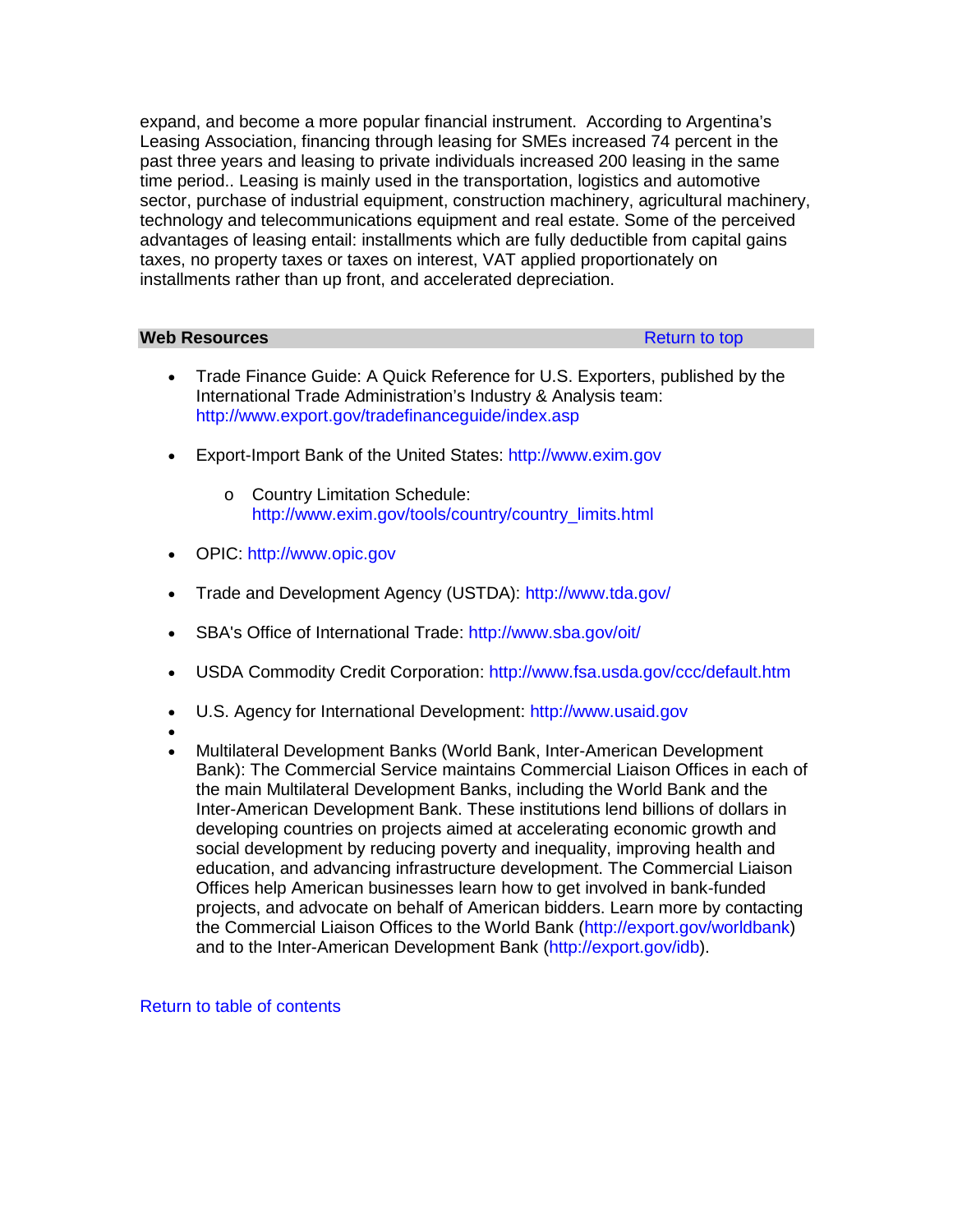expand, and become a more popular financial instrument. According to Argentina's Leasing Association, financing through leasing for SMEs increased 74 percent in the past three years and leasing to private individuals increased 200 leasing in the same time period.. Leasing is mainly used in the transportation, logistics and automotive sector, purchase of industrial equipment, construction machinery, agricultural machinery, technology and telecommunications equipment and real estate. Some of the perceived advantages of leasing entail: installments which are fully deductible from capital gains taxes, no property taxes or taxes on interest, VAT applied proportionately on installments rather than up front, and accelerated depreciation.

## Web Resources

Return to top

- Trade Finance Guide: A Quick Reference for U.S. Exporters, published by the International Trade Administration's Industry & Analysis team: http://www.export.gov/tradefinanceguide/index.asp
- Export-Import Bank of the United States: http://www.exim.gov
  - Country Limitation Schedule: http://www.exim.gov/tools/country/country_limits.html
- OPIC: http://www.opic.gov
- Trade and Development Agency (USTDA): http://www.tda.gov/
- SBA's Office of International Trade: http://www.sba.gov/oit/
- USDA Commodity Credit Corporation: http://www.fsa.usda.gov/ccc/default.htm
- U.S. Agency for International Development: http://www.usaid.gov
- Multilateral Development Banks (World Bank, Inter-American Development Bank): The Commercial Service maintains Commercial Liaison Offices in each of the main Multilateral Development Banks, including the World Bank and the Inter-American Development Bank. These institutions lend billions of dollars in developing countries on projects aimed at accelerating economic growth and social development by reducing poverty and inequality, improving health and education, and advancing infrastructure development. The Commercial Liaison Offices help American businesses learn how to get involved in bank-funded projects, and advocate on behalf of American bidders. Learn more by contacting the Commercial Liaison Offices to the World Bank (http://export.gov/worldbank) and to the Inter-American Development Bank (http://export.gov/idb).

Return to table of contents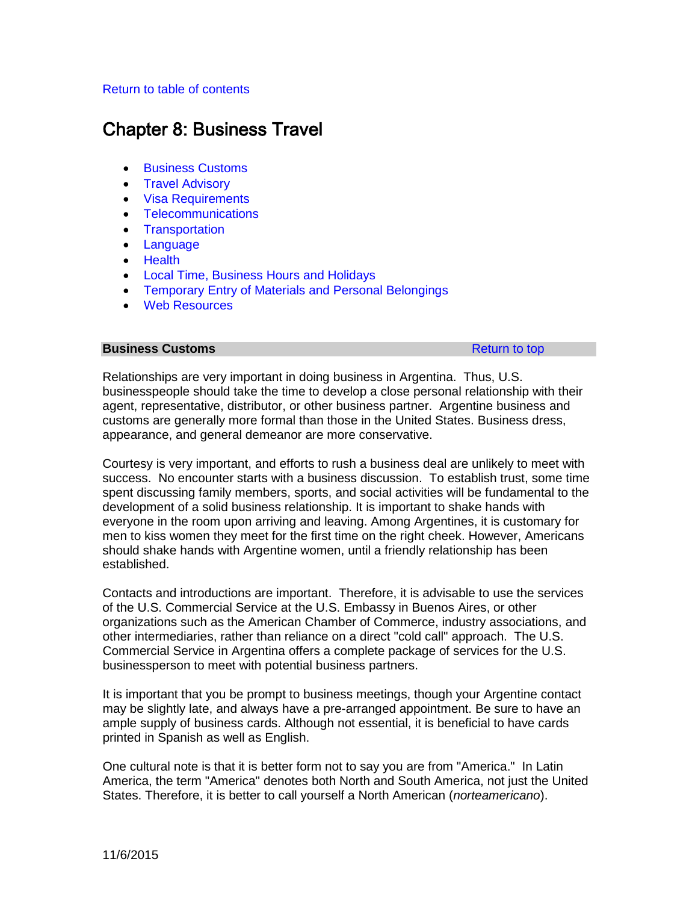Return to table of contents

# Chapter 8: Business Travel

- Business Customs
- Travel Advisory
- Visa Requirements
- Telecommunications
- Transportation
- Language
- Health
- Local Time, Business Hours and Holidays
- Temporary Entry of Materials and Personal Belongings
- Web Resources

**Business Customs** Return to top

Relationships are very important in doing business in Argentina. Thus, U.S. businesspeople should take the time to develop a close personal relationship with their agent, representative, distributor, or other business partner. Argentine business and customs are generally more formal than those in the United States. Business dress, appearance, and general demeanor are more conservative.

Courtesy is very important, and efforts to rush a business deal are unlikely to meet with success. No encounter starts with a business discussion. To establish trust, some time spent discussing family members, sports, and social activities will be fundamental to the development of a solid business relationship. It is important to shake hands with everyone in the room upon arriving and leaving. Among Argentines, it is customary for men to kiss women they meet for the first time on the right cheek. However, Americans should shake hands with Argentine women, until a friendly relationship has been established.

Contacts and introductions are important. Therefore, it is advisable to use the services of the U.S. Commercial Service at the U.S. Embassy in Buenos Aires, or other organizations such as the American Chamber of Commerce, industry associations, and other intermediaries, rather than reliance on a direct "cold call" approach. The U.S. Commercial Service in Argentina offers a complete package of services for the U.S. businessperson to meet with potential business partners.

It is important that you be prompt to business meetings, though your Argentine contact may be slightly late, and always have a pre-arranged appointment. Be sure to have an ample supply of business cards. Although not essential, it is beneficial to have cards printed in Spanish as well as English.

One cultural note is that it is better form not to say you are from "America." In Latin America, the term "America" denotes both North and South America, not just the United States. Therefore, it is better to call yourself a North American (*norteamericano*).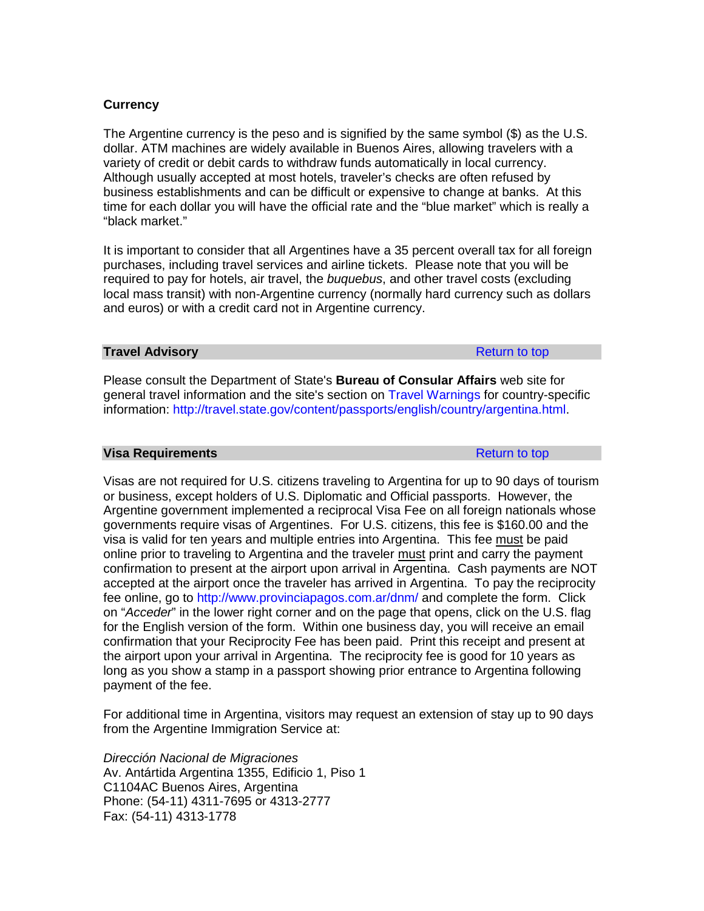**Currency**

The Argentine currency is the peso and is signified by the same symbol ($) as the U.S. dollar. ATM machines are widely available in Buenos Aires, allowing travelers with a variety of credit or debit cards to withdraw funds automatically in local currency. Although usually accepted at most hotels, traveler's checks are often refused by business establishments and can be difficult or expensive to change at banks. At this time for each dollar you will have the official rate and the "blue market" which is really a "black market."

It is important to consider that all Argentines have a 35 percent overall tax for all foreign purchases, including travel services and airline tickets. Please note that you will be required to pay for hotels, air travel, the *buquebus*, and other travel costs (excluding local mass transit) with non-Argentine currency (normally hard currency such as dollars and euros) or with a credit card not in Argentine currency.

## Travel Advisory

Return to top

Please consult the Department of State's **Bureau of Consular Affairs** web site for general travel information and the site's section on Travel Warnings for country-specific information: http://travel.state.gov/content/passports/english/country/argentina.html.

## Visa Requirements

Return to top

Visas are not required for U.S. citizens traveling to Argentina for up to 90 days of tourism or business, except holders of U.S. Diplomatic and Official passports. However, the Argentine government implemented a reciprocal Visa Fee on all foreign nationals whose governments require visas of Argentines. For U.S. citizens, this fee is $160.00 and the visa is valid for ten years and multiple entries into Argentina. This fee must be paid online prior to traveling to Argentina and the traveler must print and carry the payment confirmation to present at the airport upon arrival in Argentina. Cash payments are NOT accepted at the airport once the traveler has arrived in Argentina. To pay the reciprocity fee online, go to http://www.provinciapagos.com.ar/dnm/ and complete the form. Click on "*Acceder*" in the lower right corner and on the page that opens, click on the U.S. flag for the English version of the form. Within one business day, you will receive an email confirmation that your Reciprocity Fee has been paid. Print this receipt and present at the airport upon your arrival in Argentina. The reciprocity fee is good for 10 years as long as you show a stamp in a passport showing prior entrance to Argentina following payment of the fee.

For additional time in Argentina, visitors may request an extension of stay up to 90 days from the Argentine Immigration Service at:

*Dirección Nacional de Migraciones*
Av. Antártida Argentina 1355, Edificio 1, Piso 1
C1104AC Buenos Aires, Argentina
Phone: (54-11) 4311-7695 or 4313-2777
Fax: (54-11) 4313-1778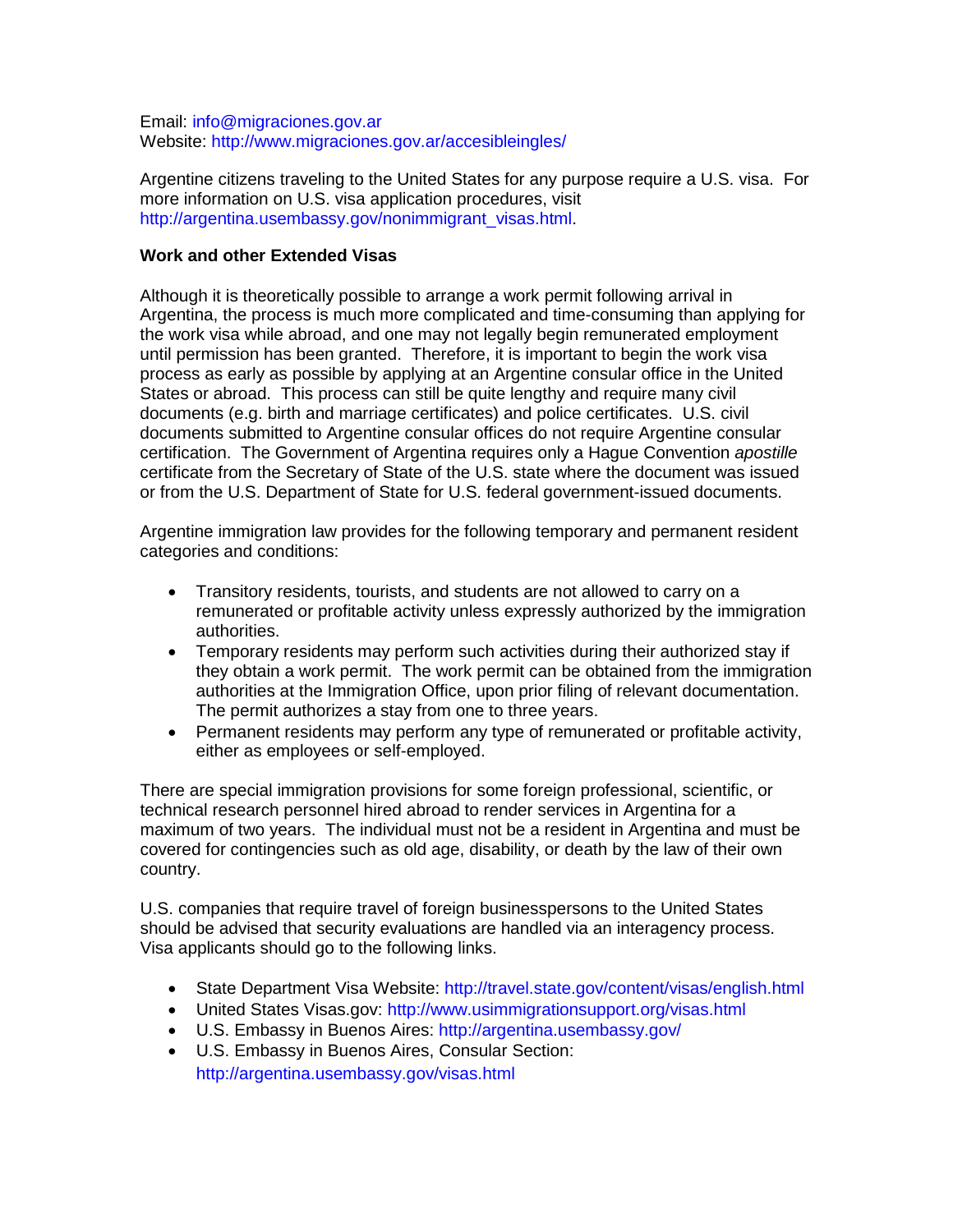Email: info@migraciones.gov.ar
Website: http://www.migraciones.gov.ar/accesibleingles/

Argentine citizens traveling to the United States for any purpose require a U.S. visa. For more information on U.S. visa application procedures, visit http://argentina.usembassy.gov/nonimmigrant_visas.html.

**Work and other Extended Visas**

Although it is theoretically possible to arrange a work permit following arrival in Argentina, the process is much more complicated and time-consuming than applying for the work visa while abroad, and one may not legally begin remunerated employment until permission has been granted. Therefore, it is important to begin the work visa process as early as possible by applying at an Argentine consular office in the United States or abroad. This process can still be quite lengthy and require many civil documents (e.g. birth and marriage certificates) and police certificates. U.S. civil documents submitted to Argentine consular offices do not require Argentine consular certification. The Government of Argentina requires only a Hague Convention *apostille* certificate from the Secretary of State of the U.S. state where the document was issued or from the U.S. Department of State for U.S. federal government-issued documents.

Argentine immigration law provides for the following temporary and permanent resident categories and conditions:

- Transitory residents, tourists, and students are not allowed to carry on a remunerated or profitable activity unless expressly authorized by the immigration authorities.
- Temporary residents may perform such activities during their authorized stay if they obtain a work permit. The work permit can be obtained from the immigration authorities at the Immigration Office, upon prior filing of relevant documentation. The permit authorizes a stay from one to three years.
- Permanent residents may perform any type of remunerated or profitable activity, either as employees or self-employed.

There are special immigration provisions for some foreign professional, scientific, or technical research personnel hired abroad to render services in Argentina for a maximum of two years. The individual must not be a resident in Argentina and must be covered for contingencies such as old age, disability, or death by the law of their own country.

U.S. companies that require travel of foreign businesspersons to the United States should be advised that security evaluations are handled via an interagency process. Visa applicants should go to the following links.

- State Department Visa Website: http://travel.state.gov/content/visas/english.html
- United States Visas.gov: http://www.usimmigrationsupport.org/visas.html
- U.S. Embassy in Buenos Aires: http://argentina.usembassy.gov/
- U.S. Embassy in Buenos Aires, Consular Section: http://argentina.usembassy.gov/visas.html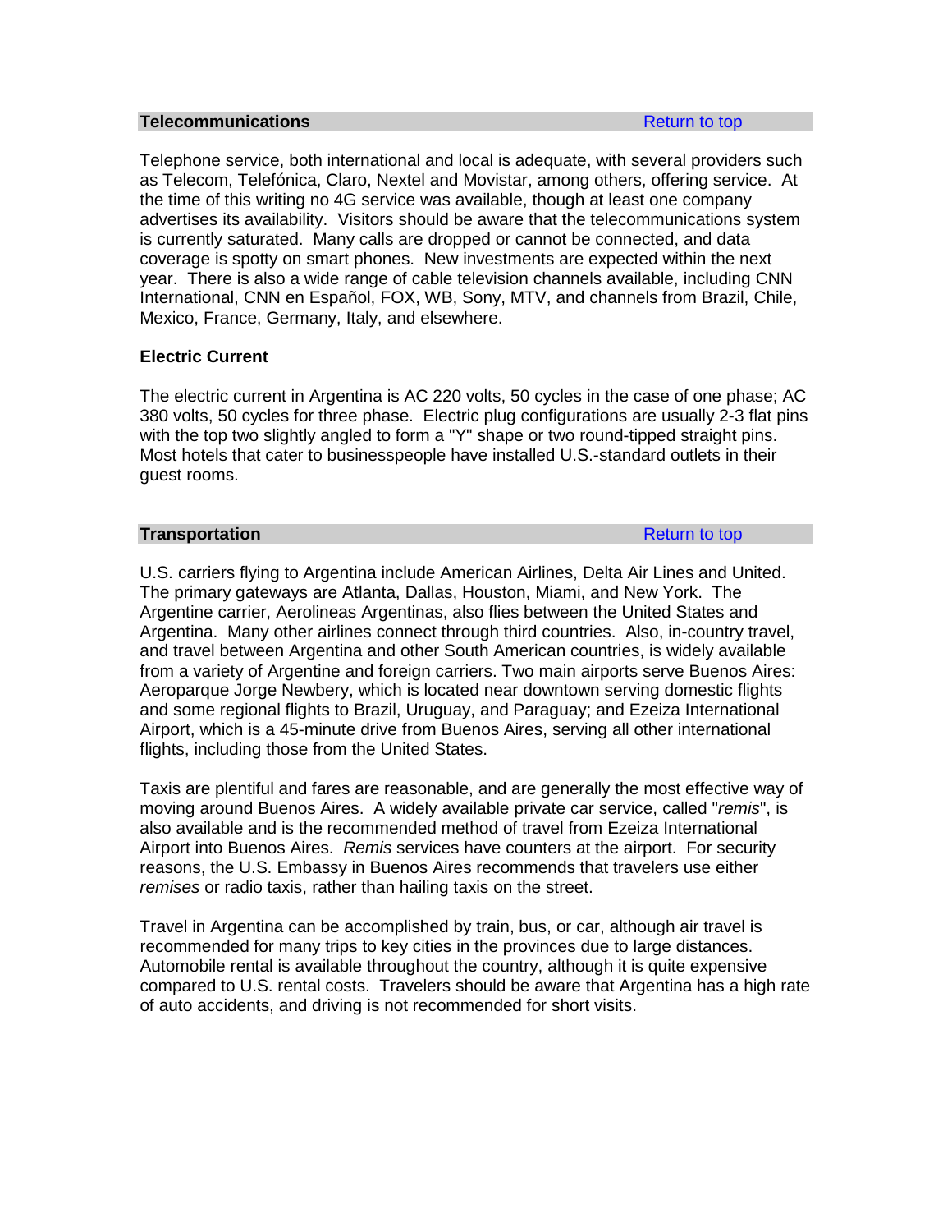## Telecommunications

Return to top

Telephone service, both international and local is adequate, with several providers such as Telecom, Telefónica, Claro, Nextel and Movistar, among others, offering service. At the time of this writing no 4G service was available, though at least one company advertises its availability. Visitors should be aware that the telecommunications system is currently saturated. Many calls are dropped or cannot be connected, and data coverage is spotty on smart phones. New investments are expected within the next year. There is also a wide range of cable television channels available, including CNN International, CNN en Español, FOX, WB, Sony, MTV, and channels from Brazil, Chile, Mexico, France, Germany, Italy, and elsewhere.

### Electric Current

The electric current in Argentina is AC 220 volts, 50 cycles in the case of one phase; AC 380 volts, 50 cycles for three phase. Electric plug configurations are usually 2-3 flat pins with the top two slightly angled to form a "Y" shape or two round-tipped straight pins. Most hotels that cater to businesspeople have installed U.S.-standard outlets in their guest rooms.

## Transportation

Return to top

U.S. carriers flying to Argentina include American Airlines, Delta Air Lines and United. The primary gateways are Atlanta, Dallas, Houston, Miami, and New York. The Argentine carrier, Aerolineas Argentinas, also flies between the United States and Argentina. Many other airlines connect through third countries. Also, in-country travel, and travel between Argentina and other South American countries, is widely available from a variety of Argentine and foreign carriers. Two main airports serve Buenos Aires: Aeroparque Jorge Newbery, which is located near downtown serving domestic flights and some regional flights to Brazil, Uruguay, and Paraguay; and Ezeiza International Airport, which is a 45-minute drive from Buenos Aires, serving all other international flights, including those from the United States.

Taxis are plentiful and fares are reasonable, and are generally the most effective way of moving around Buenos Aires. A widely available private car service, called "*remis*", is also available and is the recommended method of travel from Ezeiza International Airport into Buenos Aires. *Remis* services have counters at the airport. For security reasons, the U.S. Embassy in Buenos Aires recommends that travelers use either *remises* or radio taxis, rather than hailing taxis on the street.

Travel in Argentina can be accomplished by train, bus, or car, although air travel is recommended for many trips to key cities in the provinces due to large distances. Automobile rental is available throughout the country, although it is quite expensive compared to U.S. rental costs. Travelers should be aware that Argentina has a high rate of auto accidents, and driving is not recommended for short visits.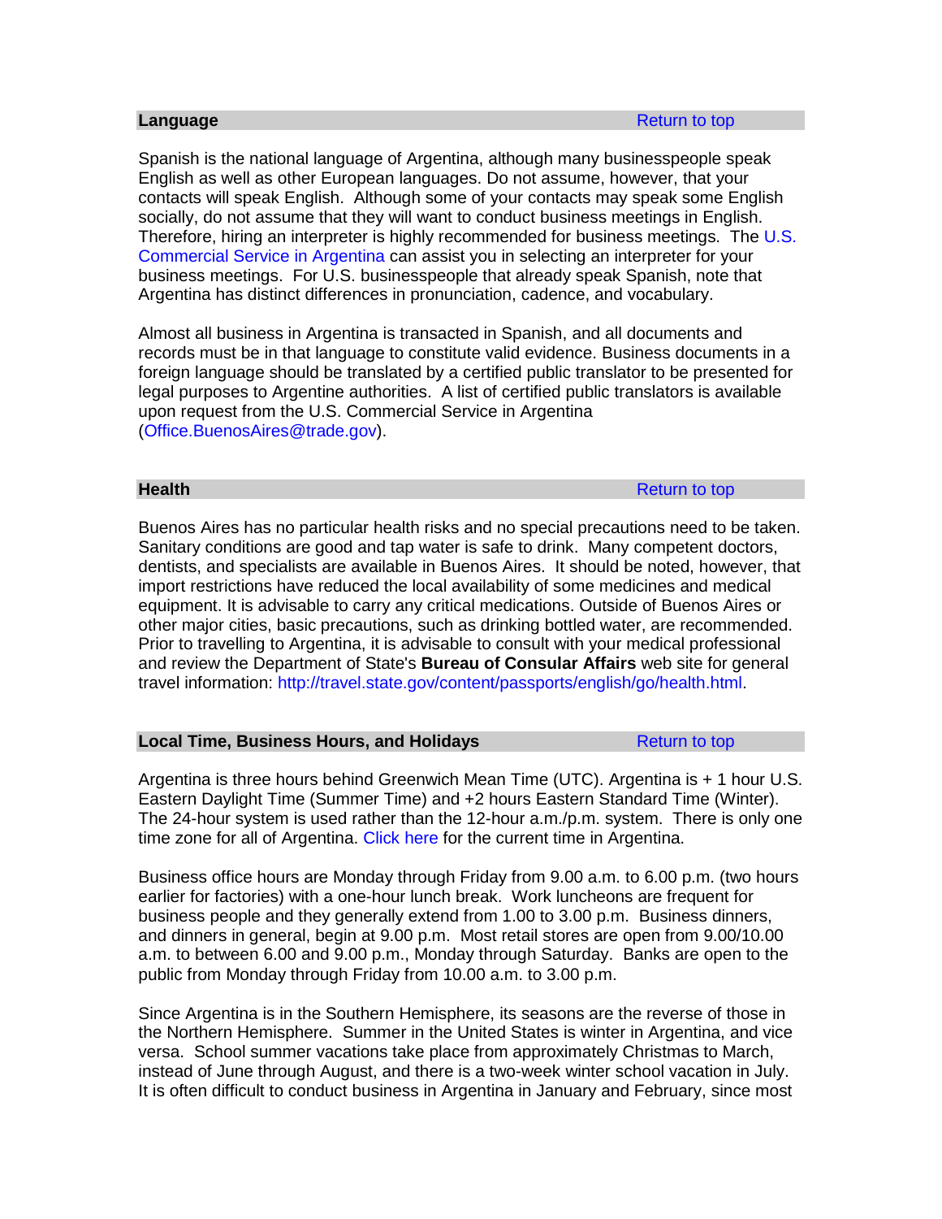## Language

Return to top

Spanish is the national language of Argentina, although many businesspeople speak English as well as other European languages. Do not assume, however, that your contacts will speak English. Although some of your contacts may speak some English socially, do not assume that they will want to conduct business meetings in English. Therefore, hiring an interpreter is highly recommended for business meetings. The U.S. Commercial Service in Argentina can assist you in selecting an interpreter for your business meetings. For U.S. businesspeople that already speak Spanish, note that Argentina has distinct differences in pronunciation, cadence, and vocabulary.

Almost all business in Argentina is transacted in Spanish, and all documents and records must be in that language to constitute valid evidence. Business documents in a foreign language should be translated by a certified public translator to be presented for legal purposes to Argentine authorities. A list of certified public translators is available upon request from the U.S. Commercial Service in Argentina (Office.BuenosAires@trade.gov).

## Health

Return to top

Buenos Aires has no particular health risks and no special precautions need to be taken. Sanitary conditions are good and tap water is safe to drink. Many competent doctors, dentists, and specialists are available in Buenos Aires. It should be noted, however, that import restrictions have reduced the local availability of some medicines and medical equipment. It is advisable to carry any critical medications. Outside of Buenos Aires or other major cities, basic precautions, such as drinking bottled water, are recommended. Prior to travelling to Argentina, it is advisable to consult with your medical professional and review the Department of State's **Bureau of Consular Affairs** web site for general travel information: http://travel.state.gov/content/passports/english/go/health.html.

## Local Time, Business Hours, and Holidays

Return to top

Argentina is three hours behind Greenwich Mean Time (UTC). Argentina is + 1 hour U.S. Eastern Daylight Time (Summer Time) and +2 hours Eastern Standard Time (Winter). The 24-hour system is used rather than the 12-hour a.m./p.m. system. There is only one time zone for all of Argentina. Click here for the current time in Argentina.

Business office hours are Monday through Friday from 9.00 a.m. to 6.00 p.m. (two hours earlier for factories) with a one-hour lunch break. Work luncheons are frequent for business people and they generally extend from 1.00 to 3.00 p.m. Business dinners, and dinners in general, begin at 9.00 p.m. Most retail stores are open from 9.00/10.00 a.m. to between 6.00 and 9.00 p.m., Monday through Saturday. Banks are open to the public from Monday through Friday from 10.00 a.m. to 3.00 p.m.

Since Argentina is in the Southern Hemisphere, its seasons are the reverse of those in the Northern Hemisphere. Summer in the United States is winter in Argentina, and vice versa. School summer vacations take place from approximately Christmas to March, instead of June through August, and there is a two-week winter school vacation in July. It is often difficult to conduct business in Argentina in January and February, since most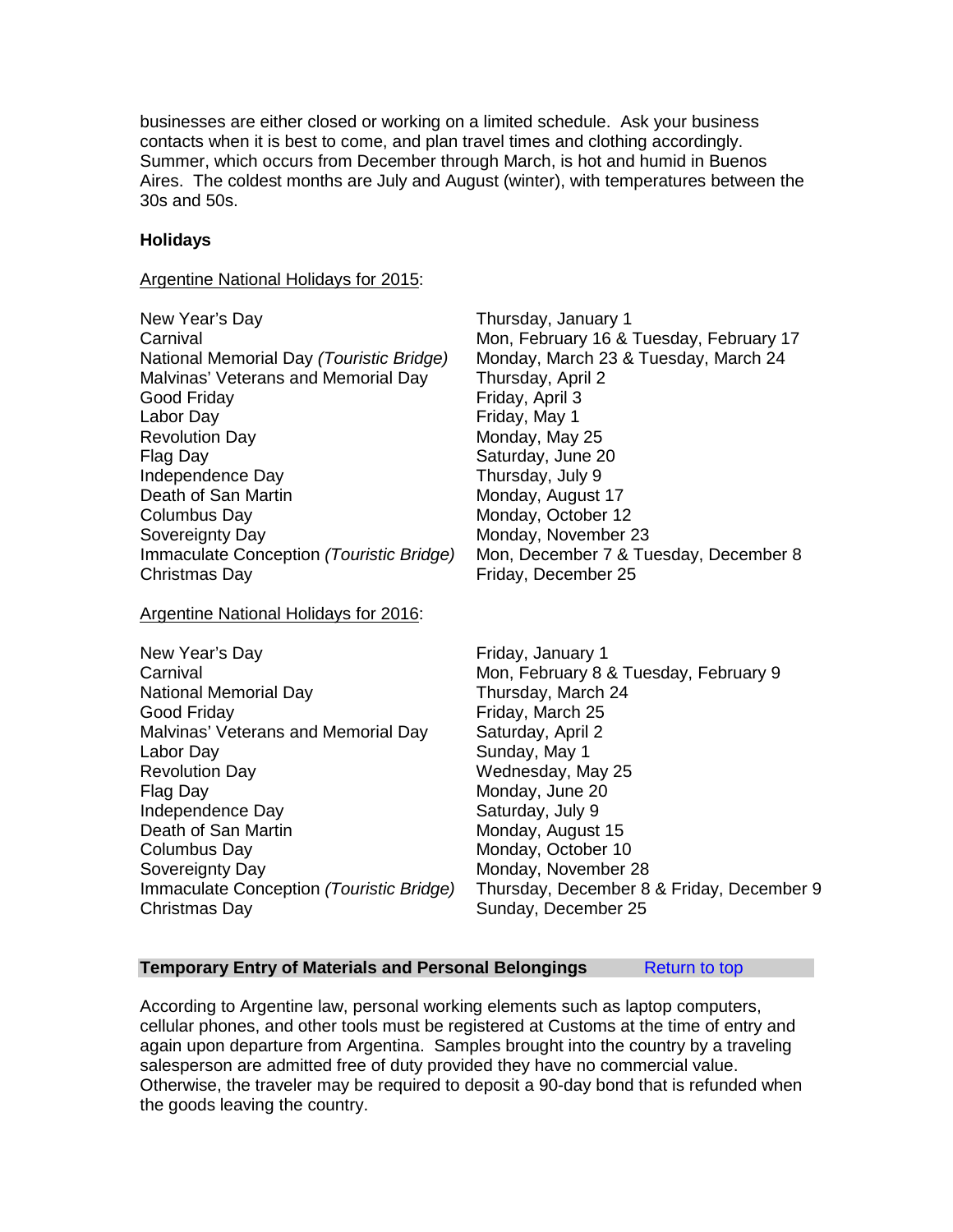businesses are either closed or working on a limited schedule. Ask your business contacts when it is best to come, and plan travel times and clothing accordingly. Summer, which occurs from December through March, is hot and humid in Buenos Aires. The coldest months are July and August (winter), with temperatures between the 30s and 50s.

**Holidays**

Argentine National Holidays for 2015:

| | |
|---|---|
| New Year's Day | Thursday, January 1 |
| Carnival | Mon, February 16 & Tuesday, February 17 |
| National Memorial Day *(Touristic Bridge)* | Monday, March 23 & Tuesday, March 24 |
| Malvinas' Veterans and Memorial Day | Thursday, April 2 |
| Good Friday | Friday, April 3 |
| Labor Day | Friday, May 1 |
| Revolution Day | Monday, May 25 |
| Flag Day | Saturday, June 20 |
| Independence Day | Thursday, July 9 |
| Death of San Martin | Monday, August 17 |
| Columbus Day | Monday, October 12 |
| Sovereignty Day | Monday, November 23 |
| Immaculate Conception *(Touristic Bridge)* | Mon, December 7 & Tuesday, December 8 |
| Christmas Day | Friday, December 25 |

Argentine National Holidays for 2016:

| | |
|---|---|
| New Year's Day | Friday, January 1 |
| Carnival | Mon, February 8 & Tuesday, February 9 |
| National Memorial Day | Thursday, March 24 |
| Good Friday | Friday, March 25 |
| Malvinas' Veterans and Memorial Day | Saturday, April 2 |
| Labor Day | Sunday, May 1 |
| Revolution Day | Wednesday, May 25 |
| Flag Day | Monday, June 20 |
| Independence Day | Saturday, July 9 |
| Death of San Martin | Monday, August 15 |
| Columbus Day | Monday, October 10 |
| Sovereignty Day | Monday, November 28 |
| Immaculate Conception *(Touristic Bridge)* | Thursday, December 8 & Friday, December 9 |
| Christmas Day | Sunday, December 25 |

## Temporary Entry of Materials and Personal Belongings

Return to top

According to Argentine law, personal working elements such as laptop computers, cellular phones, and other tools must be registered at Customs at the time of entry and again upon departure from Argentina. Samples brought into the country by a traveling salesperson are admitted free of duty provided they have no commercial value. Otherwise, the traveler may be required to deposit a 90-day bond that is refunded when the goods leaving the country.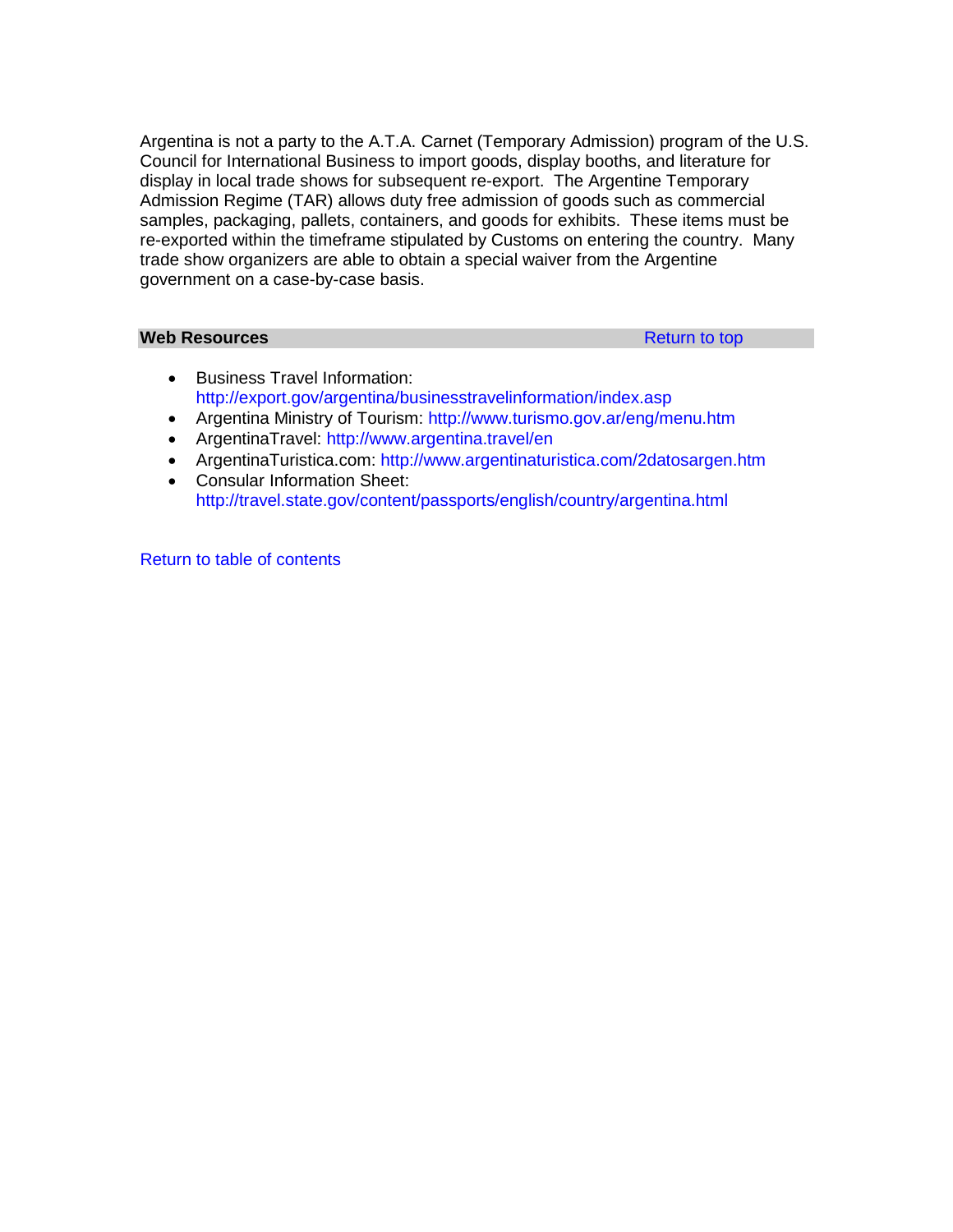Argentina is not a party to the A.T.A. Carnet (Temporary Admission) program of the U.S. Council for International Business to import goods, display booths, and literature for display in local trade shows for subsequent re-export. The Argentine Temporary Admission Regime (TAR) allows duty free admission of goods such as commercial samples, packaging, pallets, containers, and goods for exhibits. These items must be re-exported within the timeframe stipulated by Customs on entering the country. Many trade show organizers are able to obtain a special waiver from the Argentine government on a case-by-case basis.

## Web Resources

Return to top

- Business Travel Information: http://export.gov/argentina/businesstravelinformation/index.asp
- Argentina Ministry of Tourism: http://www.turismo.gov.ar/eng/menu.htm
- ArgentinaTravel: http://www.argentina.travel/en
- ArgentinaTuristica.com: http://www.argentinaturistica.com/2datosargen.htm
- Consular Information Sheet: http://travel.state.gov/content/passports/english/country/argentina.html

Return to table of contents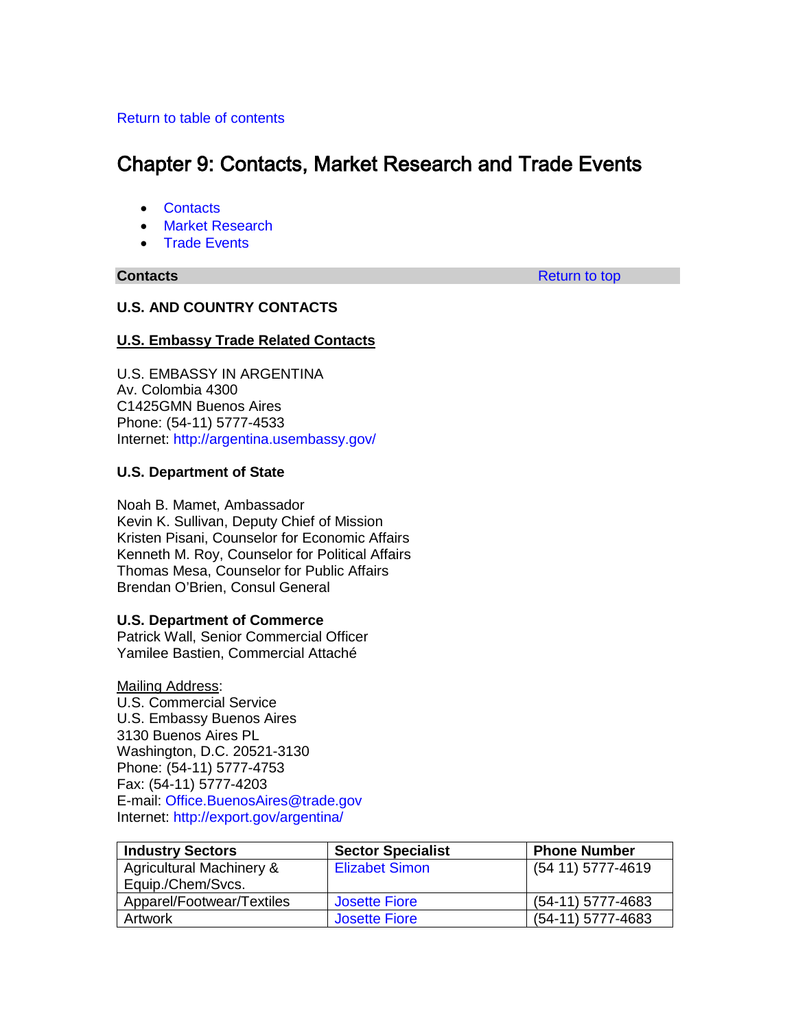Return to table of contents

# Chapter 9: Contacts, Market Research and Trade Events

- Contacts
- Market Research
- Trade Events

## Contacts

Return to top

**U.S. AND COUNTRY CONTACTS**

**U.S. Embassy Trade Related Contacts**

U.S. EMBASSY IN ARGENTINA
Av. Colombia 4300
C1425GMN Buenos Aires
Phone: (54-11) 5777-4533
Internet: http://argentina.usembassy.gov/

**U.S. Department of State**

Noah B. Mamet, Ambassador
Kevin K. Sullivan, Deputy Chief of Mission
Kristen Pisani, Counselor for Economic Affairs
Kenneth M. Roy, Counselor for Political Affairs
Thomas Mesa, Counselor for Public Affairs
Brendan O'Brien, Consul General

**U.S. Department of Commerce**
Patrick Wall, Senior Commercial Officer
Yamilee Bastien, Commercial Attaché

Mailing Address:
U.S. Commercial Service
U.S. Embassy Buenos Aires
3130 Buenos Aires PL
Washington, D.C. 20521-3130
Phone: (54-11) 5777-4753
Fax: (54-11) 5777-4203
E-mail: Office.BuenosAires@trade.gov
Internet: http://export.gov/argentina/

| Industry Sectors | Sector Specialist | Phone Number |
|---|---|---|
| Agricultural Machinery & Equip./Chem/Svcs. | Elizabet Simon | (54 11) 5777-4619 |
| Apparel/Footwear/Textiles | Josette Fiore | (54-11) 5777-4683 |
| Artwork | Josette Fiore | (54-11) 5777-4683 |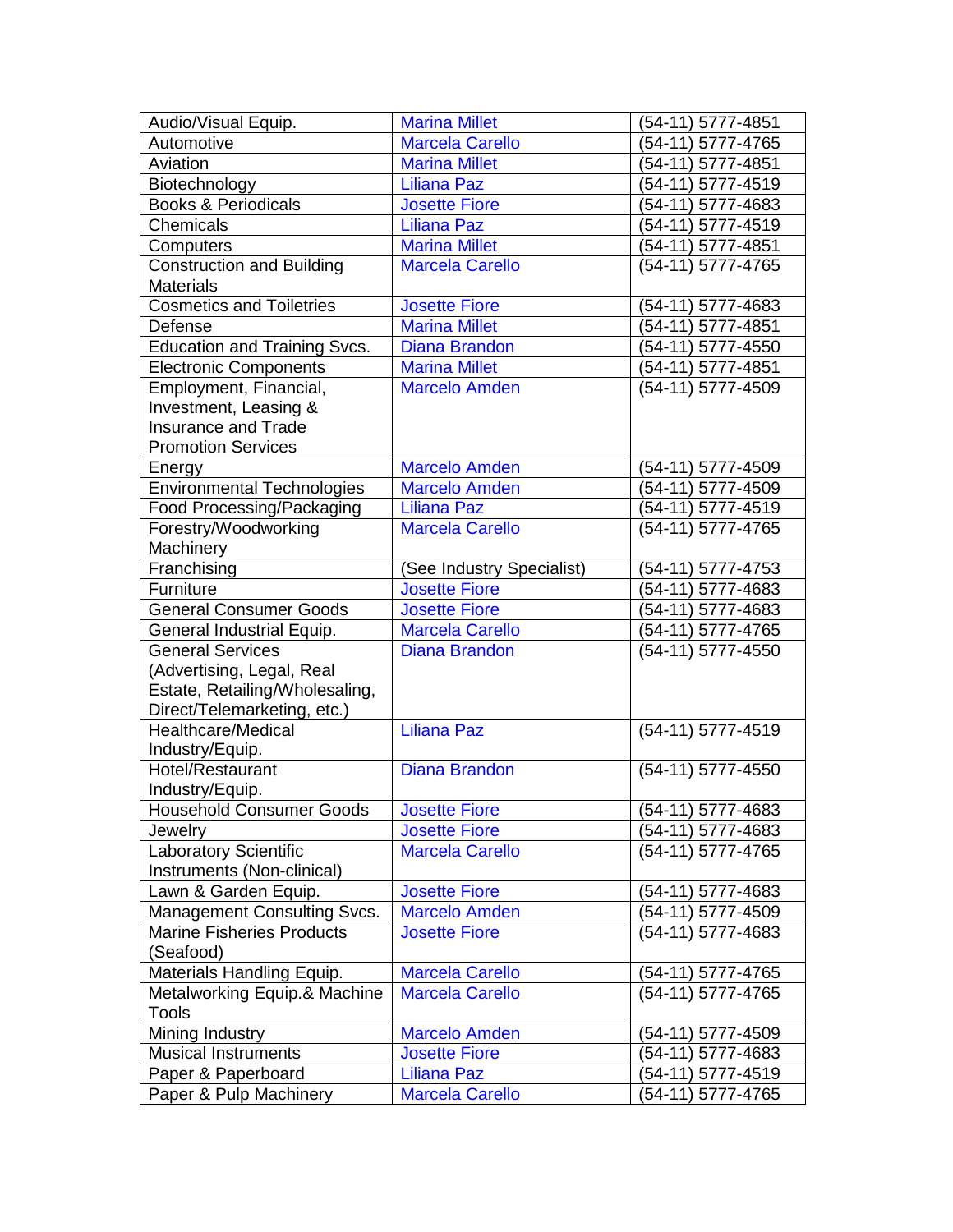| Audio/Visual Equip. | Marina Millet | (54-11) 5777-4851 |
|---|---|---|
| Automotive | Marcela Carello | (54-11) 5777-4765 |
| Aviation | Marina Millet | (54-11) 5777-4851 |
| Biotechnology | Liliana Paz | (54-11) 5777-4519 |
| Books & Periodicals | Josette Fiore | (54-11) 5777-4683 |
| Chemicals | Liliana Paz | (54-11) 5777-4519 |
| Computers | Marina Millet | (54-11) 5777-4851 |
| Construction and Building Materials | Marcela Carello | (54-11) 5777-4765 |
| Cosmetics and Toiletries | Josette Fiore | (54-11) 5777-4683 |
| Defense | Marina Millet | (54-11) 5777-4851 |
| Education and Training Svcs. | Diana Brandon | (54-11) 5777-4550 |
| Electronic Components | Marina Millet | (54-11) 5777-4851 |
| Employment, Financial, Investment, Leasing & Insurance and Trade Promotion Services | Marcelo Amden | (54-11) 5777-4509 |
| Energy | Marcelo Amden | (54-11) 5777-4509 |
| Environmental Technologies | Marcelo Amden | (54-11) 5777-4509 |
| Food Processing/Packaging | Liliana Paz | (54-11) 5777-4519 |
| Forestry/Woodworking Machinery | Marcela Carello | (54-11) 5777-4765 |
| Franchising | (See Industry Specialist) | (54-11) 5777-4753 |
| Furniture | Josette Fiore | (54-11) 5777-4683 |
| General Consumer Goods | Josette Fiore | (54-11) 5777-4683 |
| General Industrial Equip. | Marcela Carello | (54-11) 5777-4765 |
| General Services (Advertising, Legal, Real Estate, Retailing/Wholesaling, Direct/Telemarketing, etc.) | Diana Brandon | (54-11) 5777-4550 |
| Healthcare/Medical Industry/Equip. | Liliana Paz | (54-11) 5777-4519 |
| Hotel/Restaurant Industry/Equip. | Diana Brandon | (54-11) 5777-4550 |
| Household Consumer Goods | Josette Fiore | (54-11) 5777-4683 |
| Jewelry | Josette Fiore | (54-11) 5777-4683 |
| Laboratory Scientific Instruments (Non-clinical) | Marcela Carello | (54-11) 5777-4765 |
| Lawn & Garden Equip. | Josette Fiore | (54-11) 5777-4683 |
| Management Consulting Svcs. | Marcelo Amden | (54-11) 5777-4509 |
| Marine Fisheries Products (Seafood) | Josette Fiore | (54-11) 5777-4683 |
| Materials Handling Equip. | Marcela Carello | (54-11) 5777-4765 |
| Metalworking Equip.& Machine Tools | Marcela Carello | (54-11) 5777-4765 |
| Mining Industry | Marcelo Amden | (54-11) 5777-4509 |
| Musical Instruments | Josette Fiore | (54-11) 5777-4683 |
| Paper & Paperboard | Liliana Paz | (54-11) 5777-4519 |
| Paper & Pulp Machinery | Marcela Carello | (54-11) 5777-4765 |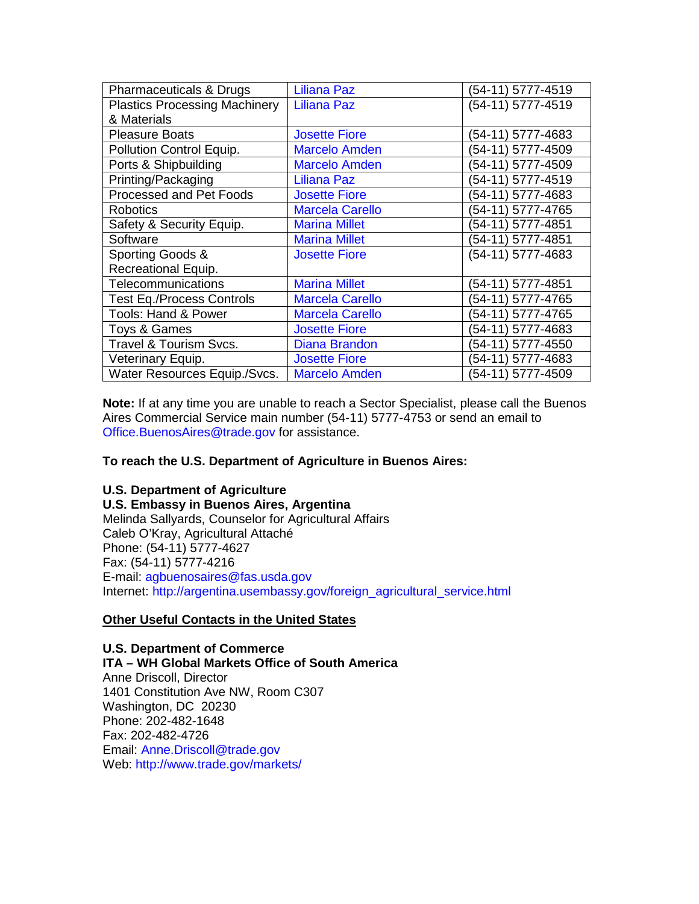| Pharmaceuticals & Drugs | Liliana Paz | (54-11) 5777-4519 |
|---|---|---|
| Plastics Processing Machinery & Materials | Liliana Paz | (54-11) 5777-4519 |
| Pleasure Boats | Josette Fiore | (54-11) 5777-4683 |
| Pollution Control Equip. | Marcelo Amden | (54-11) 5777-4509 |
| Ports & Shipbuilding | Marcelo Amden | (54-11) 5777-4509 |
| Printing/Packaging | Liliana Paz | (54-11) 5777-4519 |
| Processed and Pet Foods | Josette Fiore | (54-11) 5777-4683 |
| Robotics | Marcela Carello | (54-11) 5777-4765 |
| Safety & Security Equip. | Marina Millet | (54-11) 5777-4851 |
| Software | Marina Millet | (54-11) 5777-4851 |
| Sporting Goods & Recreational Equip. | Josette Fiore | (54-11) 5777-4683 |
| Telecommunications | Marina Millet | (54-11) 5777-4851 |
| Test Eq./Process Controls | Marcela Carello | (54-11) 5777-4765 |
| Tools: Hand & Power | Marcela Carello | (54-11) 5777-4765 |
| Toys & Games | Josette Fiore | (54-11) 5777-4683 |
| Travel & Tourism Svcs. | Diana Brandon | (54-11) 5777-4550 |
| Veterinary Equip. | Josette Fiore | (54-11) 5777-4683 |
| Water Resources Equip./Svcs. | Marcelo Amden | (54-11) 5777-4509 |

**Note:** If at any time you are unable to reach a Sector Specialist, please call the Buenos Aires Commercial Service main number (54-11) 5777-4753 or send an email to Office.BuenosAires@trade.gov for assistance.

**To reach the U.S. Department of Agriculture in Buenos Aires:**

**U.S. Department of Agriculture**
**U.S. Embassy in Buenos Aires, Argentina**
Melinda Sallyards, Counselor for Agricultural Affairs
Caleb O'Kray, Agricultural Attaché
Phone: (54-11) 5777-4627
Fax: (54-11) 5777-4216
E-mail: agbuenosaires@fas.usda.gov
Internet: http://argentina.usembassy.gov/foreign_agricultural_service.html

**Other Useful Contacts in the United States**

**U.S. Department of Commerce**
**ITA – WH Global Markets Office of South America**
Anne Driscoll, Director
1401 Constitution Ave NW, Room C307
Washington, DC 20230
Phone: 202-482-1648
Fax: 202-482-4726
Email: Anne.Driscoll@trade.gov
Web: http://www.trade.gov/markets/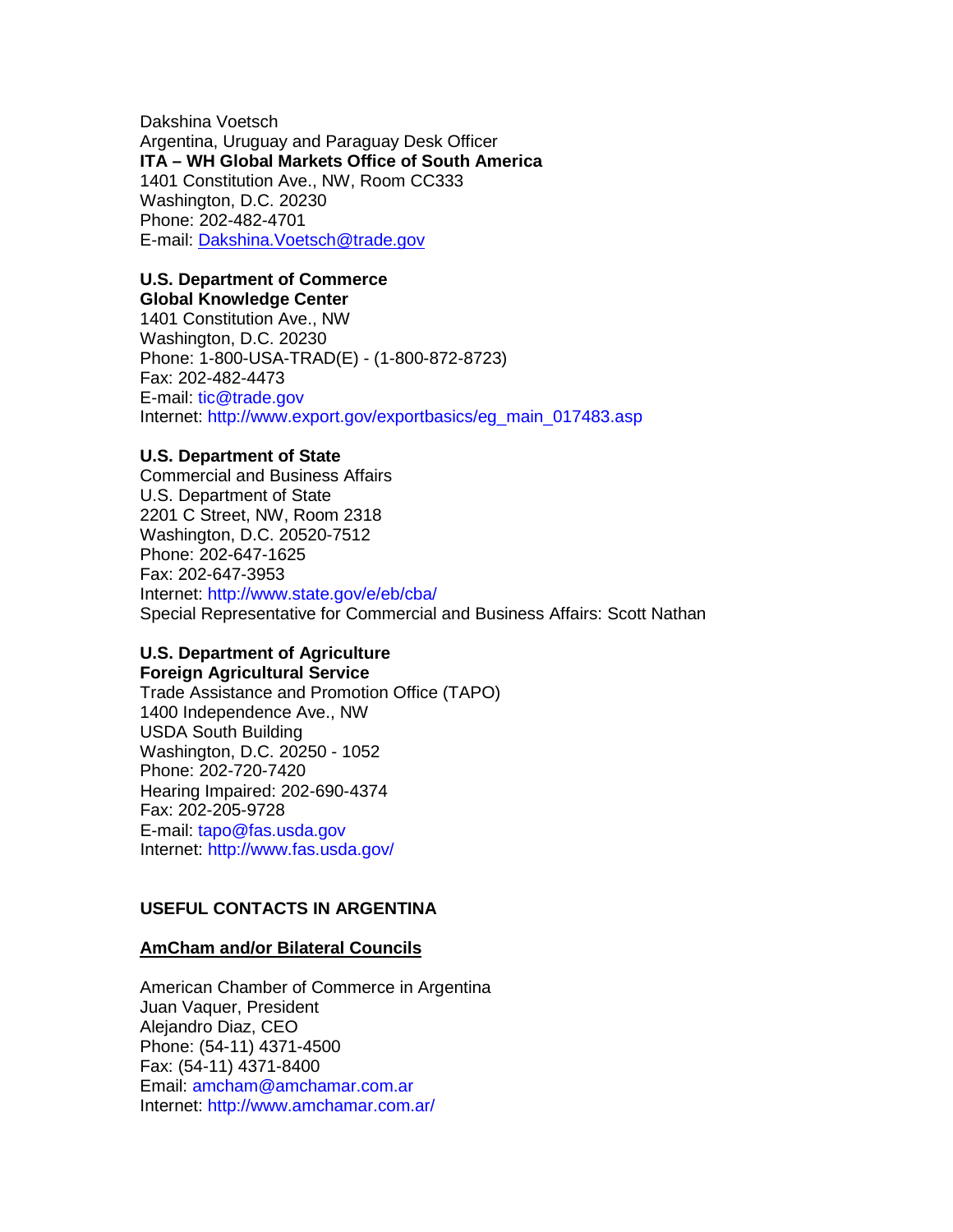Dakshina Voetsch
Argentina, Uruguay and Paraguay Desk Officer
**ITA – WH Global Markets Office of South America**
1401 Constitution Ave., NW, Room CC333
Washington, D.C. 20230
Phone: 202-482-4701
E-mail: Dakshina.Voetsch@trade.gov

**U.S. Department of Commerce**
**Global Knowledge Center**
1401 Constitution Ave., NW
Washington, D.C. 20230
Phone: 1-800-USA-TRAD(E) - (1-800-872-8723)
Fax: 202-482-4473
E-mail: tic@trade.gov
Internet: http://www.export.gov/exportbasics/eg_main_017483.asp

**U.S. Department of State**
Commercial and Business Affairs
U.S. Department of State
2201 C Street, NW, Room 2318
Washington, D.C. 20520-7512
Phone: 202-647-1625
Fax: 202-647-3953
Internet: http://www.state.gov/e/eb/cba/
Special Representative for Commercial and Business Affairs: Scott Nathan

**U.S. Department of Agriculture**
**Foreign Agricultural Service**
Trade Assistance and Promotion Office (TAPO)
1400 Independence Ave., NW
USDA South Building
Washington, D.C. 20250 - 1052
Phone: 202-720-7420
Hearing Impaired: 202-690-4374
Fax: 202-205-9728
E-mail: tapo@fas.usda.gov
Internet: http://www.fas.usda.gov/

## USEFUL CONTACTS IN ARGENTINA

### AmCham and/or Bilateral Councils

American Chamber of Commerce in Argentina
Juan Vaquer, President
Alejandro Diaz, CEO
Phone: (54-11) 4371-4500
Fax: (54-11) 4371-8400
Email: amcham@amchamar.com.ar
Internet: http://www.amchamar.com.ar/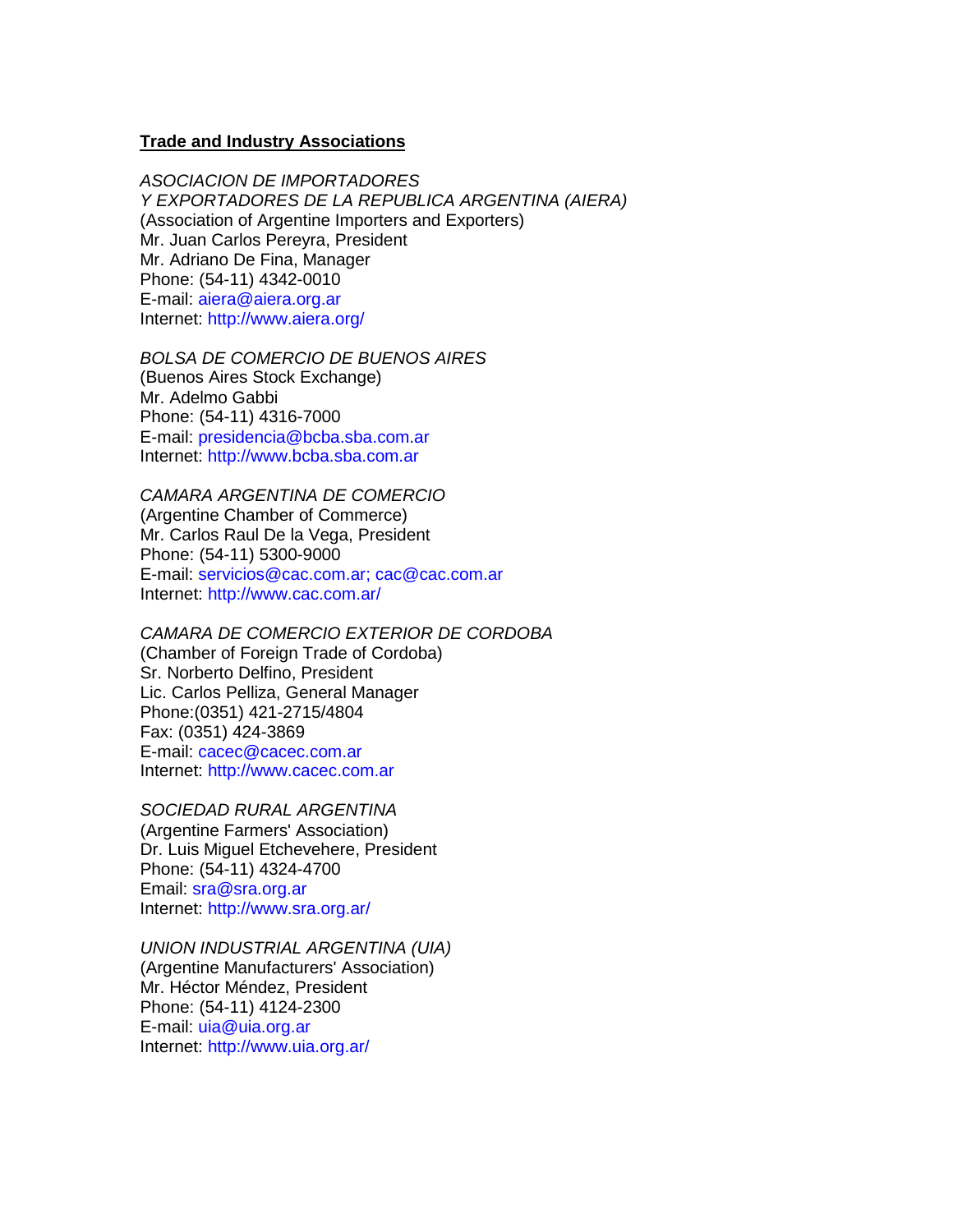**Trade and Industry Associations**

*ASOCIACION DE IMPORTADORES*
*Y EXPORTADORES DE LA REPUBLICA ARGENTINA (AIERA)*
(Association of Argentine Importers and Exporters)
Mr. Juan Carlos Pereyra, President
Mr. Adriano De Fina, Manager
Phone: (54-11) 4342-0010
E-mail: aiera@aiera.org.ar
Internet: http://www.aiera.org/

*BOLSA DE COMERCIO DE BUENOS AIRES*
(Buenos Aires Stock Exchange)
Mr. Adelmo Gabbi
Phone: (54-11) 4316-7000
E-mail: presidencia@bcba.sba.com.ar
Internet: http://www.bcba.sba.com.ar

*CAMARA ARGENTINA DE COMERCIO*
(Argentine Chamber of Commerce)
Mr. Carlos Raul De la Vega, President
Phone: (54-11) 5300-9000
E-mail: servicios@cac.com.ar; cac@cac.com.ar
Internet: http://www.cac.com.ar/

*CAMARA DE COMERCIO EXTERIOR DE CORDOBA*
(Chamber of Foreign Trade of Cordoba)
Sr. Norberto Delfino, President
Lic. Carlos Pelliza, General Manager
Phone:(0351) 421-2715/4804
Fax: (0351) 424-3869
E-mail: cacec@cacec.com.ar
Internet: http://www.cacec.com.ar

*SOCIEDAD RURAL ARGENTINA*
(Argentine Farmers' Association)
Dr. Luis Miguel Etchevehere, President
Phone: (54-11) 4324-4700
Email: sra@sra.org.ar
Internet: http://www.sra.org.ar/

*UNION INDUSTRIAL ARGENTINA (UIA)*
(Argentine Manufacturers' Association)
Mr. Héctor Méndez, President
Phone: (54-11) 4124-2300
E-mail: uia@uia.org.ar
Internet: http://www.uia.org.ar/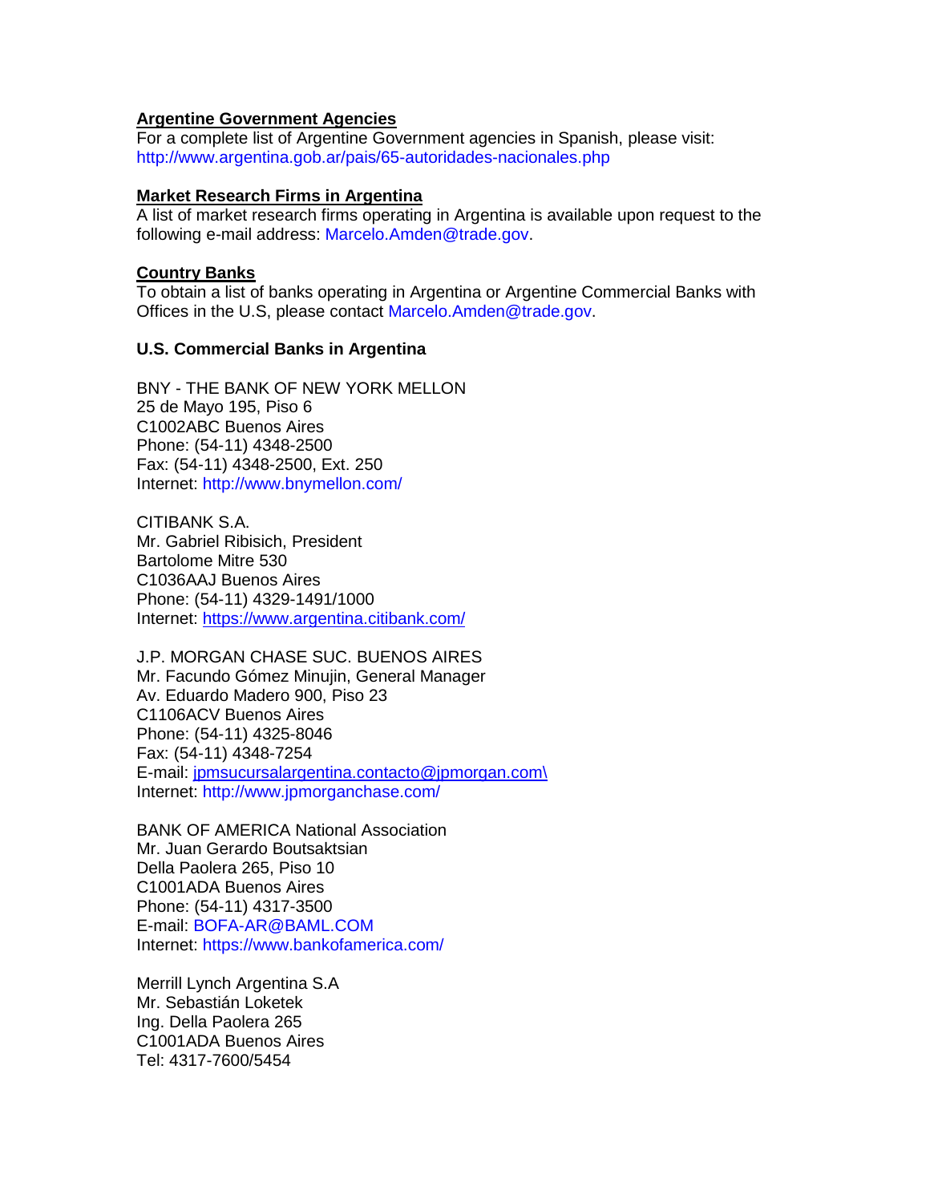**Argentine Government Agencies**
For a complete list of Argentine Government agencies in Spanish, please visit: http://www.argentina.gob.ar/pais/65-autoridades-nacionales.php

**Market Research Firms in Argentina**
A list of market research firms operating in Argentina is available upon request to the following e-mail address: Marcelo.Amden@trade.gov.

**Country Banks**
To obtain a list of banks operating in Argentina or Argentine Commercial Banks with Offices in the U.S, please contact Marcelo.Amden@trade.gov.

**U.S. Commercial Banks in Argentina**

BNY - THE BANK OF NEW YORK MELLON
25 de Mayo 195, Piso 6
C1002ABC Buenos Aires
Phone: (54-11) 4348-2500
Fax: (54-11) 4348-2500, Ext. 250
Internet: http://www.bnymellon.com/

CITIBANK S.A.
Mr. Gabriel Ribisich, President
Bartolome Mitre 530
C1036AAJ Buenos Aires
Phone: (54-11) 4329-1491/1000
Internet: https://www.argentina.citibank.com/

J.P. MORGAN CHASE SUC. BUENOS AIRES
Mr. Facundo Gómez Minujin, General Manager
Av. Eduardo Madero 900, Piso 23
C1106ACV Buenos Aires
Phone: (54-11) 4325-8046
Fax: (54-11) 4348-7254
E-mail: jpmsucursalargentina.contacto@jpmorgan.com\
Internet: http://www.jpmorganchase.com/

BANK OF AMERICA National Association
Mr. Juan Gerardo Boutsaktsian
Della Paolera 265, Piso 10
C1001ADA Buenos Aires
Phone: (54-11) 4317-3500
E-mail: BOFA-AR@BAML.COM
Internet: https://www.bankofamerica.com/

Merrill Lynch Argentina S.A
Mr. Sebastián Loketek
Ing. Della Paolera 265
C1001ADA Buenos Aires
Tel: 4317-7600/5454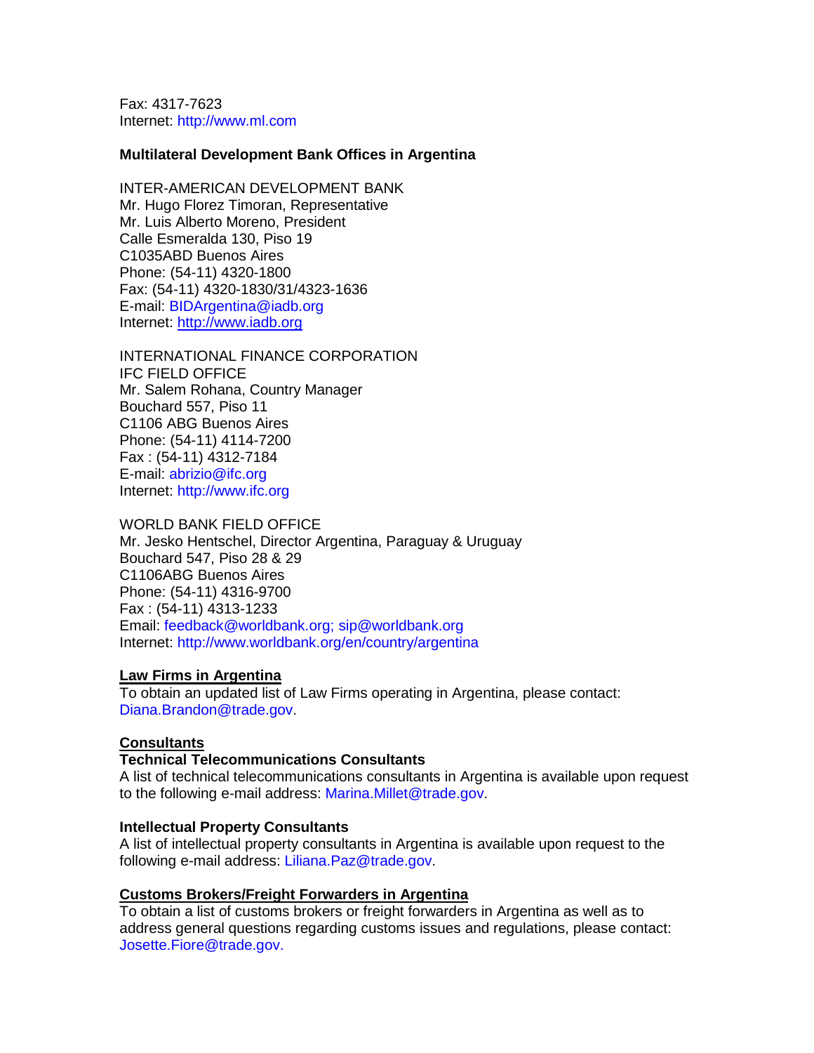Fax: 4317-7623
Internet: http://www.ml.com

**Multilateral Development Bank Offices in Argentina**

INTER-AMERICAN DEVELOPMENT BANK
Mr. Hugo Florez Timoran, Representative
Mr. Luis Alberto Moreno, President
Calle Esmeralda 130, Piso 19
C1035ABD Buenos Aires
Phone: (54-11) 4320-1800
Fax: (54-11) 4320-1830/31/4323-1636
E-mail: BIDArgentina@iadb.org
Internet: http://www.iadb.org

INTERNATIONAL FINANCE CORPORATION
IFC FIELD OFFICE
Mr. Salem Rohana, Country Manager
Bouchard 557, Piso 11
C1106 ABG Buenos Aires
Phone: (54-11) 4114-7200
Fax : (54-11) 4312-7184
E-mail: abrizio@ifc.org
Internet: http://www.ifc.org

WORLD BANK FIELD OFFICE
Mr. Jesko Hentschel, Director Argentina, Paraguay & Uruguay
Bouchard 547, Piso 28 & 29
C1106ABG Buenos Aires
Phone: (54-11) 4316-9700
Fax : (54-11) 4313-1233
Email: feedback@worldbank.org; sip@worldbank.org
Internet: http://www.worldbank.org/en/country/argentina

**Law Firms in Argentina**

To obtain an updated list of Law Firms operating in Argentina, please contact: Diana.Brandon@trade.gov.

**Consultants**

**Technical Telecommunications Consultants**

A list of technical telecommunications consultants in Argentina is available upon request to the following e-mail address: Marina.Millet@trade.gov.

**Intellectual Property Consultants**

A list of intellectual property consultants in Argentina is available upon request to the following e-mail address: Liliana.Paz@trade.gov.

**Customs Brokers/Freight Forwarders in Argentina**

To obtain a list of customs brokers or freight forwarders in Argentina as well as to address general questions regarding customs issues and regulations, please contact: Josette.Fiore@trade.gov.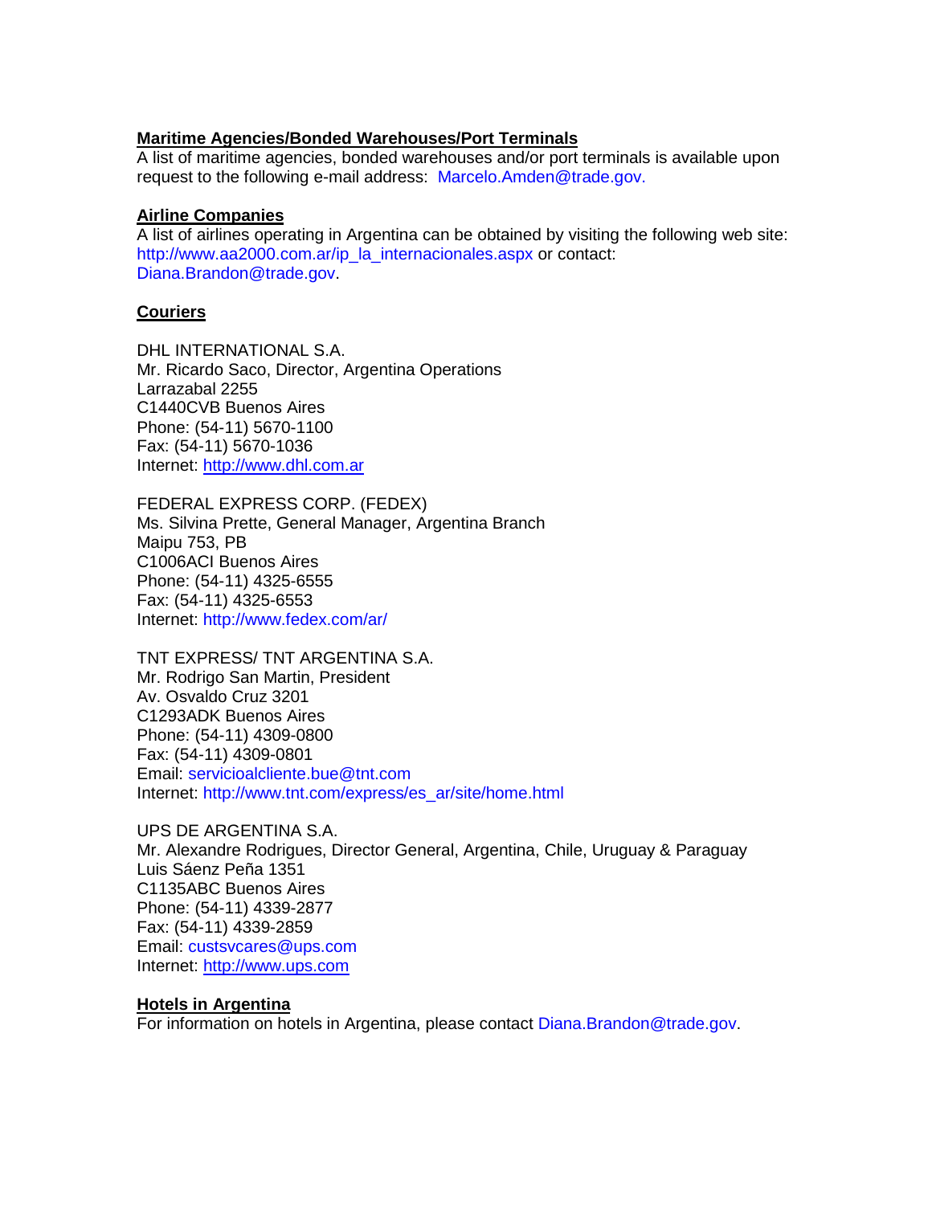**Maritime Agencies/Bonded Warehouses/Port Terminals**

A list of maritime agencies, bonded warehouses and/or port terminals is available upon request to the following e-mail address: Marcelo.Amden@trade.gov.

**Airline Companies**

A list of airlines operating in Argentina can be obtained by visiting the following web site: http://www.aa2000.com.ar/ip_la_internacionales.aspx or contact: Diana.Brandon@trade.gov.

**Couriers**

DHL INTERNATIONAL S.A.
Mr. Ricardo Saco, Director, Argentina Operations
Larrazabal 2255
C1440CVB Buenos Aires
Phone: (54-11) 5670-1100
Fax: (54-11) 5670-1036
Internet: http://www.dhl.com.ar

FEDERAL EXPRESS CORP. (FEDEX)
Ms. Silvina Prette, General Manager, Argentina Branch
Maipu 753, PB
C1006ACI Buenos Aires
Phone: (54-11) 4325-6555
Fax: (54-11) 4325-6553
Internet: http://www.fedex.com/ar/

TNT EXPRESS/ TNT ARGENTINA S.A.
Mr. Rodrigo San Martin, President
Av. Osvaldo Cruz 3201
C1293ADK Buenos Aires
Phone: (54-11) 4309-0800
Fax: (54-11) 4309-0801
Email: servicioalcliente.bue@tnt.com
Internet: http://www.tnt.com/express/es_ar/site/home.html

UPS DE ARGENTINA S.A.
Mr. Alexandre Rodrigues, Director General, Argentina, Chile, Uruguay & Paraguay
Luis Sáenz Peña 1351
C1135ABC Buenos Aires
Phone: (54-11) 4339-2877
Fax: (54-11) 4339-2859
Email: custsvcares@ups.com
Internet: http://www.ups.com

**Hotels in Argentina**

For information on hotels in Argentina, please contact Diana.Brandon@trade.gov.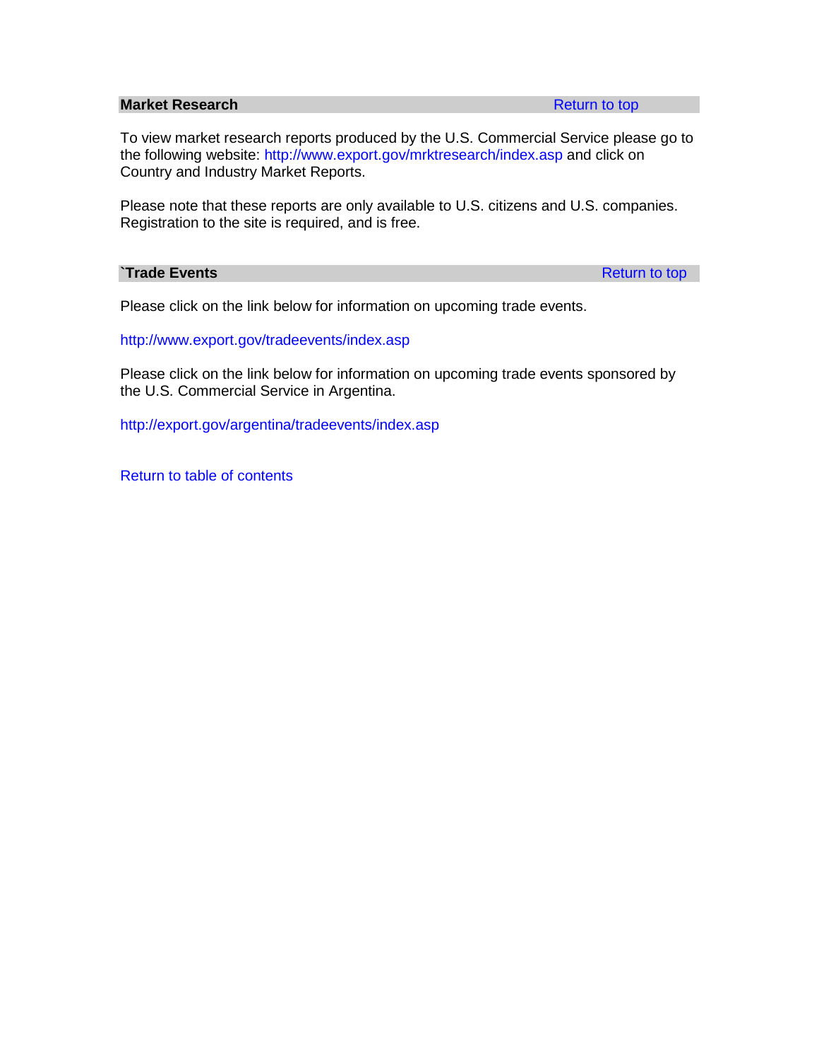## Market Research

Return to top

To view market research reports produced by the U.S. Commercial Service please go to the following website: http://www.export.gov/mrktresearch/index.asp and click on Country and Industry Market Reports.

Please note that these reports are only available to U.S. citizens and U.S. companies. Registration to the site is required, and is free.

## `Trade Events

Return to top

Please click on the link below for information on upcoming trade events.

http://www.export.gov/tradeevents/index.asp

Please click on the link below for information on upcoming trade events sponsored by the U.S. Commercial Service in Argentina.

http://export.gov/argentina/tradeevents/index.asp

Return to table of contents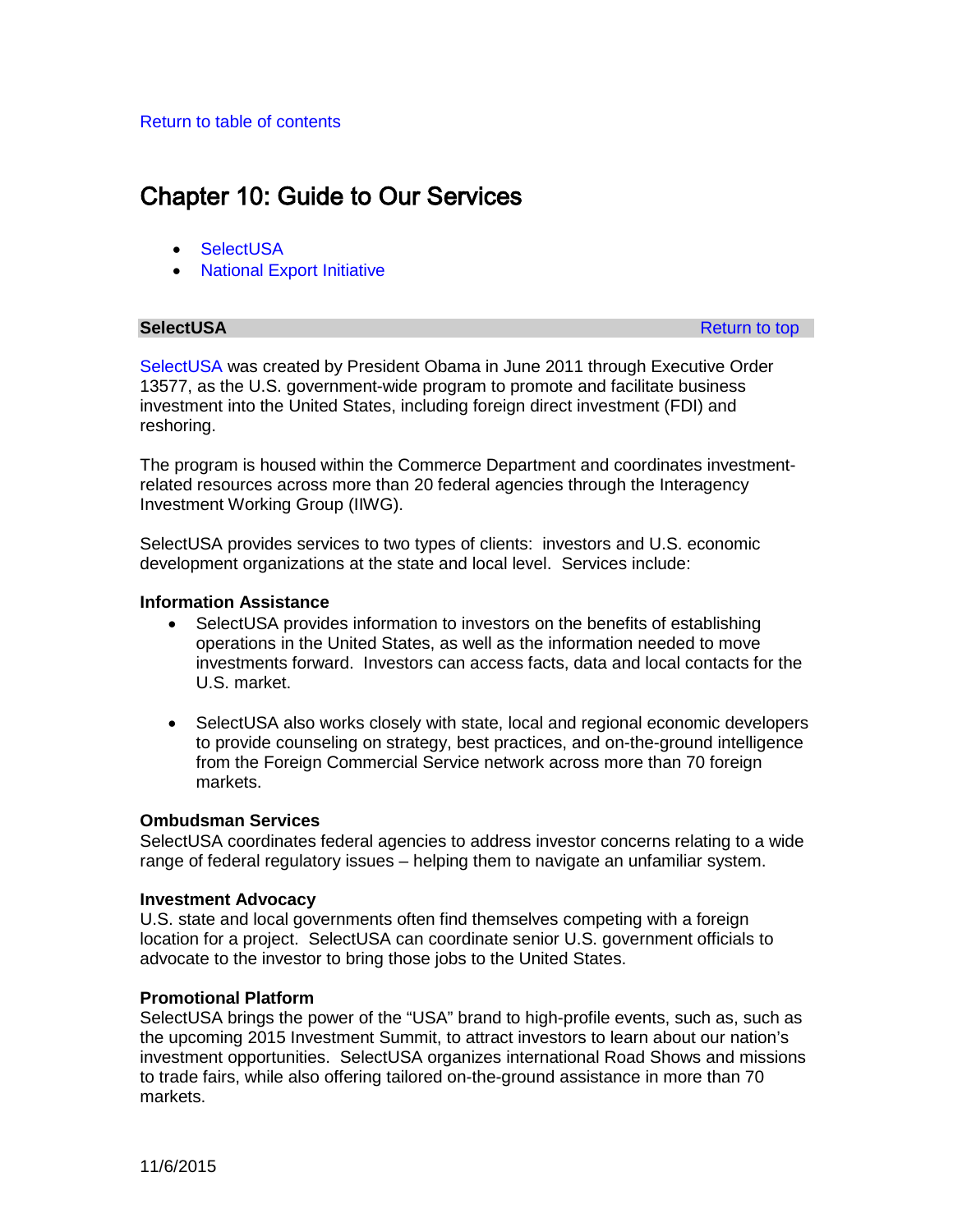Return to table of contents

# Chapter 10: Guide to Our Services

- SelectUSA
- National Export Initiative

## SelectUSA

Return to top

SelectUSA was created by President Obama in June 2011 through Executive Order 13577, as the U.S. government-wide program to promote and facilitate business investment into the United States, including foreign direct investment (FDI) and reshoring.

The program is housed within the Commerce Department and coordinates investment-related resources across more than 20 federal agencies through the Interagency Investment Working Group (IIWG).

SelectUSA provides services to two types of clients: investors and U.S. economic development organizations at the state and local level. Services include:

**Information Assistance**

- SelectUSA provides information to investors on the benefits of establishing operations in the United States, as well as the information needed to move investments forward. Investors can access facts, data and local contacts for the U.S. market.

- SelectUSA also works closely with state, local and regional economic developers to provide counseling on strategy, best practices, and on-the-ground intelligence from the Foreign Commercial Service network across more than 70 foreign markets.

**Ombudsman Services**

SelectUSA coordinates federal agencies to address investor concerns relating to a wide range of federal regulatory issues – helping them to navigate an unfamiliar system.

**Investment Advocacy**

U.S. state and local governments often find themselves competing with a foreign location for a project. SelectUSA can coordinate senior U.S. government officials to advocate to the investor to bring those jobs to the United States.

**Promotional Platform**

SelectUSA brings the power of the “USA” brand to high-profile events, such as, such as the upcoming 2015 Investment Summit, to attract investors to learn about our nation’s investment opportunities. SelectUSA organizes international Road Shows and missions to trade fairs, while also offering tailored on-the-ground assistance in more than 70 markets.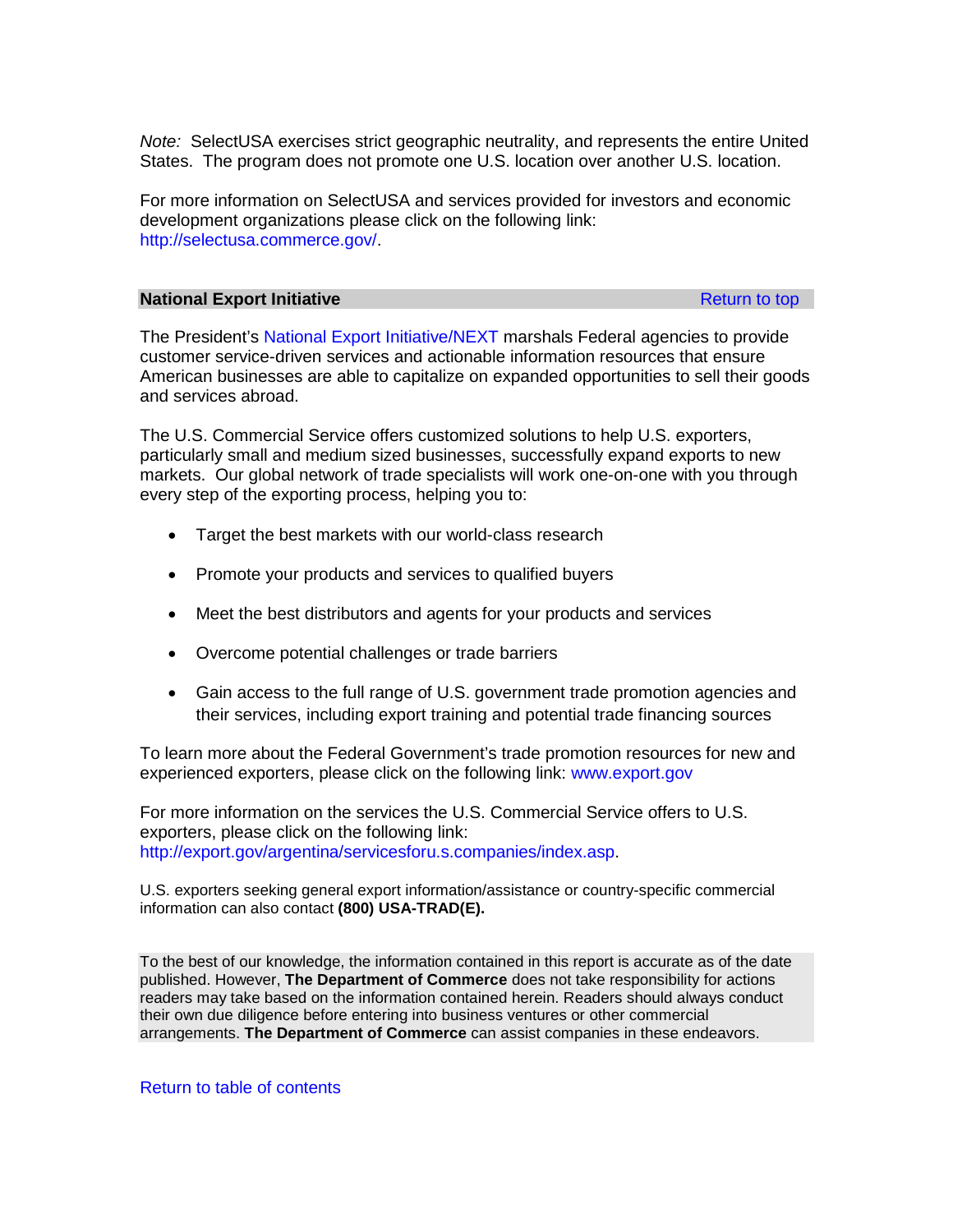*Note:* SelectUSA exercises strict geographic neutrality, and represents the entire United States. The program does not promote one U.S. location over another U.S. location.

For more information on SelectUSA and services provided for investors and economic development organizations please click on the following link: http://selectusa.commerce.gov/.

## National Export Initiative

Return to top

The President's National Export Initiative/NEXT marshals Federal agencies to provide customer service-driven services and actionable information resources that ensure American businesses are able to capitalize on expanded opportunities to sell their goods and services abroad.

The U.S. Commercial Service offers customized solutions to help U.S. exporters, particularly small and medium sized businesses, successfully expand exports to new markets. Our global network of trade specialists will work one-on-one with you through every step of the exporting process, helping you to:

- Target the best markets with our world-class research
- Promote your products and services to qualified buyers
- Meet the best distributors and agents for your products and services
- Overcome potential challenges or trade barriers
- Gain access to the full range of U.S. government trade promotion agencies and their services, including export training and potential trade financing sources

To learn more about the Federal Government's trade promotion resources for new and experienced exporters, please click on the following link: www.export.gov

For more information on the services the U.S. Commercial Service offers to U.S. exporters, please click on the following link: http://export.gov/argentina/servicesforu.s.companies/index.asp.

U.S. exporters seeking general export information/assistance or country-specific commercial information can also contact **(800) USA-TRAD(E).**

To the best of our knowledge, the information contained in this report is accurate as of the date published. However, **The Department of Commerce** does not take responsibility for actions readers may take based on the information contained herein. Readers should always conduct their own due diligence before entering into business ventures or other commercial arrangements. **The Department of Commerce** can assist companies in these endeavors.

Return to table of contents